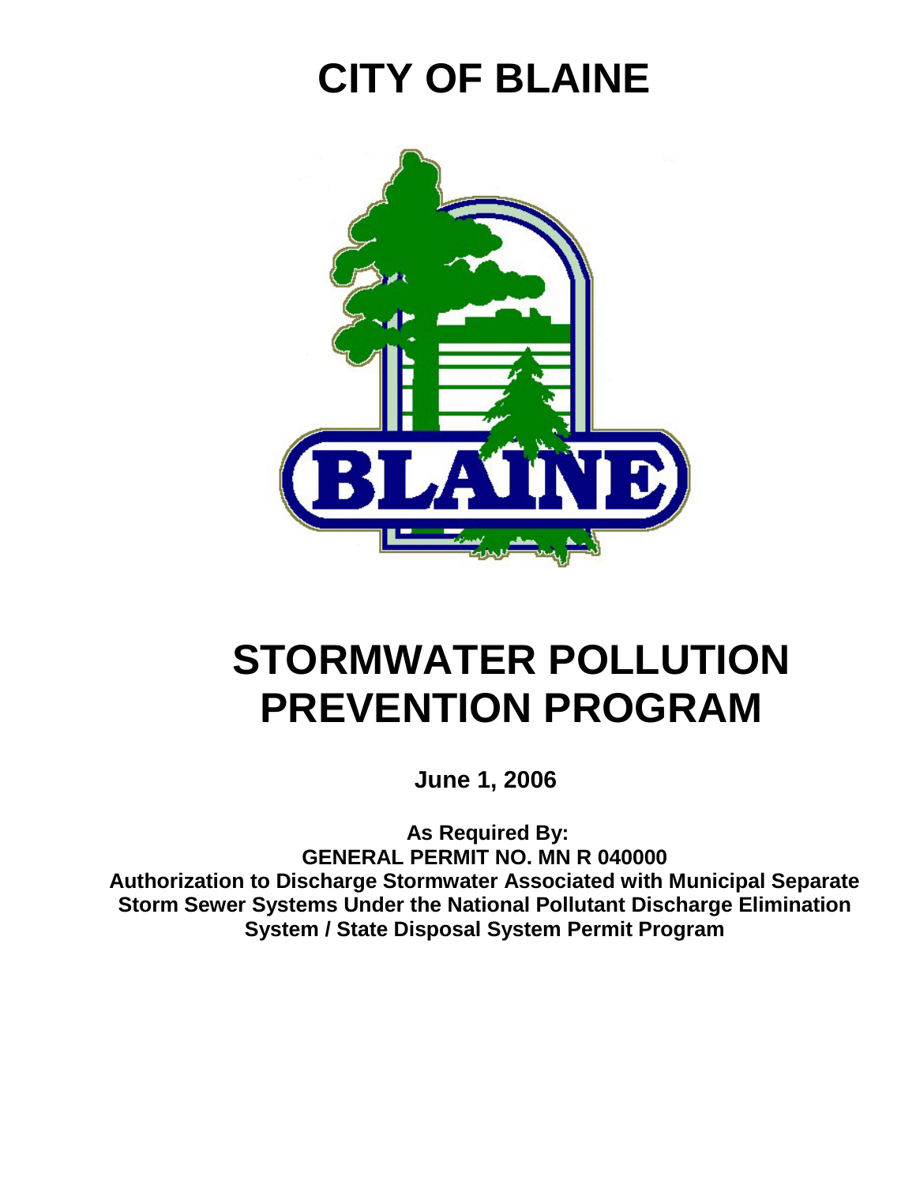# CITY OF BLAINE

# STORMWATER POLLUTION PREVENTION PROGRAM

**June 1, 2006**

**As Required By:**
**GENERAL PERMIT NO. MN R 040000**
**Authorization to Discharge Stormwater Associated with Municipal Separate Storm Sewer Systems Under the National Pollutant Discharge Elimination System / State Disposal System Permit Program**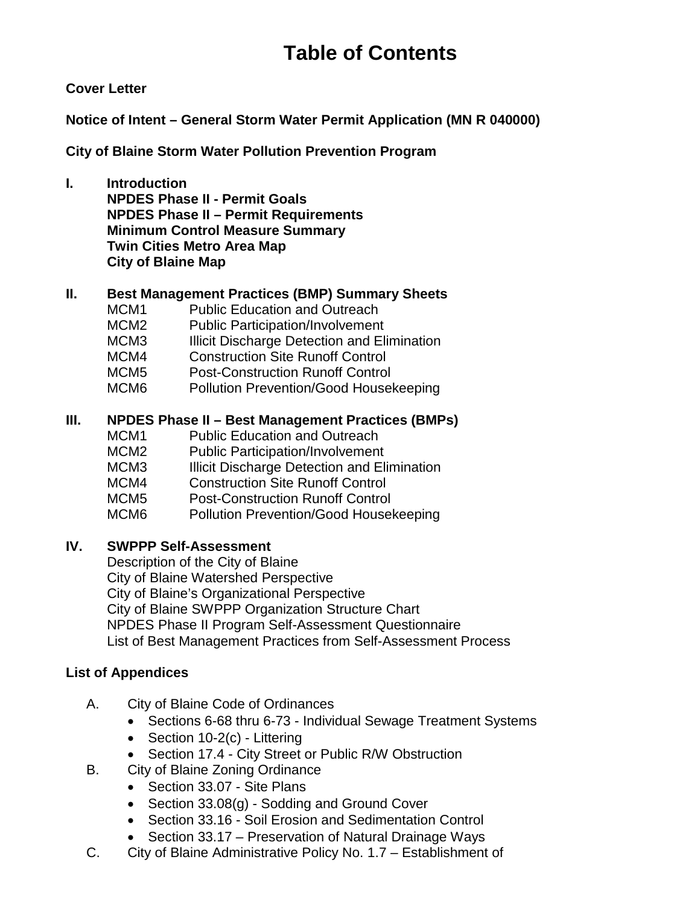# Table of Contents

**Cover Letter**

**Notice of Intent – General Storm Water Permit Application (MN R 040000)**

**City of Blaine Storm Water Pollution Prevention Program**

**I. Introduction**
- **NPDES Phase II - Permit Goals**
- **NPDES Phase II – Permit Requirements**
- **Minimum Control Measure Summary**
- **Twin Cities Metro Area Map**
- **City of Blaine Map**

**II. Best Management Practices (BMP) Summary Sheets**
- MCM1 Public Education and Outreach
- MCM2 Public Participation/Involvement
- MCM3 Illicit Discharge Detection and Elimination
- MCM4 Construction Site Runoff Control
- MCM5 Post-Construction Runoff Control
- MCM6 Pollution Prevention/Good Housekeeping

**III. NPDES Phase II – Best Management Practices (BMPs)**
- MCM1 Public Education and Outreach
- MCM2 Public Participation/Involvement
- MCM3 Illicit Discharge Detection and Elimination
- MCM4 Construction Site Runoff Control
- MCM5 Post-Construction Runoff Control
- MCM6 Pollution Prevention/Good Housekeeping

**IV. SWPPP Self-Assessment**
- Description of the City of Blaine
- City of Blaine Watershed Perspective
- City of Blaine's Organizational Perspective
- City of Blaine SWPPP Organization Structure Chart
- NPDES Phase II Program Self-Assessment Questionnaire
- List of Best Management Practices from Self-Assessment Process

**List of Appendices**

A. City of Blaine Code of Ordinances
- Sections 6-68 thru 6-73 - Individual Sewage Treatment Systems
- Section 10-2(c) - Littering
- Section 17.4 - City Street or Public R/W Obstruction

B. City of Blaine Zoning Ordinance
- Section 33.07 - Site Plans
- Section 33.08(g) - Sodding and Ground Cover
- Section 33.16 - Soil Erosion and Sedimentation Control
- Section 33.17 – Preservation of Natural Drainage Ways

C. City of Blaine Administrative Policy No. 1.7 – Establishment of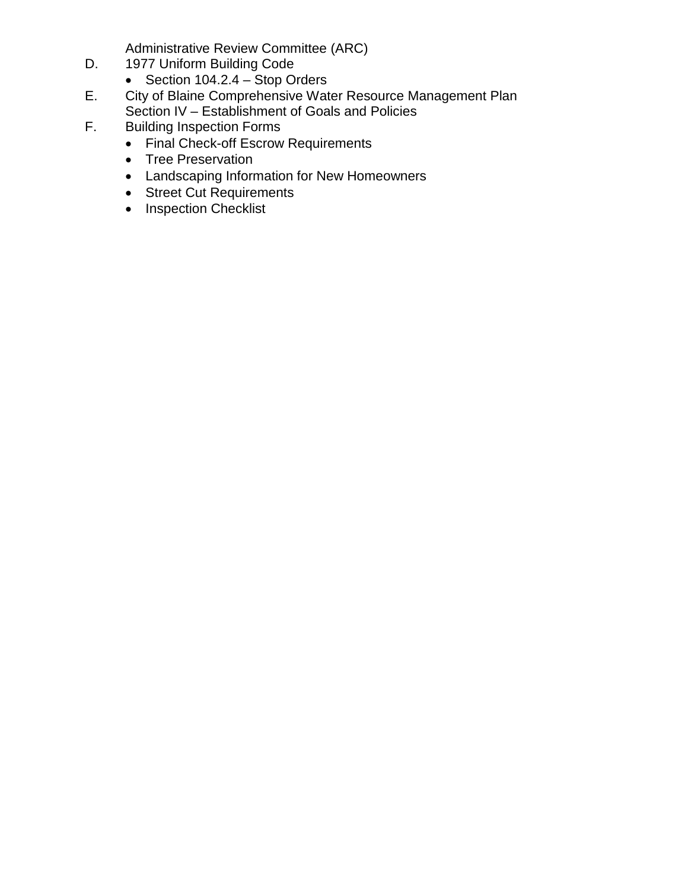Administrative Review Committee (ARC)

D. 1977 Uniform Building Code
   - Section 104.2.4 – Stop Orders

E. City of Blaine Comprehensive Water Resource Management Plan
   Section IV – Establishment of Goals and Policies

F. Building Inspection Forms
   - Final Check-off Escrow Requirements
   - Tree Preservation
   - Landscaping Information for New Homeowners
   - Street Cut Requirements
   - Inspection Checklist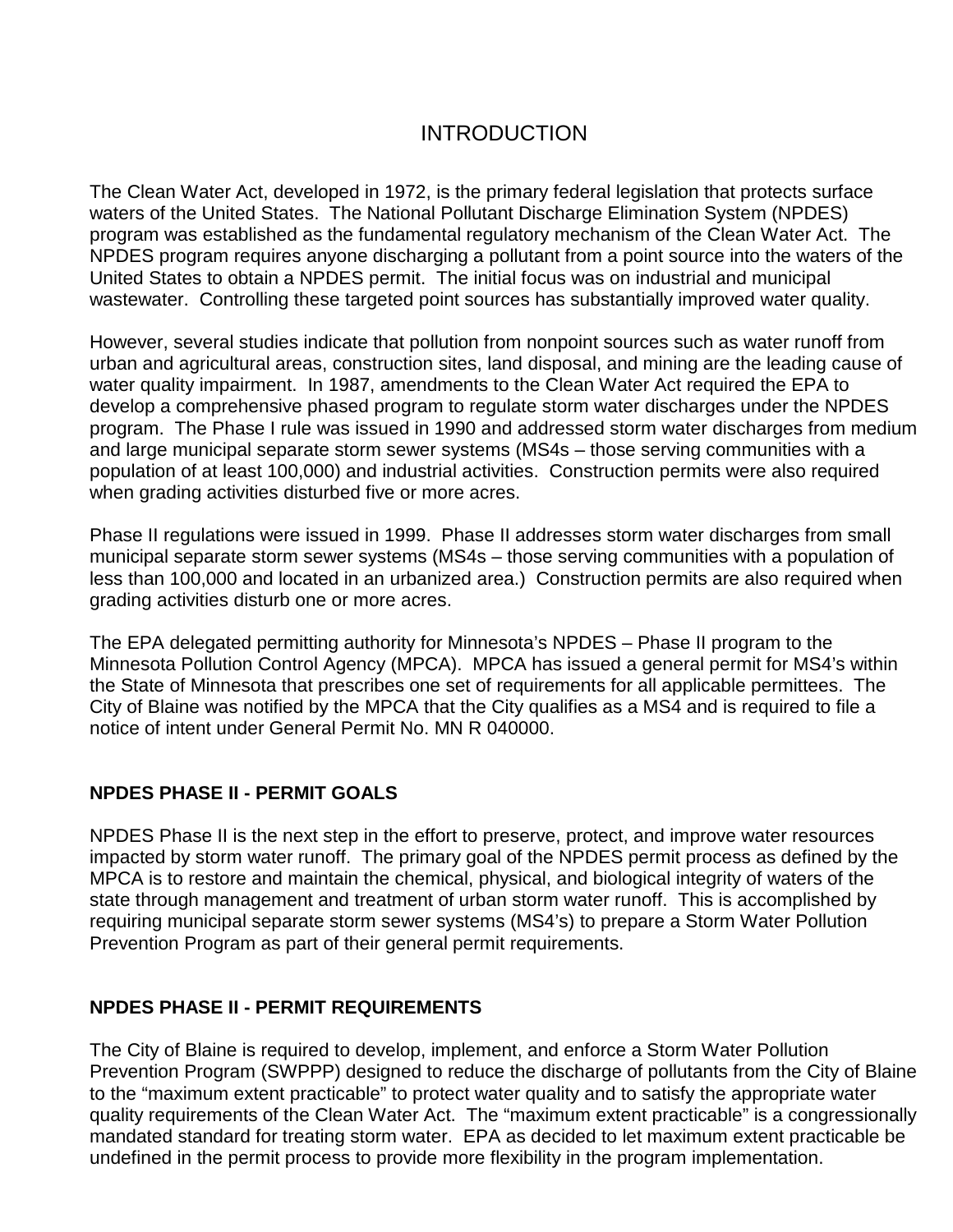# INTRODUCTION

The Clean Water Act, developed in 1972, is the primary federal legislation that protects surface waters of the United States. The National Pollutant Discharge Elimination System (NPDES) program was established as the fundamental regulatory mechanism of the Clean Water Act. The NPDES program requires anyone discharging a pollutant from a point source into the waters of the United States to obtain a NPDES permit. The initial focus was on industrial and municipal wastewater. Controlling these targeted point sources has substantially improved water quality.

However, several studies indicate that pollution from nonpoint sources such as water runoff from urban and agricultural areas, construction sites, land disposal, and mining are the leading cause of water quality impairment. In 1987, amendments to the Clean Water Act required the EPA to develop a comprehensive phased program to regulate storm water discharges under the NPDES program. The Phase I rule was issued in 1990 and addressed storm water discharges from medium and large municipal separate storm sewer systems (MS4s – those serving communities with a population of at least 100,000) and industrial activities. Construction permits were also required when grading activities disturbed five or more acres.

Phase II regulations were issued in 1999. Phase II addresses storm water discharges from small municipal separate storm sewer systems (MS4s – those serving communities with a population of less than 100,000 and located in an urbanized area.) Construction permits are also required when grading activities disturb one or more acres.

The EPA delegated permitting authority for Minnesota's NPDES – Phase II program to the Minnesota Pollution Control Agency (MPCA). MPCA has issued a general permit for MS4's within the State of Minnesota that prescribes one set of requirements for all applicable permittees. The City of Blaine was notified by the MPCA that the City qualifies as a MS4 and is required to file a notice of intent under General Permit No. MN R 040000.

## NPDES PHASE II - PERMIT GOALS

NPDES Phase II is the next step in the effort to preserve, protect, and improve water resources impacted by storm water runoff. The primary goal of the NPDES permit process as defined by the MPCA is to restore and maintain the chemical, physical, and biological integrity of waters of the state through management and treatment of urban storm water runoff. This is accomplished by requiring municipal separate storm sewer systems (MS4's) to prepare a Storm Water Pollution Prevention Program as part of their general permit requirements.

## NPDES PHASE II - PERMIT REQUIREMENTS

The City of Blaine is required to develop, implement, and enforce a Storm Water Pollution Prevention Program (SWPPP) designed to reduce the discharge of pollutants from the City of Blaine to the "maximum extent practicable" to protect water quality and to satisfy the appropriate water quality requirements of the Clean Water Act. The "maximum extent practicable" is a congressionally mandated standard for treating storm water. EPA as decided to let maximum extent practicable be undefined in the permit process to provide more flexibility in the program implementation.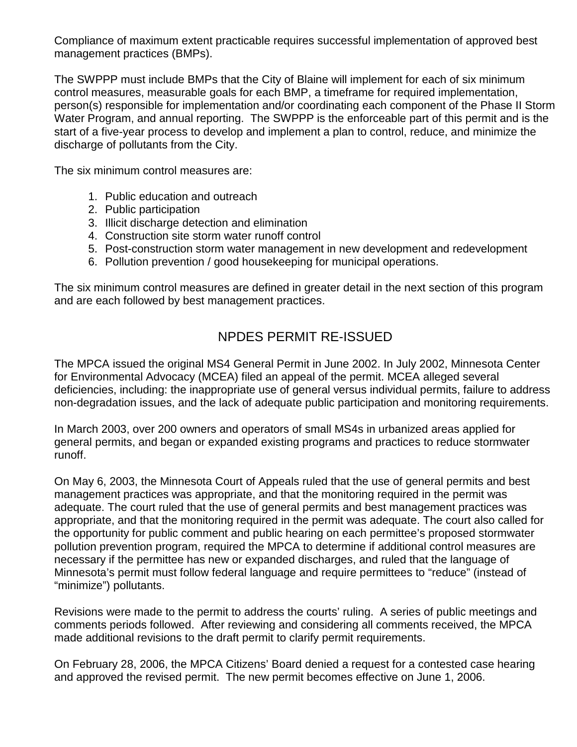Compliance of maximum extent practicable requires successful implementation of approved best management practices (BMPs).

The SWPPP must include BMPs that the City of Blaine will implement for each of six minimum control measures, measurable goals for each BMP, a timeframe for required implementation, person(s) responsible for implementation and/or coordinating each component of the Phase II Storm Water Program, and annual reporting. The SWPPP is the enforceable part of this permit and is the start of a five-year process to develop and implement a plan to control, reduce, and minimize the discharge of pollutants from the City.

The six minimum control measures are:

1. Public education and outreach
2. Public participation
3. Illicit discharge detection and elimination
4. Construction site storm water runoff control
5. Post-construction storm water management in new development and redevelopment
6. Pollution prevention / good housekeeping for municipal operations.

The six minimum control measures are defined in greater detail in the next section of this program and are each followed by best management practices.

## NPDES PERMIT RE-ISSUED

The MPCA issued the original MS4 General Permit in June 2002. In July 2002, Minnesota Center for Environmental Advocacy (MCEA) filed an appeal of the permit. MCEA alleged several deficiencies, including: the inappropriate use of general versus individual permits, failure to address non-degradation issues, and the lack of adequate public participation and monitoring requirements.

In March 2003, over 200 owners and operators of small MS4s in urbanized areas applied for general permits, and began or expanded existing programs and practices to reduce stormwater runoff.

On May 6, 2003, the Minnesota Court of Appeals ruled that the use of general permits and best management practices was appropriate, and that the monitoring required in the permit was adequate. The court ruled that the use of general permits and best management practices was appropriate, and that the monitoring required in the permit was adequate. The court also called for the opportunity for public comment and public hearing on each permittee's proposed stormwater pollution prevention program, required the MPCA to determine if additional control measures are necessary if the permittee has new or expanded discharges, and ruled that the language of Minnesota's permit must follow federal language and require permittees to "reduce" (instead of "minimize") pollutants.

Revisions were made to the permit to address the courts' ruling. A series of public meetings and comments periods followed. After reviewing and considering all comments received, the MPCA made additional revisions to the draft permit to clarify permit requirements.

On February 28, 2006, the MPCA Citizens' Board denied a request for a contested case hearing and approved the revised permit. The new permit becomes effective on June 1, 2006.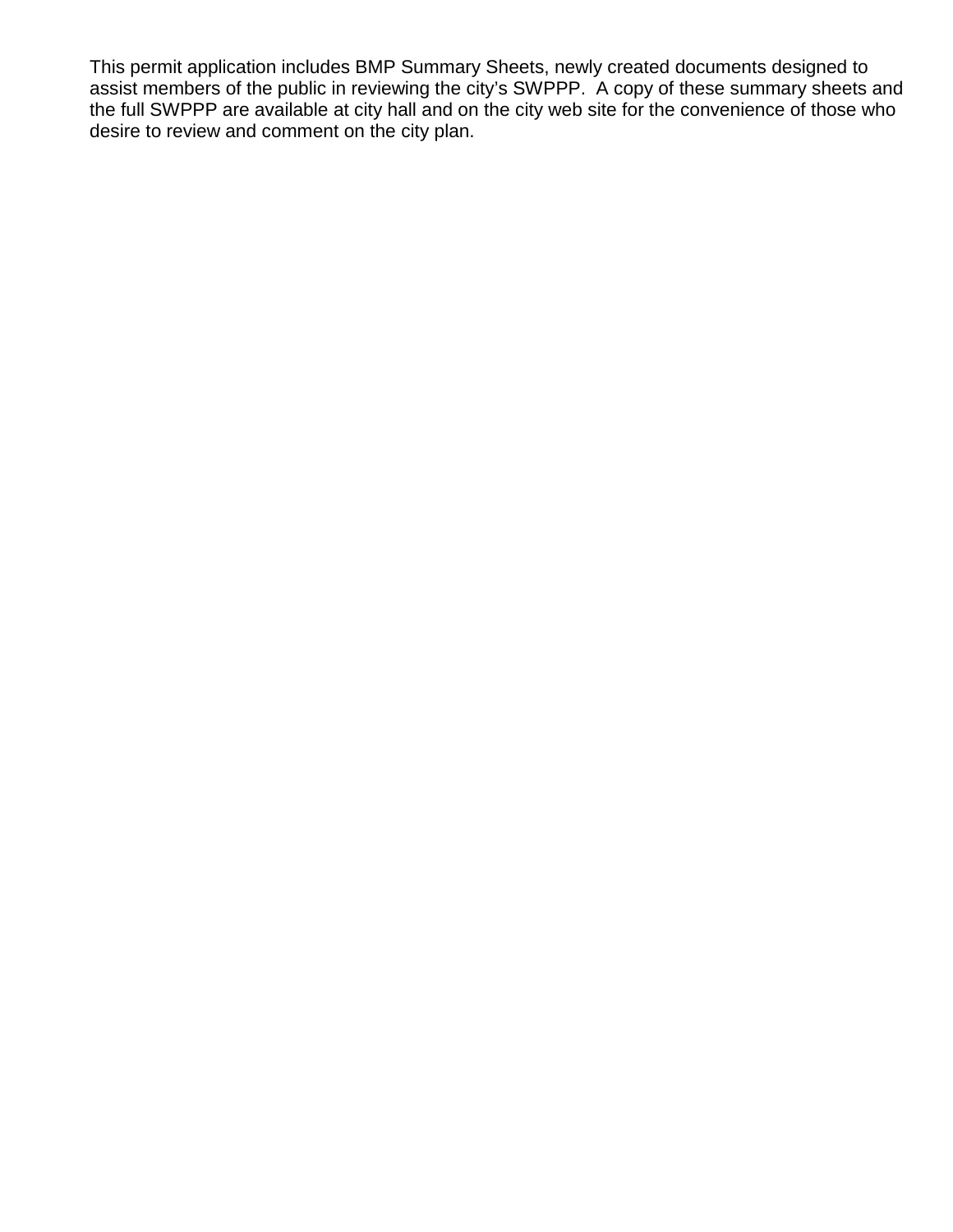This permit application includes BMP Summary Sheets, newly created documents designed to assist members of the public in reviewing the city's SWPPP. A copy of these summary sheets and the full SWPPP are available at city hall and on the city web site for the convenience of those who desire to review and comment on the city plan.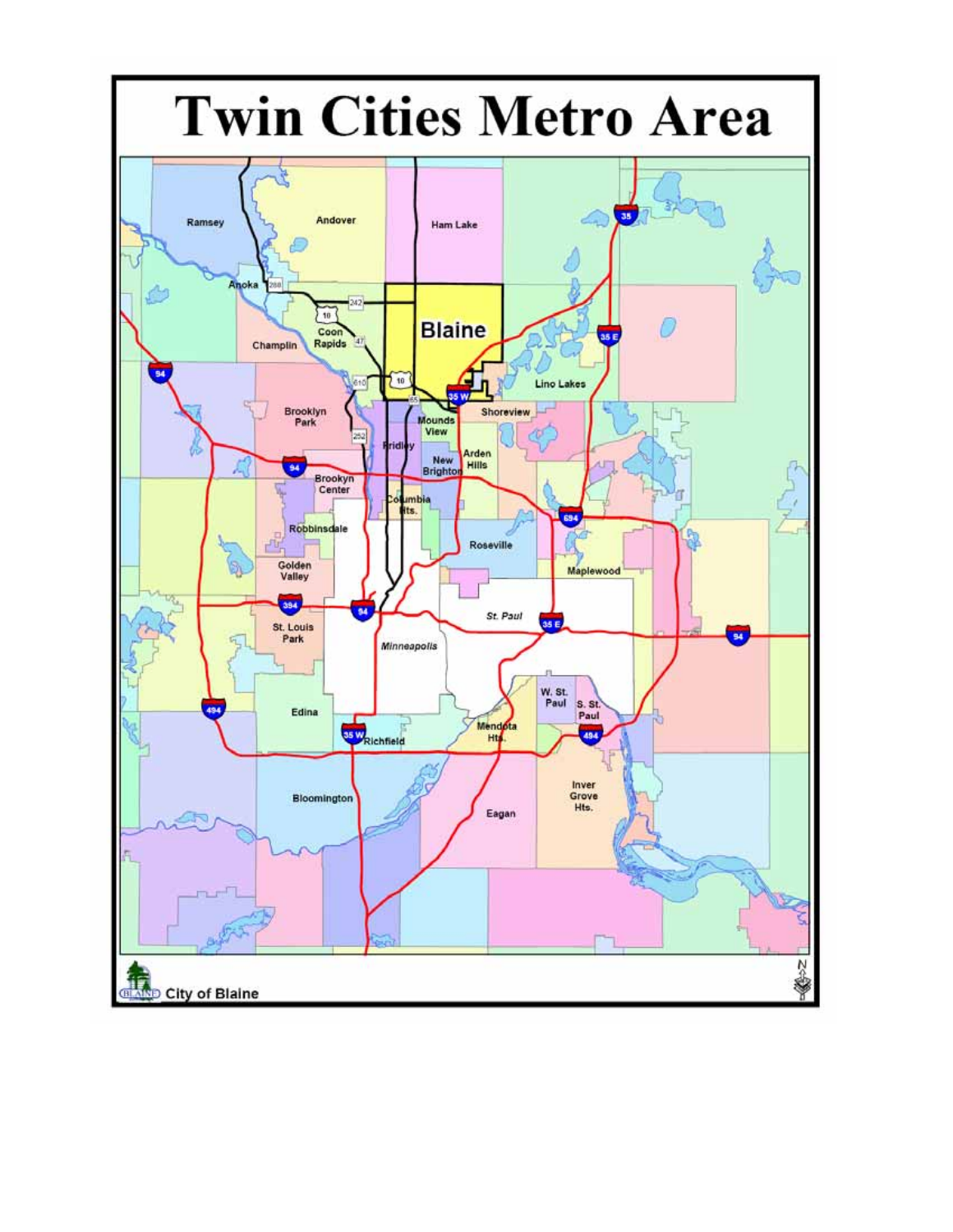# Twin Cities Metro Area

City of Blaine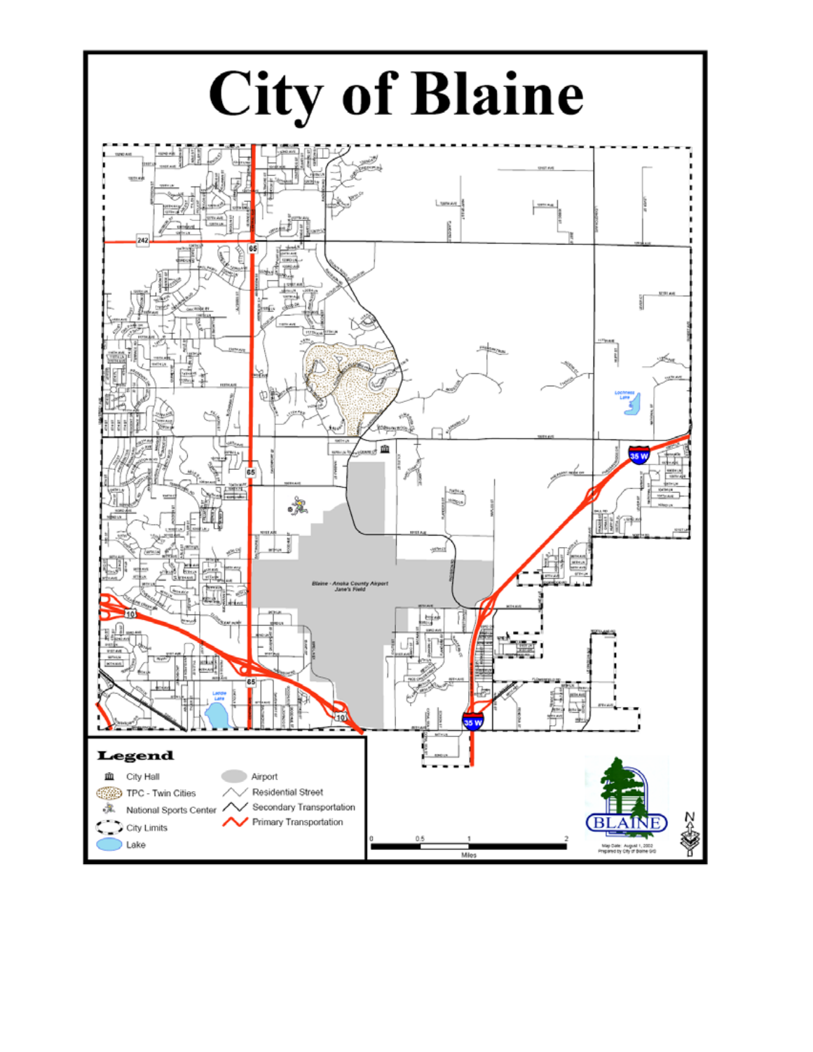# City of Blaine

**Legend**

- City Hall
- TPC - Twin Cities
- National Sports Center
- City Limits
- Lake
- Airport
- Residential Street
- Secondary Transportation
- Primary Transportation

0 0.5 1 2
Miles

Map Date: August 1, 2002
Prepared by City of Blaine GIS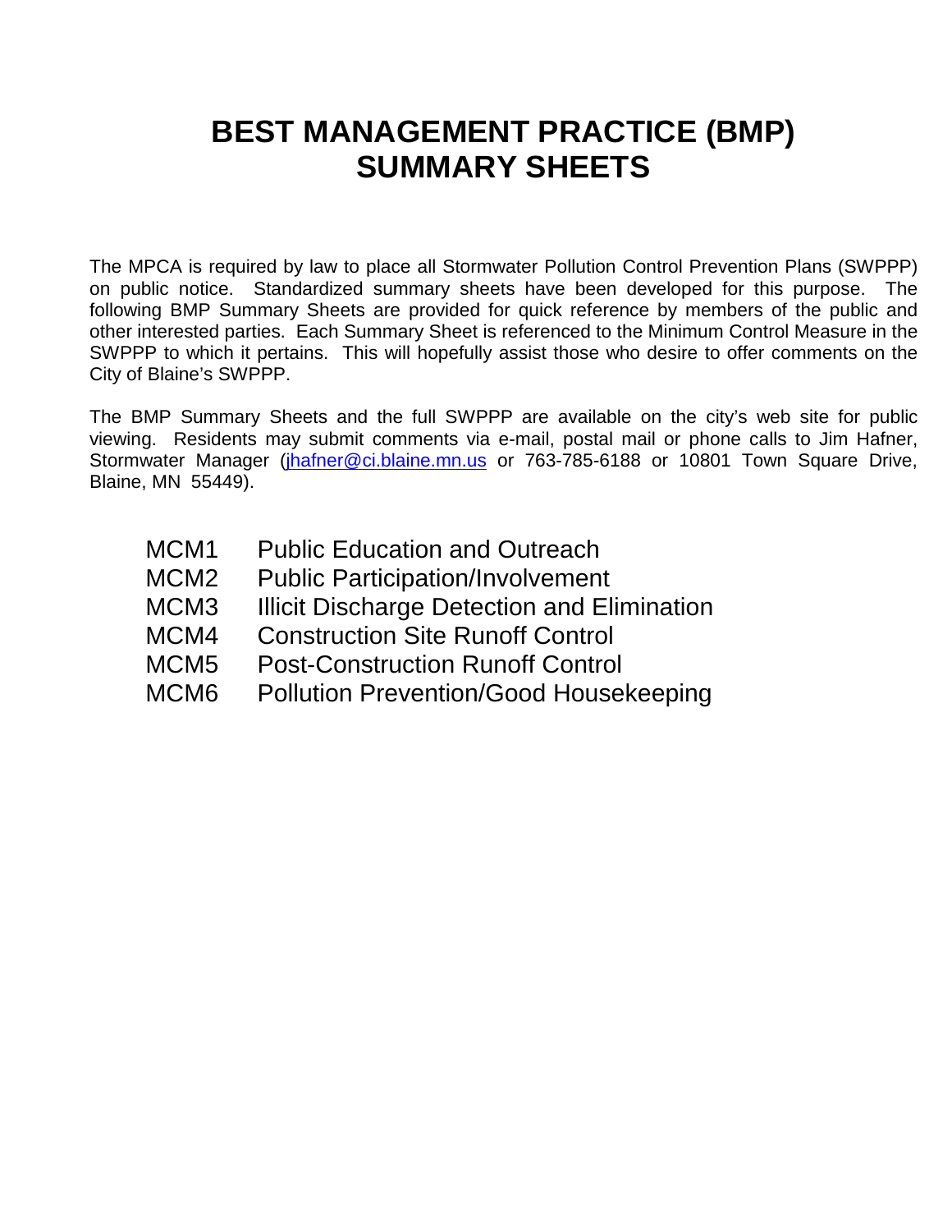# BEST MANAGEMENT PRACTICE (BMP) SUMMARY SHEETS

The MPCA is required by law to place all Stormwater Pollution Control Prevention Plans (SWPPP) on public notice. Standardized summary sheets have been developed for this purpose. The following BMP Summary Sheets are provided for quick reference by members of the public and other interested parties. Each Summary Sheet is referenced to the Minimum Control Measure in the SWPPP to which it pertains. This will hopefully assist those who desire to offer comments on the City of Blaine's SWPPP.

The BMP Summary Sheets and the full SWPPP are available on the city's web site for public viewing. Residents may submit comments via e-mail, postal mail or phone calls to Jim Hafner, Stormwater Manager (jhafner@ci.blaine.mn.us or 763-785-6188 or 10801 Town Square Drive, Blaine, MN 55449).

- MCM1 Public Education and Outreach
- MCM2 Public Participation/Involvement
- MCM3 Illicit Discharge Detection and Elimination
- MCM4 Construction Site Runoff Control
- MCM5 Post-Construction Runoff Control
- MCM6 Pollution Prevention/Good Housekeeping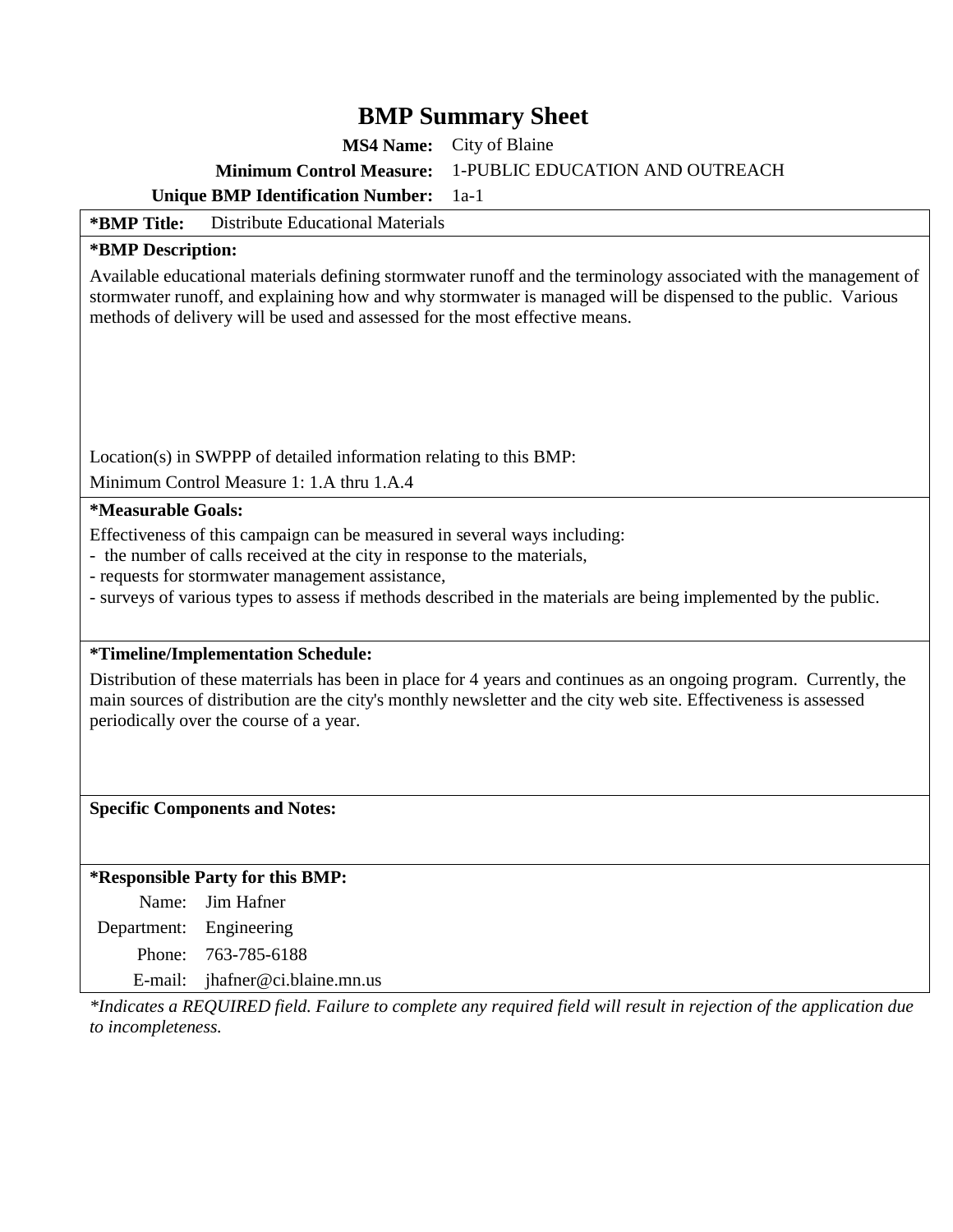# BMP Summary Sheet

**MS4 Name:** City of Blaine

**Minimum Control Measure:** 1-PUBLIC EDUCATION AND OUTREACH

**Unique BMP Identification Number:** 1a-1

**\*BMP Title:** Distribute Educational Materials

**\*BMP Description:**

Available educational materials defining stormwater runoff and the terminology associated with the management of stormwater runoff, and explaining how and why stormwater is managed will be dispensed to the public. Various methods of delivery will be used and assessed for the most effective means.

Location(s) in SWPPP of detailed information relating to this BMP:

Minimum Control Measure 1: 1.A thru 1.A.4

**\*Measurable Goals:**

Effectiveness of this campaign can be measured in several ways including:
- the number of calls received at the city in response to the materials,
- requests for stormwater management assistance,
- surveys of various types to assess if methods described in the materials are being implemented by the public.

**\*Timeline/Implementation Schedule:**

Distribution of these materrials has been in place for 4 years and continues as an ongoing program. Currently, the main sources of distribution are the city's monthly newsletter and the city web site. Effectiveness is assessed periodically over the course of a year.

**Specific Components and Notes:**

**\*Responsible Party for this BMP:**

Name: Jim Hafner

Department: Engineering

Phone: 763-785-6188

E-mail: jhafner@ci.blaine.mn.us

*\*Indicates a REQUIRED field. Failure to complete any required field will result in rejection of the application due to incompleteness.*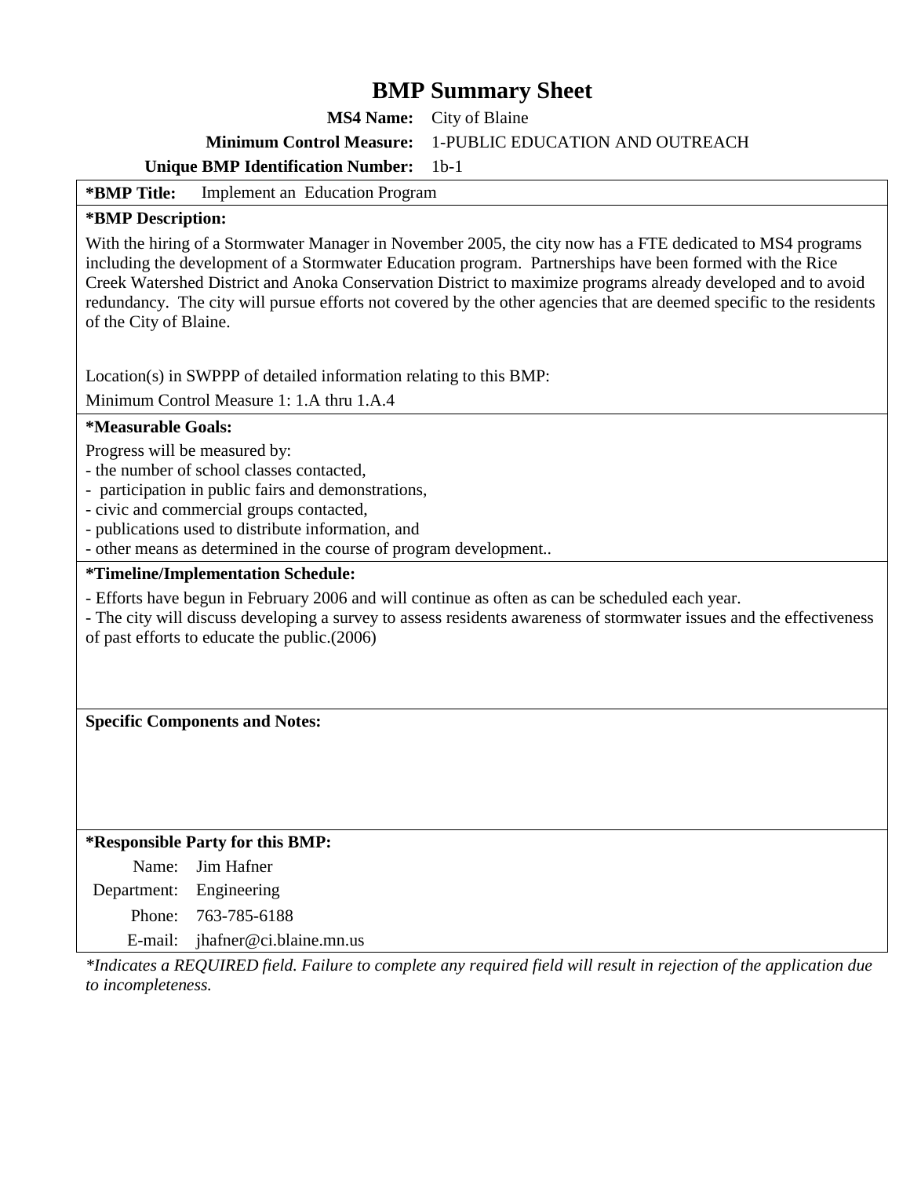# BMP Summary Sheet

**MS4 Name:** City of Blaine

**Minimum Control Measure:** 1-PUBLIC EDUCATION AND OUTREACH

**Unique BMP Identification Number:** 1b-1

**\*BMP Title:** Implement an Education Program

**\*BMP Description:**

With the hiring of a Stormwater Manager in November 2005, the city now has a FTE dedicated to MS4 programs including the development of a Stormwater Education program. Partnerships have been formed with the Rice Creek Watershed District and Anoka Conservation District to maximize programs already developed and to avoid redundancy. The city will pursue efforts not covered by the other agencies that are deemed specific to the residents of the City of Blaine.

Location(s) in SWPPP of detailed information relating to this BMP:

Minimum Control Measure 1: 1.A thru 1.A.4

**\*Measurable Goals:**

Progress will be measured by:
- the number of school classes contacted,
- participation in public fairs and demonstrations,
- civic and commercial groups contacted,
- publications used to distribute information, and
- other means as determined in the course of program development..

**\*Timeline/Implementation Schedule:**

- Efforts have begun in February 2006 and will continue as often as can be scheduled each year.
- The city will discuss developing a survey to assess residents awareness of stormwater issues and the effectiveness of past efforts to educate the public.(2006)

**Specific Components and Notes:**

**\*Responsible Party for this BMP:**

Name: Jim Hafner

Department: Engineering

Phone: 763-785-6188

E-mail: jhafner@ci.blaine.mn.us

*\*Indicates a REQUIRED field. Failure to complete any required field will result in rejection of the application due to incompleteness.*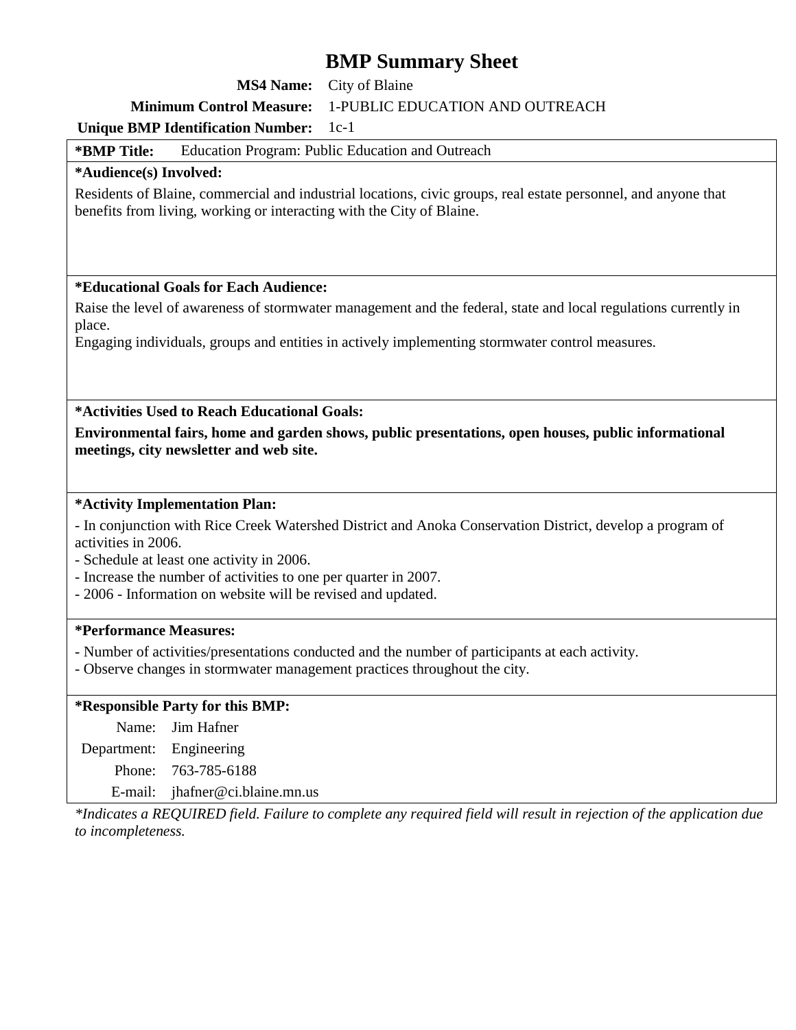# BMP Summary Sheet

**MS4 Name:** City of Blaine

**Minimum Control Measure:** 1-PUBLIC EDUCATION AND OUTREACH

**Unique BMP Identification Number:** 1c-1

**\*BMP Title:** Education Program: Public Education and Outreach

**\*Audience(s) Involved:**

Residents of Blaine, commercial and industrial locations, civic groups, real estate personnel, and anyone that benefits from living, working or interacting with the City of Blaine.

**\*Educational Goals for Each Audience:**

Raise the level of awareness of stormwater management and the federal, state and local regulations currently in place.
Engaging individuals, groups and entities in actively implementing stormwater control measures.

**\*Activities Used to Reach Educational Goals:**

**Environmental fairs, home and garden shows, public presentations, open houses, public informational meetings, city newsletter and web site.**

**\*Activity Implementation Plan:**

- In conjunction with Rice Creek Watershed District and Anoka Conservation District, develop a program of activities in 2006.
- Schedule at least one activity in 2006.
- Increase the number of activities to one per quarter in 2007.
- 2006 - Information on website will be revised and updated.

**\*Performance Measures:**

- Number of activities/presentations conducted and the number of participants at each activity.
- Observe changes in stormwater management practices throughout the city.

**\*Responsible Party for this BMP:**

Name: Jim Hafner
Department: Engineering
Phone: 763-785-6188
E-mail: jhafner@ci.blaine.mn.us

*\*Indicates a REQUIRED field. Failure to complete any required field will result in rejection of the application due to incompleteness.*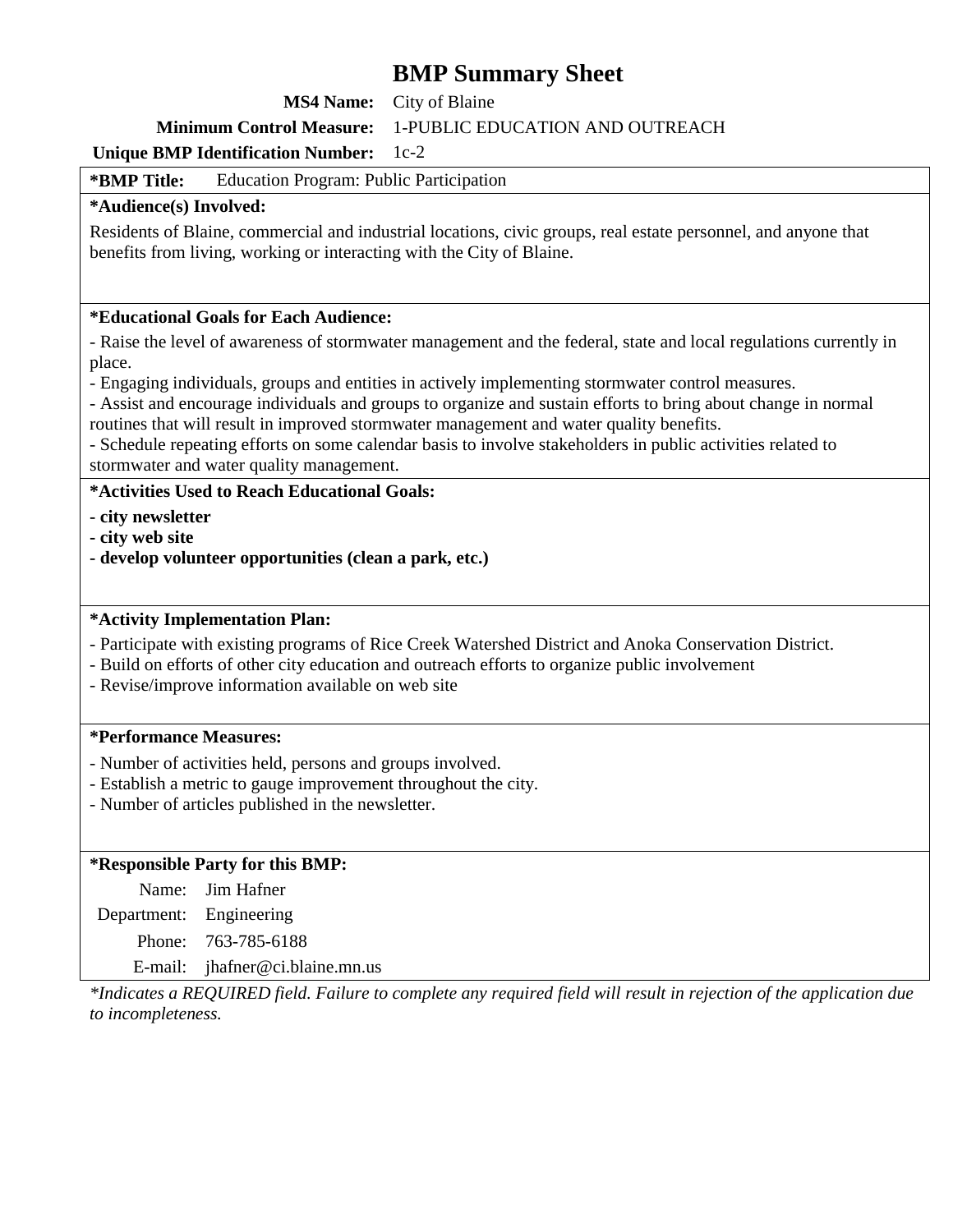# BMP Summary Sheet

**MS4 Name:** City of Blaine

**Minimum Control Measure:** 1-PUBLIC EDUCATION AND OUTREACH

**Unique BMP Identification Number:** 1c-2

**\*BMP Title:** Education Program: Public Participation

**\*Audience(s) Involved:**

Residents of Blaine, commercial and industrial locations, civic groups, real estate personnel, and anyone that benefits from living, working or interacting with the City of Blaine.

**\*Educational Goals for Each Audience:**

- Raise the level of awareness of stormwater management and the federal, state and local regulations currently in place.
- Engaging individuals, groups and entities in actively implementing stormwater control measures.
- Assist and encourage individuals and groups to organize and sustain efforts to bring about change in normal routines that will result in improved stormwater management and water quality benefits.
- Schedule repeating efforts on some calendar basis to involve stakeholders in public activities related to stormwater and water quality management.

**\*Activities Used to Reach Educational Goals:**

- **city newsletter**
- **city web site**
- **develop volunteer opportunities (clean a park, etc.)**

**\*Activity Implementation Plan:**

- Participate with existing programs of Rice Creek Watershed District and Anoka Conservation District.
- Build on efforts of other city education and outreach efforts to organize public involvement
- Revise/improve information available on web site

**\*Performance Measures:**

- Number of activities held, persons and groups involved.
- Establish a metric to gauge improvement throughout the city.
- Number of articles published in the newsletter.

**\*Responsible Party for this BMP:**

Name: Jim Hafner

Department: Engineering

Phone: 763-785-6188

E-mail: jhafner@ci.blaine.mn.us

*\*Indicates a REQUIRED field. Failure to complete any required field will result in rejection of the application due to incompleteness.*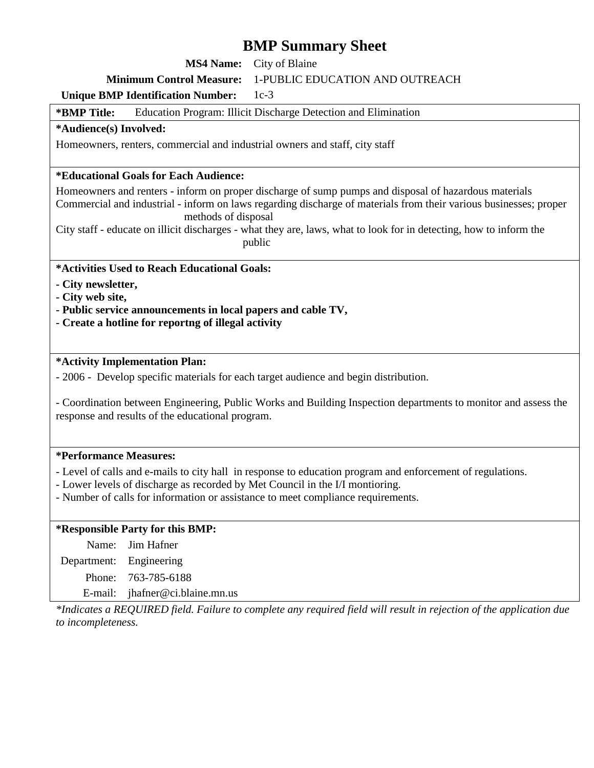# BMP Summary Sheet

**MS4 Name:** City of Blaine

**Minimum Control Measure:** 1-PUBLIC EDUCATION AND OUTREACH

**Unique BMP Identification Number:** 1c-3

**\*BMP Title:** Education Program: Illicit Discharge Detection and Elimination

**\*Audience(s) Involved:**

Homeowners, renters, commercial and industrial owners and staff, city staff

**\*Educational Goals for Each Audience:**

Homeowners and renters - inform on proper discharge of sump pumps and disposal of hazardous materials

Commercial and industrial - inform on laws regarding discharge of materials from their various businesses; proper methods of disposal

City staff - educate on illicit discharges - what they are, laws, what to look for in detecting, how to inform the public

**\*Activities Used to Reach Educational Goals:**

**- City newsletter,**
**- City web site,**
**- Public service announcements in local papers and cable TV,**
**- Create a hotline for reportng of illegal activity**

**\*Activity Implementation Plan:**

- 2006 - Develop specific materials for each target audience and begin distribution.

- Coordination between Engineering, Public Works and Building Inspection departments to monitor and assess the response and results of the educational program.

**\*Performance Measures:**

- Level of calls and e-mails to city hall in response to education program and enforcement of regulations.
- Lower levels of discharge as recorded by Met Council in the I/I montioring.
- Number of calls for information or assistance to meet compliance requirements.

**\*Responsible Party for this BMP:**

Name: Jim Hafner
Department: Engineering
Phone: 763-785-6188
E-mail: jhafner@ci.blaine.mn.us

*\*Indicates a REQUIRED field. Failure to complete any required field will result in rejection of the application due to incompleteness.*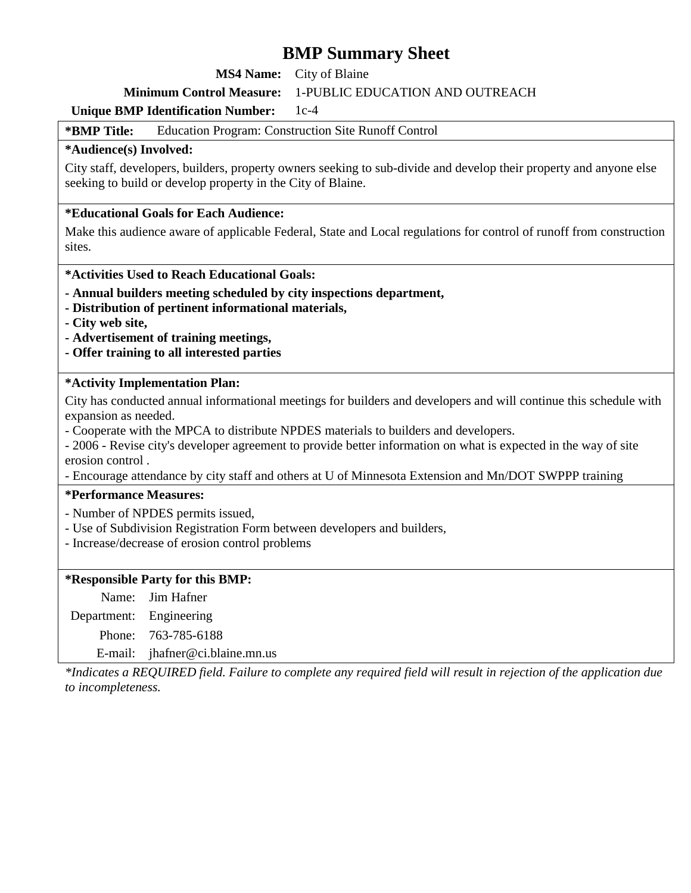# BMP Summary Sheet

**MS4 Name:** City of Blaine

**Minimum Control Measure:** 1-PUBLIC EDUCATION AND OUTREACH

**Unique BMP Identification Number:** 1c-4

**\*BMP Title:** Education Program: Construction Site Runoff Control

**\*Audience(s) Involved:**

City staff, developers, builders, property owners seeking to sub-divide and develop their property and anyone else seeking to build or develop property in the City of Blaine.

**\*Educational Goals for Each Audience:**

Make this audience aware of applicable Federal, State and Local regulations for control of runoff from construction sites.

**\*Activities Used to Reach Educational Goals:**

- **Annual builders meeting scheduled by city inspections department,**
- **Distribution of pertinent informational materials,**
- **City web site,**
- **Advertisement of training meetings,**
- **Offer training to all interested parties**

**\*Activity Implementation Plan:**

City has conducted annual informational meetings for builders and developers and will continue this schedule with expansion as needed.

- Cooperate with the MPCA to distribute NPDES materials to builders and developers.
- 2006 - Revise city's developer agreement to provide better information on what is expected in the way of site erosion control .
- Encourage attendance by city staff and others at U of Minnesota Extension and Mn/DOT SWPPP training

**\*Performance Measures:**

- Number of NPDES permits issued,
- Use of Subdivision Registration Form between developers and builders,
- Increase/decrease of erosion control problems

**\*Responsible Party for this BMP:**

Name: Jim Hafner

Department: Engineering

Phone: 763-785-6188

E-mail: jhafner@ci.blaine.mn.us

*\*Indicates a REQUIRED field. Failure to complete any required field will result in rejection of the application due to incompleteness.*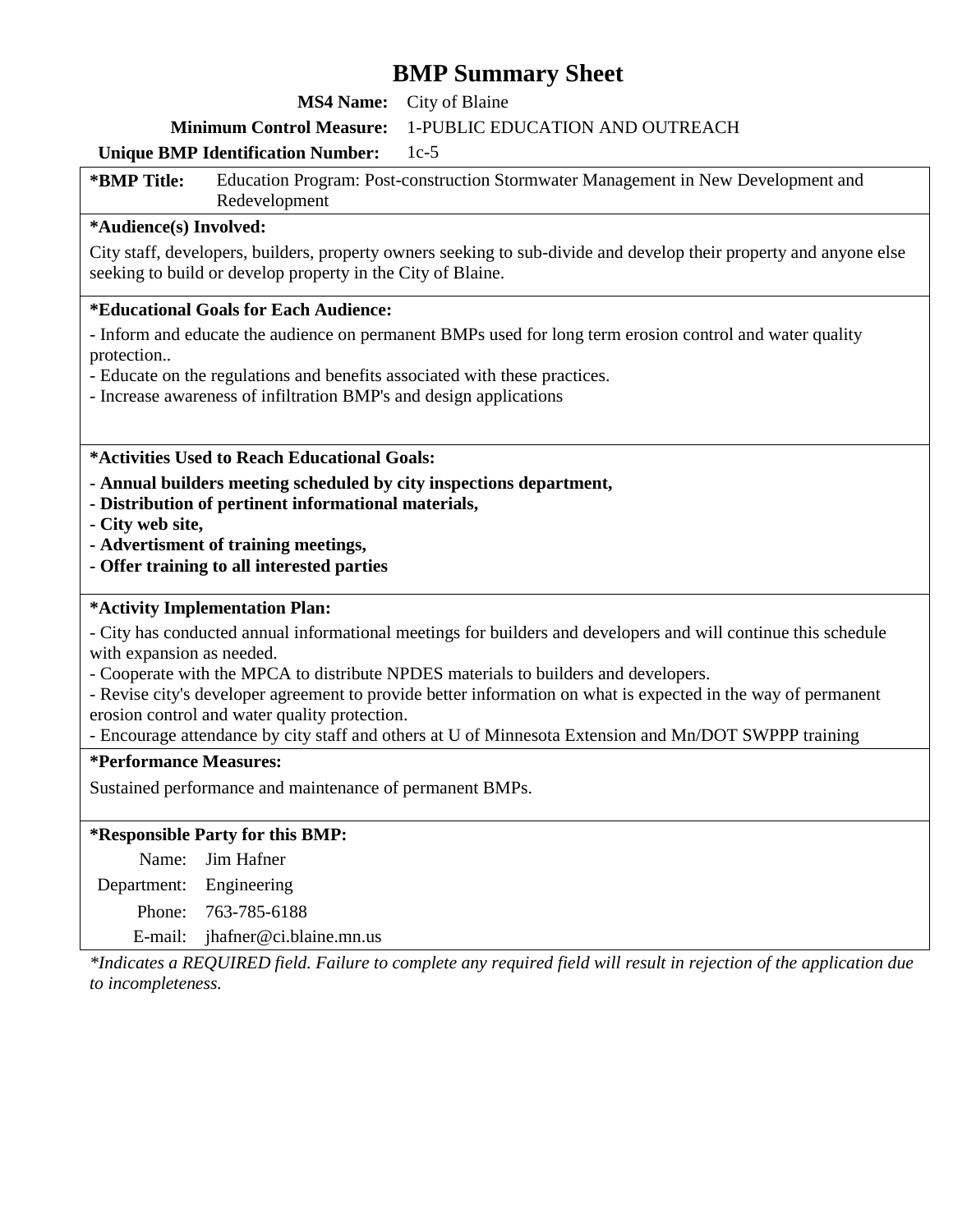# BMP Summary Sheet

**MS4 Name:** City of Blaine

**Minimum Control Measure:** 1-PUBLIC EDUCATION AND OUTREACH

**Unique BMP Identification Number:** 1c-5

**\*BMP Title:** Education Program: Post-construction Stormwater Management in New Development and Redevelopment

**\*Audience(s) Involved:**

City staff, developers, builders, property owners seeking to sub-divide and develop their property and anyone else seeking to build or develop property in the City of Blaine.

**\*Educational Goals for Each Audience:**

- Inform and educate the audience on permanent BMPs used for long term erosion control and water quality protection..
- Educate on the regulations and benefits associated with these practices.
- Increase awareness of infiltration BMP's and design applications

**\*Activities Used to Reach Educational Goals:**

- **Annual builders meeting scheduled by city inspections department,**
- **Distribution of pertinent informational materials,**
- **City web site,**
- **Advertisment of training meetings,**
- **Offer training to all interested parties**

**\*Activity Implementation Plan:**

- City has conducted annual informational meetings for builders and developers and will continue this schedule with expansion as needed.
- Cooperate with the MPCA to distribute NPDES materials to builders and developers.
- Revise city's developer agreement to provide better information on what is expected in the way of permanent erosion control and water quality protection.
- Encourage attendance by city staff and others at U of Minnesota Extension and Mn/DOT SWPPP training

**\*Performance Measures:**

Sustained performance and maintenance of permanent BMPs.

**\*Responsible Party for this BMP:**

Name: Jim Hafner
Department: Engineering
Phone: 763-785-6188
E-mail: jhafner@ci.blaine.mn.us

*\*Indicates a REQUIRED field. Failure to complete any required field will result in rejection of the application due to incompleteness.*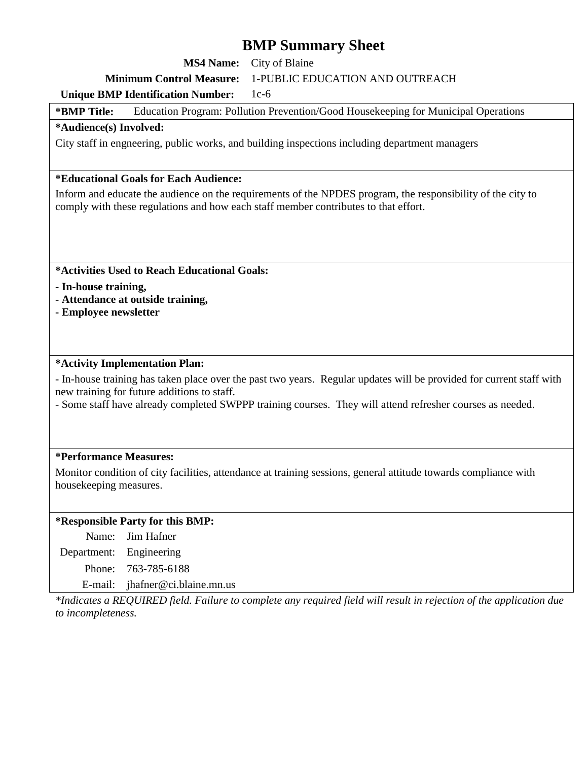# BMP Summary Sheet

**MS4 Name:** City of Blaine

**Minimum Control Measure:** 1-PUBLIC EDUCATION AND OUTREACH

**Unique BMP Identification Number:** 1c-6

**\*BMP Title:** Education Program: Pollution Prevention/Good Housekeeping for Municipal Operations

**\*Audience(s) Involved:**

City staff in engneering, public works, and building inspections including department managers

**\*Educational Goals for Each Audience:**

Inform and educate the audience on the requirements of the NPDES program, the responsibility of the city to comply with these regulations and how each staff member contributes to that effort.

**\*Activities Used to Reach Educational Goals:**

**- In-house training,**
**- Attendance at outside training,**
**- Employee newsletter**

**\*Activity Implementation Plan:**

- In-house training has taken place over the past two years. Regular updates will be provided for current staff with new training for future additions to staff.
- Some staff have already completed SWPPP training courses. They will attend refresher courses as needed.

**\*Performance Measures:**

Monitor condition of city facilities, attendance at training sessions, general attitude towards compliance with housekeeping measures.

**\*Responsible Party for this BMP:**

Name: Jim Hafner
Department: Engineering
Phone: 763-785-6188
E-mail: jhafner@ci.blaine.mn.us

*\*Indicates a REQUIRED field. Failure to complete any required field will result in rejection of the application due to incompleteness.*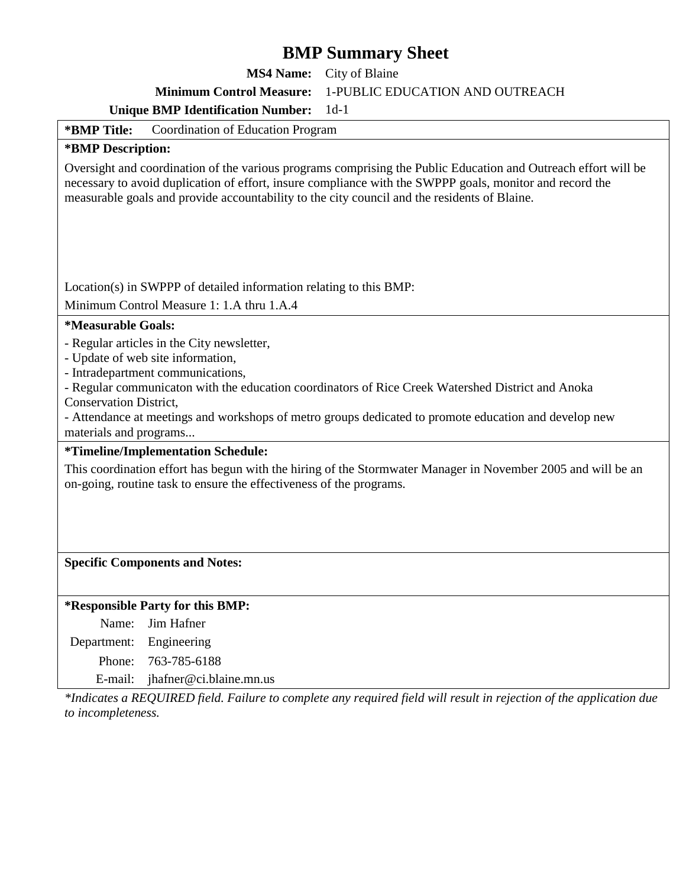# BMP Summary Sheet

**MS4 Name:** City of Blaine

**Minimum Control Measure:** 1-PUBLIC EDUCATION AND OUTREACH

**Unique BMP Identification Number:** 1d-1

**\*BMP Title:** Coordination of Education Program

**\*BMP Description:**

Oversight and coordination of the various programs comprising the Public Education and Outreach effort will be necessary to avoid duplication of effort, insure compliance with the SWPPP goals, monitor and record the measurable goals and provide accountability to the city council and the residents of Blaine.

Location(s) in SWPPP of detailed information relating to this BMP:

Minimum Control Measure 1: 1.A thru 1.A.4

**\*Measurable Goals:**

- Regular articles in the City newsletter,
- Update of web site information,
- Intradepartment communications,
- Regular communicaton with the education coordinators of Rice Creek Watershed District and Anoka Conservation District,
- Attendance at meetings and workshops of metro groups dedicated to promote education and develop new materials and programs...

**\*Timeline/Implementation Schedule:**

This coordination effort has begun with the hiring of the Stormwater Manager in November 2005 and will be an on-going, routine task to ensure the effectiveness of the programs.

**Specific Components and Notes:**

**\*Responsible Party for this BMP:**

Name: Jim Hafner

Department: Engineering

Phone: 763-785-6188

E-mail: jhafner@ci.blaine.mn.us

*\*Indicates a REQUIRED field. Failure to complete any required field will result in rejection of the application due to incompleteness.*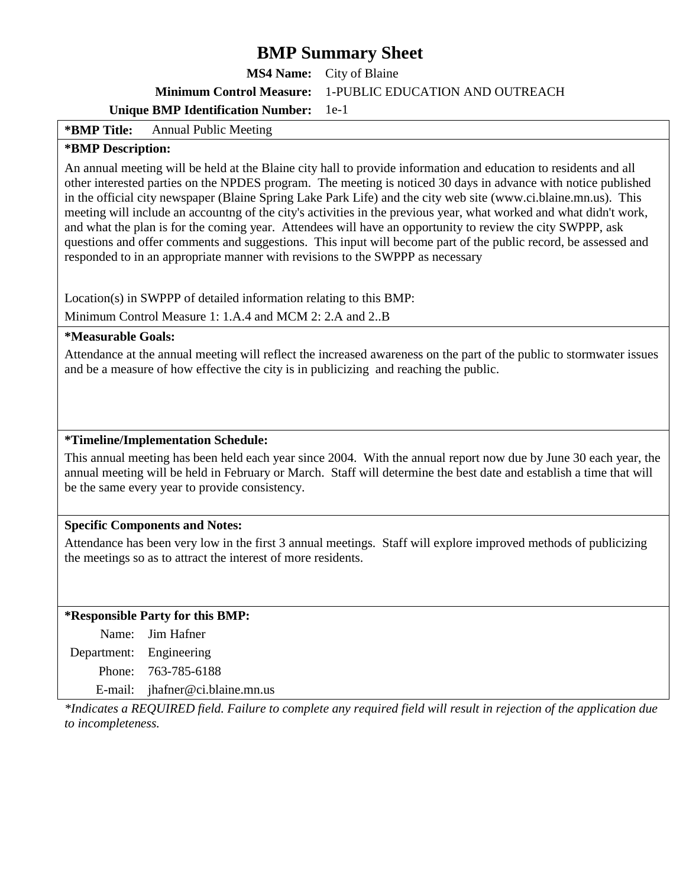# BMP Summary Sheet

**MS4 Name:** City of Blaine

**Minimum Control Measure:** 1-PUBLIC EDUCATION AND OUTREACH

**Unique BMP Identification Number:** 1e-1

**\*BMP Title:** Annual Public Meeting

**\*BMP Description:**

An annual meeting will be held at the Blaine city hall to provide information and education to residents and all other interested parties on the NPDES program. The meeting is noticed 30 days in advance with notice published in the official city newspaper (Blaine Spring Lake Park Life) and the city web site (www.ci.blaine.mn.us). This meeting will include an accountng of the city's activities in the previous year, what worked and what didn't work, and what the plan is for the coming year. Attendees will have an opportunity to review the city SWPPP, ask questions and offer comments and suggestions. This input will become part of the public record, be assessed and responded to in an appropriate manner with revisions to the SWPPP as necessary

Location(s) in SWPPP of detailed information relating to this BMP:

Minimum Control Measure 1: 1.A.4 and MCM 2: 2.A and 2..B

**\*Measurable Goals:**

Attendance at the annual meeting will reflect the increased awareness on the part of the public to stormwater issues and be a measure of how effective the city is in publicizing and reaching the public.

**\*Timeline/Implementation Schedule:**

This annual meeting has been held each year since 2004. With the annual report now due by June 30 each year, the annual meeting will be held in February or March. Staff will determine the best date and establish a time that will be the same every year to provide consistency.

**Specific Components and Notes:**

Attendance has been very low in the first 3 annual meetings. Staff will explore improved methods of publicizing the meetings so as to attract the interest of more residents.

**\*Responsible Party for this BMP:**

Name: Jim Hafner

Department: Engineering

Phone: 763-785-6188

E-mail: jhafner@ci.blaine.mn.us

*\*Indicates a REQUIRED field. Failure to complete any required field will result in rejection of the application due to incompleteness.*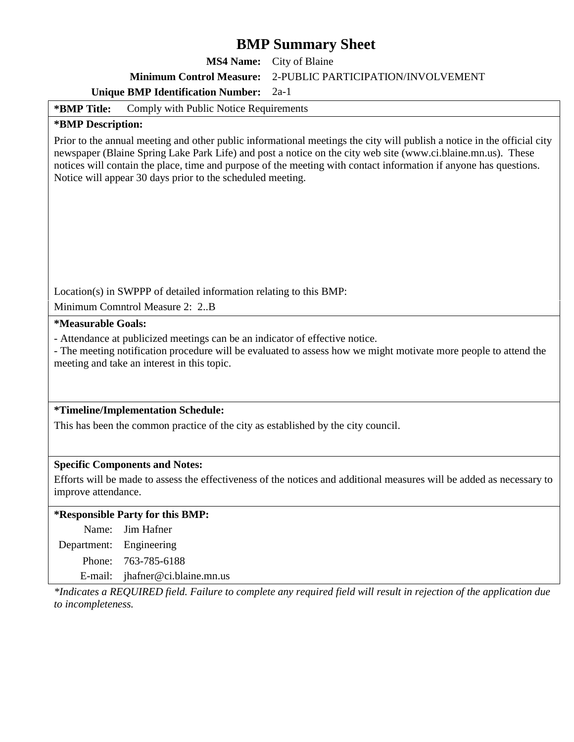# BMP Summary Sheet

**MS4 Name:** City of Blaine

**Minimum Control Measure:** 2-PUBLIC PARTICIPATION/INVOLVEMENT

**Unique BMP Identification Number:** 2a-1

**\*BMP Title:** Comply with Public Notice Requirements

**\*BMP Description:**

Prior to the annual meeting and other public informational meetings the city will publish a notice in the official city newspaper (Blaine Spring Lake Park Life) and post a notice on the city web site (www.ci.blaine.mn.us). These notices will contain the place, time and purpose of the meeting with contact information if anyone has questions. Notice will appear 30 days prior to the scheduled meeting.

Location(s) in SWPPP of detailed information relating to this BMP:

Minimum Comntrol Measure 2: 2..B

**\*Measurable Goals:**

- Attendance at publicized meetings can be an indicator of effective notice.
- The meeting notification procedure will be evaluated to assess how we might motivate more people to attend the meeting and take an interest in this topic.

**\*Timeline/Implementation Schedule:**

This has been the common practice of the city as established by the city council.

**Specific Components and Notes:**

Efforts will be made to assess the effectiveness of the notices and additional measures will be added as necessary to improve attendance.

**\*Responsible Party for this BMP:**

Name: Jim Hafner

Department: Engineering

Phone: 763-785-6188

E-mail: jhafner@ci.blaine.mn.us

*\*Indicates a REQUIRED field. Failure to complete any required field will result in rejection of the application due to incompleteness.*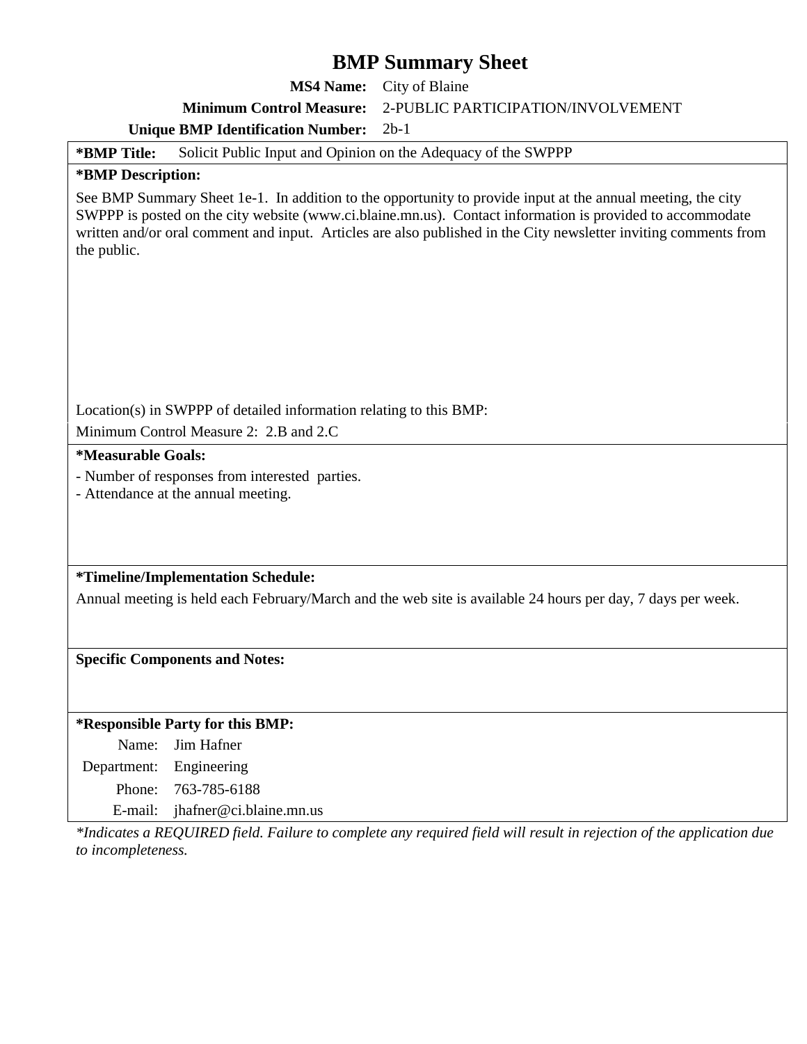# BMP Summary Sheet

**MS4 Name:** City of Blaine

**Minimum Control Measure:** 2-PUBLIC PARTICIPATION/INVOLVEMENT

**Unique BMP Identification Number:** 2b-1

**\*BMP Title:** Solicit Public Input and Opinion on the Adequacy of the SWPPP

**\*BMP Description:**

See BMP Summary Sheet 1e-1. In addition to the opportunity to provide input at the annual meeting, the city SWPPP is posted on the city website (www.ci.blaine.mn.us). Contact information is provided to accommodate written and/or oral comment and input. Articles are also published in the City newsletter inviting comments from the public.

Location(s) in SWPPP of detailed information relating to this BMP:

Minimum Control Measure 2: 2.B and 2.C

**\*Measurable Goals:**

- Number of responses from interested parties.
- Attendance at the annual meeting.

**\*Timeline/Implementation Schedule:**

Annual meeting is held each February/March and the web site is available 24 hours per day, 7 days per week.

**Specific Components and Notes:**

**\*Responsible Party for this BMP:**

Name: Jim Hafner

Department: Engineering

Phone: 763-785-6188

E-mail: jhafner@ci.blaine.mn.us

*\*Indicates a REQUIRED field. Failure to complete any required field will result in rejection of the application due to incompleteness.*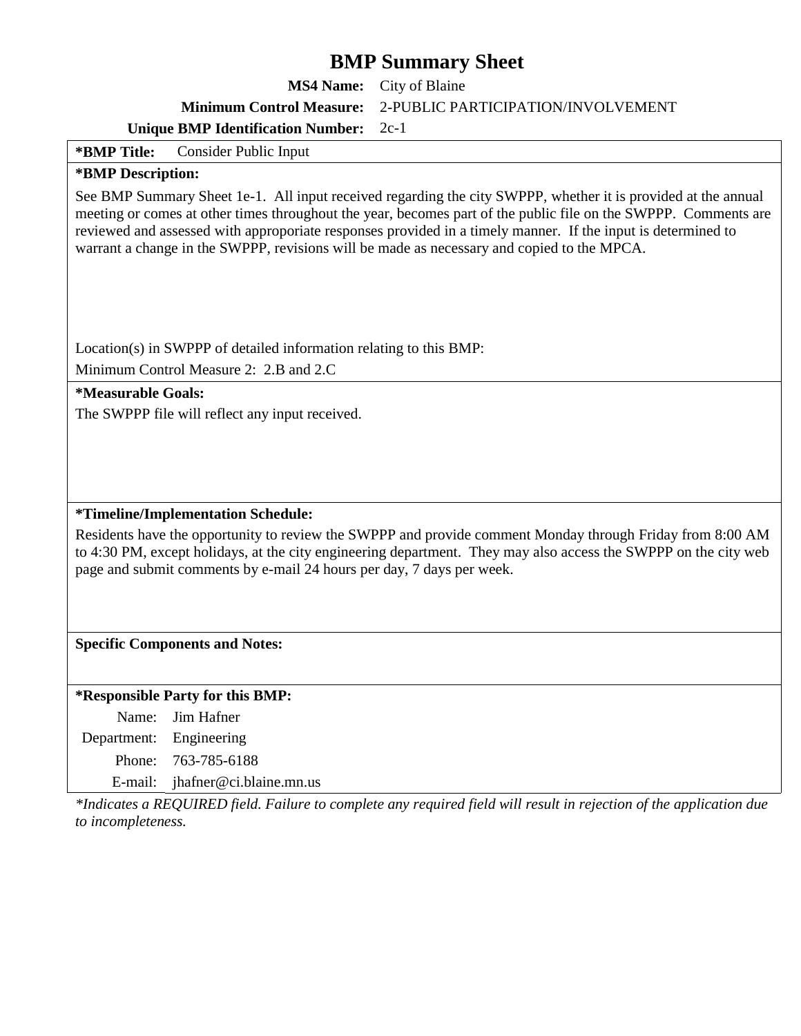# BMP Summary Sheet

**MS4 Name:** City of Blaine

**Minimum Control Measure:** 2-PUBLIC PARTICIPATION/INVOLVEMENT

**Unique BMP Identification Number:** 2c-1

**\*BMP Title:** Consider Public Input

**\*BMP Description:**

See BMP Summary Sheet 1e-1. All input received regarding the city SWPPP, whether it is provided at the annual meeting or comes at other times throughout the year, becomes part of the public file on the SWPPP. Comments are reviewed and assessed with approporiate responses provided in a timely manner. If the input is determined to warrant a change in the SWPPP, revisions will be made as necessary and copied to the MPCA.

Location(s) in SWPPP of detailed information relating to this BMP:

Minimum Control Measure 2: 2.B and 2.C

**\*Measurable Goals:**

The SWPPP file will reflect any input received.

**\*Timeline/Implementation Schedule:**

Residents have the opportunity to review the SWPPP and provide comment Monday through Friday from 8:00 AM to 4:30 PM, except holidays, at the city engineering department. They may also access the SWPPP on the city web page and submit comments by e-mail 24 hours per day, 7 days per week.

**Specific Components and Notes:**

**\*Responsible Party for this BMP:**

Name: Jim Hafner

Department: Engineering

Phone: 763-785-6188

E-mail: jhafner@ci.blaine.mn.us

*\*Indicates a REQUIRED field. Failure to complete any required field will result in rejection of the application due to incompleteness.*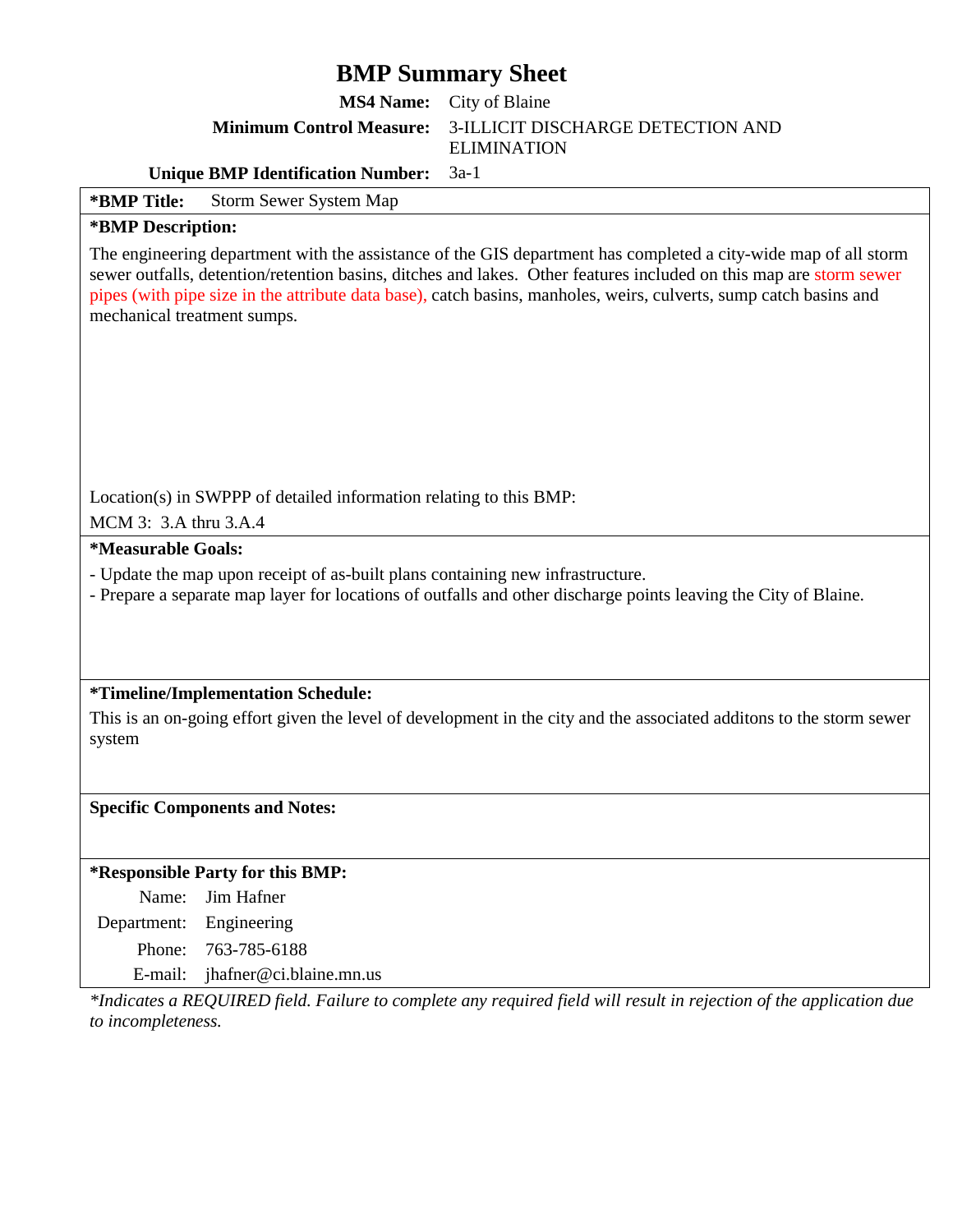# BMP Summary Sheet

**MS4 Name:** City of Blaine

**Minimum Control Measure:** 3-ILLICIT DISCHARGE DETECTION AND ELIMINATION

**Unique BMP Identification Number:** 3a-1

**\*BMP Title:** Storm Sewer System Map

**\*BMP Description:**

The engineering department with the assistance of the GIS department has completed a city-wide map of all storm sewer outfalls, detention/retention basins, ditches and lakes. Other features included on this map are storm sewer pipes (with pipe size in the attribute data base), catch basins, manholes, weirs, culverts, sump catch basins and mechanical treatment sumps.

Location(s) in SWPPP of detailed information relating to this BMP:

MCM 3: 3.A thru 3.A.4

**\*Measurable Goals:**

- Update the map upon receipt of as-built plans containing new infrastructure.
- Prepare a separate map layer for locations of outfalls and other discharge points leaving the City of Blaine.

**\*Timeline/Implementation Schedule:**

This is an on-going effort given the level of development in the city and the associated additons to the storm sewer system

**Specific Components and Notes:**

**\*Responsible Party for this BMP:**

Name: Jim Hafner

Department: Engineering

Phone: 763-785-6188

E-mail: jhafner@ci.blaine.mn.us

*\*Indicates a REQUIRED field. Failure to complete any required field will result in rejection of the application due to incompleteness.*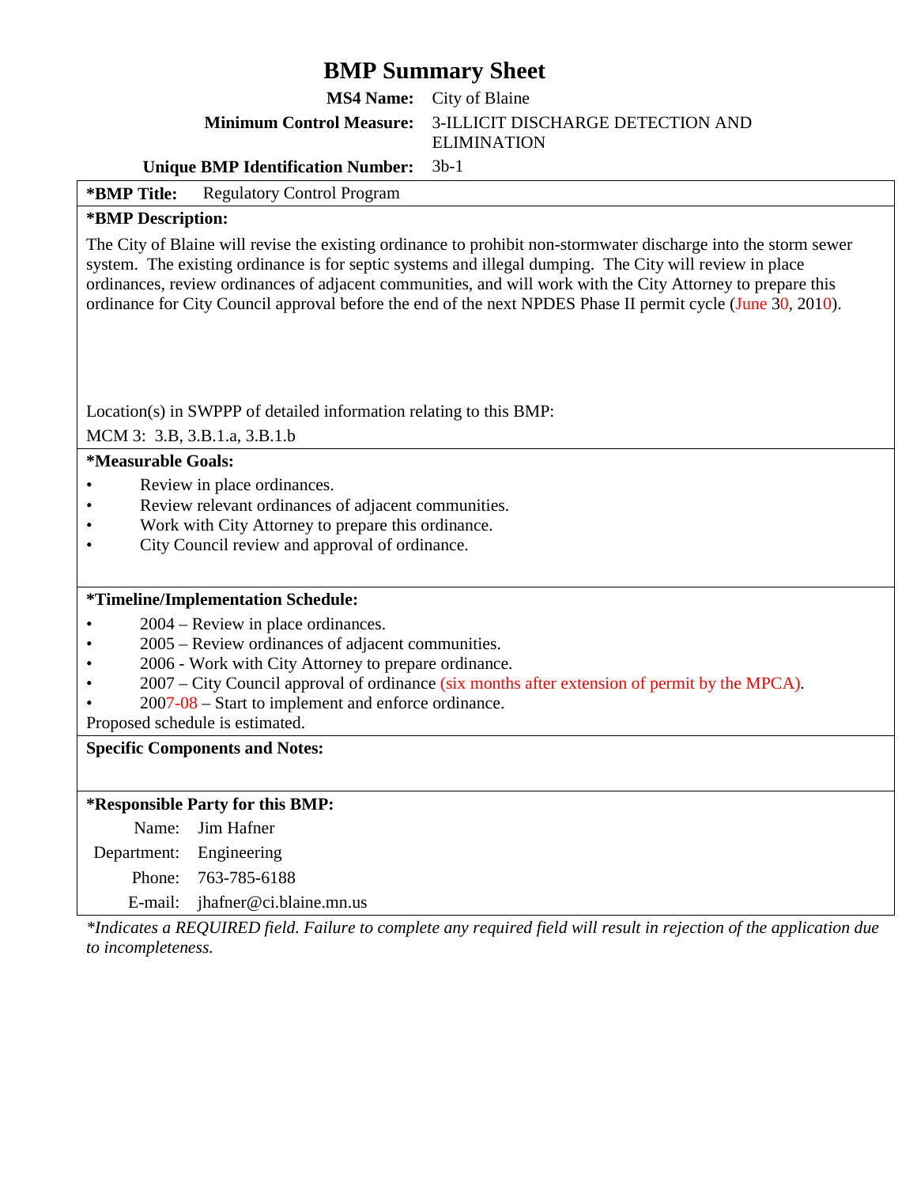# BMP Summary Sheet

**MS4 Name:** City of Blaine

**Minimum Control Measure:** 3-ILLICIT DISCHARGE DETECTION AND ELIMINATION

**Unique BMP Identification Number:** 3b-1

**\*BMP Title:** Regulatory Control Program

**\*BMP Description:**

The City of Blaine will revise the existing ordinance to prohibit non-stormwater discharge into the storm sewer system. The existing ordinance is for septic systems and illegal dumping. The City will review in place ordinances, review ordinances of adjacent communities, and will work with the City Attorney to prepare this ordinance for City Council approval before the end of the next NPDES Phase II permit cycle (June 30, 2010).

Location(s) in SWPPP of detailed information relating to this BMP:

MCM 3: 3.B, 3.B.1.a, 3.B.1.b

**\*Measurable Goals:**

- Review in place ordinances.
- Review relevant ordinances of adjacent communities.
- Work with City Attorney to prepare this ordinance.
- City Council review and approval of ordinance.

**\*Timeline/Implementation Schedule:**

- 2004 – Review in place ordinances.
- 2005 – Review ordinances of adjacent communities.
- 2006 - Work with City Attorney to prepare ordinance.
- 2007 – City Council approval of ordinance (six months after extension of permit by the MPCA).
- 2007-08 – Start to implement and enforce ordinance.

Proposed schedule is estimated.

**Specific Components and Notes:**

**\*Responsible Party for this BMP:**

Name: Jim Hafner

Department: Engineering

Phone: 763-785-6188

E-mail: jhafner@ci.blaine.mn.us

*\*Indicates a REQUIRED field. Failure to complete any required field will result in rejection of the application due to incompleteness.*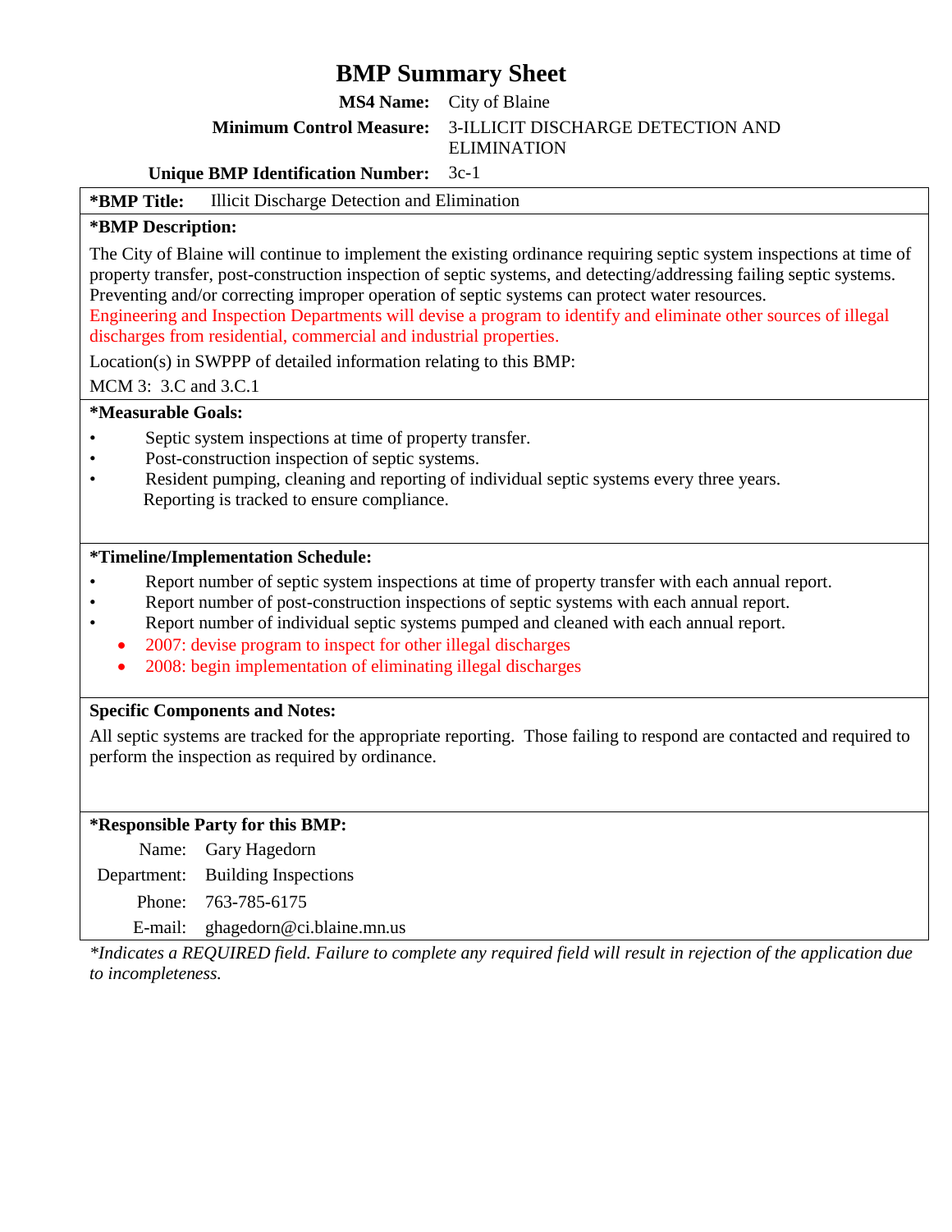# BMP Summary Sheet

**MS4 Name:** City of Blaine

**Minimum Control Measure:** 3-ILLICIT DISCHARGE DETECTION AND ELIMINATION

**Unique BMP Identification Number:** 3c-1

**\*BMP Title:** Illicit Discharge Detection and Elimination

**\*BMP Description:**

The City of Blaine will continue to implement the existing ordinance requiring septic system inspections at time of property transfer, post-construction inspection of septic systems, and detecting/addressing failing septic systems. Preventing and/or correcting improper operation of septic systems can protect water resources.
Engineering and Inspection Departments will devise a program to identify and eliminate other sources of illegal discharges from residential, commercial and industrial properties.

Location(s) in SWPPP of detailed information relating to this BMP:

MCM 3: 3.C and 3.C.1

**\*Measurable Goals:**

- Septic system inspections at time of property transfer.
- Post-construction inspection of septic systems.
- Resident pumping, cleaning and reporting of individual septic systems every three years. Reporting is tracked to ensure compliance.

**\*Timeline/Implementation Schedule:**

- Report number of septic system inspections at time of property transfer with each annual report.
- Report number of post-construction inspections of septic systems with each annual report.
- Report number of individual septic systems pumped and cleaned with each annual report.
- 2007: devise program to inspect for other illegal discharges
- 2008: begin implementation of eliminating illegal discharges

**Specific Components and Notes:**

All septic systems are tracked for the appropriate reporting. Those failing to respond are contacted and required to perform the inspection as required by ordinance.

**\*Responsible Party for this BMP:**

Name: Gary Hagedorn

Department: Building Inspections

Phone: 763-785-6175

E-mail: ghagedorn@ci.blaine.mn.us

*\*Indicates a REQUIRED field. Failure to complete any required field will result in rejection of the application due to incompleteness.*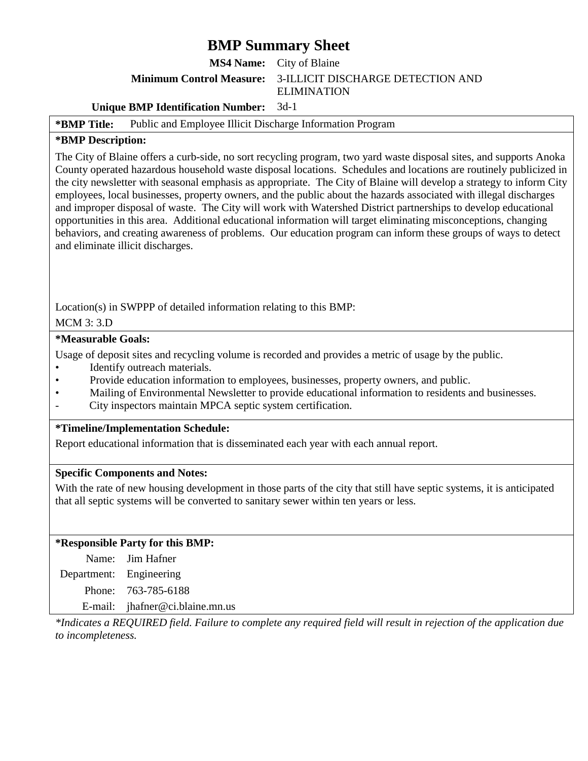# BMP Summary Sheet

**MS4 Name:** City of Blaine

**Minimum Control Measure:** 3-ILLICIT DISCHARGE DETECTION AND ELIMINATION

**Unique BMP Identification Number:** 3d-1

**\*BMP Title:** Public and Employee Illicit Discharge Information Program

**\*BMP Description:**

The City of Blaine offers a curb-side, no sort recycling program, two yard waste disposal sites, and supports Anoka County operated hazardous household waste disposal locations. Schedules and locations are routinely publicized in the city newsletter with seasonal emphasis as appropriate. The City of Blaine will develop a strategy to inform City employees, local businesses, property owners, and the public about the hazards associated with illegal discharges and improper disposal of waste. The City will work with Watershed District partnerships to develop educational opportunities in this area. Additional educational information will target eliminating misconceptions, changing behaviors, and creating awareness of problems. Our education program can inform these groups of ways to detect and eliminate illicit discharges.

Location(s) in SWPPP of detailed information relating to this BMP:

MCM 3: 3.D

**\*Measurable Goals:**

Usage of deposit sites and recycling volume is recorded and provides a metric of usage by the public.

- Identify outreach materials.
- Provide education information to employees, businesses, property owners, and public.
- Mailing of Environmental Newsletter to provide educational information to residents and businesses.
- City inspectors maintain MPCA septic system certification.

**\*Timeline/Implementation Schedule:**

Report educational information that is disseminated each year with each annual report.

**Specific Components and Notes:**

With the rate of new housing development in those parts of the city that still have septic systems, it is anticipated that all septic systems will be converted to sanitary sewer within ten years or less.

**\*Responsible Party for this BMP:**

Name: Jim Hafner

Department: Engineering

Phone: 763-785-6188

E-mail: jhafner@ci.blaine.mn.us

*\*Indicates a REQUIRED field. Failure to complete any required field will result in rejection of the application due to incompleteness.*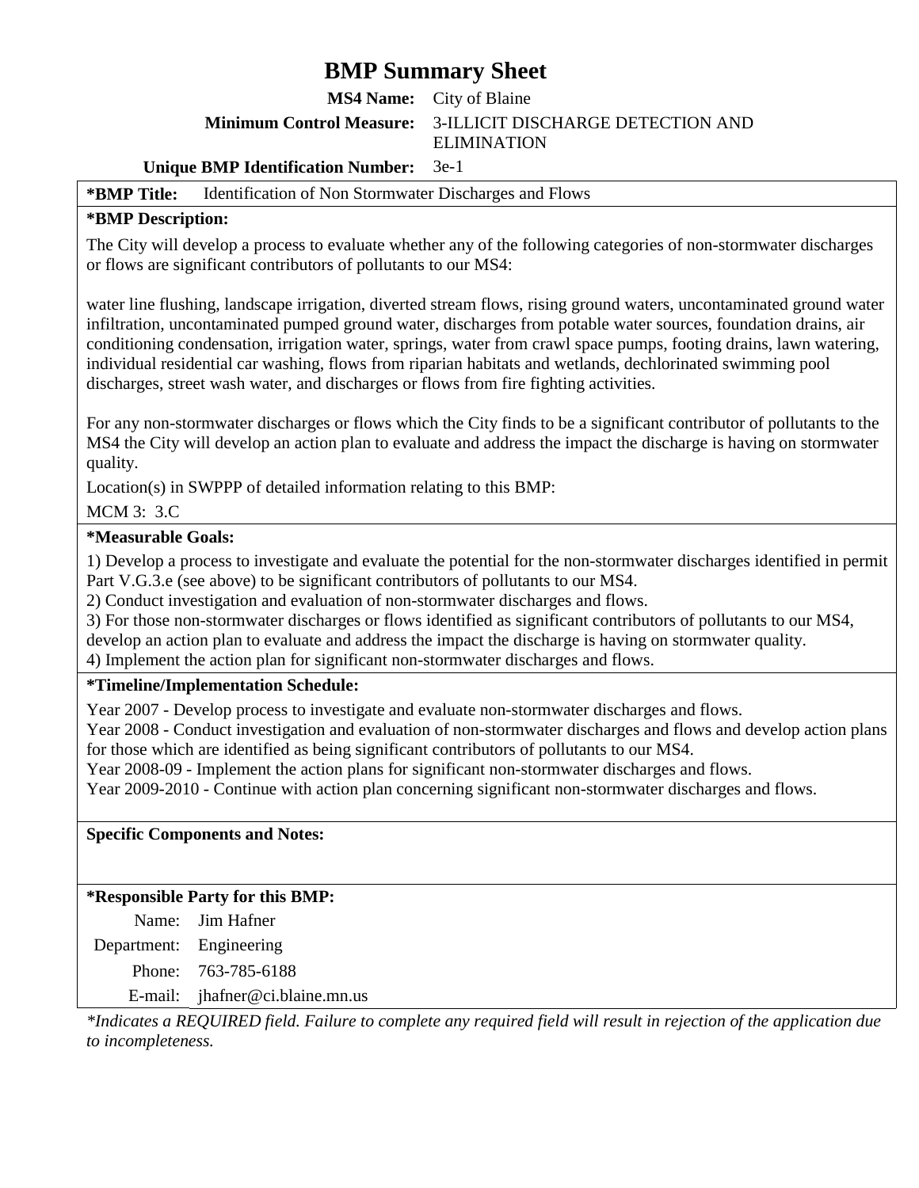# BMP Summary Sheet

**MS4 Name:** City of Blaine

**Minimum Control Measure:** 3-ILLICIT DISCHARGE DETECTION AND ELIMINATION

**Unique BMP Identification Number:** 3e-1

**\*BMP Title:** Identification of Non Stormwater Discharges and Flows

**\*BMP Description:**

The City will develop a process to evaluate whether any of the following categories of non-stormwater discharges or flows are significant contributors of pollutants to our MS4:

water line flushing, landscape irrigation, diverted stream flows, rising ground waters, uncontaminated ground water infiltration, uncontaminated pumped ground water, discharges from potable water sources, foundation drains, air conditioning condensation, irrigation water, springs, water from crawl space pumps, footing drains, lawn watering, individual residential car washing, flows from riparian habitats and wetlands, dechlorinated swimming pool discharges, street wash water, and discharges or flows from fire fighting activities.

For any non-stormwater discharges or flows which the City finds to be a significant contributor of pollutants to the MS4 the City will develop an action plan to evaluate and address the impact the discharge is having on stormwater quality.

Location(s) in SWPPP of detailed information relating to this BMP:

MCM 3: 3.C

**\*Measurable Goals:**

1) Develop a process to investigate and evaluate the potential for the non-stormwater discharges identified in permit Part V.G.3.e (see above) to be significant contributors of pollutants to our MS4.
2) Conduct investigation and evaluation of non-stormwater discharges and flows.
3) For those non-stormwater discharges or flows identified as significant contributors of pollutants to our MS4, develop an action plan to evaluate and address the impact the discharge is having on stormwater quality.
4) Implement the action plan for significant non-stormwater discharges and flows.

**\*Timeline/Implementation Schedule:**

Year 2007 - Develop process to investigate and evaluate non-stormwater discharges and flows.
Year 2008 - Conduct investigation and evaluation of non-stormwater discharges and flows and develop action plans for those which are identified as being significant contributors of pollutants to our MS4.
Year 2008-09 - Implement the action plans for significant non-stormwater discharges and flows.
Year 2009-2010 - Continue with action plan concerning significant non-stormwater discharges and flows.

**Specific Components and Notes:**

**\*Responsible Party for this BMP:**

Name: Jim Hafner
Department: Engineering
Phone: 763-785-6188
E-mail: jhafner@ci.blaine.mn.us

*\*Indicates a REQUIRED field. Failure to complete any required field will result in rejection of the application due to incompleteness.*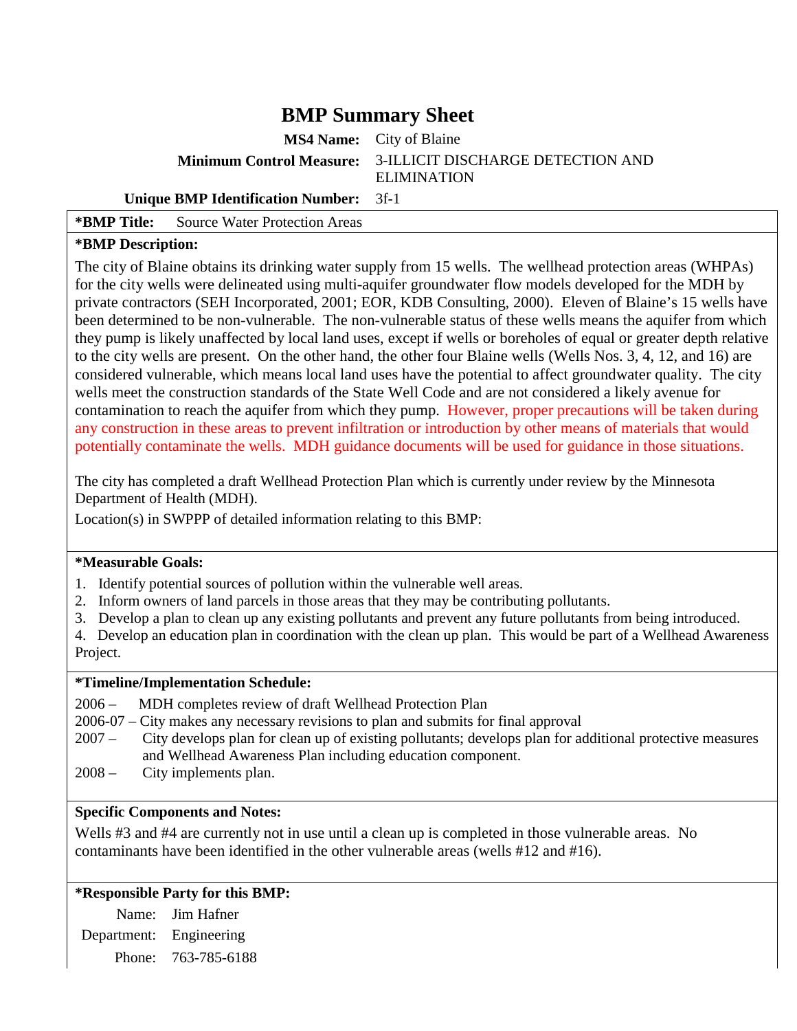# BMP Summary Sheet

**MS4 Name:** City of Blaine

**Minimum Control Measure:** 3-ILLICIT DISCHARGE DETECTION AND ELIMINATION

**Unique BMP Identification Number:** 3f-1

**\*BMP Title:** Source Water Protection Areas

**\*BMP Description:**

The city of Blaine obtains its drinking water supply from 15 wells. The wellhead protection areas (WHPAs) for the city wells were delineated using multi-aquifer groundwater flow models developed for the MDH by private contractors (SEH Incorporated, 2001; EOR, KDB Consulting, 2000). Eleven of Blaine's 15 wells have been determined to be non-vulnerable. The non-vulnerable status of these wells means the aquifer from which they pump is likely unaffected by local land uses, except if wells or boreholes of equal or greater depth relative to the city wells are present. On the other hand, the other four Blaine wells (Wells Nos. 3, 4, 12, and 16) are considered vulnerable, which means local land uses have the potential to affect groundwater quality. The city wells meet the construction standards of the State Well Code and are not considered a likely avenue for contamination to reach the aquifer from which they pump. However, proper precautions will be taken during any construction in these areas to prevent infiltration or introduction by other means of materials that would potentially contaminate the wells. MDH guidance documents will be used for guidance in those situations.

The city has completed a draft Wellhead Protection Plan which is currently under review by the Minnesota Department of Health (MDH).

Location(s) in SWPPP of detailed information relating to this BMP:

**\*Measurable Goals:**

1. Identify potential sources of pollution within the vulnerable well areas.
2. Inform owners of land parcels in those areas that they may be contributing pollutants.
3. Develop a plan to clean up any existing pollutants and prevent any future pollutants from being introduced.
4. Develop an education plan in coordination with the clean up plan. This would be part of a Wellhead Awareness Project.

**\*Timeline/Implementation Schedule:**

2006 – MDH completes review of draft Wellhead Protection Plan
2006-07 – City makes any necessary revisions to plan and submits for final approval
2007 – City develops plan for clean up of existing pollutants; develops plan for additional protective measures and Wellhead Awareness Plan including education component.
2008 – City implements plan.

**Specific Components and Notes:**

Wells #3 and #4 are currently not in use until a clean up is completed in those vulnerable areas. No contaminants have been identified in the other vulnerable areas (wells #12 and #16).

**\*Responsible Party for this BMP:**

Name: Jim Hafner
Department: Engineering
Phone: 763-785-6188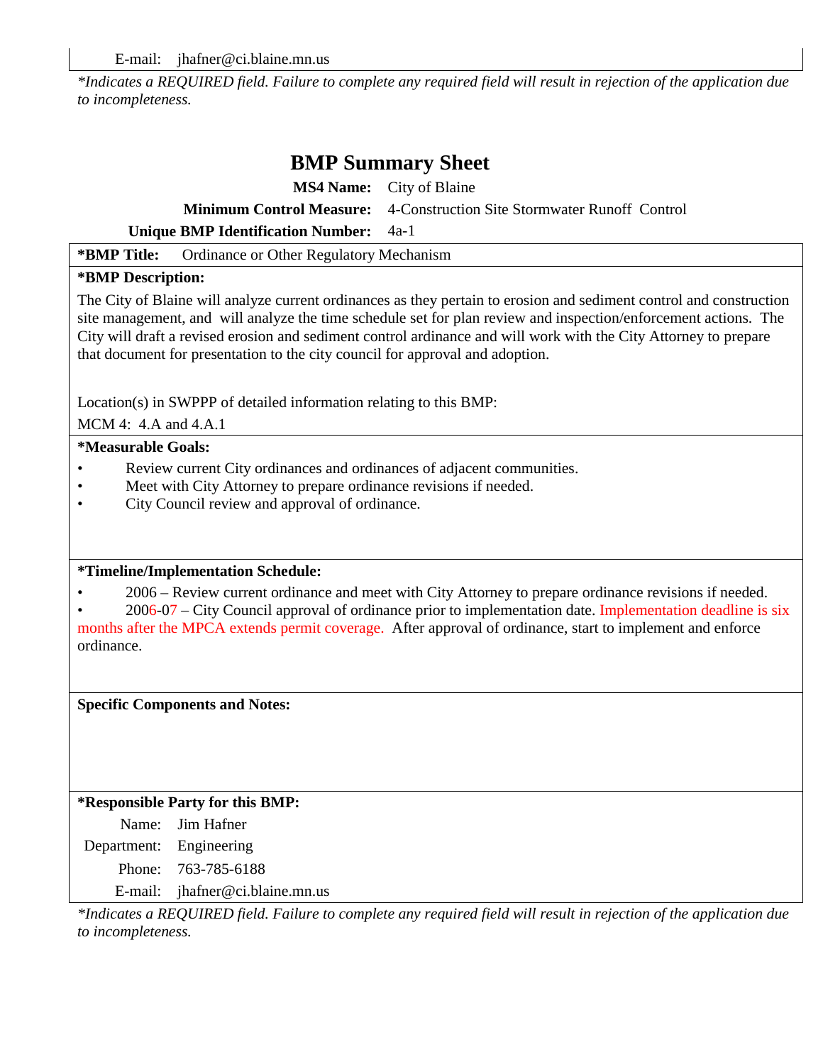E-mail: jhafner@ci.blaine.mn.us

*Indicates a REQUIRED field. Failure to complete any required field will result in rejection of the application due to incompleteness.*

# BMP Summary Sheet

**MS4 Name:** City of Blaine

**Minimum Control Measure:** 4-Construction Site Stormwater Runoff Control

**Unique BMP Identification Number:** 4a-1

**\*BMP Title:** Ordinance or Other Regulatory Mechanism

**\*BMP Description:**

The City of Blaine will analyze current ordinances as they pertain to erosion and sediment control and construction site management, and will analyze the time schedule set for plan review and inspection/enforcement actions. The City will draft a revised erosion and sediment control ardinance and will work with the City Attorney to prepare that document for presentation to the city council for approval and adoption.

Location(s) in SWPPP of detailed information relating to this BMP:

MCM 4: 4.A and 4.A.1

**\*Measurable Goals:**

- Review current City ordinances and ordinances of adjacent communities.
- Meet with City Attorney to prepare ordinance revisions if needed.
- City Council review and approval of ordinance.

**\*Timeline/Implementation Schedule:**

- 2006 – Review current ordinance and meet with City Attorney to prepare ordinance revisions if needed.
- 2006-07 – City Council approval of ordinance prior to implementation date. Implementation deadline is six months after the MPCA extends permit coverage. After approval of ordinance, start to implement and enforce ordinance.

**Specific Components and Notes:**

**\*Responsible Party for this BMP:**

Name: Jim Hafner

Department: Engineering

Phone: 763-785-6188

E-mail: jhafner@ci.blaine.mn.us

*Indicates a REQUIRED field. Failure to complete any required field will result in rejection of the application due to incompleteness.*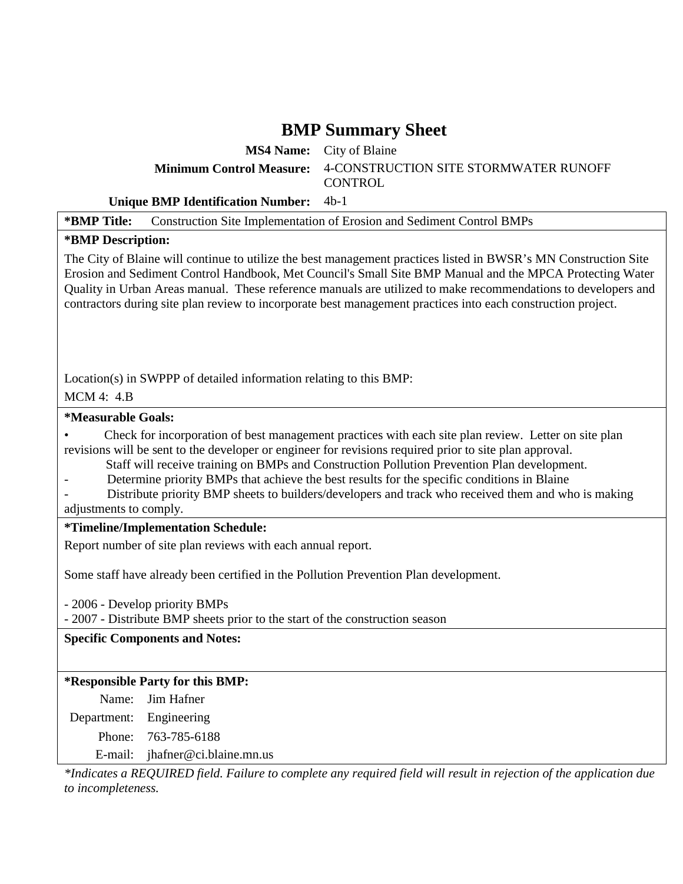# BMP Summary Sheet

**MS4 Name:** City of Blaine

**Minimum Control Measure:** 4-CONSTRUCTION SITE STORMWATER RUNOFF CONTROL

**Unique BMP Identification Number:** 4b-1

**\*BMP Title:** Construction Site Implementation of Erosion and Sediment Control BMPs

**\*BMP Description:**

The City of Blaine will continue to utilize the best management practices listed in BWSR's MN Construction Site Erosion and Sediment Control Handbook, Met Council's Small Site BMP Manual and the MPCA Protecting Water Quality in Urban Areas manual. These reference manuals are utilized to make recommendations to developers and contractors during site plan review to incorporate best management practices into each construction project.

Location(s) in SWPPP of detailed information relating to this BMP:

MCM 4: 4.B

**\*Measurable Goals:**

• Check for incorporation of best management practices with each site plan review. Letter on site plan revisions will be sent to the developer or engineer for revisions required prior to site plan approval.

Staff will receive training on BMPs and Construction Pollution Prevention Plan development.

- Determine priority BMPs that achieve the best results for the specific conditions in Blaine
- Distribute priority BMP sheets to builders/developers and track who received them and who is making adjustments to comply.

**\*Timeline/Implementation Schedule:**

Report number of site plan reviews with each annual report.

Some staff have already been certified in the Pollution Prevention Plan development.

- 2006 - Develop priority BMPs
- 2007 - Distribute BMP sheets prior to the start of the construction season

**Specific Components and Notes:**

**\*Responsible Party for this BMP:**

Name: Jim Hafner

Department: Engineering

Phone: 763-785-6188

E-mail: jhafner@ci.blaine.mn.us

*\*Indicates a REQUIRED field. Failure to complete any required field will result in rejection of the application due to incompleteness.*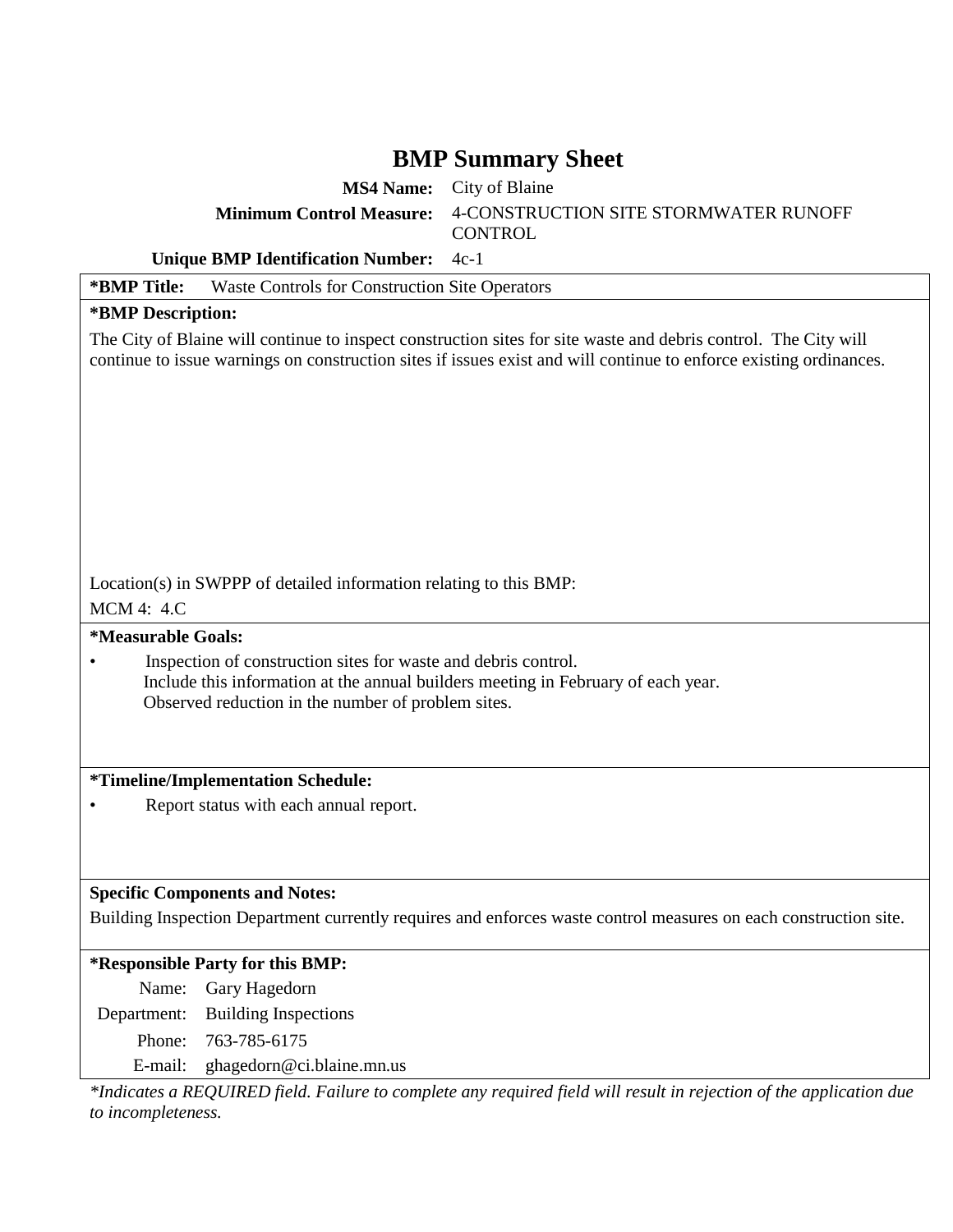# BMP Summary Sheet

**MS4 Name:** City of Blaine

**Minimum Control Measure:** 4-CONSTRUCTION SITE STORMWATER RUNOFF CONTROL

**Unique BMP Identification Number:** 4c-1

**\*BMP Title:** Waste Controls for Construction Site Operators

**\*BMP Description:**

The City of Blaine will continue to inspect construction sites for site waste and debris control. The City will continue to issue warnings on construction sites if issues exist and will continue to enforce existing ordinances.

Location(s) in SWPPP of detailed information relating to this BMP:

MCM 4: 4.C

**\*Measurable Goals:**

- Inspection of construction sites for waste and debris control.
  Include this information at the annual builders meeting in February of each year.
  Observed reduction in the number of problem sites.

**\*Timeline/Implementation Schedule:**

- Report status with each annual report.

**Specific Components and Notes:**

Building Inspection Department currently requires and enforces waste control measures on each construction site.

**\*Responsible Party for this BMP:**

Name: Gary Hagedorn

Department: Building Inspections

Phone: 763-785-6175

E-mail: ghagedorn@ci.blaine.mn.us

*\*Indicates a REQUIRED field. Failure to complete any required field will result in rejection of the application due to incompleteness.*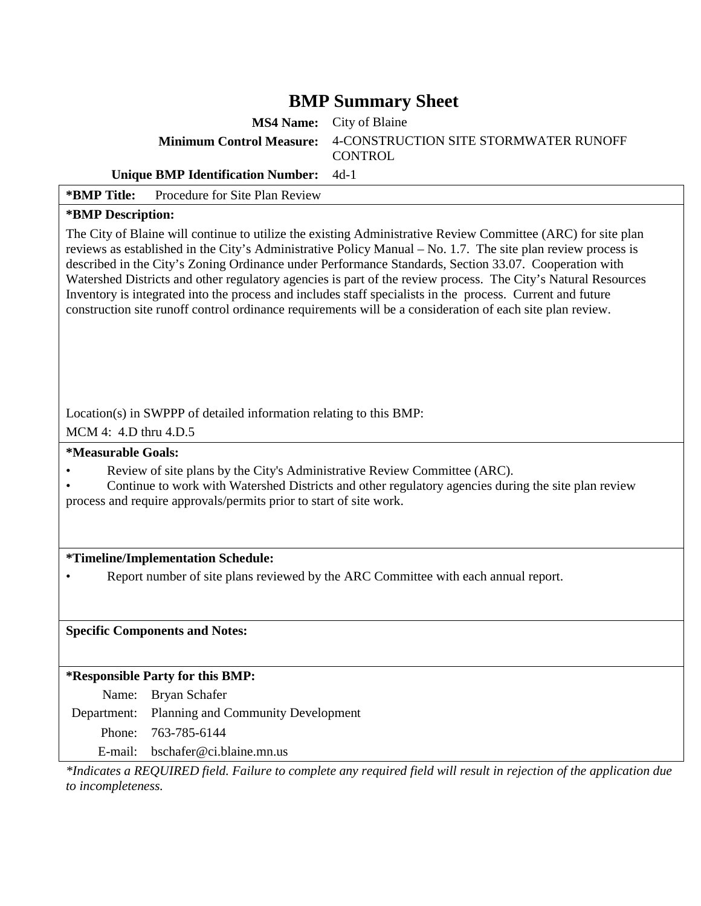# BMP Summary Sheet

**MS4 Name:** City of Blaine

**Minimum Control Measure:** 4-CONSTRUCTION SITE STORMWATER RUNOFF CONTROL

**Unique BMP Identification Number:** 4d-1

**\*BMP Title:** Procedure for Site Plan Review

**\*BMP Description:**

The City of Blaine will continue to utilize the existing Administrative Review Committee (ARC) for site plan reviews as established in the City's Administrative Policy Manual – No. 1.7. The site plan review process is described in the City's Zoning Ordinance under Performance Standards, Section 33.07. Cooperation with Watershed Districts and other regulatory agencies is part of the review process. The City's Natural Resources Inventory is integrated into the process and includes staff specialists in the process. Current and future construction site runoff control ordinance requirements will be a consideration of each site plan review.

Location(s) in SWPPP of detailed information relating to this BMP:

MCM 4: 4.D thru 4.D.5

**\*Measurable Goals:**

- Review of site plans by the City's Administrative Review Committee (ARC).
- Continue to work with Watershed Districts and other regulatory agencies during the site plan review process and require approvals/permits prior to start of site work.

**\*Timeline/Implementation Schedule:**

- Report number of site plans reviewed by the ARC Committee with each annual report.

**Specific Components and Notes:**

**\*Responsible Party for this BMP:**

Name: Bryan Schafer

Department: Planning and Community Development

Phone: 763-785-6144

E-mail: bschafer@ci.blaine.mn.us

*\*Indicates a REQUIRED field. Failure to complete any required field will result in rejection of the application due to incompleteness.*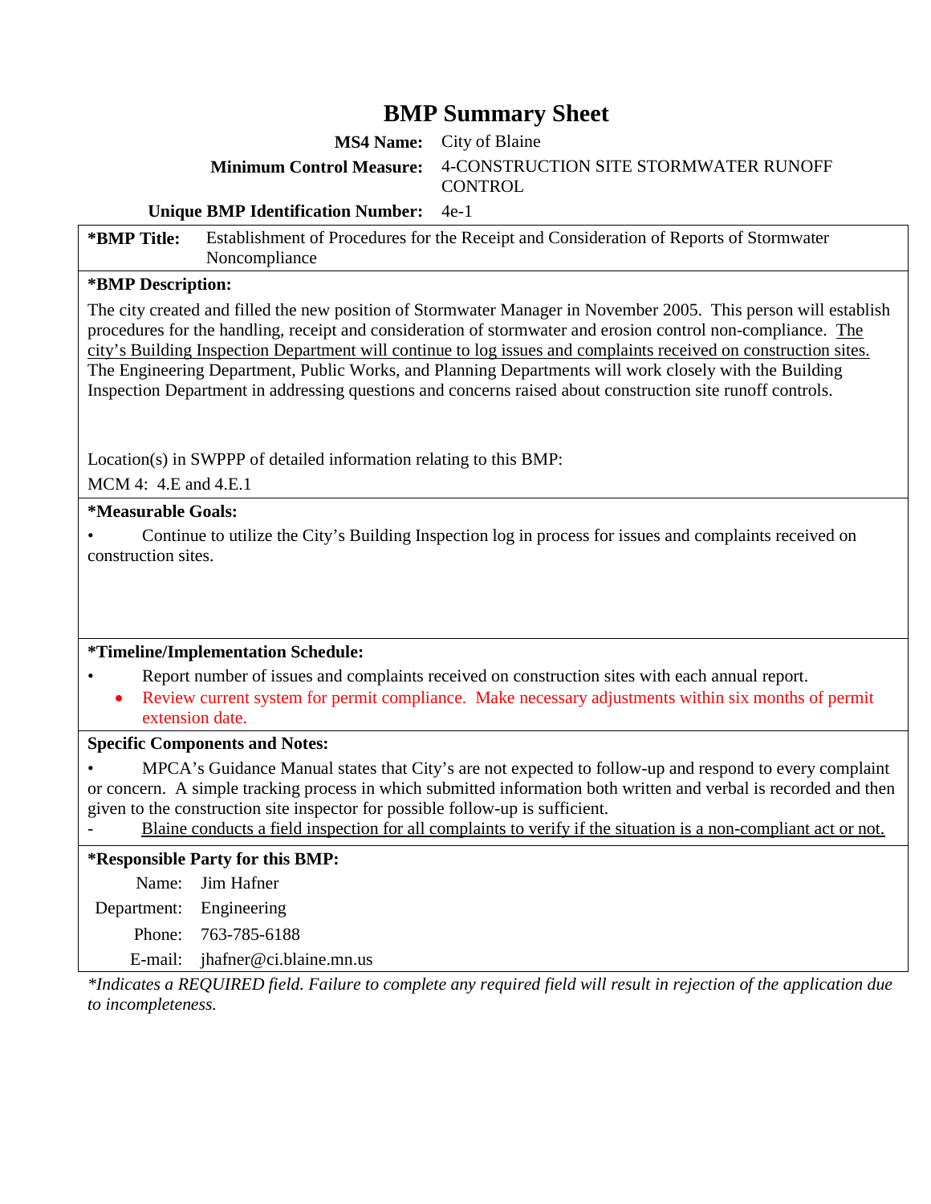# BMP Summary Sheet

**MS4 Name:** City of Blaine

**Minimum Control Measure:** 4-CONSTRUCTION SITE STORMWATER RUNOFF CONTROL

**Unique BMP Identification Number:** 4e-1

**\*BMP Title:** Establishment of Procedures for the Receipt and Consideration of Reports of Stormwater Noncompliance

**\*BMP Description:**

The city created and filled the new position of Stormwater Manager in November 2005. This person will establish procedures for the handling, receipt and consideration of stormwater and erosion control non-compliance. <u>The city's Building Inspection Department will continue to log issues and complaints received on construction sites.</u> The Engineering Department, Public Works, and Planning Departments will work closely with the Building Inspection Department in addressing questions and concerns raised about construction site runoff controls.

Location(s) in SWPPP of detailed information relating to this BMP:

MCM 4: 4.E and 4.E.1

**\*Measurable Goals:**

- Continue to utilize the City's Building Inspection log in process for issues and complaints received on construction sites.

**\*Timeline/Implementation Schedule:**

- Report number of issues and complaints received on construction sites with each annual report.
- Review current system for permit compliance. Make necessary adjustments within six months of permit extension date.

**Specific Components and Notes:**

- MPCA's Guidance Manual states that City's are not expected to follow-up and respond to every complaint or concern. A simple tracking process in which submitted information both written and verbal is recorded and then given to the construction site inspector for possible follow-up is sufficient.
- <u>Blaine conducts a field inspection for all complaints to verify if the situation is a non-compliant act or not.</u>

**\*Responsible Party for this BMP:**

Name: Jim Hafner

Department: Engineering

Phone: 763-785-6188

E-mail: jhafner@ci.blaine.mn.us

*\*Indicates a REQUIRED field. Failure to complete any required field will result in rejection of the application due to incompleteness.*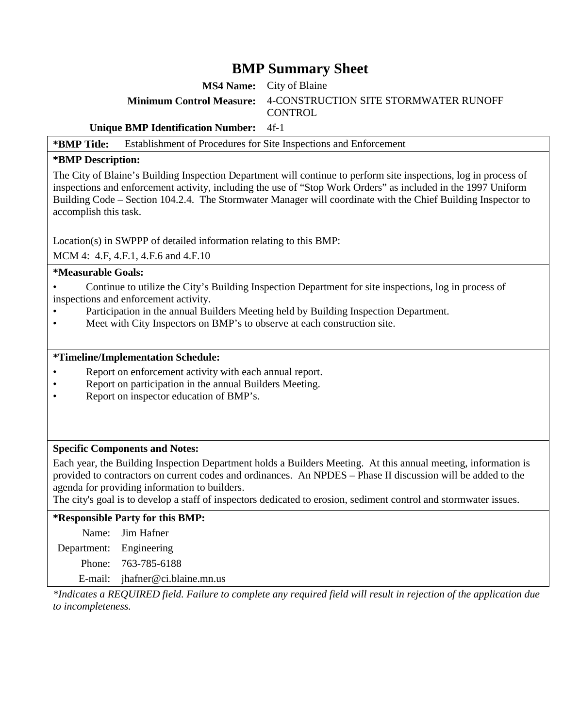# BMP Summary Sheet

**MS4 Name:** City of Blaine

**Minimum Control Measure:** 4-CONSTRUCTION SITE STORMWATER RUNOFF CONTROL

**Unique BMP Identification Number:** 4f-1

**\*BMP Title:** Establishment of Procedures for Site Inspections and Enforcement

**\*BMP Description:**

The City of Blaine's Building Inspection Department will continue to perform site inspections, log in process of inspections and enforcement activity, including the use of "Stop Work Orders" as included in the 1997 Uniform Building Code – Section 104.2.4. The Stormwater Manager will coordinate with the Chief Building Inspector to accomplish this task.

Location(s) in SWPPP of detailed information relating to this BMP:

MCM 4: 4.F, 4.F.1, 4.F.6 and 4.F.10

**\*Measurable Goals:**

- Continue to utilize the City's Building Inspection Department for site inspections, log in process of inspections and enforcement activity.
- Participation in the annual Builders Meeting held by Building Inspection Department.
- Meet with City Inspectors on BMP's to observe at each construction site.

**\*Timeline/Implementation Schedule:**

- Report on enforcement activity with each annual report.
- Report on participation in the annual Builders Meeting.
- Report on inspector education of BMP's.

**Specific Components and Notes:**

Each year, the Building Inspection Department holds a Builders Meeting. At this annual meeting, information is provided to contractors on current codes and ordinances. An NPDES – Phase II discussion will be added to the agenda for providing information to builders.

The city's goal is to develop a staff of inspectors dedicated to erosion, sediment control and stormwater issues.

**\*Responsible Party for this BMP:**

Name: Jim Hafner

Department: Engineering

Phone: 763-785-6188

E-mail: jhafner@ci.blaine.mn.us

*\*Indicates a REQUIRED field. Failure to complete any required field will result in rejection of the application due to incompleteness.*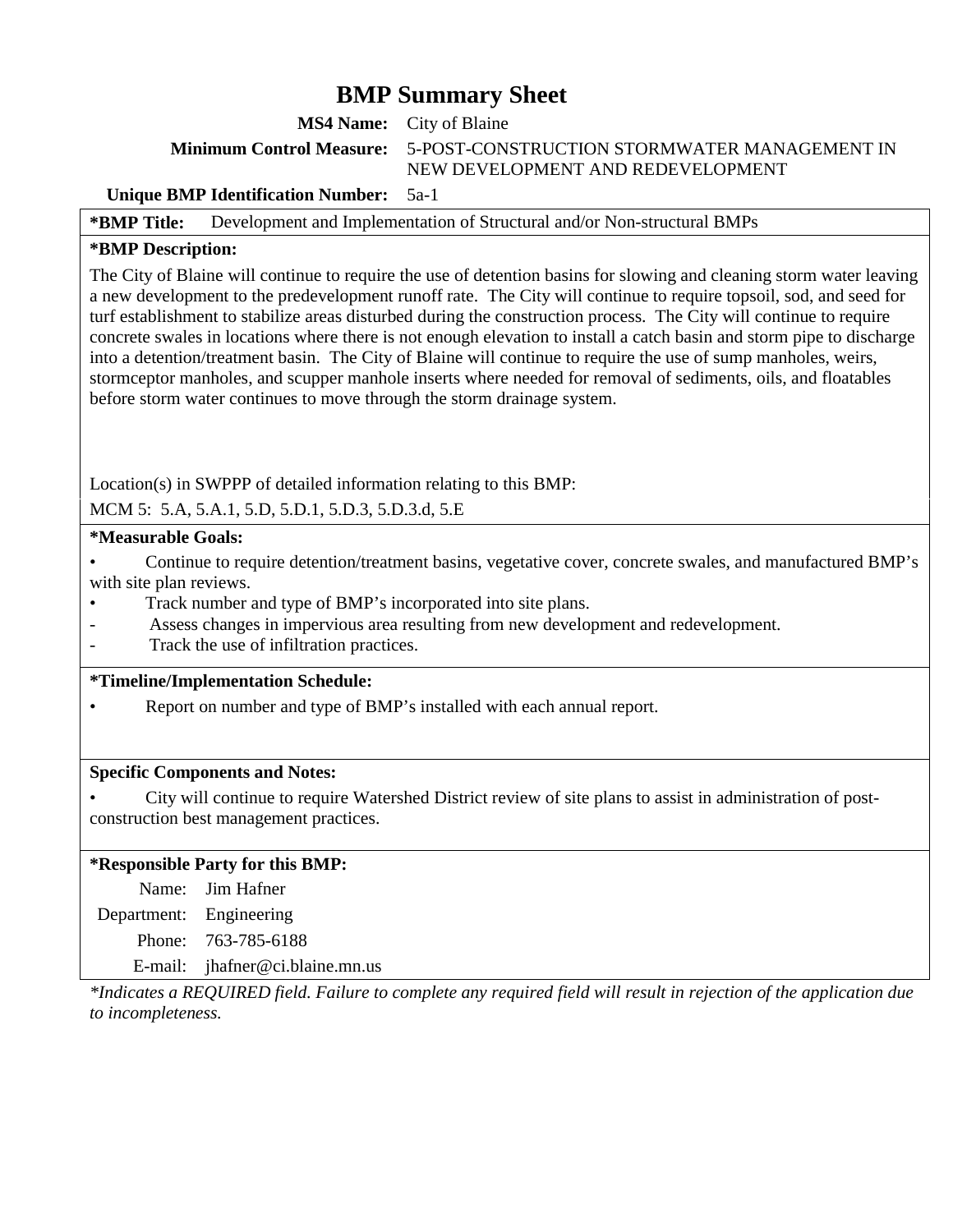# BMP Summary Sheet

**MS4 Name:** City of Blaine

**Minimum Control Measure:** 5-POST-CONSTRUCTION STORMWATER MANAGEMENT IN NEW DEVELOPMENT AND REDEVELOPMENT

**Unique BMP Identification Number:** 5a-1

**\*BMP Title:** Development and Implementation of Structural and/or Non-structural BMPs

**\*BMP Description:**

The City of Blaine will continue to require the use of detention basins for slowing and cleaning storm water leaving a new development to the predevelopment runoff rate. The City will continue to require topsoil, sod, and seed for turf establishment to stabilize areas disturbed during the construction process. The City will continue to require concrete swales in locations where there is not enough elevation to install a catch basin and storm pipe to discharge into a detention/treatment basin. The City of Blaine will continue to require the use of sump manholes, weirs, stormceptor manholes, and scupper manhole inserts where needed for removal of sediments, oils, and floatables before storm water continues to move through the storm drainage system.

Location(s) in SWPPP of detailed information relating to this BMP:

MCM 5: 5.A, 5.A.1, 5.D, 5.D.1, 5.D.3, 5.D.3.d, 5.E

**\*Measurable Goals:**

- Continue to require detention/treatment basins, vegetative cover, concrete swales, and manufactured BMP's with site plan reviews.
- Track number and type of BMP's incorporated into site plans.
- Assess changes in impervious area resulting from new development and redevelopment.
- Track the use of infiltration practices.

**\*Timeline/Implementation Schedule:**

- Report on number and type of BMP's installed with each annual report.

**Specific Components and Notes:**

- City will continue to require Watershed District review of site plans to assist in administration of post-construction best management practices.

**\*Responsible Party for this BMP:**

Name: Jim Hafner
Department: Engineering
Phone: 763-785-6188
E-mail: jhafner@ci.blaine.mn.us

*\*Indicates a REQUIRED field. Failure to complete any required field will result in rejection of the application due to incompleteness.*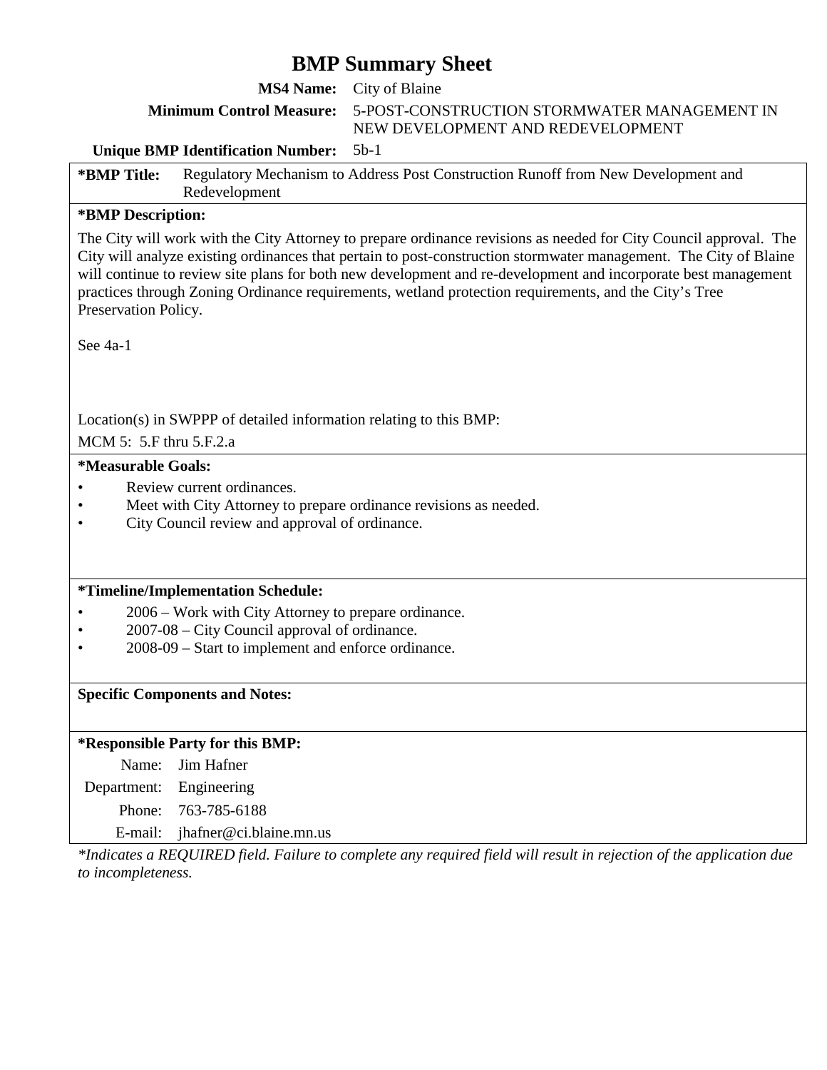# BMP Summary Sheet

**MS4 Name:** City of Blaine

**Minimum Control Measure:** 5-POST-CONSTRUCTION STORMWATER MANAGEMENT IN NEW DEVELOPMENT AND REDEVELOPMENT

**Unique BMP Identification Number:** 5b-1

**\*BMP Title:** Regulatory Mechanism to Address Post Construction Runoff from New Development and Redevelopment

**\*BMP Description:**

The City will work with the City Attorney to prepare ordinance revisions as needed for City Council approval. The City will analyze existing ordinances that pertain to post-construction stormwater management. The City of Blaine will continue to review site plans for both new development and re-development and incorporate best management practices through Zoning Ordinance requirements, wetland protection requirements, and the City's Tree Preservation Policy.

See 4a-1

Location(s) in SWPPP of detailed information relating to this BMP:

MCM 5: 5.F thru 5.F.2.a

**\*Measurable Goals:**

- Review current ordinances.
- Meet with City Attorney to prepare ordinance revisions as needed.
- City Council review and approval of ordinance.

**\*Timeline/Implementation Schedule:**

- 2006 – Work with City Attorney to prepare ordinance.
- 2007-08 – City Council approval of ordinance.
- 2008-09 – Start to implement and enforce ordinance.

**Specific Components and Notes:**

**\*Responsible Party for this BMP:**

Name: Jim Hafner

Department: Engineering

Phone: 763-785-6188

E-mail: jhafner@ci.blaine.mn.us

*\*Indicates a REQUIRED field. Failure to complete any required field will result in rejection of the application due to incompleteness.*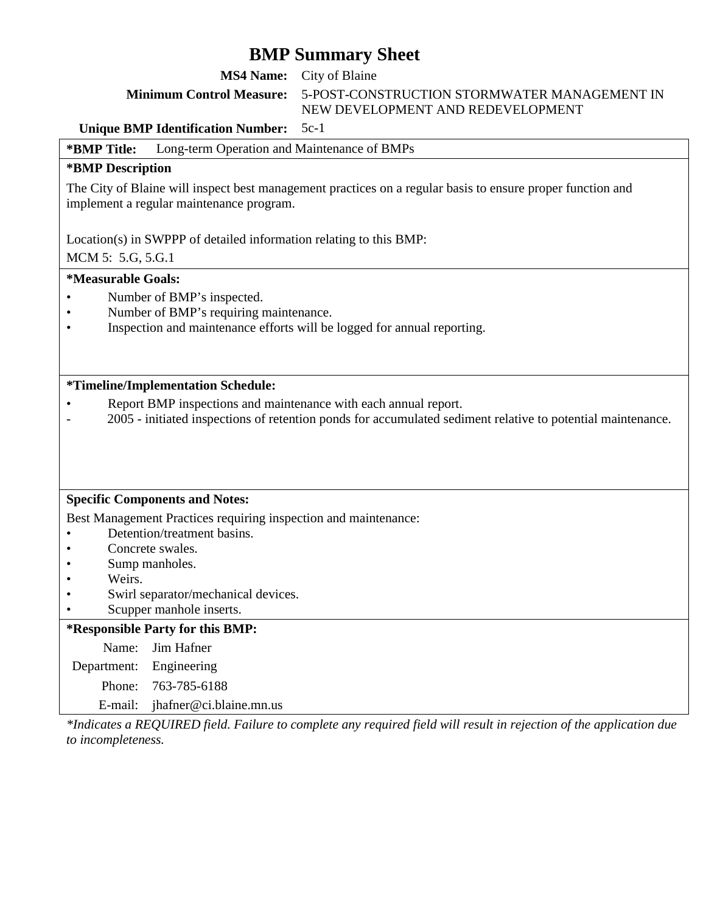# BMP Summary Sheet

**MS4 Name:** City of Blaine

**Minimum Control Measure:** 5-POST-CONSTRUCTION STORMWATER MANAGEMENT IN NEW DEVELOPMENT AND REDEVELOPMENT

**Unique BMP Identification Number:** 5c-1

**\*BMP Title:** Long-term Operation and Maintenance of BMPs

**\*BMP Description**

The City of Blaine will inspect best management practices on a regular basis to ensure proper function and implement a regular maintenance program.

Location(s) in SWPPP of detailed information relating to this BMP:

MCM 5: 5.G, 5.G.1

**\*Measurable Goals:**

- Number of BMP's inspected.
- Number of BMP's requiring maintenance.
- Inspection and maintenance efforts will be logged for annual reporting.

**\*Timeline/Implementation Schedule:**

- Report BMP inspections and maintenance with each annual report.
- 2005 - initiated inspections of retention ponds for accumulated sediment relative to potential maintenance.

**Specific Components and Notes:**

Best Management Practices requiring inspection and maintenance:

- Detention/treatment basins.
- Concrete swales.
- Sump manholes.
- Weirs.
- Swirl separator/mechanical devices.
- Scupper manhole inserts.

**\*Responsible Party for this BMP:**

Name: Jim Hafner

Department: Engineering

Phone: 763-785-6188

E-mail: jhafner@ci.blaine.mn.us

*\*Indicates a REQUIRED field. Failure to complete any required field will result in rejection of the application due to incompleteness.*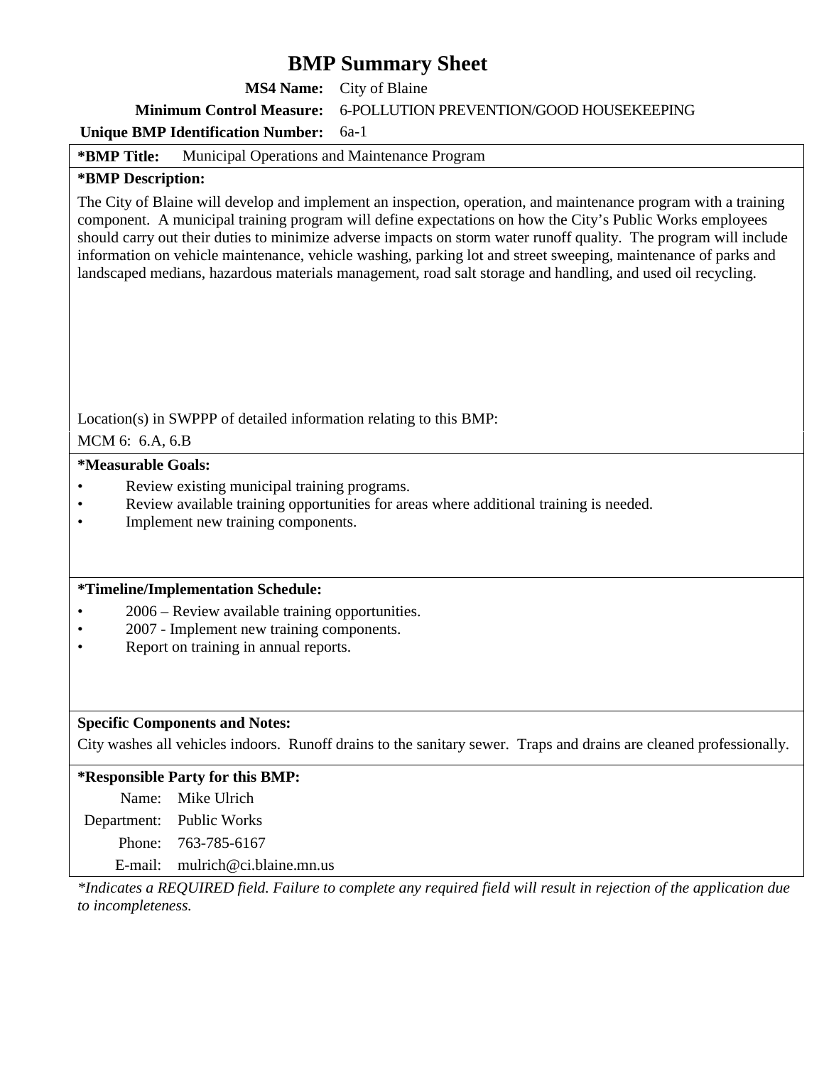# BMP Summary Sheet

**MS4 Name:** City of Blaine

**Minimum Control Measure:** 6-POLLUTION PREVENTION/GOOD HOUSEKEEPING

**Unique BMP Identification Number:** 6a-1

**\*BMP Title:** Municipal Operations and Maintenance Program

**\*BMP Description:**

The City of Blaine will develop and implement an inspection, operation, and maintenance program with a training component. A municipal training program will define expectations on how the City's Public Works employees should carry out their duties to minimize adverse impacts on storm water runoff quality. The program will include information on vehicle maintenance, vehicle washing, parking lot and street sweeping, maintenance of parks and landscaped medians, hazardous materials management, road salt storage and handling, and used oil recycling.

Location(s) in SWPPP of detailed information relating to this BMP:

MCM 6: 6.A, 6.B

**\*Measurable Goals:**

- Review existing municipal training programs.
- Review available training opportunities for areas where additional training is needed.
- Implement new training components.

**\*Timeline/Implementation Schedule:**

- 2006 – Review available training opportunities.
- 2007 - Implement new training components.
- Report on training in annual reports.

**Specific Components and Notes:**

City washes all vehicles indoors. Runoff drains to the sanitary sewer. Traps and drains are cleaned professionally.

**\*Responsible Party for this BMP:**

Name: Mike Ulrich

Department: Public Works

Phone: 763-785-6167

E-mail: mulrich@ci.blaine.mn.us

*\*Indicates a REQUIRED field. Failure to complete any required field will result in rejection of the application due to incompleteness.*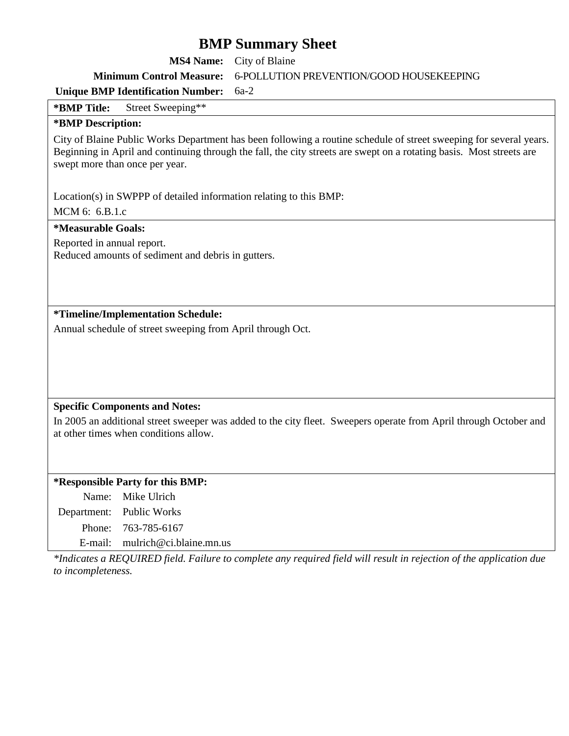# BMP Summary Sheet

**MS4 Name:** City of Blaine

**Minimum Control Measure:** 6-POLLUTION PREVENTION/GOOD HOUSEKEEPING

**Unique BMP Identification Number:** 6a-2

**\*BMP Title:** Street Sweeping**

**\*BMP Description:**

City of Blaine Public Works Department has been following a routine schedule of street sweeping for several years. Beginning in April and continuing through the fall, the city streets are swept on a rotating basis. Most streets are swept more than once per year.

Location(s) in SWPPP of detailed information relating to this BMP:

MCM 6: 6.B.1.c

**\*Measurable Goals:**

Reported in annual report.
Reduced amounts of sediment and debris in gutters.

**\*Timeline/Implementation Schedule:**

Annual schedule of street sweeping from April through Oct.

**Specific Components and Notes:**

In 2005 an additional street sweeper was added to the city fleet. Sweepers operate from April through October and at other times when conditions allow.

**\*Responsible Party for this BMP:**

Name: Mike Ulrich
Department: Public Works
Phone: 763-785-6167
E-mail: mulrich@ci.blaine.mn.us

*\*Indicates a REQUIRED field. Failure to complete any required field will result in rejection of the application due to incompleteness.*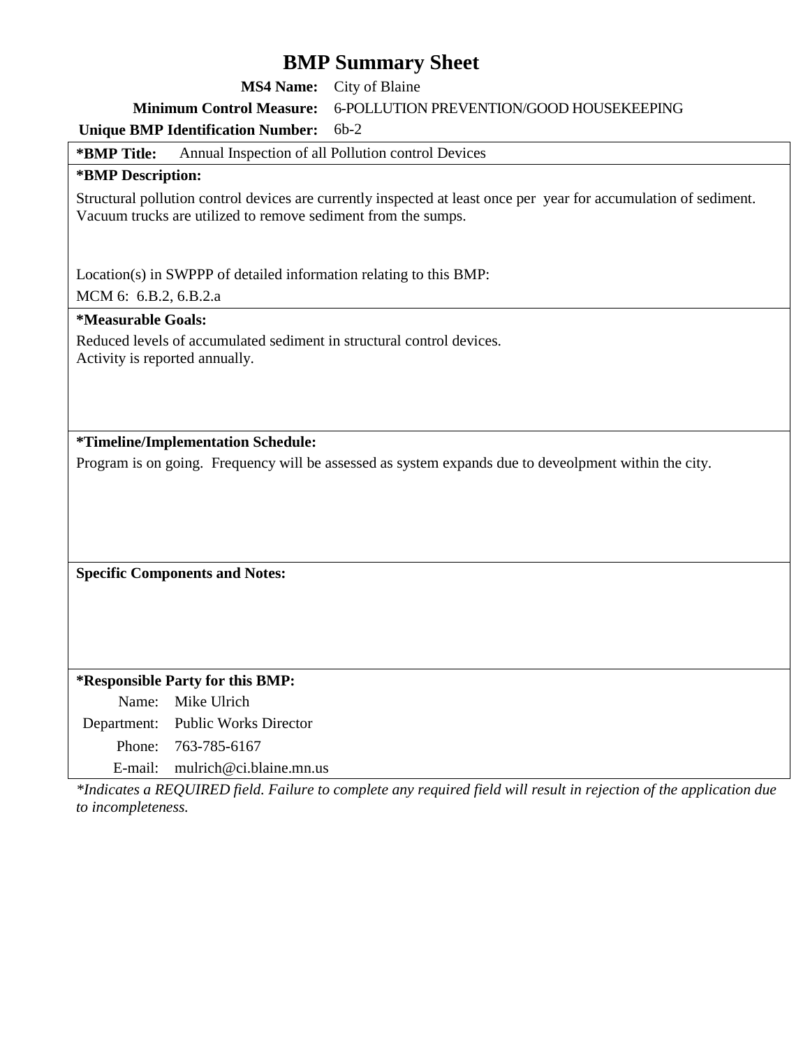# BMP Summary Sheet

**MS4 Name:** City of Blaine

**Minimum Control Measure:** 6-POLLUTION PREVENTION/GOOD HOUSEKEEPING

**Unique BMP Identification Number:** 6b-2

**\*BMP Title:** Annual Inspection of all Pollution control Devices

**\*BMP Description:**

Structural pollution control devices are currently inspected at least once per year for accumulation of sediment. Vacuum trucks are utilized to remove sediment from the sumps.

Location(s) in SWPPP of detailed information relating to this BMP:

MCM 6: 6.B.2, 6.B.2.a

**\*Measurable Goals:**

Reduced levels of accumulated sediment in structural control devices.
Activity is reported annually.

**\*Timeline/Implementation Schedule:**

Program is on going. Frequency will be assessed as system expands due to deveolpment within the city.

**Specific Components and Notes:**

**\*Responsible Party for this BMP:**

Name: Mike Ulrich

Department: Public Works Director

Phone: 763-785-6167

E-mail: mulrich@ci.blaine.mn.us

*\*Indicates a REQUIRED field. Failure to complete any required field will result in rejection of the application due to incompleteness.*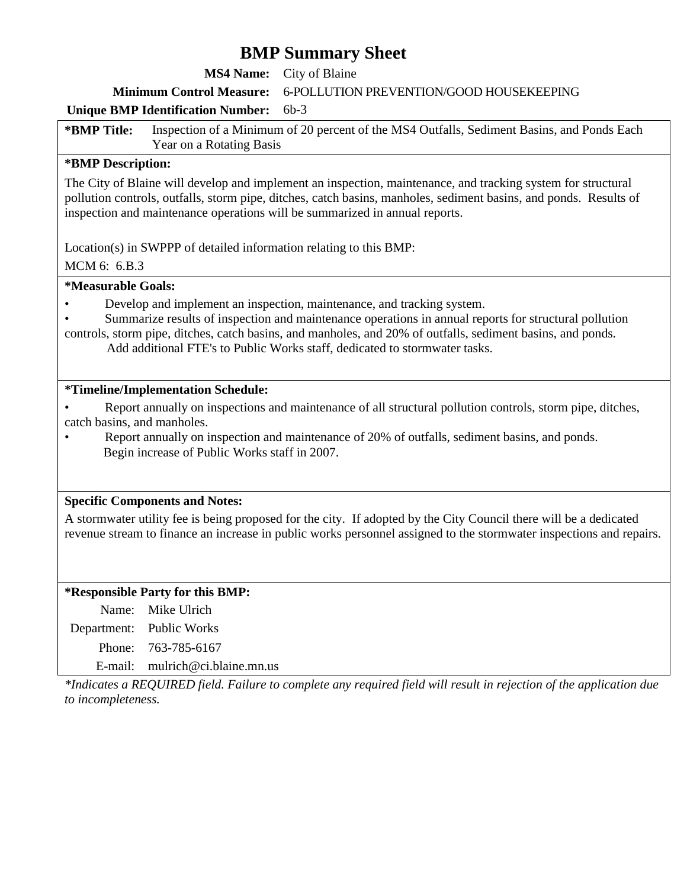# BMP Summary Sheet

**MS4 Name:** City of Blaine

**Minimum Control Measure:** 6-POLLUTION PREVENTION/GOOD HOUSEKEEPING

**Unique BMP Identification Number:** 6b-3

**\*BMP Title:** Inspection of a Minimum of 20 percent of the MS4 Outfalls, Sediment Basins, and Ponds Each Year on a Rotating Basis

**\*BMP Description:**

The City of Blaine will develop and implement an inspection, maintenance, and tracking system for structural pollution controls, outfalls, storm pipe, ditches, catch basins, manholes, sediment basins, and ponds. Results of inspection and maintenance operations will be summarized in annual reports.

Location(s) in SWPPP of detailed information relating to this BMP:

MCM 6: 6.B.3

**\*Measurable Goals:**

- Develop and implement an inspection, maintenance, and tracking system.
- Summarize results of inspection and maintenance operations in annual reports for structural pollution controls, storm pipe, ditches, catch basins, and manholes, and 20% of outfalls, sediment basins, and ponds.

  Add additional FTE's to Public Works staff, dedicated to stormwater tasks.

**\*Timeline/Implementation Schedule:**

- Report annually on inspections and maintenance of all structural pollution controls, storm pipe, ditches, catch basins, and manholes.
- Report annually on inspection and maintenance of 20% of outfalls, sediment basins, and ponds.

  Begin increase of Public Works staff in 2007.

**Specific Components and Notes:**

A stormwater utility fee is being proposed for the city. If adopted by the City Council there will be a dedicated revenue stream to finance an increase in public works personnel assigned to the stormwater inspections and repairs.

**\*Responsible Party for this BMP:**

Name: Mike Ulrich

Department: Public Works

Phone: 763-785-6167

E-mail: mulrich@ci.blaine.mn.us

*\*Indicates a REQUIRED field. Failure to complete any required field will result in rejection of the application due to incompleteness.*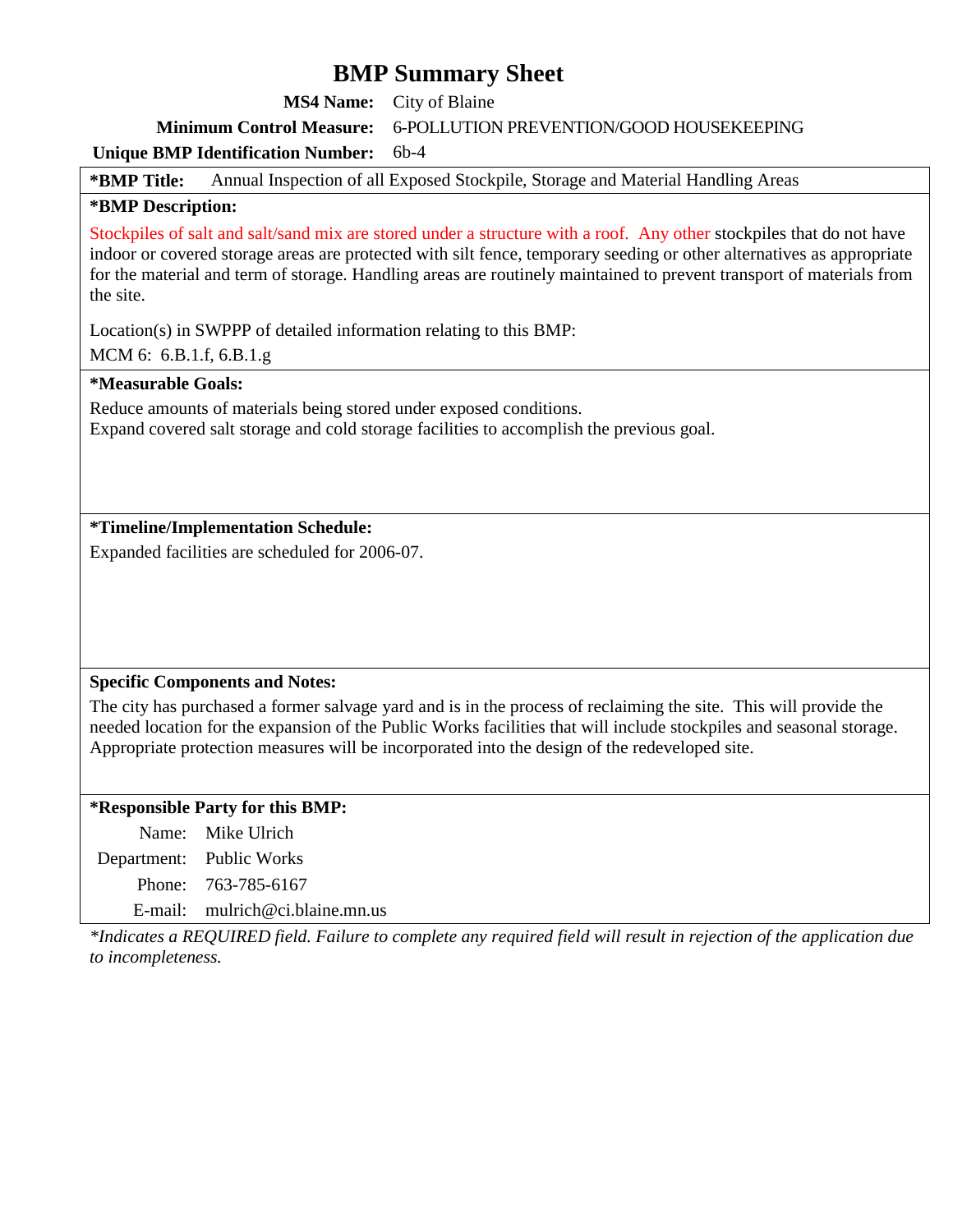# BMP Summary Sheet

**MS4 Name:** City of Blaine

**Minimum Control Measure:** 6-POLLUTION PREVENTION/GOOD HOUSEKEEPING

**Unique BMP Identification Number:** 6b-4

**\*BMP Title:** Annual Inspection of all Exposed Stockpile, Storage and Material Handling Areas

**\*BMP Description:**

Stockpiles of salt and salt/sand mix are stored under a structure with a roof. Any other stockpiles that do not have indoor or covered storage areas are protected with silt fence, temporary seeding or other alternatives as appropriate for the material and term of storage. Handling areas are routinely maintained to prevent transport of materials from the site.

Location(s) in SWPPP of detailed information relating to this BMP:

MCM 6: 6.B.1.f, 6.B.1.g

**\*Measurable Goals:**

Reduce amounts of materials being stored under exposed conditions.
Expand covered salt storage and cold storage facilities to accomplish the previous goal.

**\*Timeline/Implementation Schedule:**

Expanded facilities are scheduled for 2006-07.

**Specific Components and Notes:**

The city has purchased a former salvage yard and is in the process of reclaiming the site. This will provide the needed location for the expansion of the Public Works facilities that will include stockpiles and seasonal storage. Appropriate protection measures will be incorporated into the design of the redeveloped site.

**\*Responsible Party for this BMP:**

Name: Mike Ulrich
Department: Public Works
Phone: 763-785-6167
E-mail: mulrich@ci.blaine.mn.us

*\*Indicates a REQUIRED field. Failure to complete any required field will result in rejection of the application due to incompleteness.*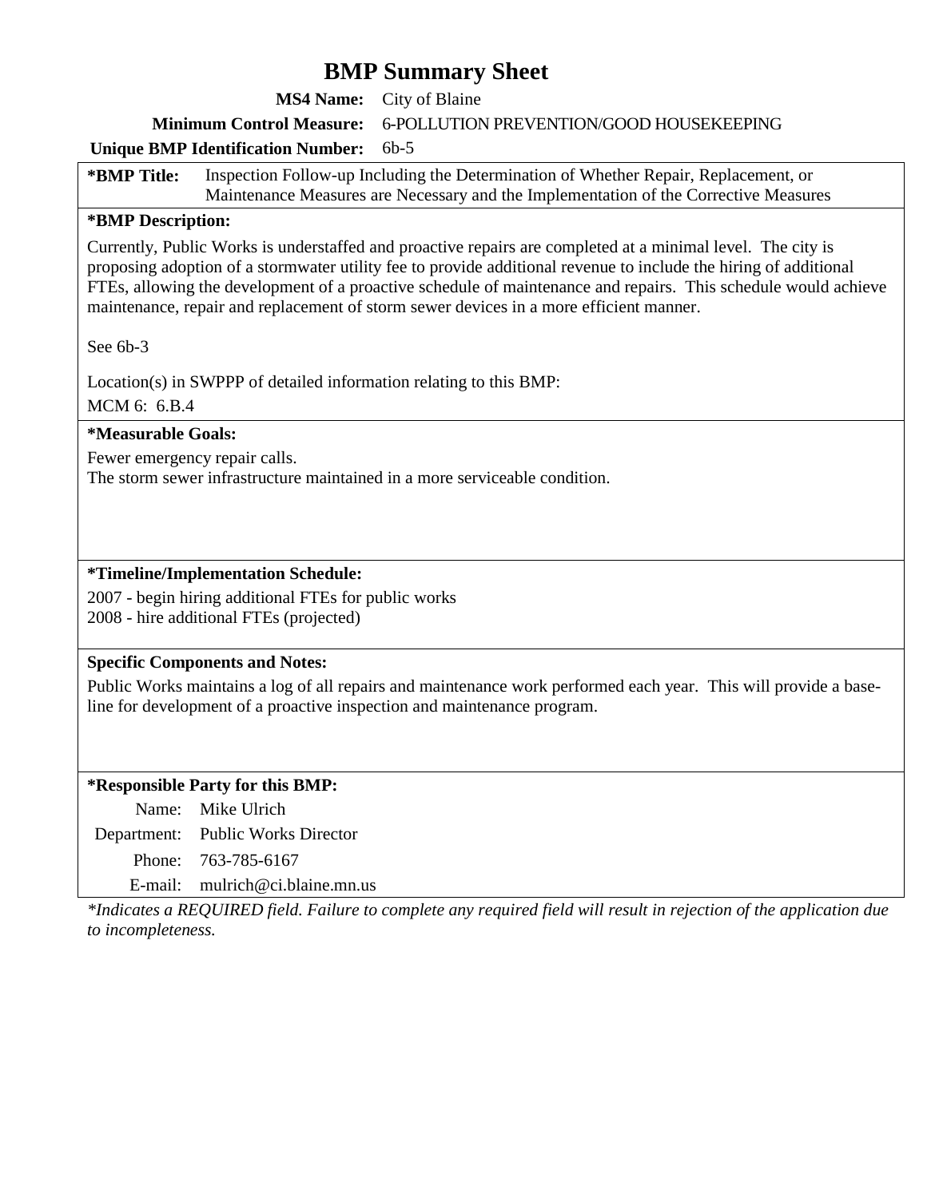# BMP Summary Sheet

**MS4 Name:** City of Blaine

**Minimum Control Measure:** 6-POLLUTION PREVENTION/GOOD HOUSEKEEPING

**Unique BMP Identification Number:** 6b-5

**\*BMP Title:** Inspection Follow-up Including the Determination of Whether Repair, Replacement, or Maintenance Measures are Necessary and the Implementation of the Corrective Measures

**\*BMP Description:**

Currently, Public Works is understaffed and proactive repairs are completed at a minimal level. The city is proposing adoption of a stormwater utility fee to provide additional revenue to include the hiring of additional FTEs, allowing the development of a proactive schedule of maintenance and repairs. This schedule would achieve maintenance, repair and replacement of storm sewer devices in a more efficient manner.

See 6b-3

Location(s) in SWPPP of detailed information relating to this BMP:
MCM 6: 6.B.4

**\*Measurable Goals:**

Fewer emergency repair calls.
The storm sewer infrastructure maintained in a more serviceable condition.

**\*Timeline/Implementation Schedule:**

2007 - begin hiring additional FTEs for public works
2008 - hire additional FTEs (projected)

**Specific Components and Notes:**

Public Works maintains a log of all repairs and maintenance work performed each year. This will provide a base-line for development of a proactive inspection and maintenance program.

**\*Responsible Party for this BMP:**

Name: Mike Ulrich
Department: Public Works Director
Phone: 763-785-6167
E-mail: mulrich@ci.blaine.mn.us

*\*Indicates a REQUIRED field. Failure to complete any required field will result in rejection of the application due to incompleteness.*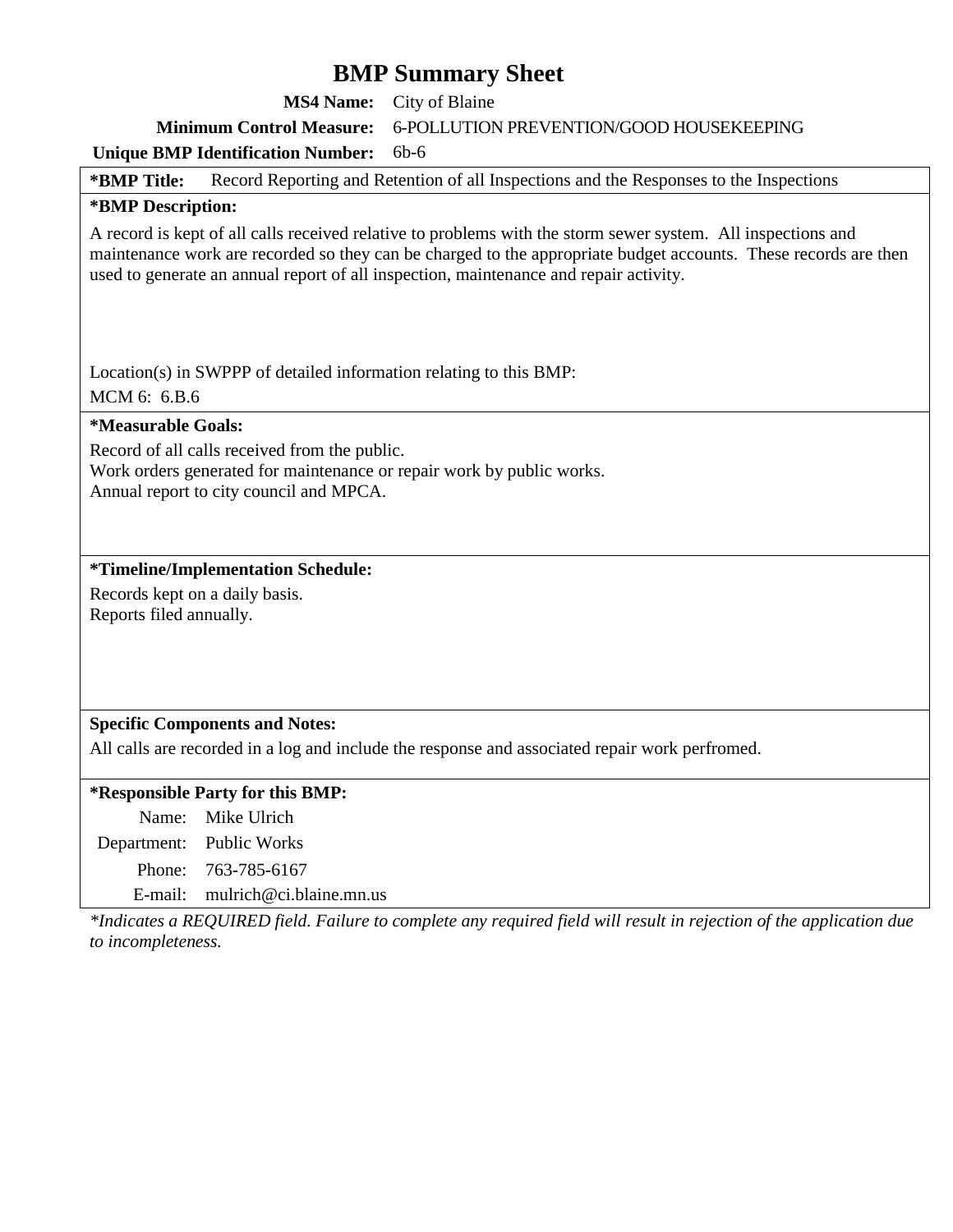# BMP Summary Sheet

**MS4 Name:** City of Blaine

**Minimum Control Measure:** 6-POLLUTION PREVENTION/GOOD HOUSEKEEPING

**Unique BMP Identification Number:** 6b-6

**\*BMP Title:** Record Reporting and Retention of all Inspections and the Responses to the Inspections

**\*BMP Description:**

A record is kept of all calls received relative to problems with the storm sewer system. All inspections and maintenance work are recorded so they can be charged to the appropriate budget accounts. These records are then used to generate an annual report of all inspection, maintenance and repair activity.

Location(s) in SWPPP of detailed information relating to this BMP:

MCM 6: 6.B.6

**\*Measurable Goals:**

Record of all calls received from the public.
Work orders generated for maintenance or repair work by public works.
Annual report to city council and MPCA.

**\*Timeline/Implementation Schedule:**

Records kept on a daily basis.
Reports filed annually.

**Specific Components and Notes:**

All calls are recorded in a log and include the response and associated repair work perfromed.

**\*Responsible Party for this BMP:**

Name: Mike Ulrich
Department: Public Works
Phone: 763-785-6167
E-mail: mulrich@ci.blaine.mn.us

*\*Indicates a REQUIRED field. Failure to complete any required field will result in rejection of the application due to incompleteness.*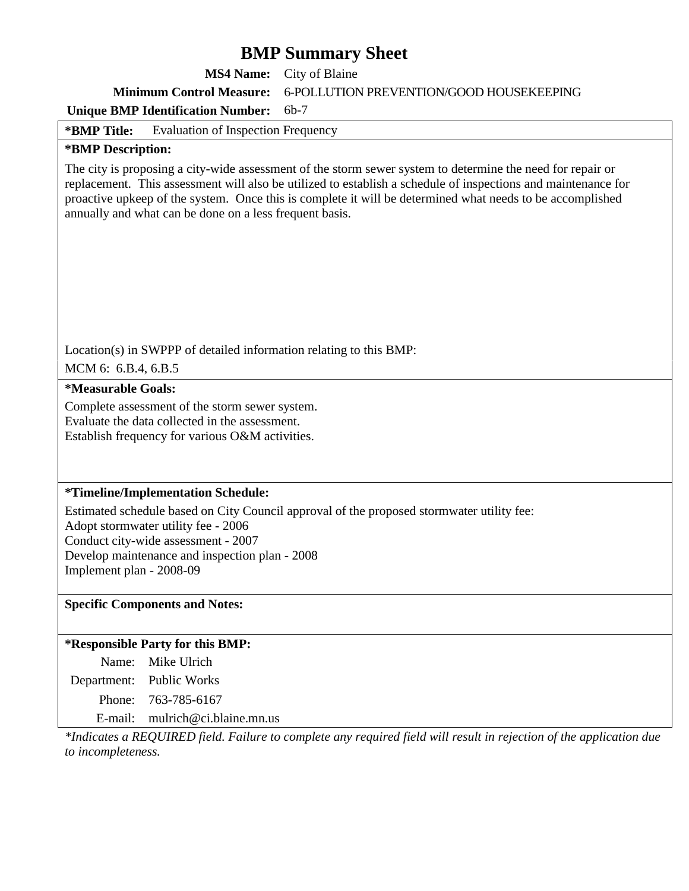# BMP Summary Sheet

**MS4 Name:** City of Blaine

**Minimum Control Measure:** 6-POLLUTION PREVENTION/GOOD HOUSEKEEPING

**Unique BMP Identification Number:** 6b-7

**\*BMP Title:** Evaluation of Inspection Frequency

**\*BMP Description:**

The city is proposing a city-wide assessment of the storm sewer system to determine the need for repair or replacement. This assessment will also be utilized to establish a schedule of inspections and maintenance for proactive upkeep of the system. Once this is complete it will be determined what needs to be accomplished annually and what can be done on a less frequent basis.

Location(s) in SWPPP of detailed information relating to this BMP:

MCM 6: 6.B.4, 6.B.5

**\*Measurable Goals:**

Complete assessment of the storm sewer system.
Evaluate the data collected in the assessment.
Establish frequency for various O&M activities.

**\*Timeline/Implementation Schedule:**

Estimated schedule based on City Council approval of the proposed stormwater utility fee:
Adopt stormwater utility fee - 2006
Conduct city-wide assessment - 2007
Develop maintenance and inspection plan - 2008
Implement plan - 2008-09

**Specific Components and Notes:**

**\*Responsible Party for this BMP:**

| | |
|---|---|
| Name: | Mike Ulrich |
| Department: | Public Works |
| Phone: | 763-785-6167 |
| E-mail: | mulrich@ci.blaine.mn.us |

*\*Indicates a REQUIRED field. Failure to complete any required field will result in rejection of the application due to incompleteness.*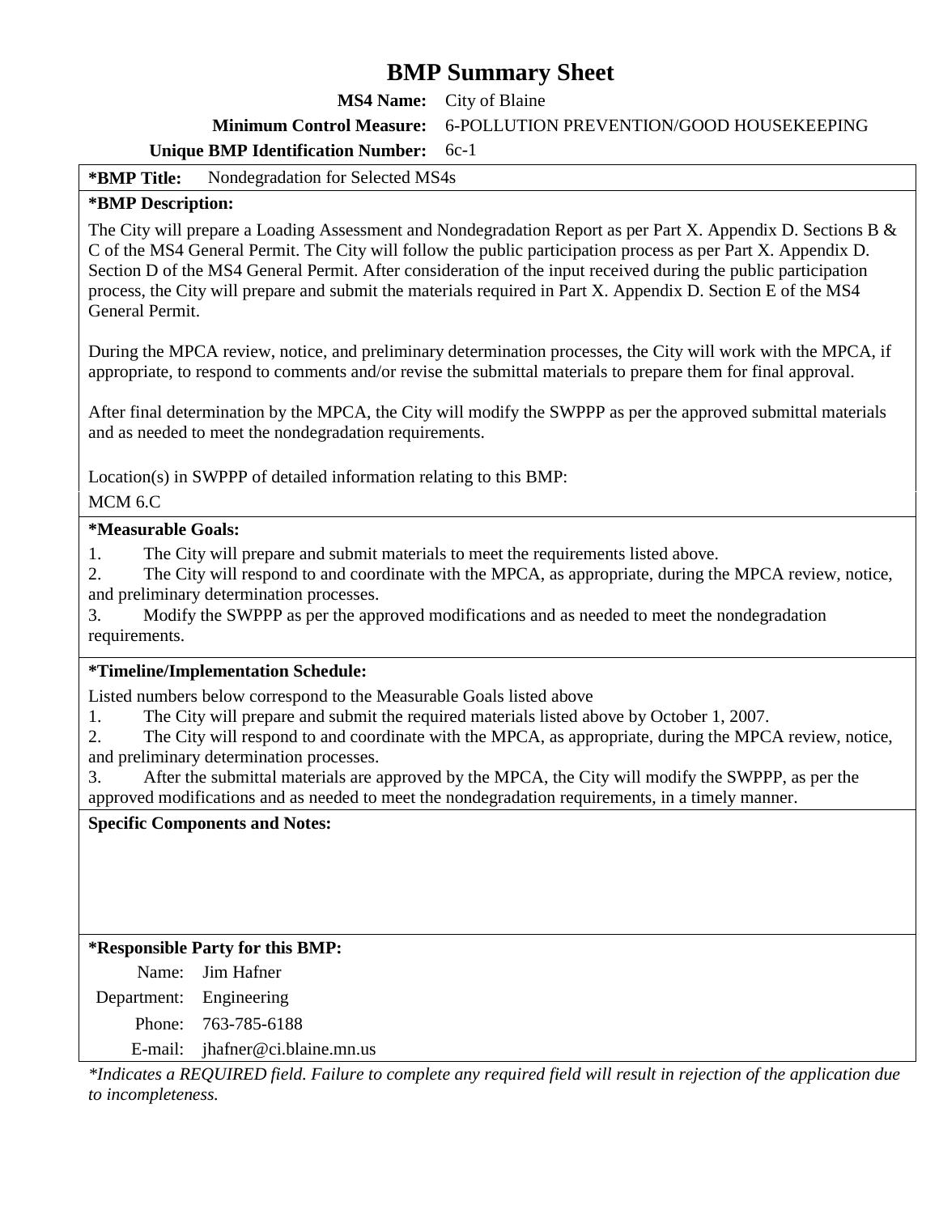# BMP Summary Sheet

**MS4 Name:** City of Blaine

**Minimum Control Measure:** 6-POLLUTION PREVENTION/GOOD HOUSEKEEPING

**Unique BMP Identification Number:** 6c-1

**\*BMP Title:** Nondegradation for Selected MS4s

**\*BMP Description:**

The City will prepare a Loading Assessment and Nondegradation Report as per Part X. Appendix D. Sections B & C of the MS4 General Permit. The City will follow the public participation process as per Part X. Appendix D. Section D of the MS4 General Permit. After consideration of the input received during the public participation process, the City will prepare and submit the materials required in Part X. Appendix D. Section E of the MS4 General Permit.

During the MPCA review, notice, and preliminary determination processes, the City will work with the MPCA, if appropriate, to respond to comments and/or revise the submittal materials to prepare them for final approval.

After final determination by the MPCA, the City will modify the SWPPP as per the approved submittal materials and as needed to meet the nondegradation requirements.

Location(s) in SWPPP of detailed information relating to this BMP:

MCM 6.C

**\*Measurable Goals:**

1. The City will prepare and submit materials to meet the requirements listed above.
2. The City will respond to and coordinate with the MPCA, as appropriate, during the MPCA review, notice, and preliminary determination processes.
3. Modify the SWPPP as per the approved modifications and as needed to meet the nondegradation requirements.

**\*Timeline/Implementation Schedule:**

Listed numbers below correspond to the Measurable Goals listed above

1. The City will prepare and submit the required materials listed above by October 1, 2007.
2. The City will respond to and coordinate with the MPCA, as appropriate, during the MPCA review, notice, and preliminary determination processes.
3. After the submittal materials are approved by the MPCA, the City will modify the SWPPP, as per the approved modifications and as needed to meet the nondegradation requirements, in a timely manner.

**Specific Components and Notes:**

**\*Responsible Party for this BMP:**

Name: Jim Hafner

Department: Engineering

Phone: 763-785-6188

E-mail: jhafner@ci.blaine.mn.us

*\*Indicates a REQUIRED field. Failure to complete any required field will result in rejection of the application due to incompleteness.*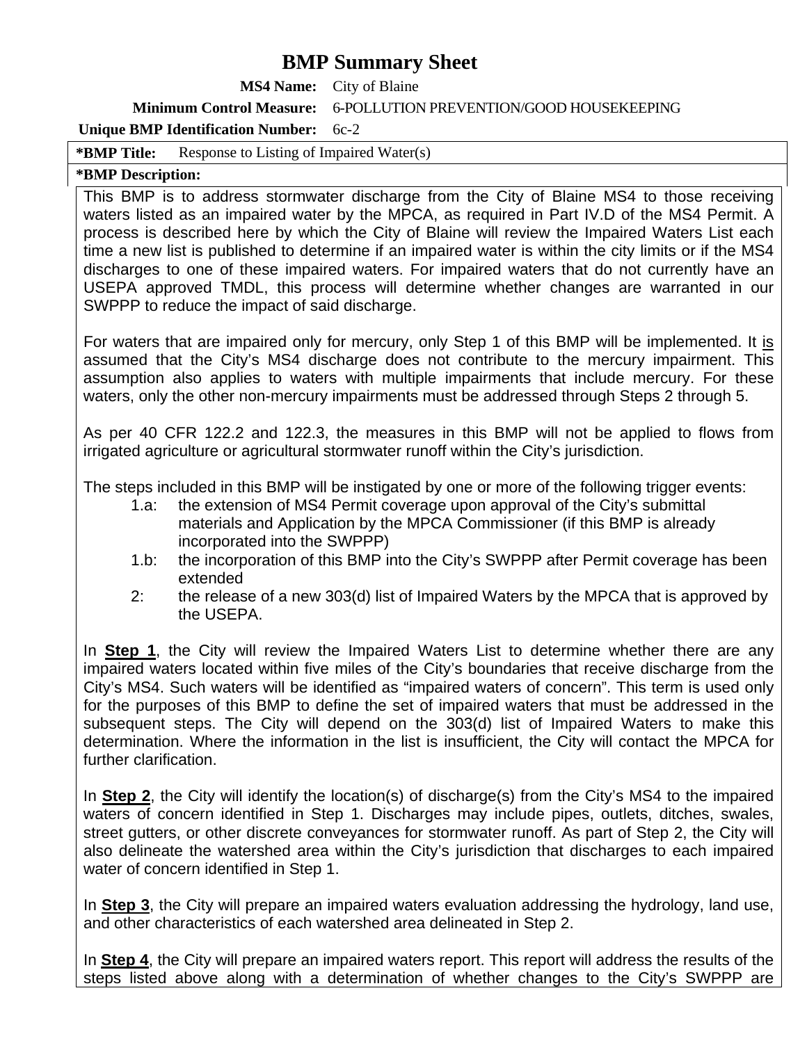# BMP Summary Sheet

**MS4 Name:** City of Blaine

**Minimum Control Measure:** 6-POLLUTION PREVENTION/GOOD HOUSEKEEPING

**Unique BMP Identification Number:** 6c-2

**\*BMP Title:** Response to Listing of Impaired Water(s)

**\*BMP Description:**

This BMP is to address stormwater discharge from the City of Blaine MS4 to those receiving waters listed as an impaired water by the MPCA, as required in Part IV.D of the MS4 Permit. A process is described here by which the City of Blaine will review the Impaired Waters List each time a new list is published to determine if an impaired water is within the city limits or if the MS4 discharges to one of these impaired waters. For impaired waters that do not currently have an USEPA approved TMDL, this process will determine whether changes are warranted in our SWPPP to reduce the impact of said discharge.

For waters that are impaired only for mercury, only Step 1 of this BMP will be implemented. It is assumed that the City's MS4 discharge does not contribute to the mercury impairment. This assumption also applies to waters with multiple impairments that include mercury. For these waters, only the other non-mercury impairments must be addressed through Steps 2 through 5.

As per 40 CFR 122.2 and 122.3, the measures in this BMP will not be applied to flows from irrigated agriculture or agricultural stormwater runoff within the City's jurisdiction.

The steps included in this BMP will be instigated by one or more of the following trigger events:

- 1.a: the extension of MS4 Permit coverage upon approval of the City's submittal materials and Application by the MPCA Commissioner (if this BMP is already incorporated into the SWPPP)
- 1.b: the incorporation of this BMP into the City's SWPPP after Permit coverage has been extended
- 2: the release of a new 303(d) list of Impaired Waters by the MPCA that is approved by the USEPA.

In **Step 1**, the City will review the Impaired Waters List to determine whether there are any impaired waters located within five miles of the City's boundaries that receive discharge from the City's MS4. Such waters will be identified as "impaired waters of concern". This term is used only for the purposes of this BMP to define the set of impaired waters that must be addressed in the subsequent steps. The City will depend on the 303(d) list of Impaired Waters to make this determination. Where the information in the list is insufficient, the City will contact the MPCA for further clarification.

In **Step 2**, the City will identify the location(s) of discharge(s) from the City's MS4 to the impaired waters of concern identified in Step 1. Discharges may include pipes, outlets, ditches, swales, street gutters, or other discrete conveyances for stormwater runoff. As part of Step 2, the City will also delineate the watershed area within the City's jurisdiction that discharges to each impaired water of concern identified in Step 1.

In **Step 3**, the City will prepare an impaired waters evaluation addressing the hydrology, land use, and other characteristics of each watershed area delineated in Step 2.

In **Step 4**, the City will prepare an impaired waters report. This report will address the results of the steps listed above along with a determination of whether changes to the City's SWPPP are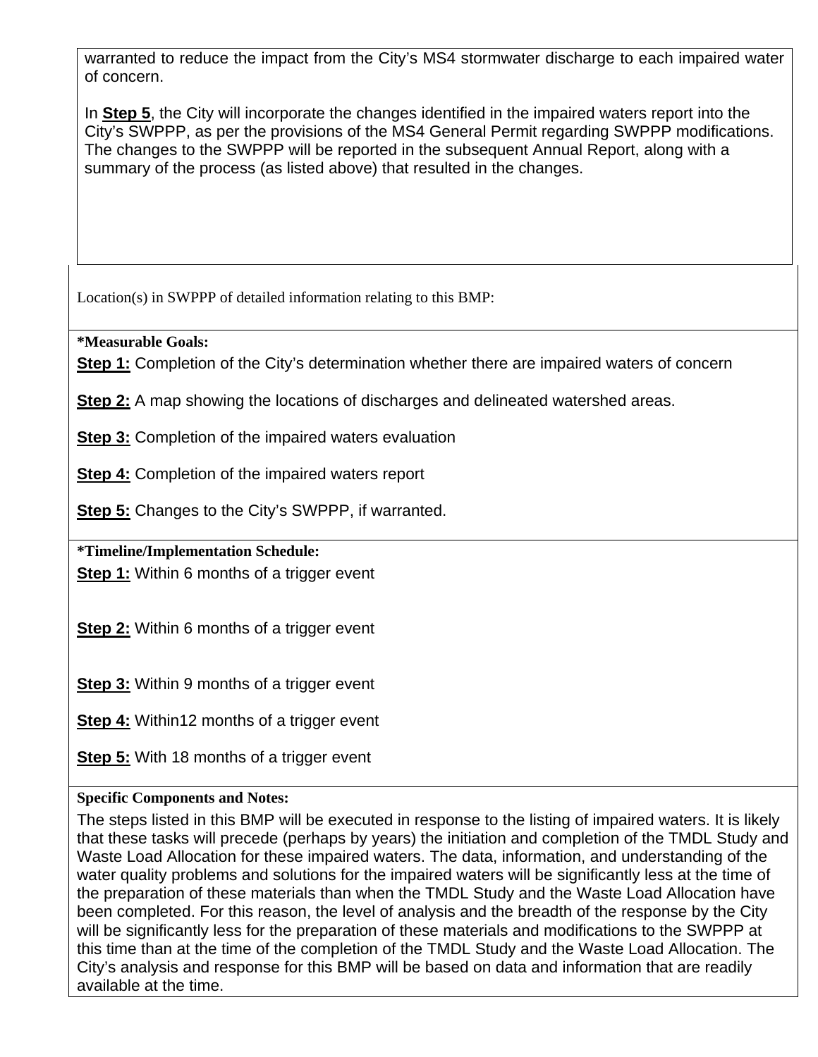warranted to reduce the impact from the City's MS4 stormwater discharge to each impaired water of concern.

In **Step 5**, the City will incorporate the changes identified in the impaired waters report into the City's SWPPP, as per the provisions of the MS4 General Permit regarding SWPPP modifications. The changes to the SWPPP will be reported in the subsequent Annual Report, along with a summary of the process (as listed above) that resulted in the changes.

Location(s) in SWPPP of detailed information relating to this BMP:

**\*Measurable Goals:**

**Step 1:** Completion of the City's determination whether there are impaired waters of concern

**Step 2:** A map showing the locations of discharges and delineated watershed areas.

**Step 3:** Completion of the impaired waters evaluation

**Step 4:** Completion of the impaired waters report

**Step 5:** Changes to the City's SWPPP, if warranted.

**\*Timeline/Implementation Schedule:**

**Step 1:** Within 6 months of a trigger event

**Step 2:** Within 6 months of a trigger event

**Step 3:** Within 9 months of a trigger event

**Step 4:** Within12 months of a trigger event

**Step 5:** With 18 months of a trigger event

**Specific Components and Notes:**

The steps listed in this BMP will be executed in response to the listing of impaired waters. It is likely that these tasks will precede (perhaps by years) the initiation and completion of the TMDL Study and Waste Load Allocation for these impaired waters. The data, information, and understanding of the water quality problems and solutions for the impaired waters will be significantly less at the time of the preparation of these materials than when the TMDL Study and the Waste Load Allocation have been completed. For this reason, the level of analysis and the breadth of the response by the City will be significantly less for the preparation of these materials and modifications to the SWPPP at this time than at the time of the completion of the TMDL Study and the Waste Load Allocation. The City's analysis and response for this BMP will be based on data and information that are readily available at the time.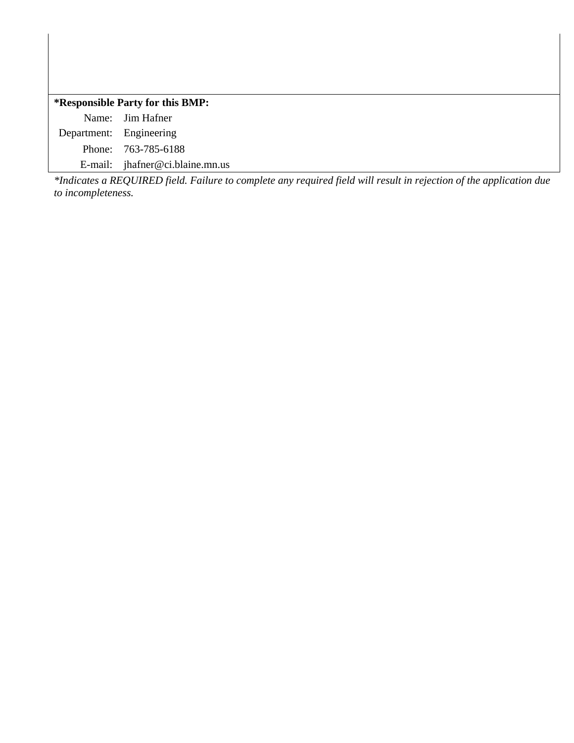**\*Responsible Party for this BMP:**

| | |
|---|---|
| Name: | Jim Hafner |
| Department: | Engineering |
| Phone: | 763-785-6188 |
| E-mail: | jhafner@ci.blaine.mn.us |

*\*Indicates a REQUIRED field. Failure to complete any required field will result in rejection of the application due to incompleteness.*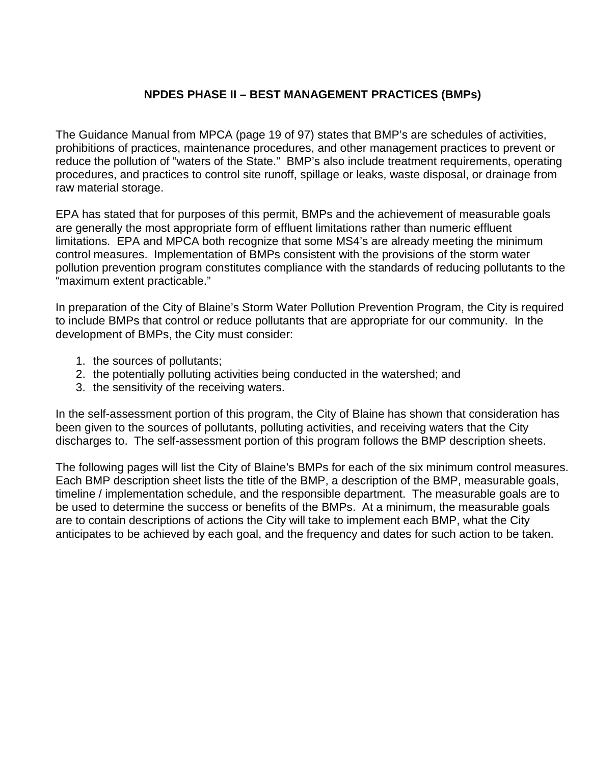## NPDES PHASE II – BEST MANAGEMENT PRACTICES (BMPs)

The Guidance Manual from MPCA (page 19 of 97) states that BMP's are schedules of activities, prohibitions of practices, maintenance procedures, and other management practices to prevent or reduce the pollution of "waters of the State." BMP's also include treatment requirements, operating procedures, and practices to control site runoff, spillage or leaks, waste disposal, or drainage from raw material storage.

EPA has stated that for purposes of this permit, BMPs and the achievement of measurable goals are generally the most appropriate form of effluent limitations rather than numeric effluent limitations. EPA and MPCA both recognize that some MS4's are already meeting the minimum control measures. Implementation of BMPs consistent with the provisions of the storm water pollution prevention program constitutes compliance with the standards of reducing pollutants to the "maximum extent practicable."

In preparation of the City of Blaine's Storm Water Pollution Prevention Program, the City is required to include BMPs that control or reduce pollutants that are appropriate for our community. In the development of BMPs, the City must consider:

1. the sources of pollutants;
2. the potentially polluting activities being conducted in the watershed; and
3. the sensitivity of the receiving waters.

In the self-assessment portion of this program, the City of Blaine has shown that consideration has been given to the sources of pollutants, polluting activities, and receiving waters that the City discharges to. The self-assessment portion of this program follows the BMP description sheets.

The following pages will list the City of Blaine's BMPs for each of the six minimum control measures. Each BMP description sheet lists the title of the BMP, a description of the BMP, measurable goals, timeline / implementation schedule, and the responsible department. The measurable goals are to be used to determine the success or benefits of the BMPs. At a minimum, the measurable goals are to contain descriptions of actions the City will take to implement each BMP, what the City anticipates to be achieved by each goal, and the frequency and dates for such action to be taken.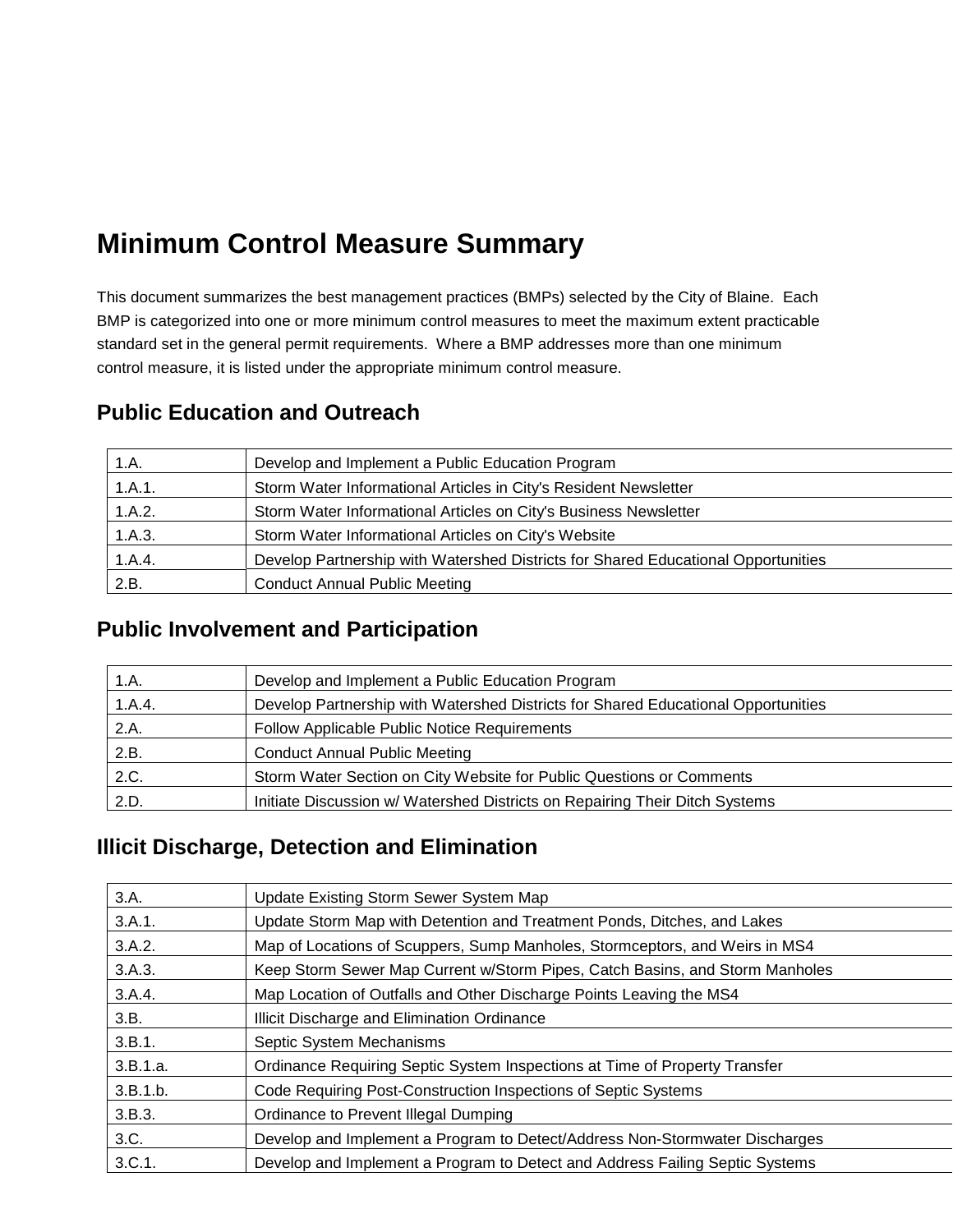# Minimum Control Measure Summary

This document summarizes the best management practices (BMPs) selected by the City of Blaine. Each BMP is categorized into one or more minimum control measures to meet the maximum extent practicable standard set in the general permit requirements. Where a BMP addresses more than one minimum control measure, it is listed under the appropriate minimum control measure.

## Public Education and Outreach

| | |
|---|---|
| 1.A. | Develop and Implement a Public Education Program |
| 1.A.1. | Storm Water Informational Articles in City's Resident Newsletter |
| 1.A.2. | Storm Water Informational Articles on City's Business Newsletter |
| 1.A.3. | Storm Water Informational Articles on City's Website |
| 1.A.4. | Develop Partnership with Watershed Districts for Shared Educational Opportunities |
| 2.B. | Conduct Annual Public Meeting |

## Public Involvement and Participation

| | |
|---|---|
| 1.A. | Develop and Implement a Public Education Program |
| 1.A.4. | Develop Partnership with Watershed Districts for Shared Educational Opportunities |
| 2.A. | Follow Applicable Public Notice Requirements |
| 2.B. | Conduct Annual Public Meeting |
| 2.C. | Storm Water Section on City Website for Public Questions or Comments |
| 2.D. | Initiate Discussion w/ Watershed Districts on Repairing Their Ditch Systems |

## Illicit Discharge, Detection and Elimination

| | |
|---|---|
| 3.A. | Update Existing Storm Sewer System Map |
| 3.A.1. | Update Storm Map with Detention and Treatment Ponds, Ditches, and Lakes |
| 3.A.2. | Map of Locations of Scuppers, Sump Manholes, Stormceptors, and Weirs in MS4 |
| 3.A.3. | Keep Storm Sewer Map Current w/Storm Pipes, Catch Basins, and Storm Manholes |
| 3.A.4. | Map Location of Outfalls and Other Discharge Points Leaving the MS4 |
| 3.B. | Illicit Discharge and Elimination Ordinance |
| 3.B.1. | Septic System Mechanisms |
| 3.B.1.a. | Ordinance Requiring Septic System Inspections at Time of Property Transfer |
| 3.B.1.b. | Code Requiring Post-Construction Inspections of Septic Systems |
| 3.B.3. | Ordinance to Prevent Illegal Dumping |
| 3.C. | Develop and Implement a Program to Detect/Address Non-Stormwater Discharges |
| 3.C.1. | Develop and Implement a Program to Detect and Address Failing Septic Systems |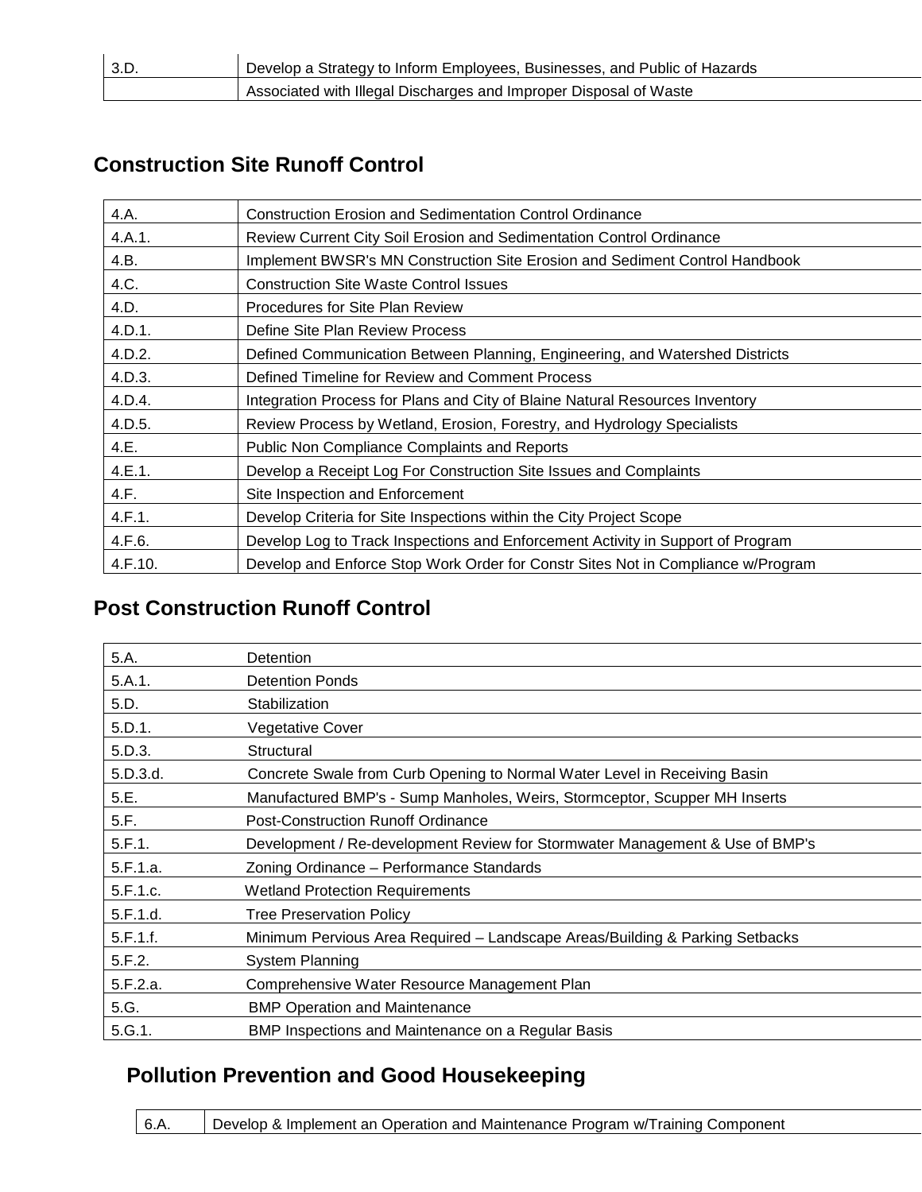| 3.D. | Develop a Strategy to Inform Employees, Businesses, and Public of Hazards |
|---|---|
| | Associated with Illegal Discharges and Improper Disposal of Waste |

## Construction Site Runoff Control

| 4.A. | Construction Erosion and Sedimentation Control Ordinance |
|---|---|
| 4.A.1. | Review Current City Soil Erosion and Sedimentation Control Ordinance |
| 4.B. | Implement BWSR's MN Construction Site Erosion and Sediment Control Handbook |
| 4.C. | Construction Site Waste Control Issues |
| 4.D. | Procedures for Site Plan Review |
| 4.D.1. | Define Site Plan Review Process |
| 4.D.2. | Defined Communication Between Planning, Engineering, and Watershed Districts |
| 4.D.3. | Defined Timeline for Review and Comment Process |
| 4.D.4. | Integration Process for Plans and City of Blaine Natural Resources Inventory |
| 4.D.5. | Review Process by Wetland, Erosion, Forestry, and Hydrology Specialists |
| 4.E. | Public Non Compliance Complaints and Reports |
| 4.E.1. | Develop a Receipt Log For Construction Site Issues and Complaints |
| 4.F. | Site Inspection and Enforcement |
| 4.F.1. | Develop Criteria for Site Inspections within the City Project Scope |
| 4.F.6. | Develop Log to Track Inspections and Enforcement Activity in Support of Program |
| 4.F.10. | Develop and Enforce Stop Work Order for Constr Sites Not in Compliance w/Program |

## Post Construction Runoff Control

| 5.A. | Detention |
|---|---|
| 5.A.1. | Detention Ponds |
| 5.D. | Stabilization |
| 5.D.1. | Vegetative Cover |
| 5.D.3. | Structural |
| 5.D.3.d. | Concrete Swale from Curb Opening to Normal Water Level in Receiving Basin |
| 5.E. | Manufactured BMP's - Sump Manholes, Weirs, Stormceptor, Scupper MH Inserts |
| 5.F. | Post-Construction Runoff Ordinance |
| 5.F.1. | Development / Re-development Review for Stormwater Management & Use of BMP's |
| 5.F.1.a. | Zoning Ordinance – Performance Standards |
| 5.F.1.c. | Wetland Protection Requirements |
| 5.F.1.d. | Tree Preservation Policy |
| 5.F.1.f. | Minimum Pervious Area Required – Landscape Areas/Building & Parking Setbacks |
| 5.F.2. | System Planning |
| 5.F.2.a. | Comprehensive Water Resource Management Plan |
| 5.G. | BMP Operation and Maintenance |
| 5.G.1. | BMP Inspections and Maintenance on a Regular Basis |

## Pollution Prevention and Good Housekeeping

| 6.A. | Develop & Implement an Operation and Maintenance Program w/Training Component |
|---|---|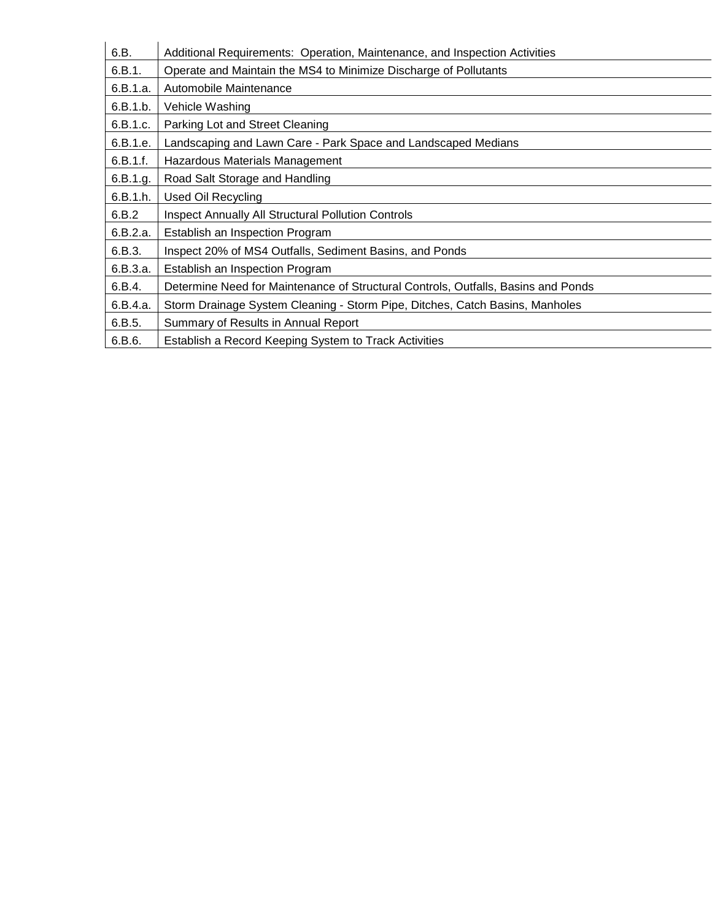| | |
|---|---|
| 6.B. | Additional Requirements: Operation, Maintenance, and Inspection Activities |
| 6.B.1. | Operate and Maintain the MS4 to Minimize Discharge of Pollutants |
| 6.B.1.a. | Automobile Maintenance |
| 6.B.1.b. | Vehicle Washing |
| 6.B.1.c. | Parking Lot and Street Cleaning |
| 6.B.1.e. | Landscaping and Lawn Care - Park Space and Landscaped Medians |
| 6.B.1.f. | Hazardous Materials Management |
| 6.B.1.g. | Road Salt Storage and Handling |
| 6.B.1.h. | Used Oil Recycling |
| 6.B.2 | Inspect Annually All Structural Pollution Controls |
| 6.B.2.a. | Establish an Inspection Program |
| 6.B.3. | Inspect 20% of MS4 Outfalls, Sediment Basins, and Ponds |
| 6.B.3.a. | Establish an Inspection Program |
| 6.B.4. | Determine Need for Maintenance of Structural Controls, Outfalls, Basins and Ponds |
| 6.B.4.a. | Storm Drainage System Cleaning - Storm Pipe, Ditches, Catch Basins, Manholes |
| 6.B.5. | Summary of Results in Annual Report |
| 6.B.6. | Establish a Record Keeping System to Track Activities |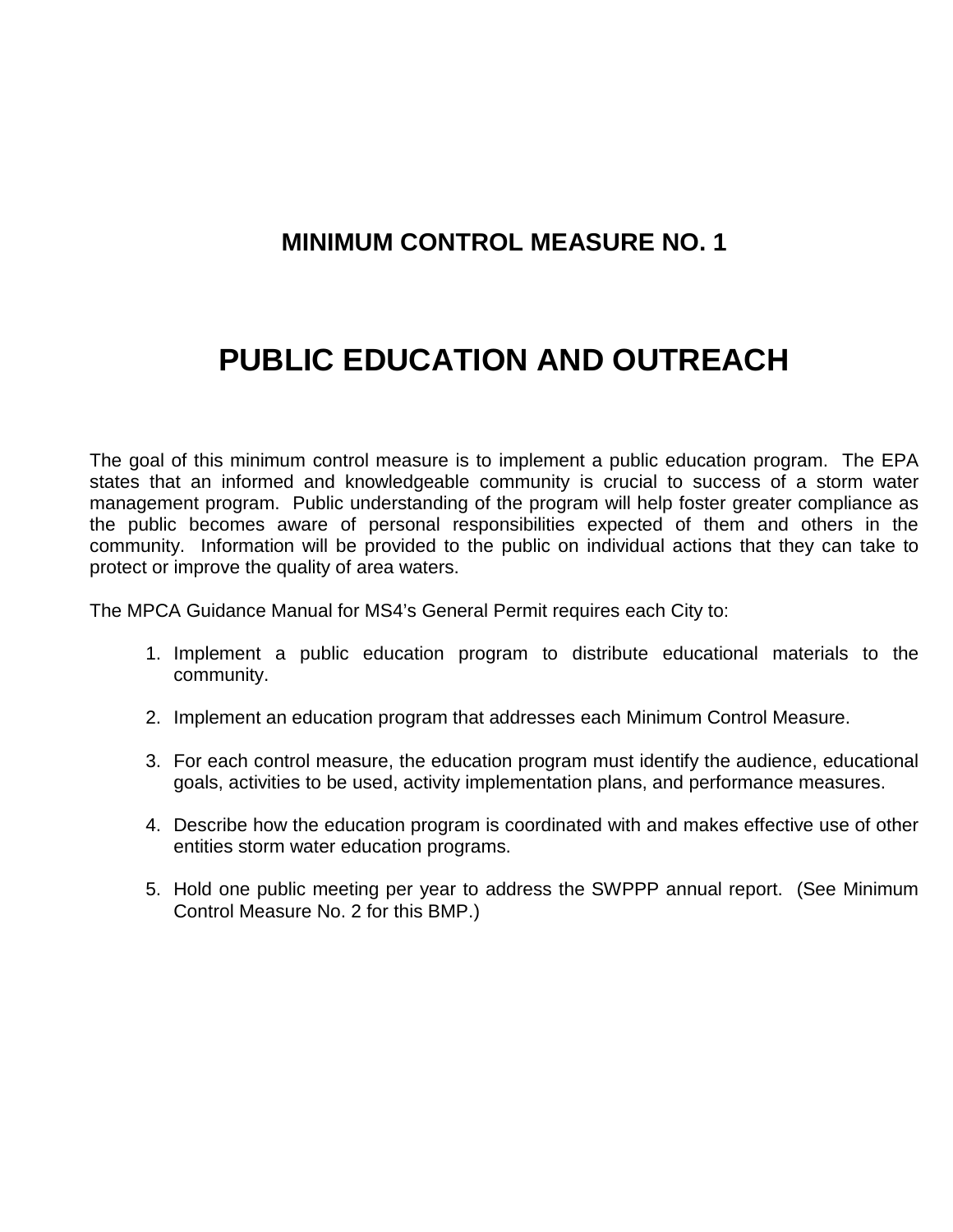# MINIMUM CONTROL MEASURE NO. 1

# PUBLIC EDUCATION AND OUTREACH

The goal of this minimum control measure is to implement a public education program. The EPA states that an informed and knowledgeable community is crucial to success of a storm water management program. Public understanding of the program will help foster greater compliance as the public becomes aware of personal responsibilities expected of them and others in the community. Information will be provided to the public on individual actions that they can take to protect or improve the quality of area waters.

The MPCA Guidance Manual for MS4's General Permit requires each City to:

1. Implement a public education program to distribute educational materials to the community.

2. Implement an education program that addresses each Minimum Control Measure.

3. For each control measure, the education program must identify the audience, educational goals, activities to be used, activity implementation plans, and performance measures.

4. Describe how the education program is coordinated with and makes effective use of other entities storm water education programs.

5. Hold one public meeting per year to address the SWPPP annual report. (See Minimum Control Measure No. 2 for this BMP.)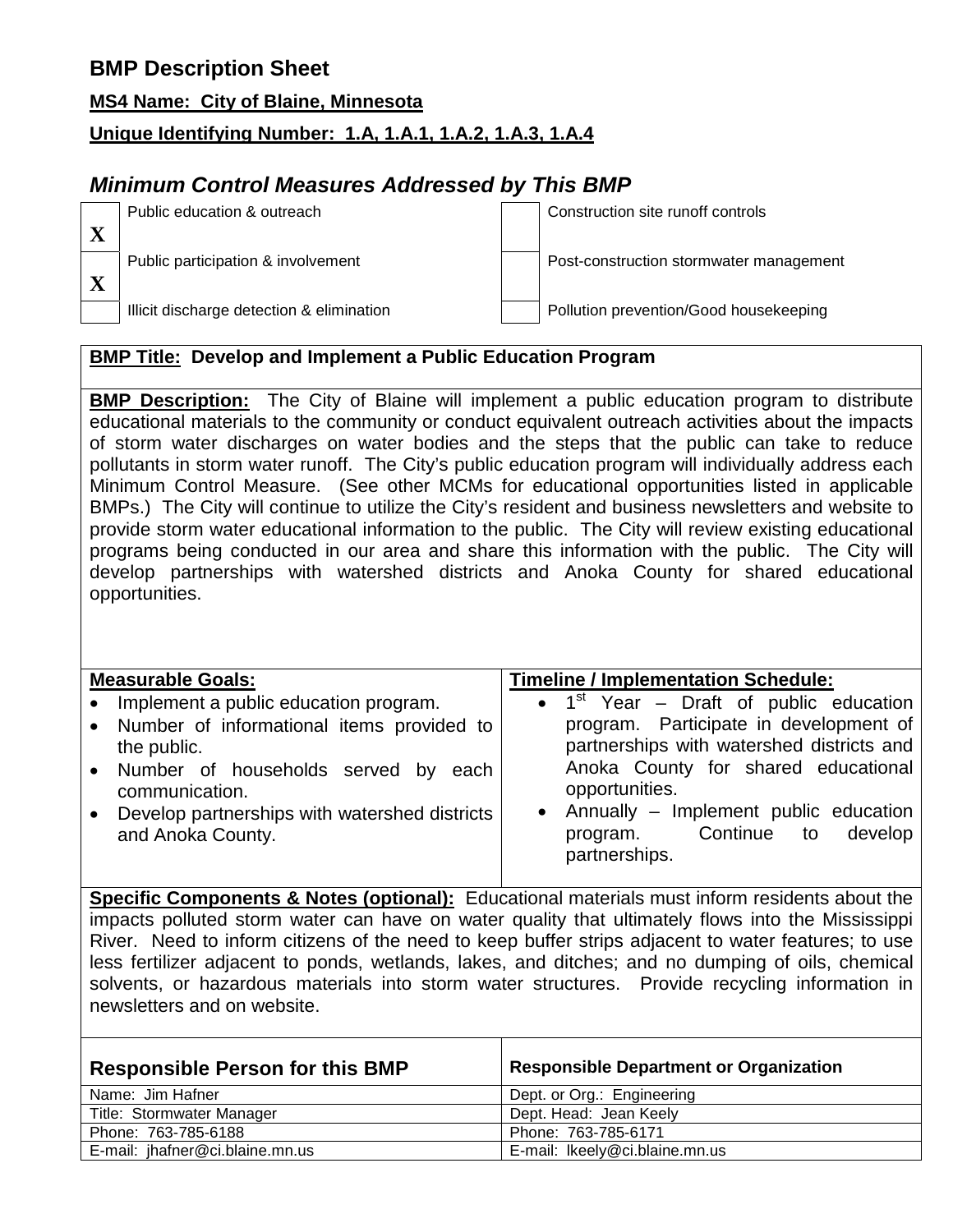## BMP Description Sheet

**MS4 Name: City of Blaine, Minnesota**

**Unique Identifying Number: 1.A, 1.A.1, 1.A.2, 1.A.3, 1.A.4**

### *Minimum Control Measures Addressed by This BMP*

| | | | |
|---|---|---|---|
| X | Public education & outreach | | Construction site runoff controls |
| X | Public participation & involvement | | Post-construction stormwater management |
| | Illicit discharge detection & elimination | | Pollution prevention/Good housekeeping |

**BMP Title: Develop and Implement a Public Education Program**

**BMP Description:** The City of Blaine will implement a public education program to distribute educational materials to the community or conduct equivalent outreach activities about the impacts of storm water discharges on water bodies and the steps that the public can take to reduce pollutants in storm water runoff. The City's public education program will individually address each Minimum Control Measure. (See other MCMs for educational opportunities listed in applicable BMPs.) The City will continue to utilize the City's resident and business newsletters and website to provide storm water educational information to the public. The City will review existing educational programs being conducted in our area and share this information with the public. The City will develop partnerships with watershed districts and Anoka County for shared educational opportunities.

| Measurable Goals: | Timeline / Implementation Schedule: |
|---|---|
| • Implement a public education program.<br>• Number of informational items provided to the public.<br>• Number of households served by each communication.<br>• Develop partnerships with watershed districts and Anoka County. | • 1st Year – Draft of public education program. Participate in development of partnerships with watershed districts and Anoka County for shared educational opportunities.<br>• Annually – Implement public education program. Continue to develop partnerships. |

**Specific Components & Notes (optional):** Educational materials must inform residents about the impacts polluted storm water can have on water quality that ultimately flows into the Mississippi River. Need to inform citizens of the need to keep buffer strips adjacent to water features; to use less fertilizer adjacent to ponds, wetlands, lakes, and ditches; and no dumping of oils, chemical solvents, or hazardous materials into storm water structures. Provide recycling information in newsletters and on website.

| Responsible Person for this BMP | Responsible Department or Organization |
|---|---|
| Name: Jim Hafner | Dept. or Org.: Engineering |
| Title: Stormwater Manager | Dept. Head: Jean Keely |
| Phone: 763-785-6188 | Phone: 763-785-6171 |
| E-mail: jhafner@ci.blaine.mn.us | E-mail: lkeely@ci.blaine.mn.us |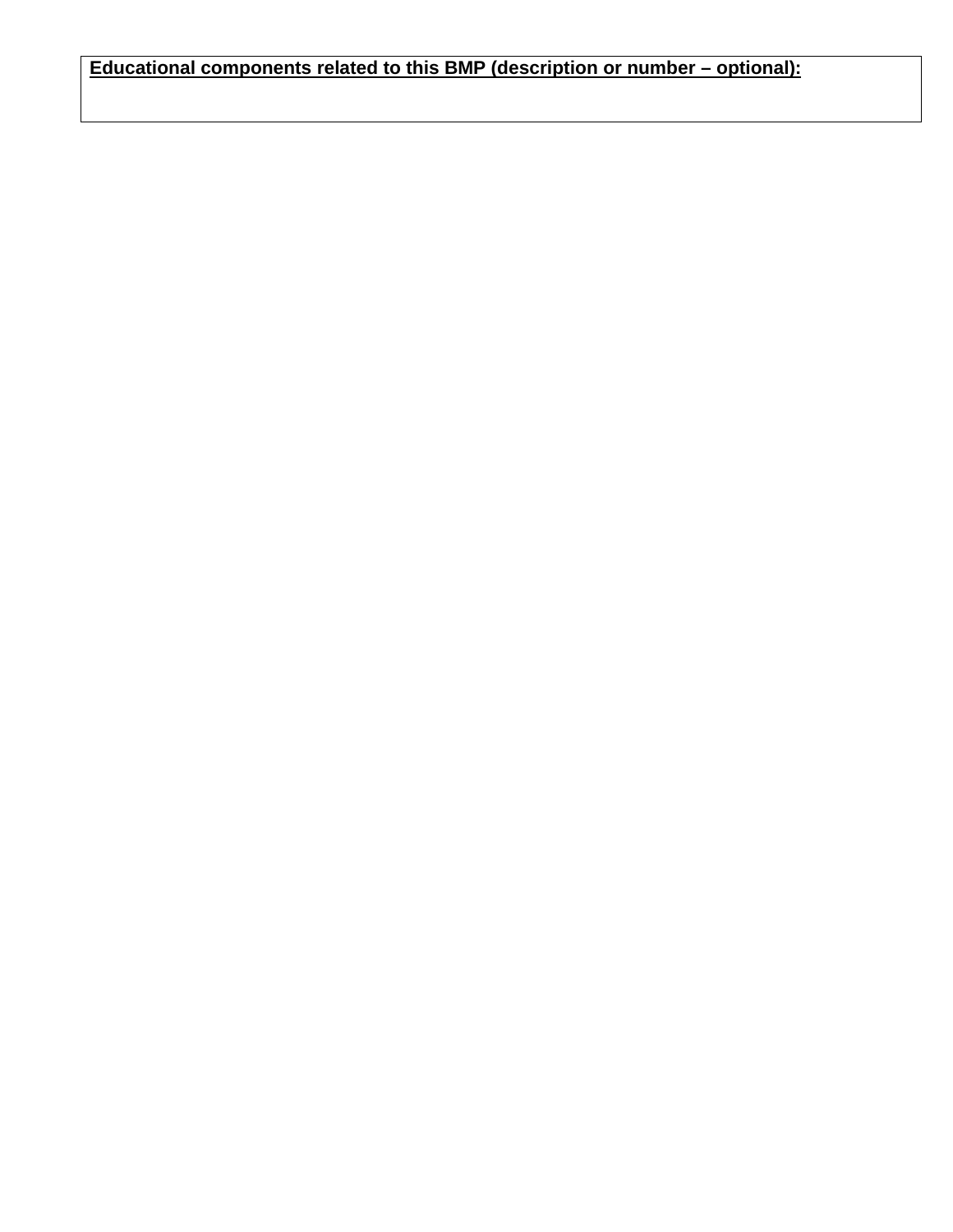**<u>Educational components related to this BMP (description or number – optional):</u>**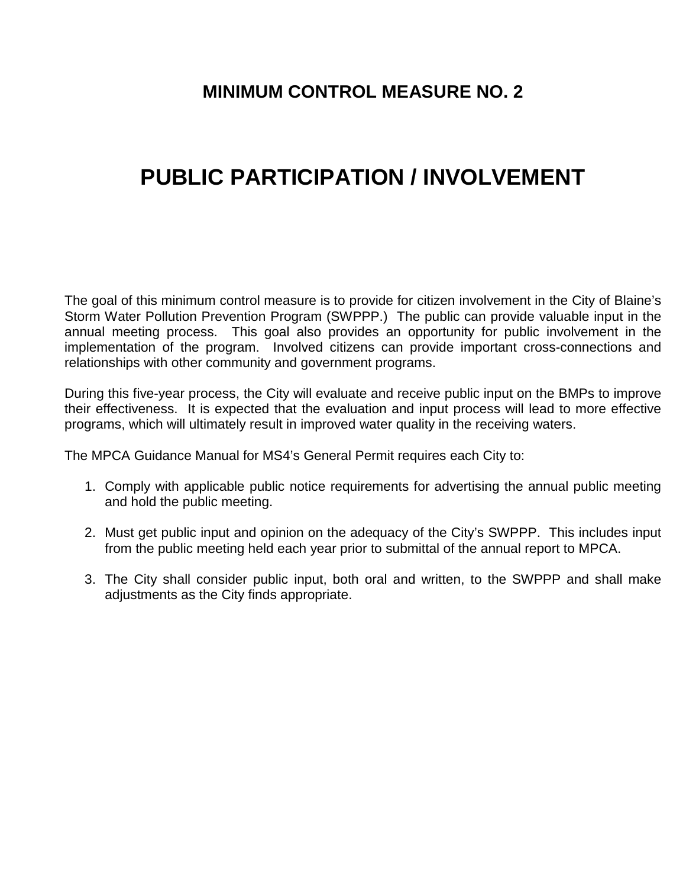# MINIMUM CONTROL MEASURE NO. 2

# PUBLIC PARTICIPATION / INVOLVEMENT

The goal of this minimum control measure is to provide for citizen involvement in the City of Blaine's Storm Water Pollution Prevention Program (SWPPP.) The public can provide valuable input in the annual meeting process. This goal also provides an opportunity for public involvement in the implementation of the program. Involved citizens can provide important cross-connections and relationships with other community and government programs.

During this five-year process, the City will evaluate and receive public input on the BMPs to improve their effectiveness. It is expected that the evaluation and input process will lead to more effective programs, which will ultimately result in improved water quality in the receiving waters.

The MPCA Guidance Manual for MS4's General Permit requires each City to:

1. Comply with applicable public notice requirements for advertising the annual public meeting and hold the public meeting.

2. Must get public input and opinion on the adequacy of the City's SWPPP. This includes input from the public meeting held each year prior to submittal of the annual report to MPCA.

3. The City shall consider public input, both oral and written, to the SWPPP and shall make adjustments as the City finds appropriate.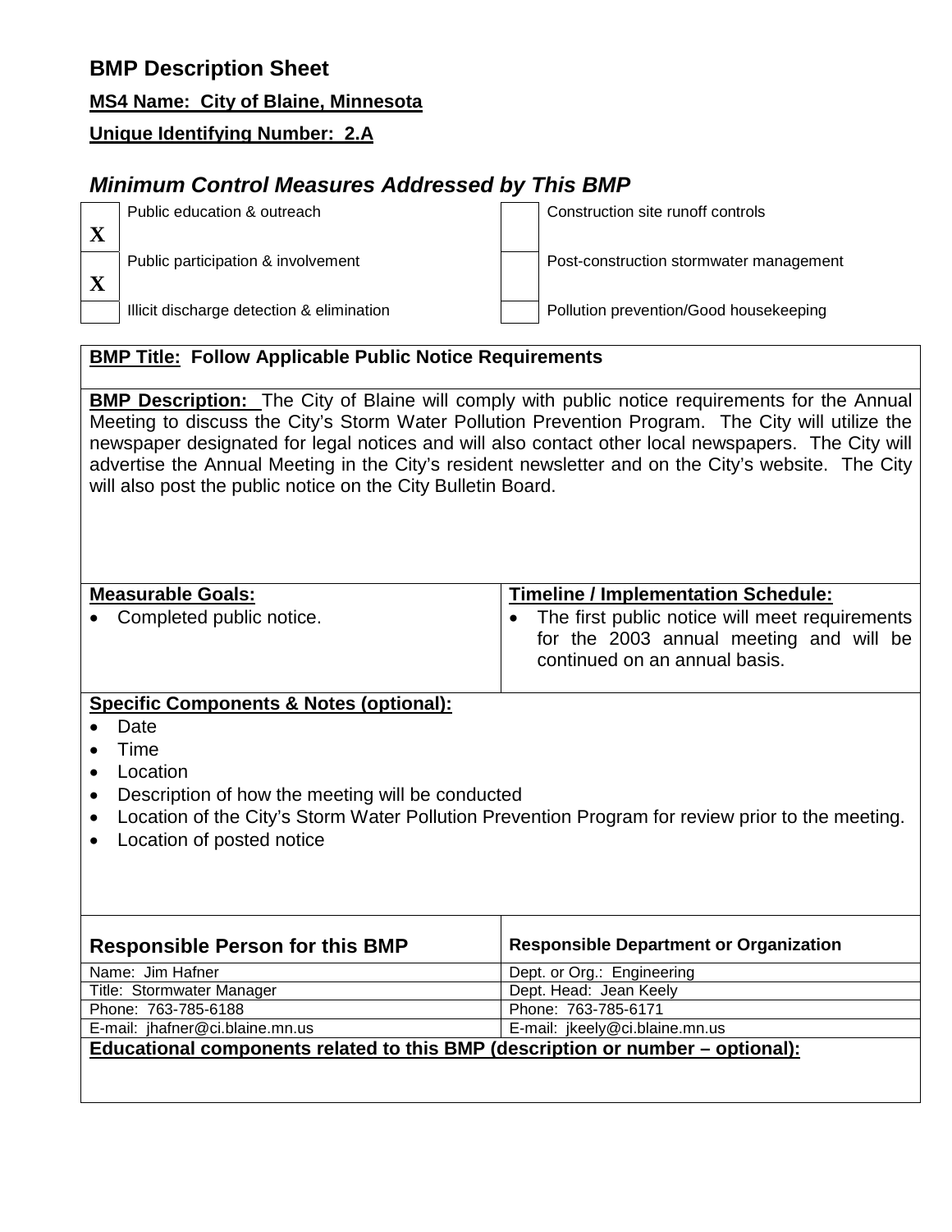# BMP Description Sheet

**MS4 Name: City of Blaine, Minnesota**

**Unique Identifying Number: 2.A**

## *Minimum Control Measures Addressed by This BMP*

| | | | |
|---|---|---|---|
| X | Public education & outreach | | Construction site runoff controls |
| X | Public participation & involvement | | Post-construction stormwater management |
| | Illicit discharge detection & elimination | | Pollution prevention/Good housekeeping |

**BMP Title: Follow Applicable Public Notice Requirements**

**BMP Description:** The City of Blaine will comply with public notice requirements for the Annual Meeting to discuss the City's Storm Water Pollution Prevention Program. The City will utilize the newspaper designated for legal notices and will also contact other local newspapers. The City will advertise the Annual Meeting in the City's resident newsletter and on the City's website. The City will also post the public notice on the City Bulletin Board.

| Measurable Goals: | Timeline / Implementation Schedule: |
|---|---|
| • Completed public notice. | • The first public notice will meet requirements for the 2003 annual meeting and will be continued on an annual basis. |

**Specific Components & Notes (optional):**

- Date
- Time
- Location
- Description of how the meeting will be conducted
- Location of the City's Storm Water Pollution Prevention Program for review prior to the meeting.
- Location of posted notice

| Responsible Person for this BMP | Responsible Department or Organization |
|---|---|
| Name: Jim Hafner | Dept. or Org.: Engineering |
| Title: Stormwater Manager | Dept. Head: Jean Keely |
| Phone: 763-785-6188 | Phone: 763-785-6171 |
| E-mail: jhafner@ci.blaine.mn.us | E-mail: jkeely@ci.blaine.mn.us |

**Educational components related to this BMP (description or number – optional):**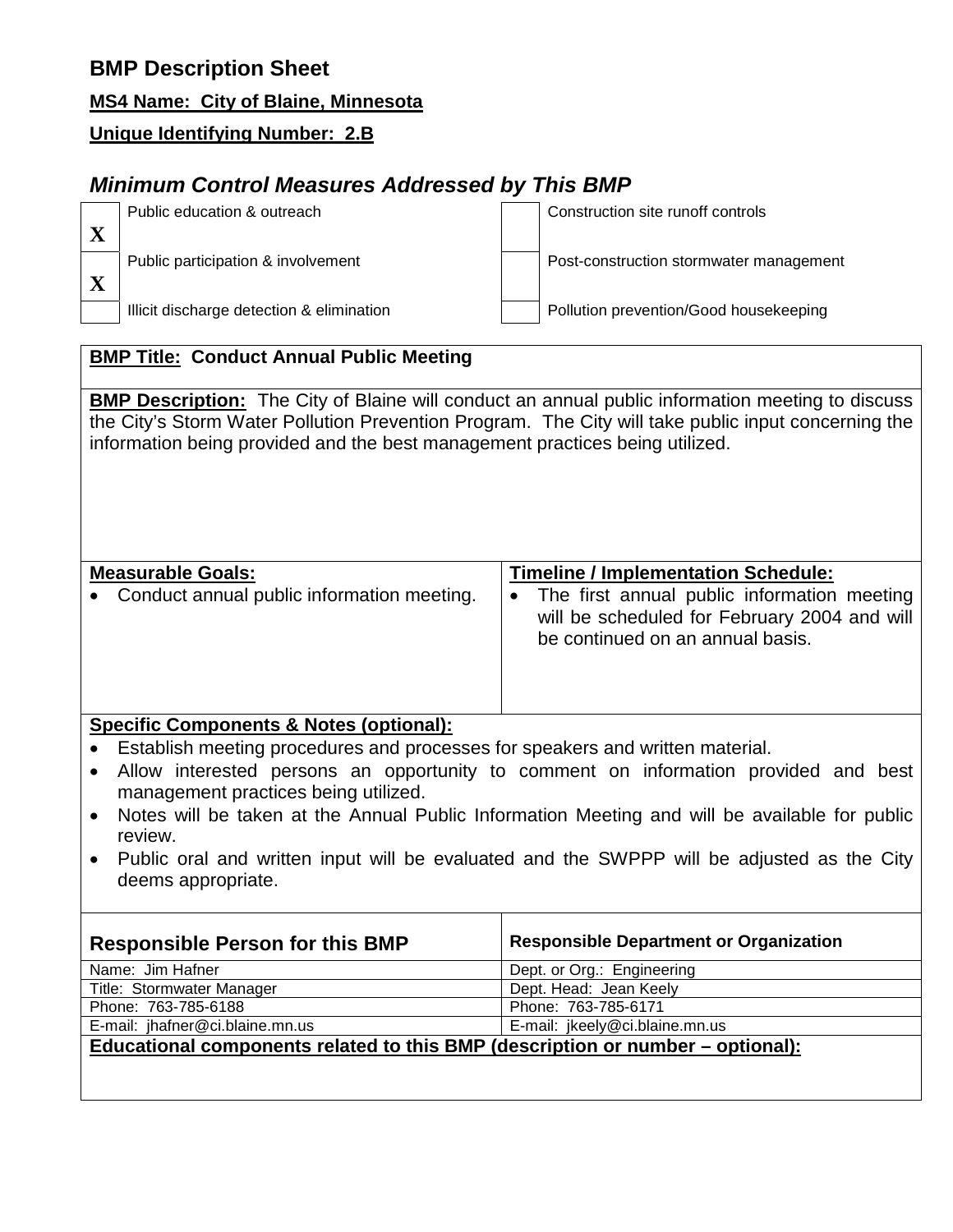## BMP Description Sheet

**MS4 Name: City of Blaine, Minnesota**

**Unique Identifying Number: 2.B**

### *Minimum Control Measures Addressed by This BMP*

| | | | |
|---|---|---|---|
| X | Public education & outreach | | Construction site runoff controls |
| X | Public participation & involvement | | Post-construction stormwater management |
| | Illicit discharge detection & elimination | | Pollution prevention/Good housekeeping |

**BMP Title: Conduct Annual Public Meeting**

**BMP Description:** The City of Blaine will conduct an annual public information meeting to discuss the City's Storm Water Pollution Prevention Program. The City will take public input concerning the information being provided and the best management practices being utilized.

| **Measurable Goals:** | **Timeline / Implementation Schedule:** |
|---|---|
| • Conduct annual public information meeting. | • The first annual public information meeting will be scheduled for February 2004 and will be continued on an annual basis. |

**Specific Components & Notes (optional):**

- Establish meeting procedures and processes for speakers and written material.
- Allow interested persons an opportunity to comment on information provided and best management practices being utilized.
- Notes will be taken at the Annual Public Information Meeting and will be available for public review.
- Public oral and written input will be evaluated and the SWPPP will be adjusted as the City deems appropriate.

| Responsible Person for this BMP | Responsible Department or Organization |
|---|---|
| Name: Jim Hafner | Dept. or Org.: Engineering |
| Title: Stormwater Manager | Dept. Head: Jean Keely |
| Phone: 763-785-6188 | Phone: 763-785-6171 |
| E-mail: jhafner@ci.blaine.mn.us | E-mail: jkeely@ci.blaine.mn.us |

**Educational components related to this BMP (description or number – optional):**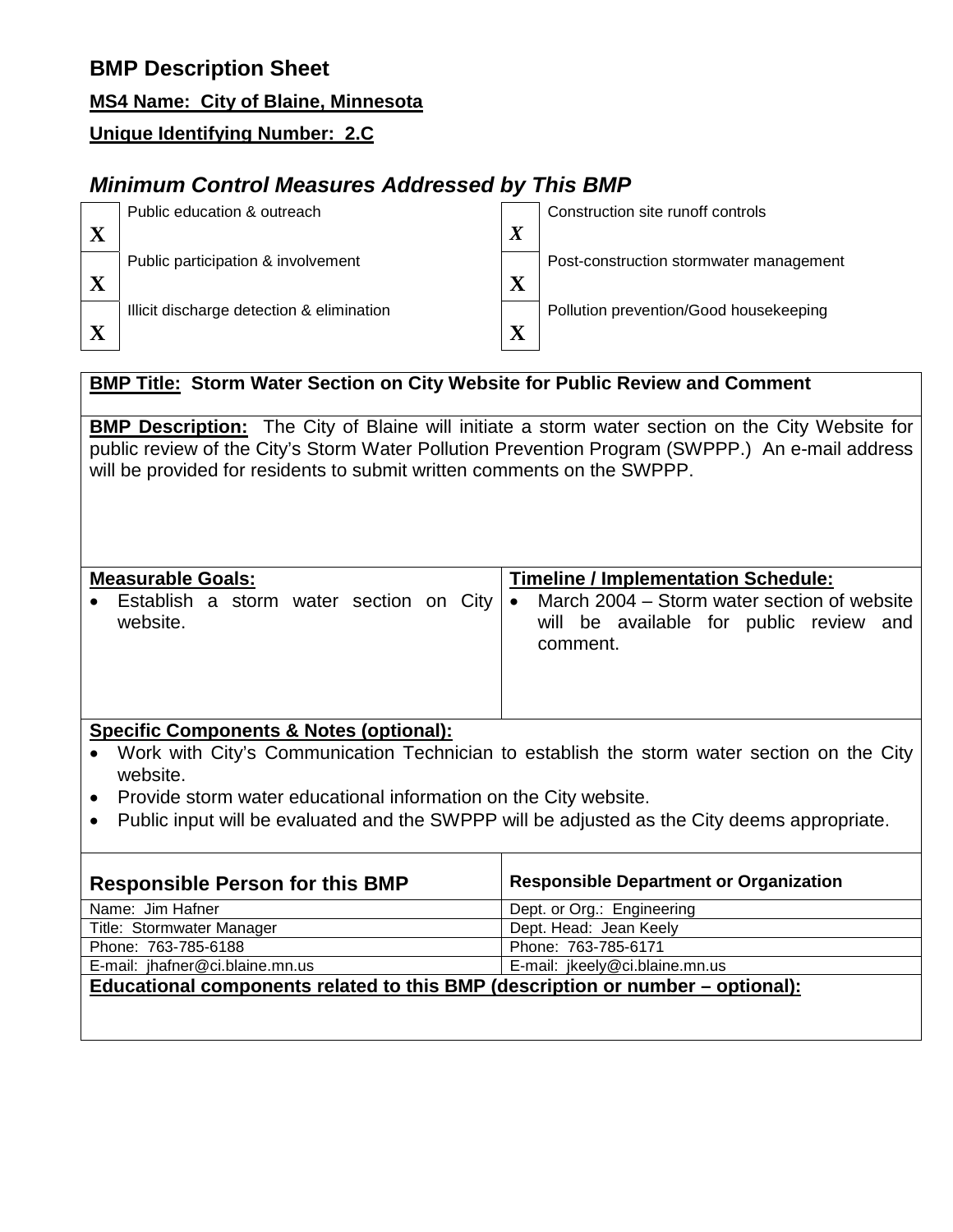# BMP Description Sheet

**MS4 Name: City of Blaine, Minnesota**

**Unique Identifying Number: 2.C**

## *Minimum Control Measures Addressed by This BMP*

| | | | |
|---|---|---|---|
| X | Public education & outreach | *X* | Construction site runoff controls |
| X | Public participation & involvement | X | Post-construction stormwater management |
| X | Illicit discharge detection & elimination | X | Pollution prevention/Good housekeeping |

**BMP Title: Storm Water Section on City Website for Public Review and Comment**

**BMP Description:** The City of Blaine will initiate a storm water section on the City Website for public review of the City's Storm Water Pollution Prevention Program (SWPPP.) An e-mail address will be provided for residents to submit written comments on the SWPPP.

| Measurable Goals: | Timeline / Implementation Schedule: |
|---|---|
| • Establish a storm water section on City website. | • March 2004 – Storm water section of website will be available for public review and comment. |

**Specific Components & Notes (optional):**

- Work with City's Communication Technician to establish the storm water section on the City website.
- Provide storm water educational information on the City website.
- Public input will be evaluated and the SWPPP will be adjusted as the City deems appropriate.

| Responsible Person for this BMP | Responsible Department or Organization |
|---|---|
| Name: Jim Hafner | Dept. or Org.: Engineering |
| Title: Stormwater Manager | Dept. Head: Jean Keely |
| Phone: 763-785-6188 | Phone: 763-785-6171 |
| E-mail: jhafner@ci.blaine.mn.us | E-mail: jkeely@ci.blaine.mn.us |

**Educational components related to this BMP (description or number – optional):**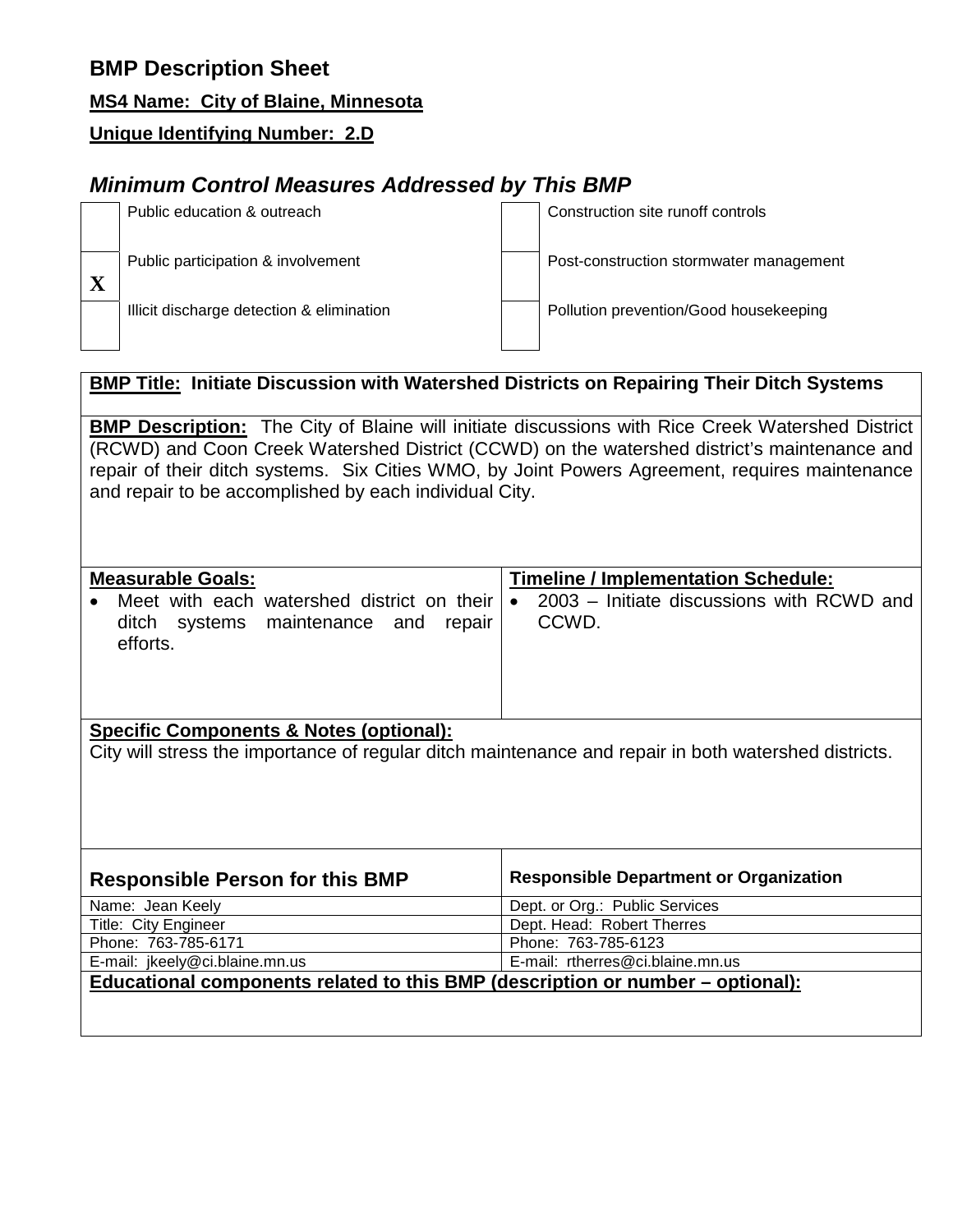## BMP Description Sheet

**MS4 Name: City of Blaine, Minnesota**

**Unique Identifying Number: 2.D**

### *Minimum Control Measures Addressed by This BMP*

| | | | |
|---|---|---|---|
| | Public education & outreach | | Construction site runoff controls |
| X | Public participation & involvement | | Post-construction stormwater management |
| | Illicit discharge detection & elimination | | Pollution prevention/Good housekeeping |

**BMP Title: Initiate Discussion with Watershed Districts on Repairing Their Ditch Systems**

**BMP Description:** The City of Blaine will initiate discussions with Rice Creek Watershed District (RCWD) and Coon Creek Watershed District (CCWD) on the watershed district's maintenance and repair of their ditch systems. Six Cities WMO, by Joint Powers Agreement, requires maintenance and repair to be accomplished by each individual City.

| Measurable Goals: | Timeline / Implementation Schedule: |
|---|---|
| • Meet with each watershed district on their ditch systems maintenance and repair efforts. | • 2003 – Initiate discussions with RCWD and CCWD. |

**Specific Components & Notes (optional):**
City will stress the importance of regular ditch maintenance and repair in both watershed districts.

| Responsible Person for this BMP | Responsible Department or Organization |
|---|---|
| Name: Jean Keely | Dept. or Org.: Public Services |
| Title: City Engineer | Dept. Head: Robert Therres |
| Phone: 763-785-6171 | Phone: 763-785-6123 |
| E-mail: jkeely@ci.blaine.mn.us | E-mail: rtherres@ci.blaine.mn.us |

**Educational components related to this BMP (description or number – optional):**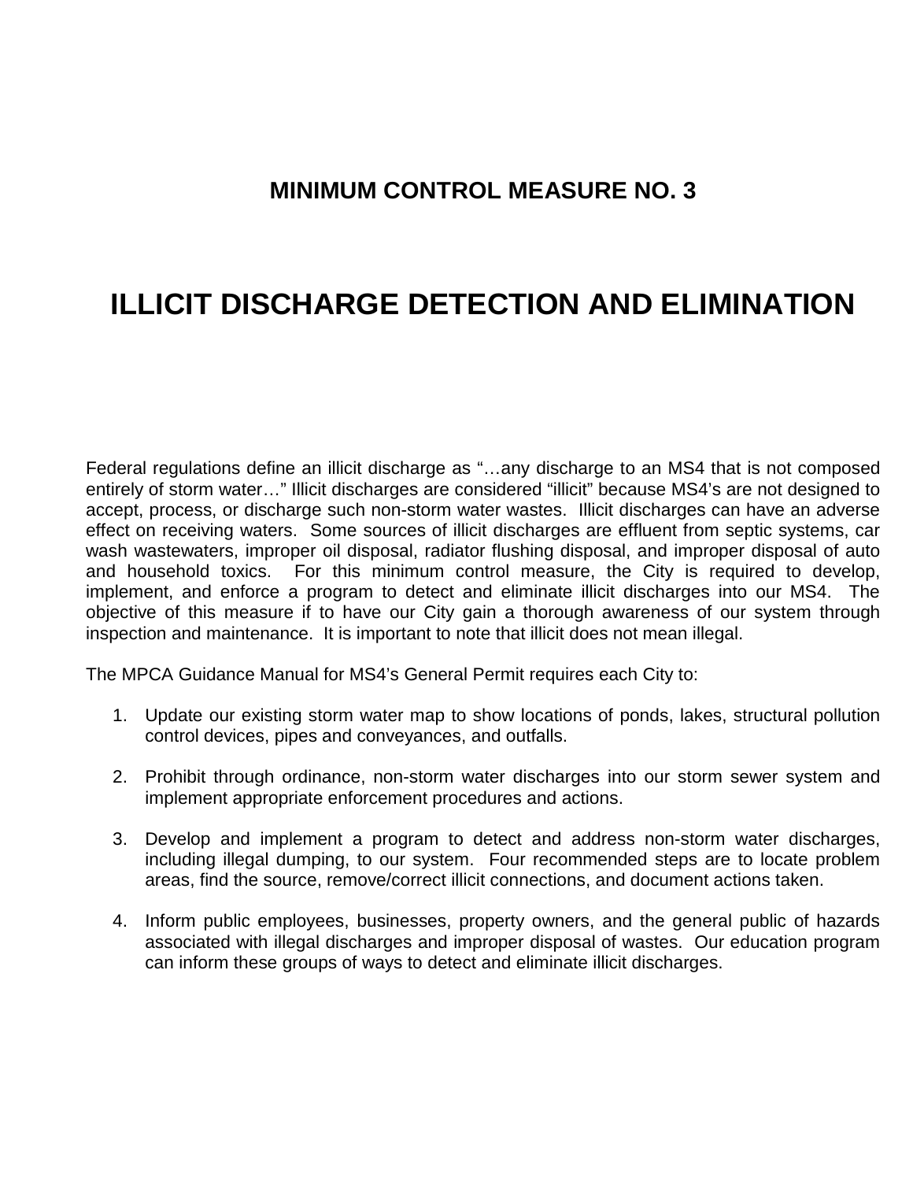## MINIMUM CONTROL MEASURE NO. 3

# ILLICIT DISCHARGE DETECTION AND ELIMINATION

Federal regulations define an illicit discharge as "…any discharge to an MS4 that is not composed entirely of storm water…" Illicit discharges are considered "illicit" because MS4's are not designed to accept, process, or discharge such non-storm water wastes. Illicit discharges can have an adverse effect on receiving waters. Some sources of illicit discharges are effluent from septic systems, car wash wastewaters, improper oil disposal, radiator flushing disposal, and improper disposal of auto and household toxics. For this minimum control measure, the City is required to develop, implement, and enforce a program to detect and eliminate illicit discharges into our MS4. The objective of this measure if to have our City gain a thorough awareness of our system through inspection and maintenance. It is important to note that illicit does not mean illegal.

The MPCA Guidance Manual for MS4's General Permit requires each City to:

1. Update our existing storm water map to show locations of ponds, lakes, structural pollution control devices, pipes and conveyances, and outfalls.

2. Prohibit through ordinance, non-storm water discharges into our storm sewer system and implement appropriate enforcement procedures and actions.

3. Develop and implement a program to detect and address non-storm water discharges, including illegal dumping, to our system. Four recommended steps are to locate problem areas, find the source, remove/correct illicit connections, and document actions taken.

4. Inform public employees, businesses, property owners, and the general public of hazards associated with illegal discharges and improper disposal of wastes. Our education program can inform these groups of ways to detect and eliminate illicit discharges.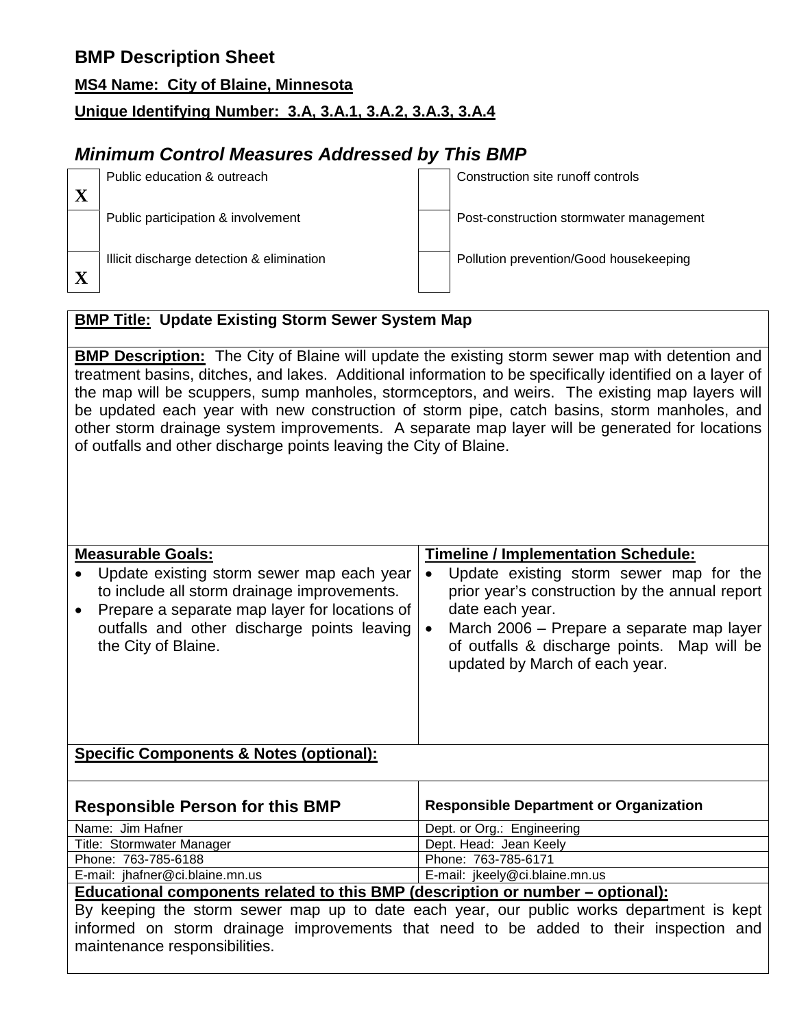## BMP Description Sheet

**MS4 Name: City of Blaine, Minnesota**

**Unique Identifying Number: 3.A, 3.A.1, 3.A.2, 3.A.3, 3.A.4**

### *Minimum Control Measures Addressed by This BMP*

| | | | |
|---|---|---|---|
| X | Public education & outreach | | Construction site runoff controls |
| | Public participation & involvement | | Post-construction stormwater management |
| X | Illicit discharge detection & elimination | | Pollution prevention/Good housekeeping |

**BMP Title: Update Existing Storm Sewer System Map**

**BMP Description:** The City of Blaine will update the existing storm sewer map with detention and treatment basins, ditches, and lakes. Additional information to be specifically identified on a layer of the map will be scuppers, sump manholes, stormceptors, and weirs. The existing map layers will be updated each year with new construction of storm pipe, catch basins, storm manholes, and other storm drainage system improvements. A separate map layer will be generated for locations of outfalls and other discharge points leaving the City of Blaine.

| **Measurable Goals:** | **Timeline / Implementation Schedule:** |
|---|---|
| • Update existing storm sewer map each year to include all storm drainage improvements.<br>• Prepare a separate map layer for locations of outfalls and other discharge points leaving the City of Blaine. | • Update existing storm sewer map for the prior year's construction by the annual report date each year.<br>• March 2006 – Prepare a separate map layer of outfalls & discharge points. Map will be updated by March of each year. |

**Specific Components & Notes (optional):**

| **Responsible Person for this BMP** | **Responsible Department or Organization** |
|---|---|
| Name: Jim Hafner | Dept. or Org.: Engineering |
| Title: Stormwater Manager | Dept. Head: Jean Keely |
| Phone: 763-785-6188 | Phone: 763-785-6171 |
| E-mail: jhafner@ci.blaine.mn.us | E-mail: jkeely@ci.blaine.mn.us |

**Educational components related to this BMP (description or number – optional):**

By keeping the storm sewer map up to date each year, our public works department is kept informed on storm drainage improvements that need to be added to their inspection and maintenance responsibilities.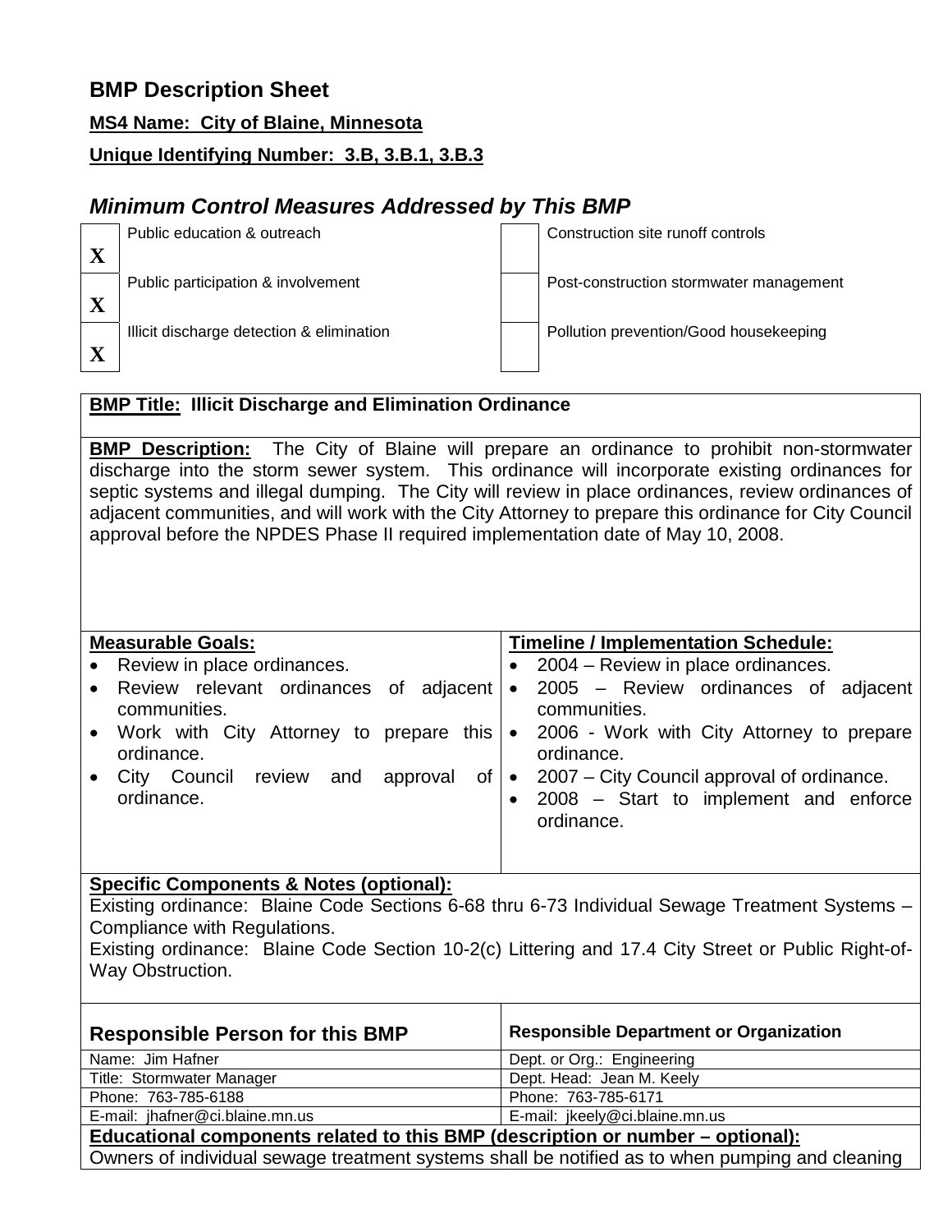# BMP Description Sheet

**MS4 Name: City of Blaine, Minnesota**

**Unique Identifying Number: 3.B, 3.B.1, 3.B.3**

## *Minimum Control Measures Addressed by This BMP*

| | | | |
|---|---|---|---|
| X | Public education & outreach | | Construction site runoff controls |
| X | Public participation & involvement | | Post-construction stormwater management |
| X | Illicit discharge detection & elimination | | Pollution prevention/Good housekeeping |

**BMP Title: Illicit Discharge and Elimination Ordinance**

**BMP Description:** The City of Blaine will prepare an ordinance to prohibit non-stormwater discharge into the storm sewer system. This ordinance will incorporate existing ordinances for septic systems and illegal dumping. The City will review in place ordinances, review ordinances of adjacent communities, and will work with the City Attorney to prepare this ordinance for City Council approval before the NPDES Phase II required implementation date of May 10, 2008.

| Measurable Goals: | Timeline / Implementation Schedule: |
|---|---|
| • Review in place ordinances.<br>• Review relevant ordinances of adjacent communities.<br>• Work with City Attorney to prepare this ordinance.<br>• City Council review and approval of ordinance. | • 2004 – Review in place ordinances.<br>• 2005 – Review ordinances of adjacent communities.<br>• 2006 - Work with City Attorney to prepare ordinance.<br>• 2007 – City Council approval of ordinance.<br>• 2008 – Start to implement and enforce ordinance. |

**Specific Components & Notes (optional):**

Existing ordinance: Blaine Code Sections 6-68 thru 6-73 Individual Sewage Treatment Systems – Compliance with Regulations.

Existing ordinance: Blaine Code Section 10-2(c) Littering and 17.4 City Street or Public Right-of-Way Obstruction.

| Responsible Person for this BMP | Responsible Department or Organization |
|---|---|
| Name: Jim Hafner | Dept. or Org.: Engineering |
| Title: Stormwater Manager | Dept. Head: Jean M. Keely |
| Phone: 763-785-6188 | Phone: 763-785-6171 |
| E-mail: jhafner@ci.blaine.mn.us | E-mail: jkeely@ci.blaine.mn.us |

**Educational components related to this BMP (description or number – optional):**

Owners of individual sewage treatment systems shall be notified as to when pumping and cleaning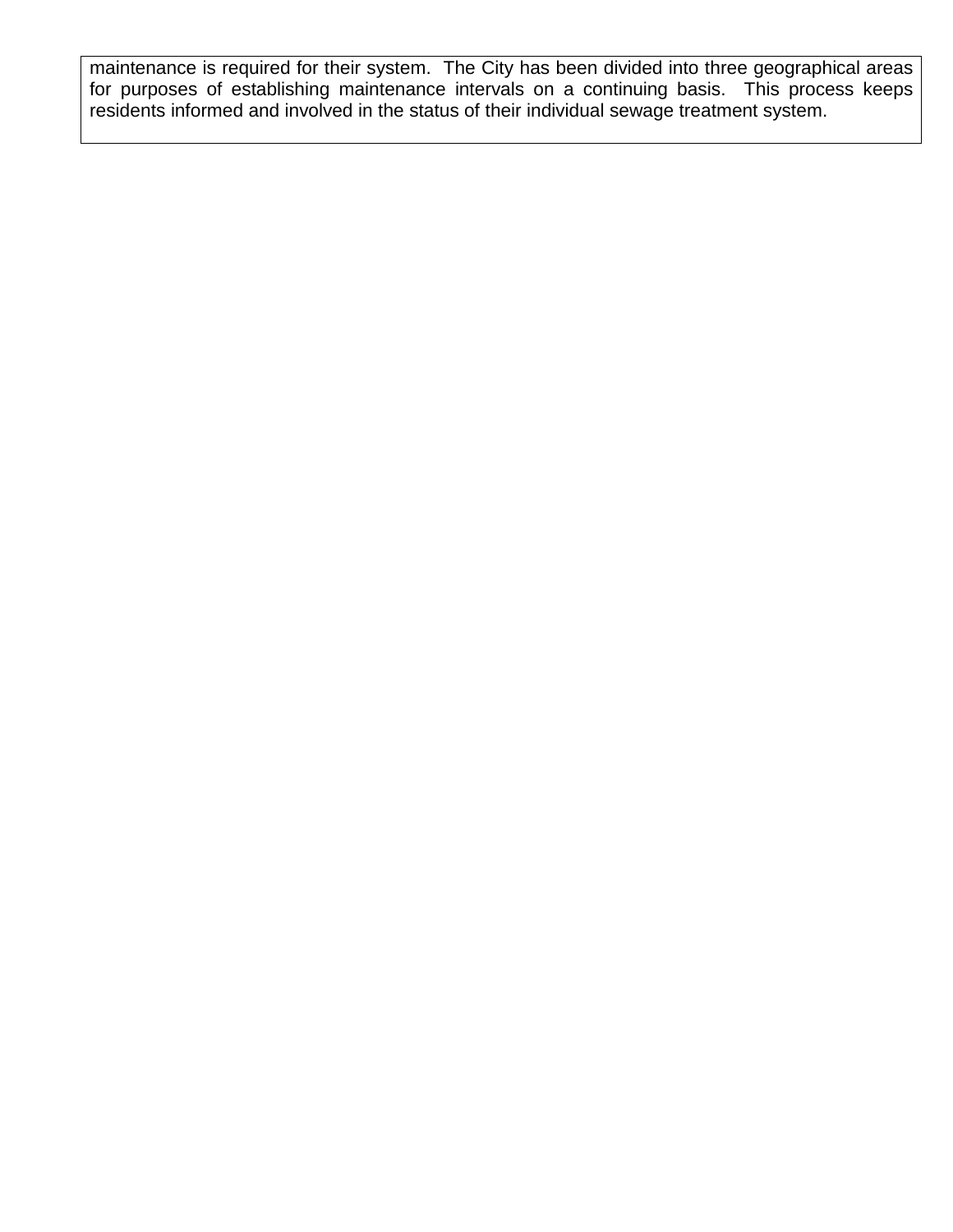maintenance is required for their system. The City has been divided into three geographical areas for purposes of establishing maintenance intervals on a continuing basis. This process keeps residents informed and involved in the status of their individual sewage treatment system.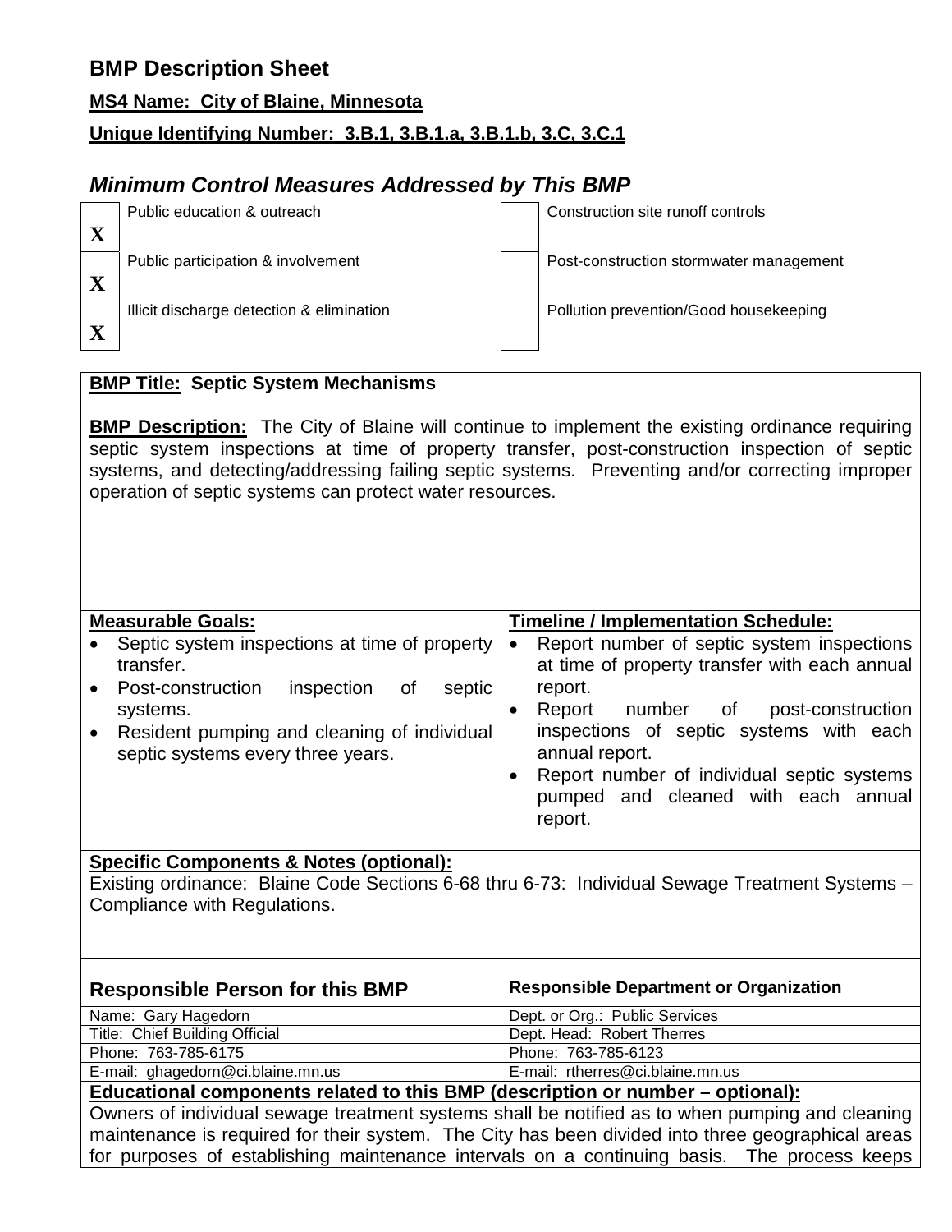## BMP Description Sheet

**MS4 Name: City of Blaine, Minnesota**

**Unique Identifying Number: 3.B.1, 3.B.1.a, 3.B.1.b, 3.C, 3.C.1**

### *Minimum Control Measures Addressed by This BMP*

| | | | |
|---|---|---|---|
| X | Public education & outreach | | Construction site runoff controls |
| X | Public participation & involvement | | Post-construction stormwater management |
| X | Illicit discharge detection & elimination | | Pollution prevention/Good housekeeping |

**BMP Title: Septic System Mechanisms**

**BMP Description:** The City of Blaine will continue to implement the existing ordinance requiring septic system inspections at time of property transfer, post-construction inspection of septic systems, and detecting/addressing failing septic systems. Preventing and/or correcting improper operation of septic systems can protect water resources.

| Measurable Goals: | Timeline / Implementation Schedule: |
|---|---|
| • Septic system inspections at time of property transfer.<br>• Post-construction inspection of septic systems.<br>• Resident pumping and cleaning of individual septic systems every three years. | • Report number of septic system inspections at time of property transfer with each annual report.<br>• Report number of post-construction inspections of septic systems with each annual report.<br>• Report number of individual septic systems pumped and cleaned with each annual report. |

**Specific Components & Notes (optional):**

Existing ordinance: Blaine Code Sections 6-68 thru 6-73: Individual Sewage Treatment Systems – Compliance with Regulations.

| Responsible Person for this BMP | Responsible Department or Organization |
|---|---|
| Name: Gary Hagedorn | Dept. or Org.: Public Services |
| Title: Chief Building Official | Dept. Head: Robert Therres |
| Phone: 763-785-6175 | Phone: 763-785-6123 |
| E-mail: ghagedorn@ci.blaine.mn.us | E-mail: rtherres@ci.blaine.mn.us |

**Educational components related to this BMP (description or number – optional):**

Owners of individual sewage treatment systems shall be notified as to when pumping and cleaning maintenance is required for their system. The City has been divided into three geographical areas for purposes of establishing maintenance intervals on a continuing basis. The process keeps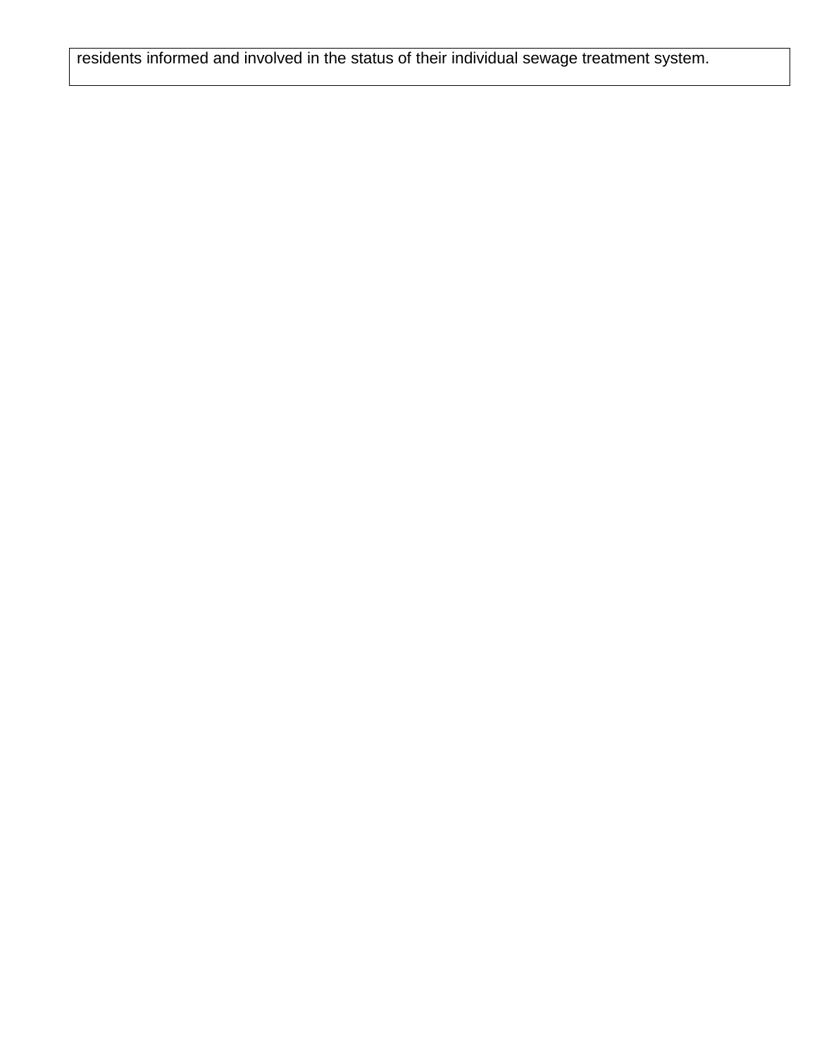residents informed and involved in the status of their individual sewage treatment system.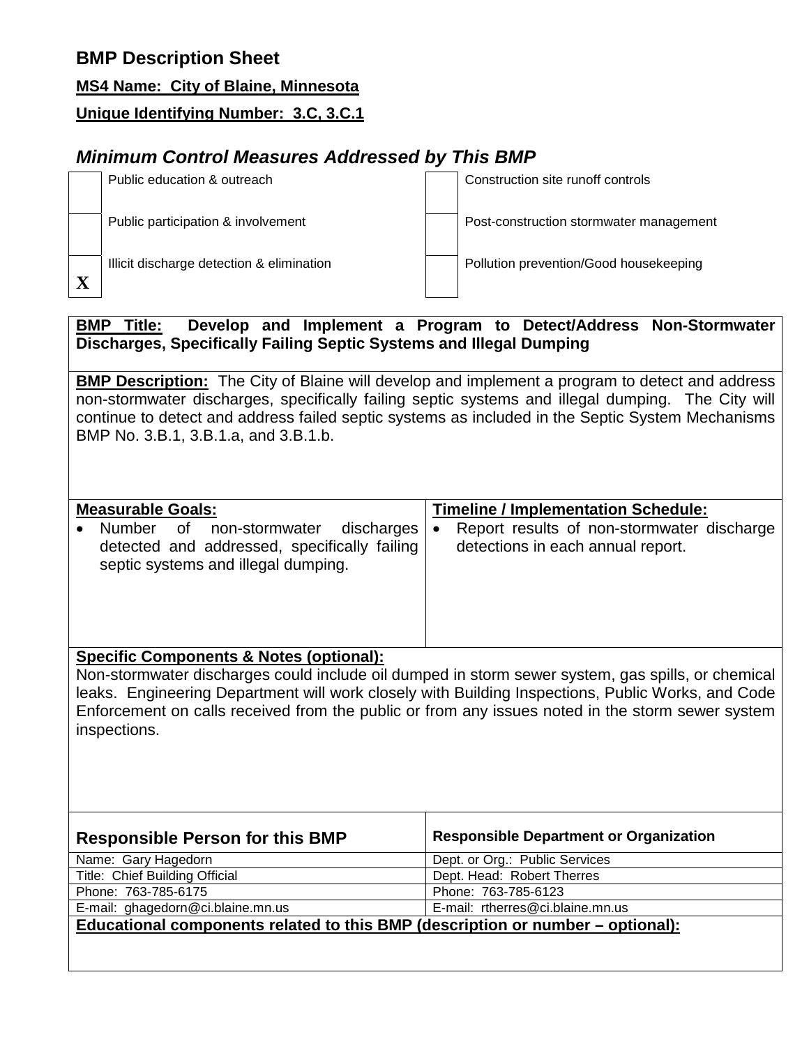## BMP Description Sheet

**MS4 Name: City of Blaine, Minnesota**

**Unique Identifying Number: 3.C, 3.C.1**

### *Minimum Control Measures Addressed by This BMP*

| | | | |
|---|---|---|---|
| | Public education & outreach | | Construction site runoff controls |
| | Public participation & involvement | | Post-construction stormwater management |
| X | Illicit discharge detection & elimination | | Pollution prevention/Good housekeeping |

**BMP Title: Develop and Implement a Program to Detect/Address Non-Stormwater Discharges, Specifically Failing Septic Systems and Illegal Dumping**

**BMP Description:** The City of Blaine will develop and implement a program to detect and address non-stormwater discharges, specifically failing septic systems and illegal dumping. The City will continue to detect and address failed septic systems as included in the Septic System Mechanisms BMP No. 3.B.1, 3.B.1.a, and 3.B.1.b.

| **Measurable Goals:** | **Timeline / Implementation Schedule:** |
|---|---|
| • Number of non-stormwater discharges detected and addressed, specifically failing septic systems and illegal dumping. | • Report results of non-stormwater discharge detections in each annual report. |

**Specific Components & Notes (optional):**
Non-stormwater discharges could include oil dumped in storm sewer system, gas spills, or chemical leaks. Engineering Department will work closely with Building Inspections, Public Works, and Code Enforcement on calls received from the public or from any issues noted in the storm sewer system inspections.

| **Responsible Person for this BMP** | **Responsible Department or Organization** |
|---|---|
| Name: Gary Hagedorn | Dept. or Org.: Public Services |
| Title: Chief Building Official | Dept. Head: Robert Therres |
| Phone: 763-785-6175 | Phone: 763-785-6123 |
| E-mail: ghagedorn@ci.blaine.mn.us | E-mail: rtherres@ci.blaine.mn.us |

**Educational components related to this BMP (description or number – optional):**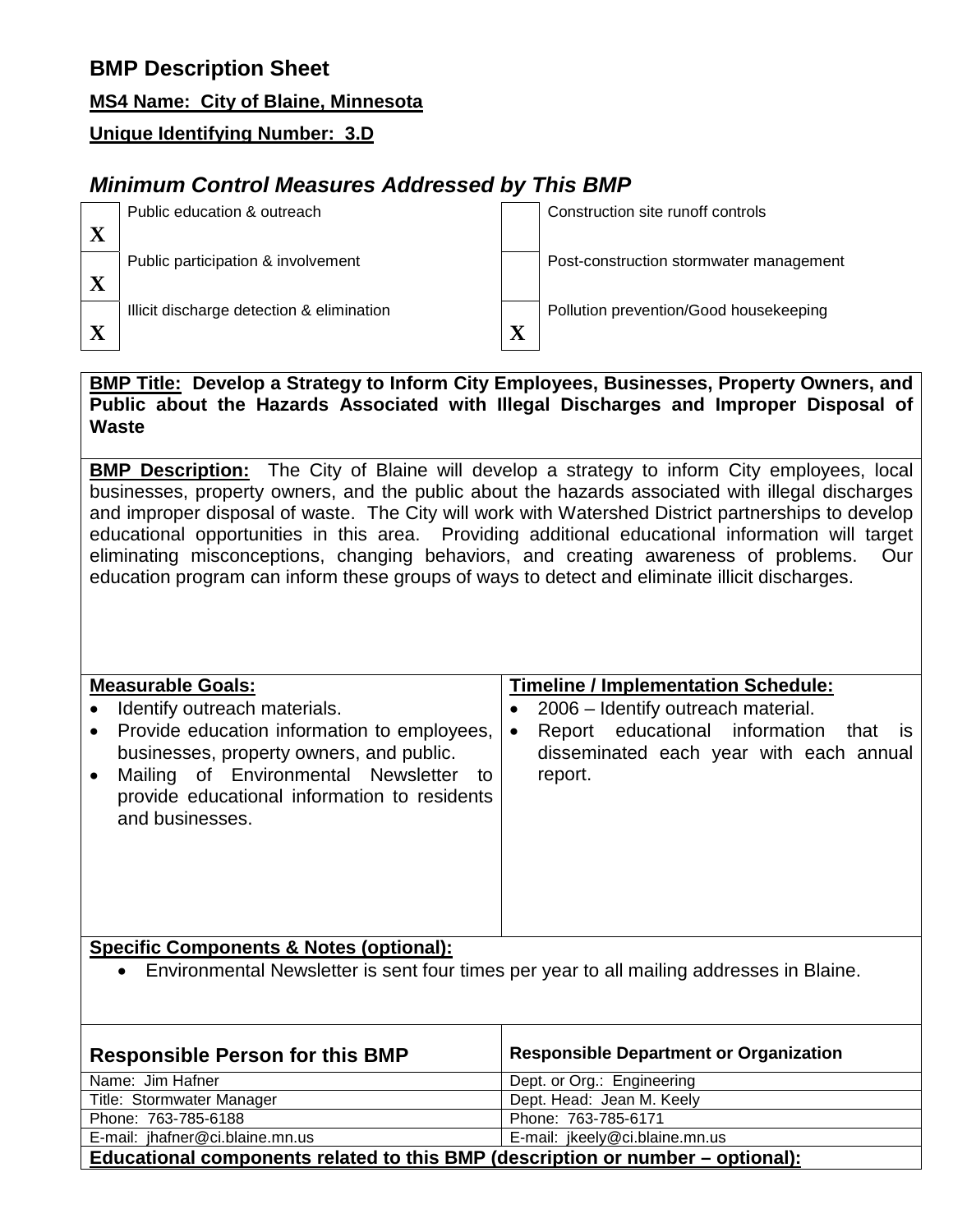## BMP Description Sheet

**MS4 Name: City of Blaine, Minnesota**

**Unique Identifying Number: 3.D**

### *Minimum Control Measures Addressed by This BMP*

| | | | |
|---|---|---|---|
| X | Public education & outreach | | Construction site runoff controls |
| X | Public participation & involvement | | Post-construction stormwater management |
| X | Illicit discharge detection & elimination | X | Pollution prevention/Good housekeeping |

**BMP Title: Develop a Strategy to Inform City Employees, Businesses, Property Owners, and Public about the Hazards Associated with Illegal Discharges and Improper Disposal of Waste**

**BMP Description:** The City of Blaine will develop a strategy to inform City employees, local businesses, property owners, and the public about the hazards associated with illegal discharges and improper disposal of waste. The City will work with Watershed District partnerships to develop educational opportunities in this area. Providing additional educational information will target eliminating misconceptions, changing behaviors, and creating awareness of problems. Our education program can inform these groups of ways to detect and eliminate illicit discharges.

| Measurable Goals: | Timeline / Implementation Schedule: |
|---|---|
| • Identify outreach materials.<br>• Provide education information to employees, businesses, property owners, and public.<br>• Mailing of Environmental Newsletter to provide educational information to residents and businesses. | • 2006 – Identify outreach material.<br>• Report educational information that is disseminated each year with each annual report. |

**Specific Components & Notes (optional):**

- Environmental Newsletter is sent four times per year to all mailing addresses in Blaine.

| Responsible Person for this BMP | Responsible Department or Organization |
|---|---|
| Name: Jim Hafner | Dept. or Org.: Engineering |
| Title: Stormwater Manager | Dept. Head: Jean M. Keely |
| Phone: 763-785-6188 | Phone: 763-785-6171 |
| E-mail: jhafner@ci.blaine.mn.us | E-mail: jkeely@ci.blaine.mn.us |

**Educational components related to this BMP (description or number – optional):**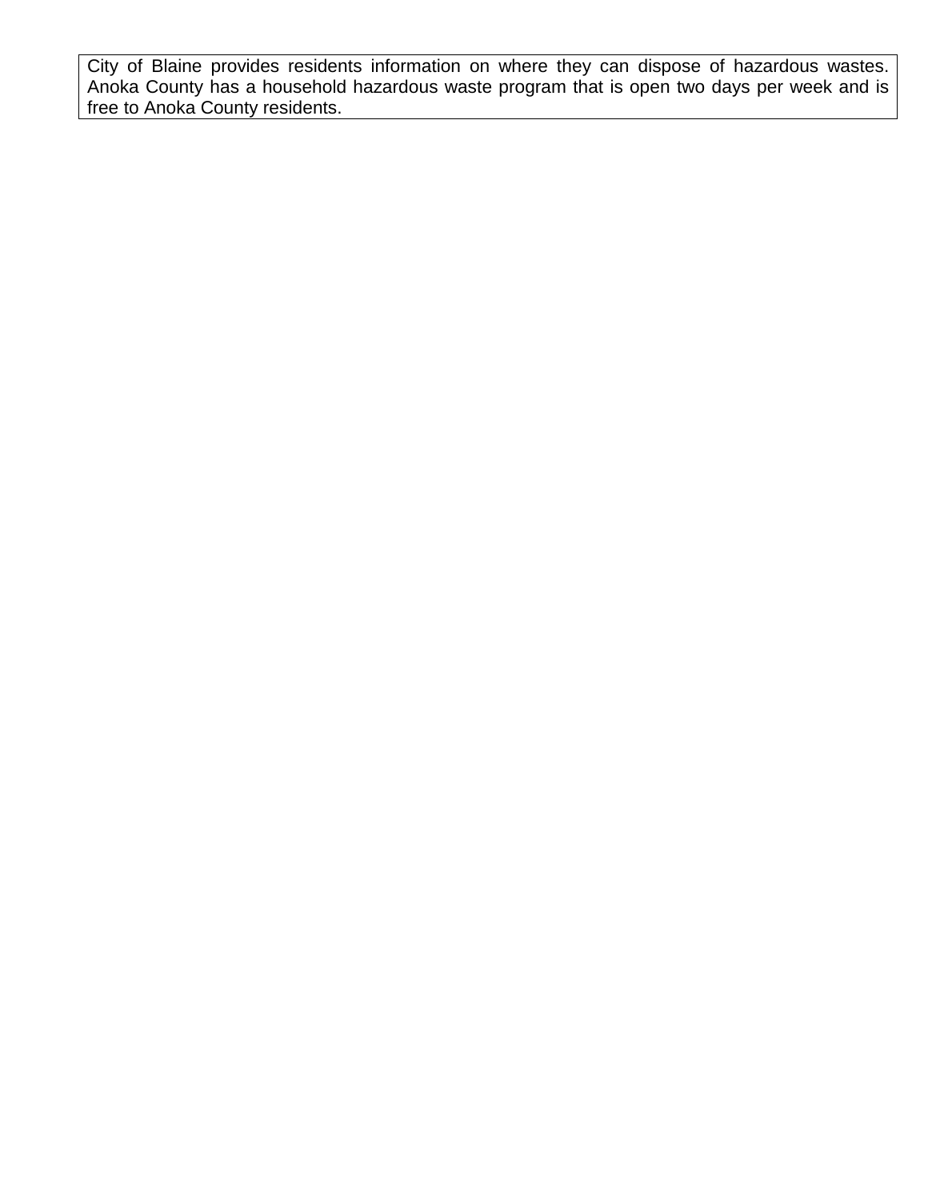| City of Blaine provides residents information on where they can dispose of hazardous wastes. Anoka County has a household hazardous waste program that is open two days per week and is free to Anoka County residents. |
|---|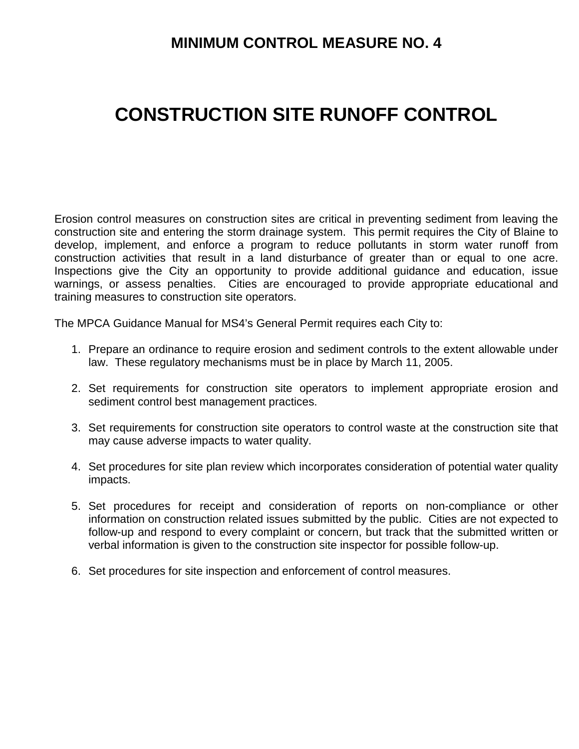# MINIMUM CONTROL MEASURE NO. 4

# CONSTRUCTION SITE RUNOFF CONTROL

Erosion control measures on construction sites are critical in preventing sediment from leaving the construction site and entering the storm drainage system. This permit requires the City of Blaine to develop, implement, and enforce a program to reduce pollutants in storm water runoff from construction activities that result in a land disturbance of greater than or equal to one acre. Inspections give the City an opportunity to provide additional guidance and education, issue warnings, or assess penalties. Cities are encouraged to provide appropriate educational and training measures to construction site operators.

The MPCA Guidance Manual for MS4's General Permit requires each City to:

1. Prepare an ordinance to require erosion and sediment controls to the extent allowable under law. These regulatory mechanisms must be in place by March 11, 2005.

2. Set requirements for construction site operators to implement appropriate erosion and sediment control best management practices.

3. Set requirements for construction site operators to control waste at the construction site that may cause adverse impacts to water quality.

4. Set procedures for site plan review which incorporates consideration of potential water quality impacts.

5. Set procedures for receipt and consideration of reports on non-compliance or other information on construction related issues submitted by the public. Cities are not expected to follow-up and respond to every complaint or concern, but track that the submitted written or verbal information is given to the construction site inspector for possible follow-up.

6. Set procedures for site inspection and enforcement of control measures.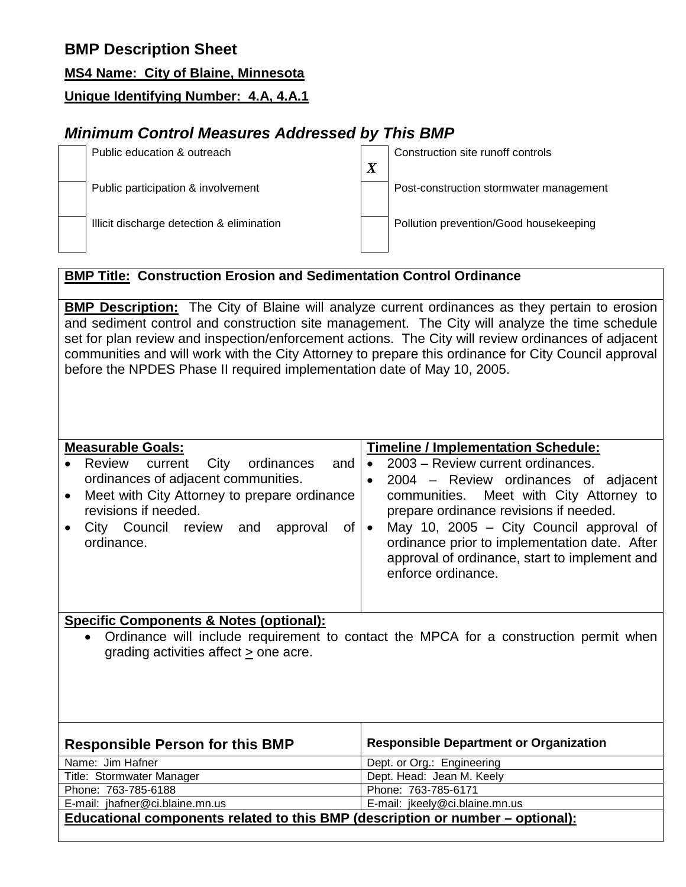## BMP Description Sheet

**MS4 Name: City of Blaine, Minnesota**

**Unique Identifying Number: 4.A, 4.A.1**

### *Minimum Control Measures Addressed by This BMP*

| | | | |
|---|---|---|---|
| | Public education & outreach | *X* | Construction site runoff controls |
| | Public participation & involvement | | Post-construction stormwater management |
| | Illicit discharge detection & elimination | | Pollution prevention/Good housekeeping |

**BMP Title: Construction Erosion and Sedimentation Control Ordinance**

**BMP Description:** The City of Blaine will analyze current ordinances as they pertain to erosion and sediment control and construction site management. The City will analyze the time schedule set for plan review and inspection/enforcement actions. The City will review ordinances of adjacent communities and will work with the City Attorney to prepare this ordinance for City Council approval before the NPDES Phase II required implementation date of May 10, 2005.

| Measurable Goals: | Timeline / Implementation Schedule: |
|---|---|
| • Review current City ordinances and ordinances of adjacent communities.<br>• Meet with City Attorney to prepare ordinance revisions if needed.<br>• City Council review and approval of ordinance. | • 2003 – Review current ordinances.<br>• 2004 – Review ordinances of adjacent communities. Meet with City Attorney to prepare ordinance revisions if needed.<br>• May 10, 2005 – City Council approval of ordinance prior to implementation date. After approval of ordinance, start to implement and enforce ordinance. |

**Specific Components & Notes (optional):**

- Ordinance will include requirement to contact the MPCA for a construction permit when grading activities affect ≥ one acre.

| Responsible Person for this BMP | Responsible Department or Organization |
|---|---|
| Name: Jim Hafner | Dept. or Org.: Engineering |
| Title: Stormwater Manager | Dept. Head: Jean M. Keely |
| Phone: 763-785-6188 | Phone: 763-785-6171 |
| E-mail: jhafner@ci.blaine.mn.us | E-mail: jkeely@ci.blaine.mn.us |

**Educational components related to this BMP (description or number – optional):**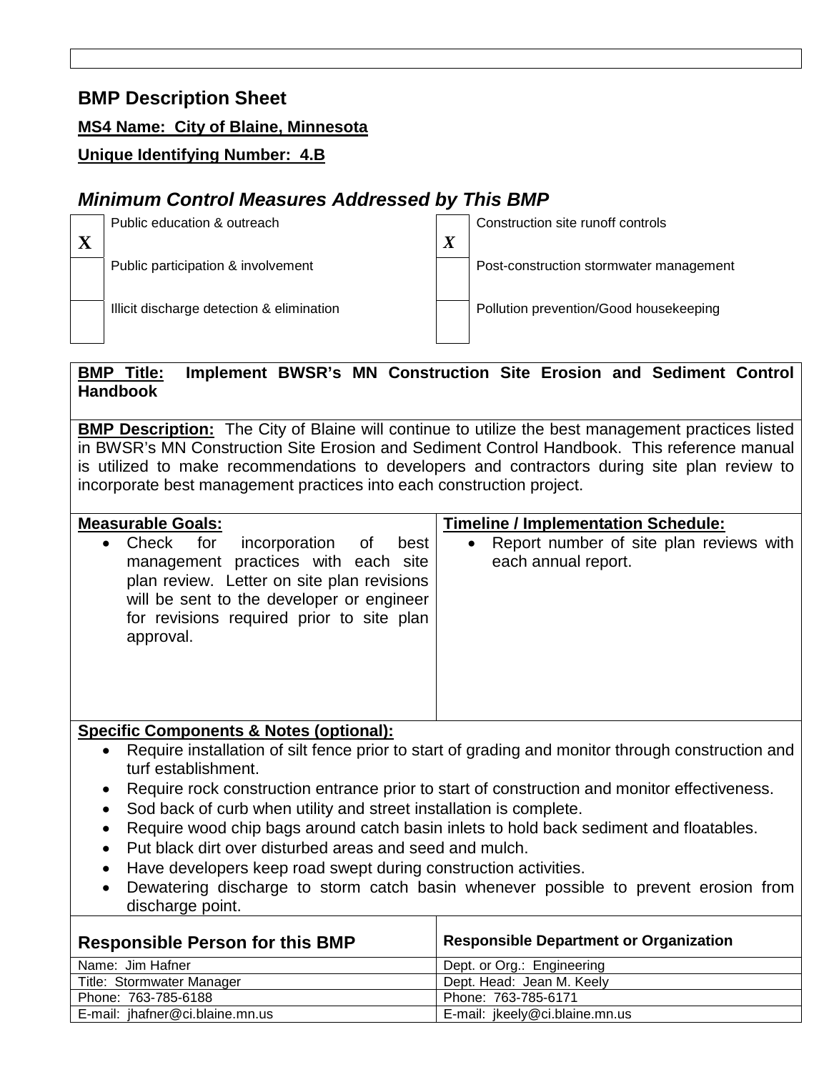## BMP Description Sheet

**MS4 Name: City of Blaine, Minnesota**

**Unique Identifying Number: 4.B**

### *Minimum Control Measures Addressed by This BMP*

| | | | |
|---|---|---|---|
| X | Public education & outreach | X | Construction site runoff controls |
| | Public participation & involvement | | Post-construction stormwater management |
| | Illicit discharge detection & elimination | | Pollution prevention/Good housekeeping |

**BMP Title: Implement BWSR's MN Construction Site Erosion and Sediment Control Handbook**

**BMP Description:** The City of Blaine will continue to utilize the best management practices listed in BWSR's MN Construction Site Erosion and Sediment Control Handbook. This reference manual is utilized to make recommendations to developers and contractors during site plan review to incorporate best management practices into each construction project.

| Measurable Goals: | Timeline / Implementation Schedule: |
|---|---|
| • Check for incorporation of best management practices with each site plan review. Letter on site plan revisions will be sent to the developer or engineer for revisions required prior to site plan approval. | • Report number of site plan reviews with each annual report. |

**Specific Components & Notes (optional):**

- Require installation of silt fence prior to start of grading and monitor through construction and turf establishment.
- Require rock construction entrance prior to start of construction and monitor effectiveness.
- Sod back of curb when utility and street installation is complete.
- Require wood chip bags around catch basin inlets to hold back sediment and floatables.
- Put black dirt over disturbed areas and seed and mulch.
- Have developers keep road swept during construction activities.
- Dewatering discharge to storm catch basin whenever possible to prevent erosion from discharge point.

| Responsible Person for this BMP | Responsible Department or Organization |
|---|---|
| Name: Jim Hafner | Dept. or Org.: Engineering |
| Title: Stormwater Manager | Dept. Head: Jean M. Keely |
| Phone: 763-785-6188 | Phone: 763-785-6171 |
| E-mail: jhafner@ci.blaine.mn.us | E-mail: jkeely@ci.blaine.mn.us |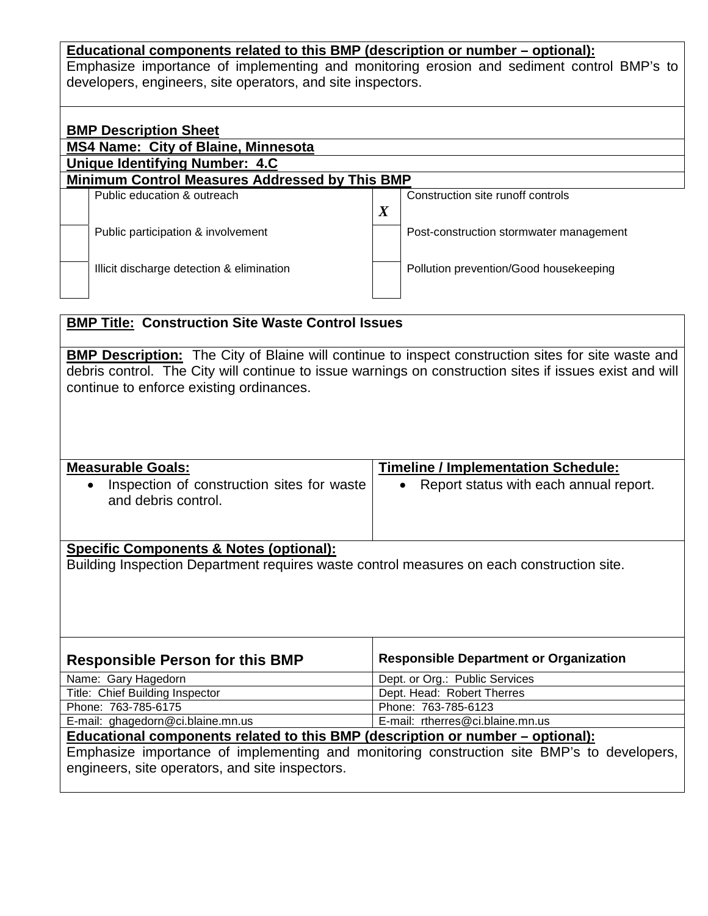**Educational components related to this BMP (description or number – optional):**
Emphasize importance of implementing and monitoring erosion and sediment control BMP's to developers, engineers, site operators, and site inspectors.

**BMP Description Sheet**

**MS4 Name: City of Blaine, Minnesota**

**Unique Identifying Number: 4.C**

**Minimum Control Measures Addressed by This BMP**

| | | | |
|---|---|---|---|
| | Public education & outreach | *X* | Construction site runoff controls |
| | Public participation & involvement | | Post-construction stormwater management |
| | Illicit discharge detection & elimination | | Pollution prevention/Good housekeeping |

**BMP Title: Construction Site Waste Control Issues**

**BMP Description:** The City of Blaine will continue to inspect construction sites for site waste and debris control. The City will continue to issue warnings on construction sites if issues exist and will continue to enforce existing ordinances.

| Measurable Goals: | Timeline / Implementation Schedule: |
|---|---|
| • Inspection of construction sites for waste and debris control. | • Report status with each annual report. |

**Specific Components & Notes (optional):**
Building Inspection Department requires waste control measures on each construction site.

| Responsible Person for this BMP | Responsible Department or Organization |
|---|---|
| Name: Gary Hagedorn | Dept. or Org.: Public Services |
| Title: Chief Building Inspector | Dept. Head: Robert Therres |
| Phone: 763-785-6175 | Phone: 763-785-6123 |
| E-mail: ghagedorn@ci.blaine.mn.us | E-mail: rtherres@ci.blaine.mn.us |

**Educational components related to this BMP (description or number – optional):**
Emphasize importance of implementing and monitoring construction site BMP's to developers, engineers, site operators, and site inspectors.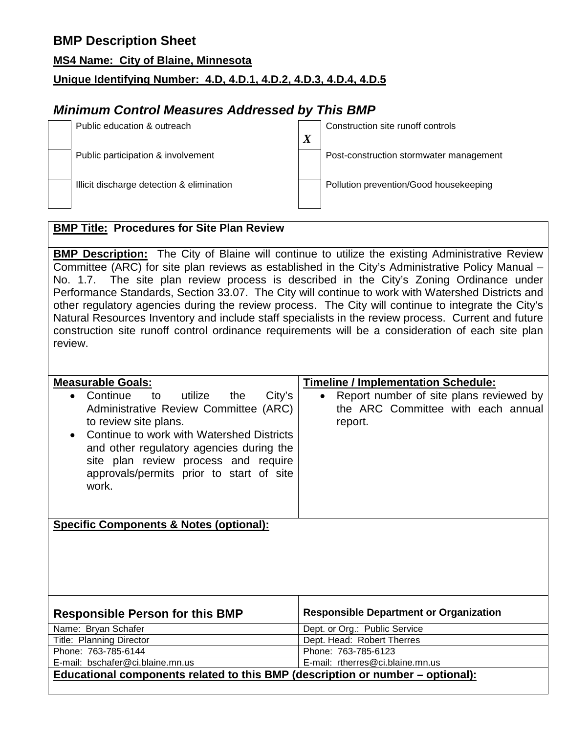# BMP Description Sheet

**MS4 Name: City of Blaine, Minnesota**

**Unique Identifying Number: 4.D, 4.D.1, 4.D.2, 4.D.3, 4.D.4, 4.D.5**

## *Minimum Control Measures Addressed by This BMP*

| | | | |
|---|---|---|---|
| | Public education & outreach | *X* | Construction site runoff controls |
| | Public participation & involvement | | Post-construction stormwater management |
| | Illicit discharge detection & elimination | | Pollution prevention/Good housekeeping |

**BMP Title: Procedures for Site Plan Review**

**BMP Description:** The City of Blaine will continue to utilize the existing Administrative Review Committee (ARC) for site plan reviews as established in the City's Administrative Policy Manual – No. 1.7. The site plan review process is described in the City's Zoning Ordinance under Performance Standards, Section 33.07. The City will continue to work with Watershed Districts and other regulatory agencies during the review process. The City will continue to integrate the City's Natural Resources Inventory and include staff specialists in the review process. Current and future construction site runoff control ordinance requirements will be a consideration of each site plan review.

| **Measurable Goals:** | **Timeline / Implementation Schedule:** |
|---|---|
| • Continue to utilize the City's Administrative Review Committee (ARC) to review site plans.<br>• Continue to work with Watershed Districts and other regulatory agencies during the site plan review process and require approvals/permits prior to start of site work. | • Report number of site plans reviewed by the ARC Committee with each annual report. |

**Specific Components & Notes (optional):**

| **Responsible Person for this BMP** | **Responsible Department or Organization** |
|---|---|
| Name: Bryan Schafer | Dept. or Org.: Public Service |
| Title: Planning Director | Dept. Head: Robert Therres |
| Phone: 763-785-6144 | Phone: 763-785-6123 |
| E-mail: bschafer@ci.blaine.mn.us | E-mail: rtherres@ci.blaine.mn.us |

**Educational components related to this BMP (description or number – optional):**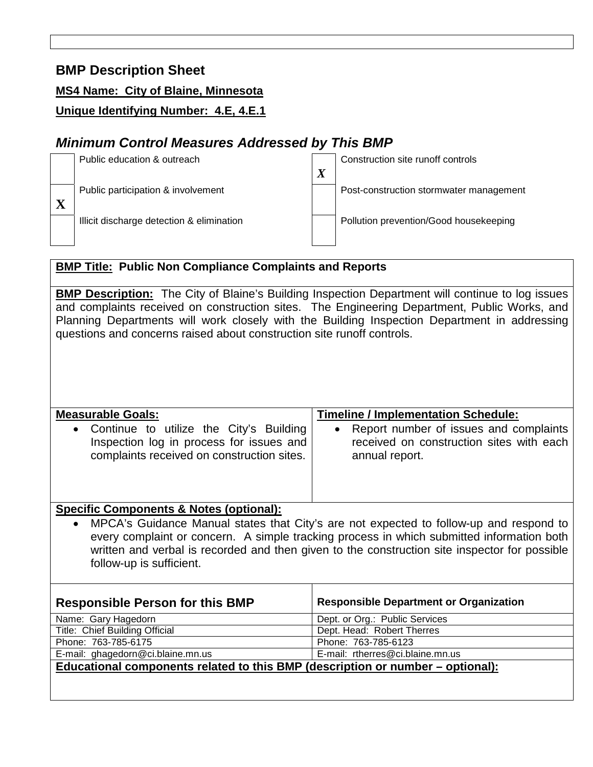## BMP Description Sheet

**MS4 Name: City of Blaine, Minnesota**

**Unique Identifying Number: 4.E, 4.E.1**

### *Minimum Control Measures Addressed by This BMP*

| | | | |
|---|---|---|---|
| | Public education & outreach | X | Construction site runoff controls |
| X | Public participation & involvement | | Post-construction stormwater management |
| | Illicit discharge detection & elimination | | Pollution prevention/Good housekeeping |

**BMP Title: Public Non Compliance Complaints and Reports**

**BMP Description:** The City of Blaine's Building Inspection Department will continue to log issues and complaints received on construction sites. The Engineering Department, Public Works, and Planning Departments will work closely with the Building Inspection Department in addressing questions and concerns raised about construction site runoff controls.

| Measurable Goals: | Timeline / Implementation Schedule: |
|---|---|
| • Continue to utilize the City's Building Inspection log in process for issues and complaints received on construction sites. | • Report number of issues and complaints received on construction sites with each annual report. |

**Specific Components & Notes (optional):**

- MPCA's Guidance Manual states that City's are not expected to follow-up and respond to every complaint or concern. A simple tracking process in which submitted information both written and verbal is recorded and then given to the construction site inspector for possible follow-up is sufficient.

| Responsible Person for this BMP | Responsible Department or Organization |
|---|---|
| Name: Gary Hagedorn | Dept. or Org.: Public Services |
| Title: Chief Building Official | Dept. Head: Robert Therres |
| Phone: 763-785-6175 | Phone: 763-785-6123 |
| E-mail: ghagedorn@ci.blaine.mn.us | E-mail: rtherres@ci.blaine.mn.us |

**Educational components related to this BMP (description or number – optional):**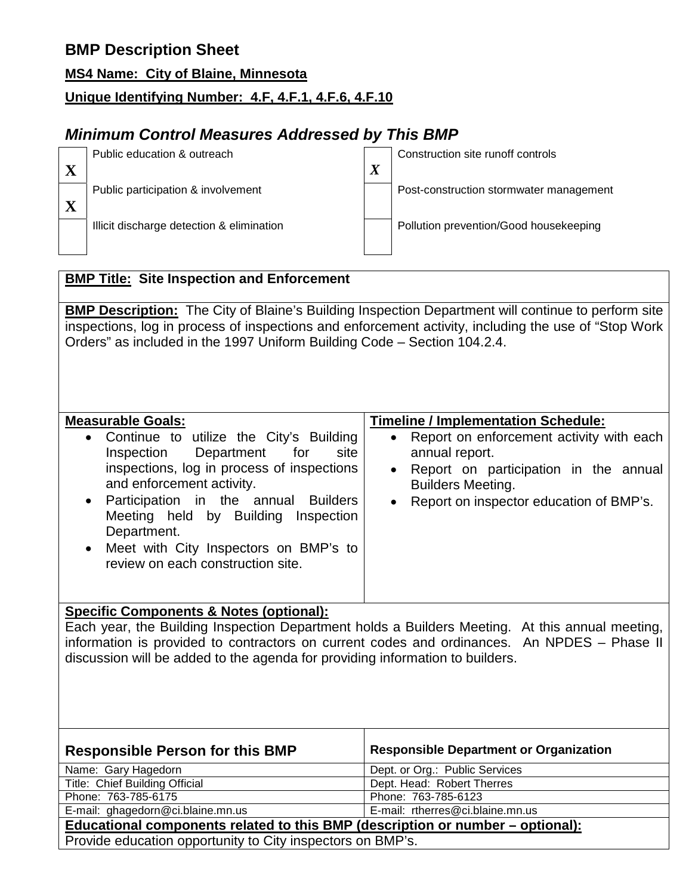# BMP Description Sheet

**MS4 Name: City of Blaine, Minnesota**

**Unique Identifying Number: 4.F, 4.F.1, 4.F.6, 4.F.10**

## *Minimum Control Measures Addressed by This BMP*

| | | | |
|---|---|---|---|
| X | Public education & outreach | X | Construction site runoff controls |
| X | Public participation & involvement | | Post-construction stormwater management |
| | Illicit discharge detection & elimination | | Pollution prevention/Good housekeeping |

**BMP Title: Site Inspection and Enforcement**

**BMP Description:** The City of Blaine's Building Inspection Department will continue to perform site inspections, log in process of inspections and enforcement activity, including the use of "Stop Work Orders" as included in the 1997 Uniform Building Code – Section 104.2.4.

| **Measurable Goals:** | **Timeline / Implementation Schedule:** |
|---|---|
| • Continue to utilize the City's Building Inspection Department for site inspections, log in process of inspections and enforcement activity.<br>• Participation in the annual Builders Meeting held by Building Inspection Department.<br>• Meet with City Inspectors on BMP's to review on each construction site. | • Report on enforcement activity with each annual report.<br>• Report on participation in the annual Builders Meeting.<br>• Report on inspector education of BMP's. |

**Specific Components & Notes (optional):**

Each year, the Building Inspection Department holds a Builders Meeting. At this annual meeting, information is provided to contractors on current codes and ordinances. An NPDES – Phase II discussion will be added to the agenda for providing information to builders.

| **Responsible Person for this BMP** | **Responsible Department or Organization** |
|---|---|
| Name: Gary Hagedorn | Dept. or Org.: Public Services |
| Title: Chief Building Official | Dept. Head: Robert Therres |
| Phone: 763-785-6175 | Phone: 763-785-6123 |
| E-mail: ghagedorn@ci.blaine.mn.us | E-mail: rtherres@ci.blaine.mn.us |

**Educational components related to this BMP (description or number – optional):**

Provide education opportunity to City inspectors on BMP's.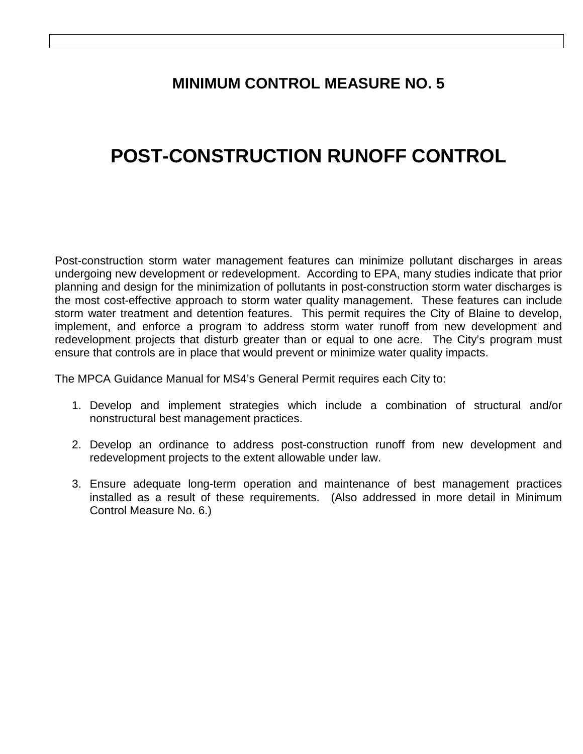# MINIMUM CONTROL MEASURE NO. 5

# POST-CONSTRUCTION RUNOFF CONTROL

Post-construction storm water management features can minimize pollutant discharges in areas undergoing new development or redevelopment. According to EPA, many studies indicate that prior planning and design for the minimization of pollutants in post-construction storm water discharges is the most cost-effective approach to storm water quality management. These features can include storm water treatment and detention features. This permit requires the City of Blaine to develop, implement, and enforce a program to address storm water runoff from new development and redevelopment projects that disturb greater than or equal to one acre. The City's program must ensure that controls are in place that would prevent or minimize water quality impacts.

The MPCA Guidance Manual for MS4's General Permit requires each City to:

1. Develop and implement strategies which include a combination of structural and/or nonstructural best management practices.
2. Develop an ordinance to address post-construction runoff from new development and redevelopment projects to the extent allowable under law.
3. Ensure adequate long-term operation and maintenance of best management practices installed as a result of these requirements. (Also addressed in more detail in Minimum Control Measure No. 6.)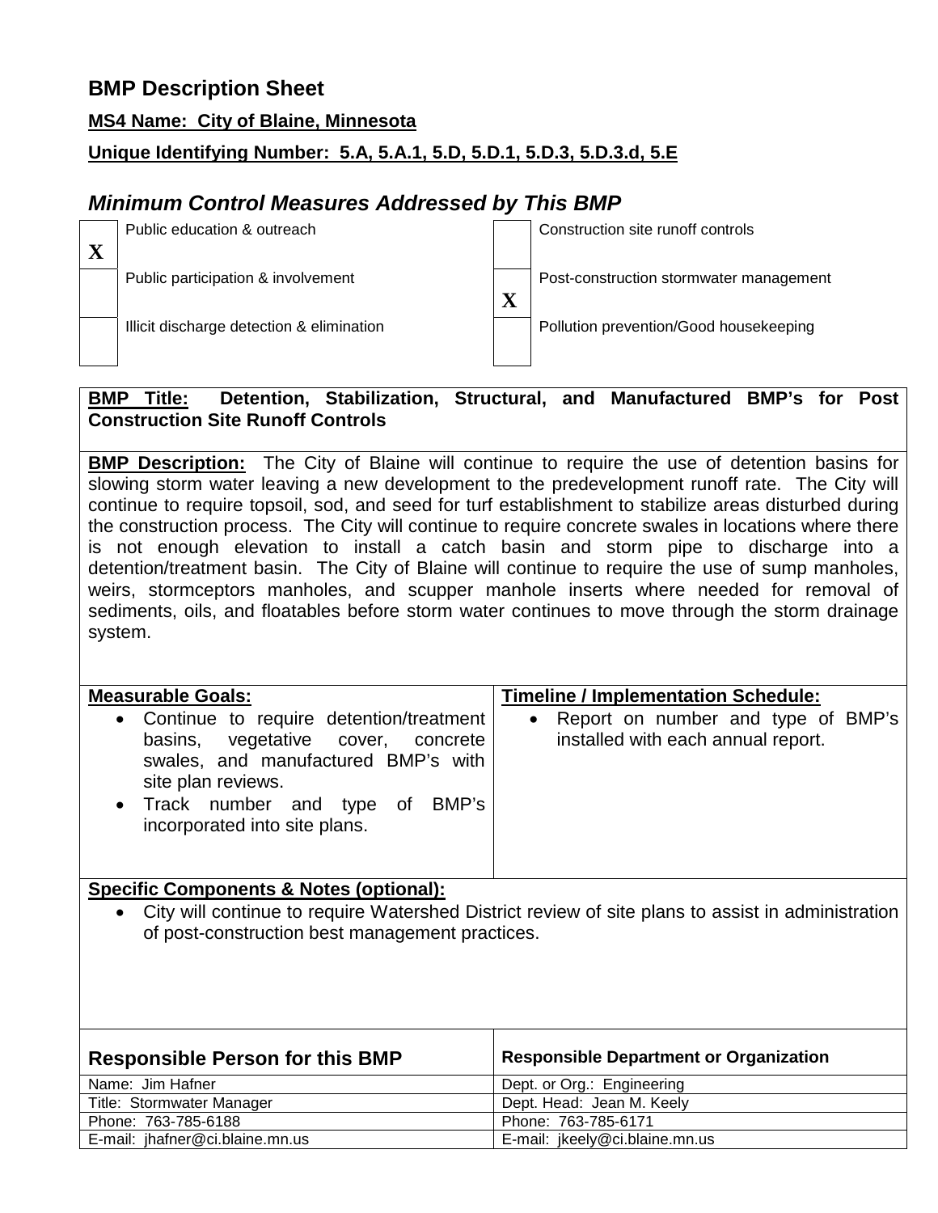## BMP Description Sheet

**MS4 Name: City of Blaine, Minnesota**

**Unique Identifying Number: 5.A, 5.A.1, 5.D, 5.D.1, 5.D.3, 5.D.3.d, 5.E**

### *Minimum Control Measures Addressed by This BMP*

| | | | |
|---|---|---|---|
| X | Public education & outreach | | Construction site runoff controls |
| | Public participation & involvement | X | Post-construction stormwater management |
| | Illicit discharge detection & elimination | | Pollution prevention/Good housekeeping |

**BMP Title: Detention, Stabilization, Structural, and Manufactured BMP's for Post Construction Site Runoff Controls**

**BMP Description:** The City of Blaine will continue to require the use of detention basins for slowing storm water leaving a new development to the predevelopment runoff rate. The City will continue to require topsoil, sod, and seed for turf establishment to stabilize areas disturbed during the construction process. The City will continue to require concrete swales in locations where there is not enough elevation to install a catch basin and storm pipe to discharge into a detention/treatment basin. The City of Blaine will continue to require the use of sump manholes, weirs, stormceptors manholes, and scupper manhole inserts where needed for removal of sediments, oils, and floatables before storm water continues to move through the storm drainage system.

| Measurable Goals: | Timeline / Implementation Schedule: |
|---|---|
| • Continue to require detention/treatment basins, vegetative cover, concrete swales, and manufactured BMP's with site plan reviews.<br>• Track number and type of BMP's incorporated into site plans. | • Report on number and type of BMP's installed with each annual report. |

**Specific Components & Notes (optional):**

- City will continue to require Watershed District review of site plans to assist in administration of post-construction best management practices.

| Responsible Person for this BMP | Responsible Department or Organization |
|---|---|
| Name: Jim Hafner | Dept. or Org.: Engineering |
| Title: Stormwater Manager | Dept. Head: Jean M. Keely |
| Phone: 763-785-6188 | Phone: 763-785-6171 |
| E-mail: jhafner@ci.blaine.mn.us | E-mail: jkeely@ci.blaine.mn.us |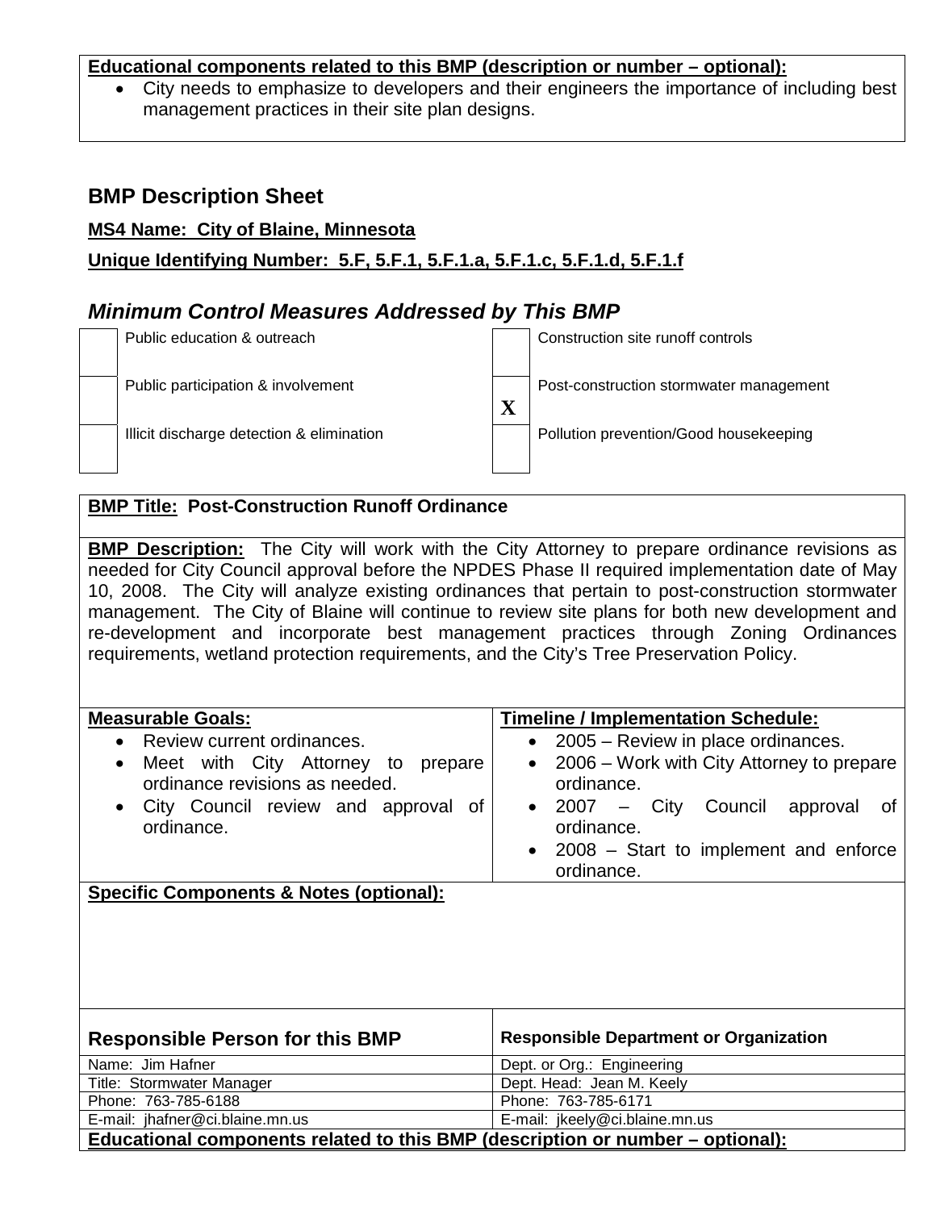**Educational components related to this BMP (description or number – optional):**

- City needs to emphasize to developers and their engineers the importance of including best management practices in their site plan designs.

## BMP Description Sheet

**MS4 Name: City of Blaine, Minnesota**

**Unique Identifying Number: 5.F, 5.F.1, 5.F.1.a, 5.F.1.c, 5.F.1.d, 5.F.1.f**

### *Minimum Control Measures Addressed by This BMP*

| | | | |
|---|---|---|---|
| | Public education & outreach | | Construction site runoff controls |
| | Public participation & involvement | X | Post-construction stormwater management |
| | Illicit discharge detection & elimination | | Pollution prevention/Good housekeeping |

**BMP Title: Post-Construction Runoff Ordinance**

**BMP Description:** The City will work with the City Attorney to prepare ordinance revisions as needed for City Council approval before the NPDES Phase II required implementation date of May 10, 2008. The City will analyze existing ordinances that pertain to post-construction stormwater management. The City of Blaine will continue to review site plans for both new development and re-development and incorporate best management practices through Zoning Ordinances requirements, wetland protection requirements, and the City's Tree Preservation Policy.

| **Measurable Goals:** | **Timeline / Implementation Schedule:** |
|---|---|
| • Review current ordinances.<br>• Meet with City Attorney to prepare ordinance revisions as needed.<br>• City Council review and approval of ordinance. | • 2005 – Review in place ordinances.<br>• 2006 – Work with City Attorney to prepare ordinance.<br>• 2007 – City Council approval of ordinance.<br>• 2008 – Start to implement and enforce ordinance. |

**Specific Components & Notes (optional):**

| Responsible Person for this BMP | Responsible Department or Organization |
|---|---|
| Name: Jim Hafner | Dept. or Org.: Engineering |
| Title: Stormwater Manager | Dept. Head: Jean M. Keely |
| Phone: 763-785-6188 | Phone: 763-785-6171 |
| E-mail: jhafner@ci.blaine.mn.us | E-mail: jkeely@ci.blaine.mn.us |

**Educational components related to this BMP (description or number – optional):**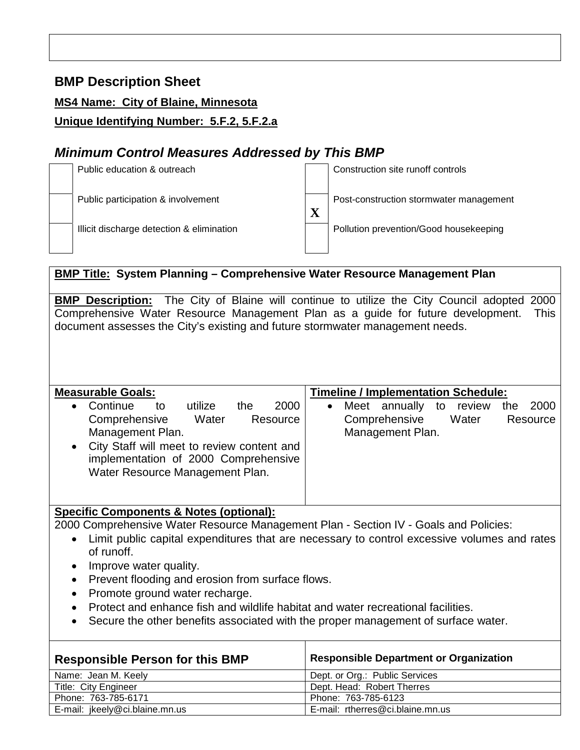## BMP Description Sheet

**MS4 Name: City of Blaine, Minnesota**

**Unique Identifying Number: 5.F.2, 5.F.2.a**

### *Minimum Control Measures Addressed by This BMP*

| | | | |
|---|---|---|---|
| | Public education & outreach | | Construction site runoff controls |
| | Public participation & involvement | X | Post-construction stormwater management |
| | Illicit discharge detection & elimination | | Pollution prevention/Good housekeeping |

**BMP Title: System Planning – Comprehensive Water Resource Management Plan**

**BMP Description:** The City of Blaine will continue to utilize the City Council adopted 2000 Comprehensive Water Resource Management Plan as a guide for future development. This document assesses the City's existing and future stormwater management needs.

| Measurable Goals: | Timeline / Implementation Schedule: |
|---|---|
| • Continue to utilize the 2000 Comprehensive Water Resource Management Plan.<br>• City Staff will meet to review content and implementation of 2000 Comprehensive Water Resource Management Plan. | • Meet annually to review the 2000 Comprehensive Water Resource Management Plan. |

**Specific Components & Notes (optional):**

2000 Comprehensive Water Resource Management Plan - Section IV - Goals and Policies:

- Limit public capital expenditures that are necessary to control excessive volumes and rates of runoff.
- Improve water quality.
- Prevent flooding and erosion from surface flows.
- Promote ground water recharge.
- Protect and enhance fish and wildlife habitat and water recreational facilities.
- Secure the other benefits associated with the proper management of surface water.

| Responsible Person for this BMP | Responsible Department or Organization |
|---|---|
| Name: Jean M. Keely | Dept. or Org.: Public Services |
| Title: City Engineer | Dept. Head: Robert Therres |
| Phone: 763-785-6171 | Phone: 763-785-6123 |
| E-mail: jkeely@ci.blaine.mn.us | E-mail: rtherres@ci.blaine.mn.us |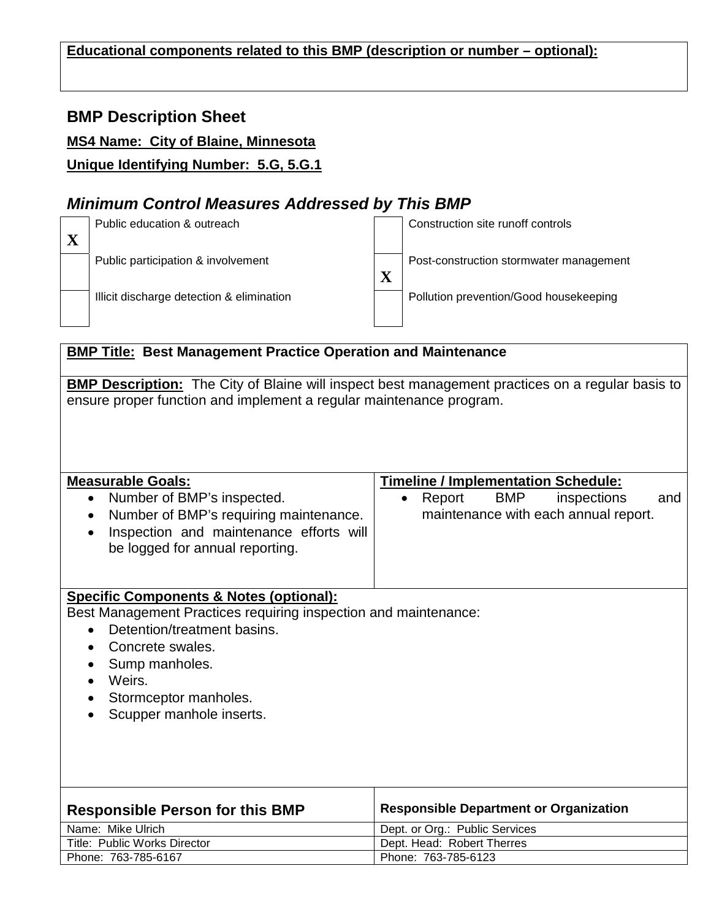**Educational components related to this BMP (description or number – optional):**

## BMP Description Sheet

**MS4 Name: City of Blaine, Minnesota**

**Unique Identifying Number: 5.G, 5.G.1**

### *Minimum Control Measures Addressed by This BMP*

| | | | |
|---|---|---|---|
| X | Public education & outreach | | Construction site runoff controls |
| | Public participation & involvement | X | Post-construction stormwater management |
| | Illicit discharge detection & elimination | | Pollution prevention/Good housekeeping |

**BMP Title: Best Management Practice Operation and Maintenance**

**BMP Description:** The City of Blaine will inspect best management practices on a regular basis to ensure proper function and implement a regular maintenance program.

**Measurable Goals:**

- Number of BMP's inspected.
- Number of BMP's requiring maintenance.
- Inspection and maintenance efforts will be logged for annual reporting.

**Timeline / Implementation Schedule:**

- Report BMP inspections and maintenance with each annual report.

**Specific Components & Notes (optional):**

Best Management Practices requiring inspection and maintenance:

- Detention/treatment basins.
- Concrete swales.
- Sump manholes.
- Weirs.
- Stormceptor manholes.
- Scupper manhole inserts.

| Responsible Person for this BMP | Responsible Department or Organization |
|---|---|
| Name: Mike Ulrich | Dept. or Org.: Public Services |
| Title: Public Works Director | Dept. Head: Robert Therres |
| Phone: 763-785-6167 | Phone: 763-785-6123 |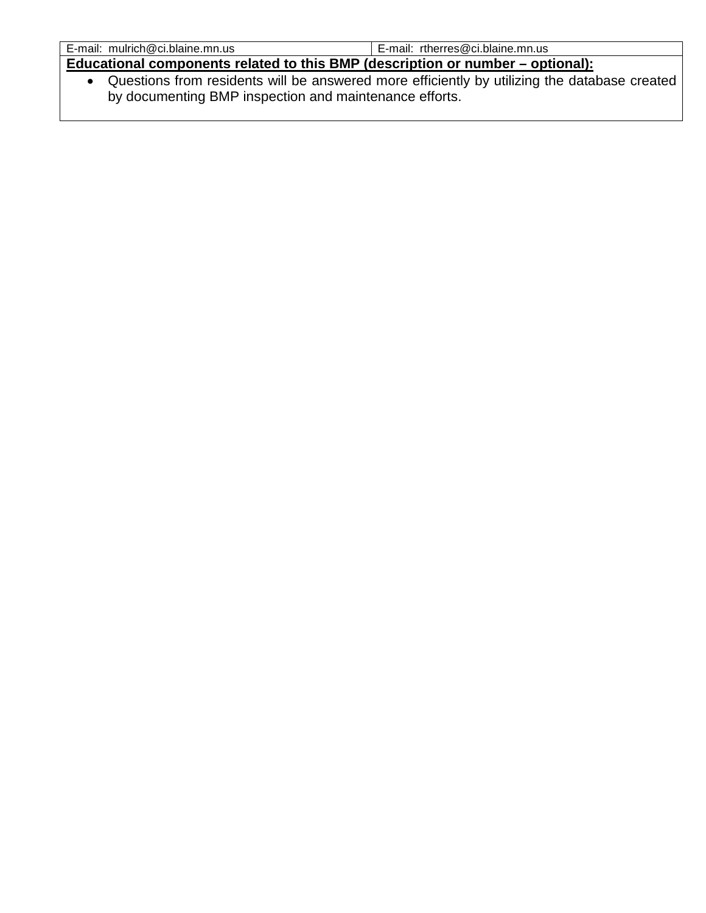| E-mail: mulrich@ci.blaine.mn.us | E-mail: rtherres@ci.blaine.mn.us |
| --- | --- |

**Educational components related to this BMP (description or number – optional):**

- Questions from residents will be answered more efficiently by utilizing the database created by documenting BMP inspection and maintenance efforts.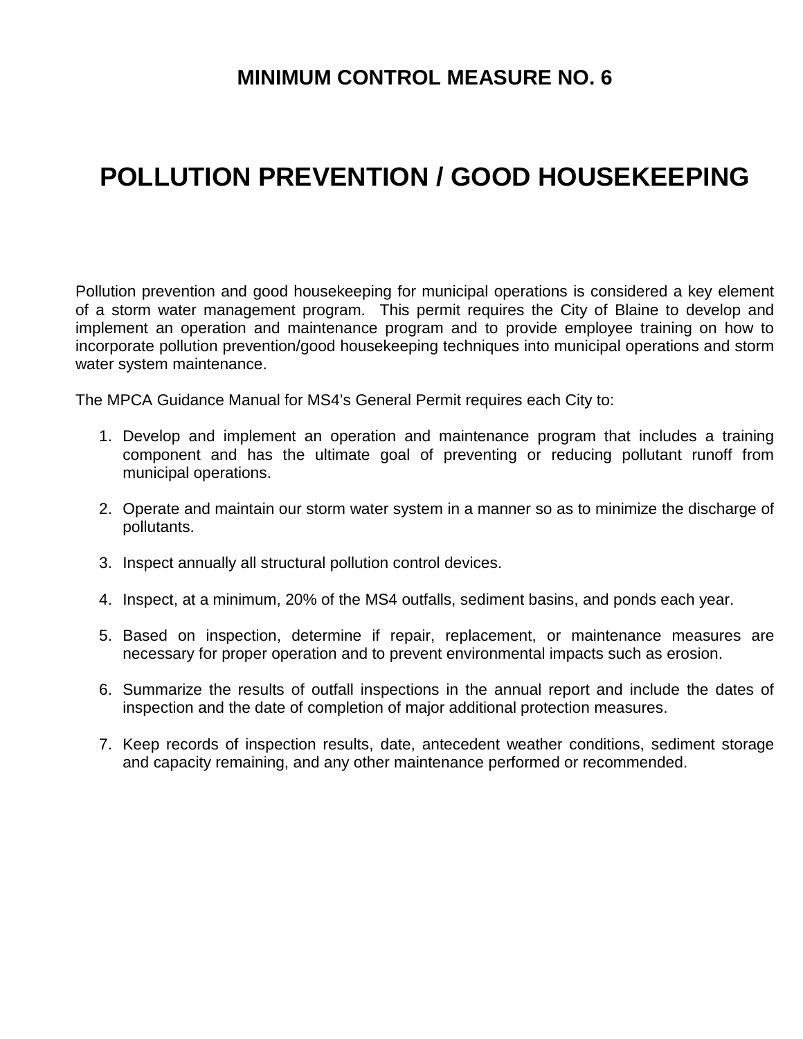# MINIMUM CONTROL MEASURE NO. 6

# POLLUTION PREVENTION / GOOD HOUSEKEEPING

Pollution prevention and good housekeeping for municipal operations is considered a key element of a storm water management program. This permit requires the City of Blaine to develop and implement an operation and maintenance program and to provide employee training on how to incorporate pollution prevention/good housekeeping techniques into municipal operations and storm water system maintenance.

The MPCA Guidance Manual for MS4's General Permit requires each City to:

1. Develop and implement an operation and maintenance program that includes a training component and has the ultimate goal of preventing or reducing pollutant runoff from municipal operations.

2. Operate and maintain our storm water system in a manner so as to minimize the discharge of pollutants.

3. Inspect annually all structural pollution control devices.

4. Inspect, at a minimum, 20% of the MS4 outfalls, sediment basins, and ponds each year.

5. Based on inspection, determine if repair, replacement, or maintenance measures are necessary for proper operation and to prevent environmental impacts such as erosion.

6. Summarize the results of outfall inspections in the annual report and include the dates of inspection and the date of completion of major additional protection measures.

7. Keep records of inspection results, date, antecedent weather conditions, sediment storage and capacity remaining, and any other maintenance performed or recommended.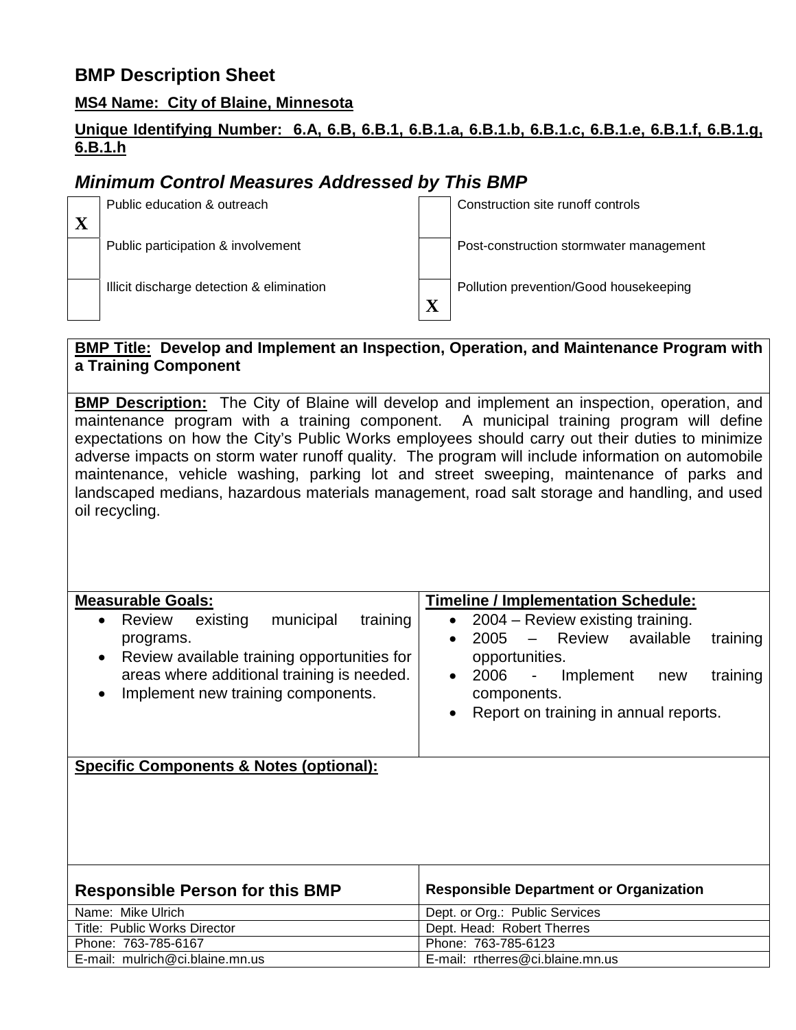## BMP Description Sheet

**MS4 Name: City of Blaine, Minnesota**

**Unique Identifying Number: 6.A, 6.B, 6.B.1, 6.B.1.a, 6.B.1.b, 6.B.1.c, 6.B.1.e, 6.B.1.f, 6.B.1.g, 6.B.1.h**

### *Minimum Control Measures Addressed by This BMP*

| | | | |
|---|---|---|---|
| X | Public education & outreach | | Construction site runoff controls |
| | Public participation & involvement | | Post-construction stormwater management |
| | Illicit discharge detection & elimination | X | Pollution prevention/Good housekeeping |

**BMP Title: Develop and Implement an Inspection, Operation, and Maintenance Program with a Training Component**

**BMP Description:** The City of Blaine will develop and implement an inspection, operation, and maintenance program with a training component. A municipal training program will define expectations on how the City's Public Works employees should carry out their duties to minimize adverse impacts on storm water runoff quality. The program will include information on automobile maintenance, vehicle washing, parking lot and street sweeping, maintenance of parks and landscaped medians, hazardous materials management, road salt storage and handling, and used oil recycling.

**Measurable Goals:**

- Review existing municipal training programs.
- Review available training opportunities for areas where additional training is needed.
- Implement new training components.

**Timeline / Implementation Schedule:**

- 2004 – Review existing training.
- 2005 – Review available training opportunities.
- 2006 - Implement new training components.
- Report on training in annual reports.

**Specific Components & Notes (optional):**

| Responsible Person for this BMP | Responsible Department or Organization |
|---|---|
| Name: Mike Ulrich | Dept. or Org.: Public Services |
| Title: Public Works Director | Dept. Head: Robert Therres |
| Phone: 763-785-6167 | Phone: 763-785-6123 |
| E-mail: mulrich@ci.blaine.mn.us | E-mail: rtherres@ci.blaine.mn.us |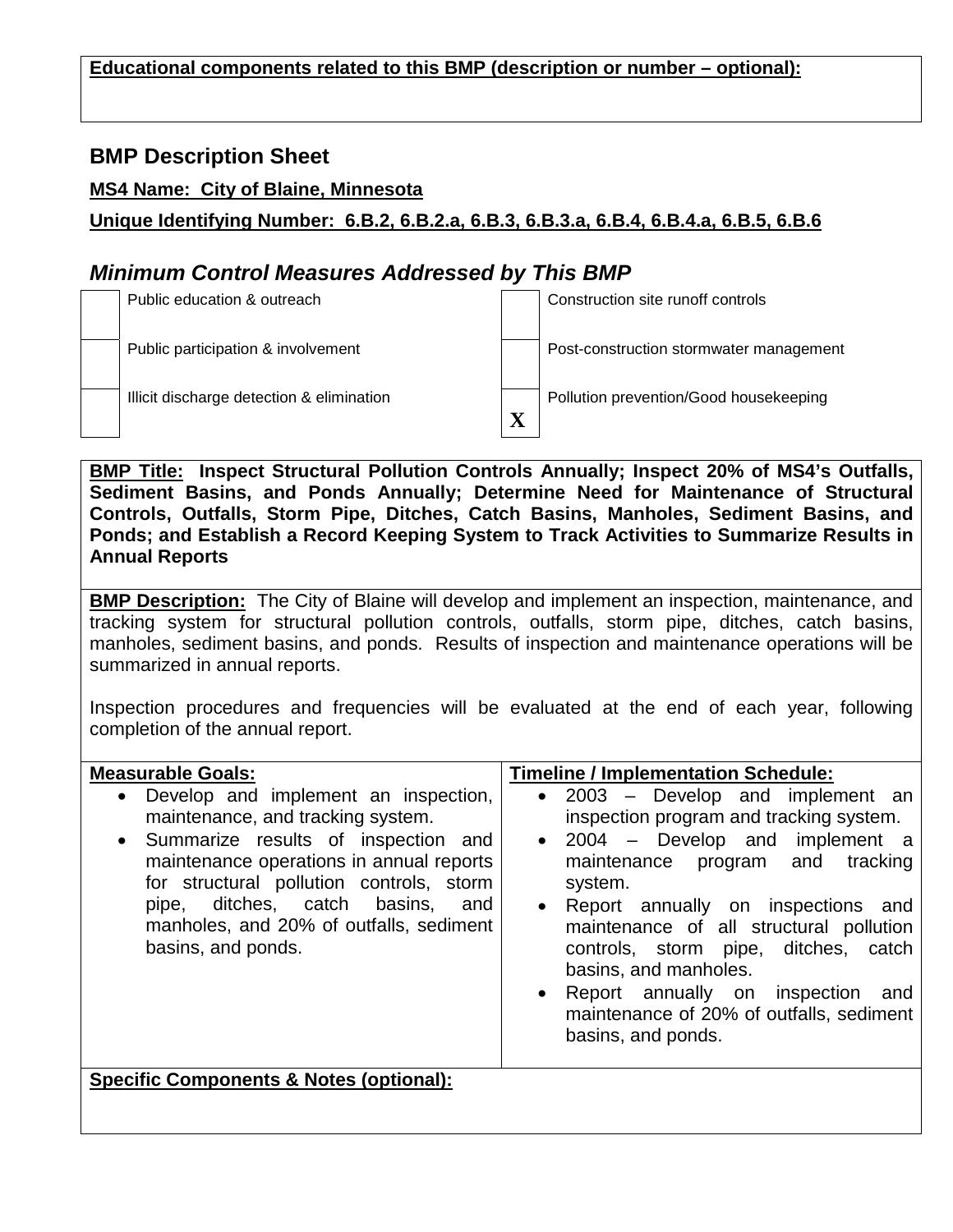**Educational components related to this BMP (description or number – optional):**

## BMP Description Sheet

**MS4 Name: City of Blaine, Minnesota**

**Unique Identifying Number: 6.B.2, 6.B.2.a, 6.B.3, 6.B.3.a, 6.B.4, 6.B.4.a, 6.B.5, 6.B.6**

### *Minimum Control Measures Addressed by This BMP*

| | | | |
|---|---|---|---|
| | Public education & outreach | | Construction site runoff controls |
| | Public participation & involvement | | Post-construction stormwater management |
| | Illicit discharge detection & elimination | X | Pollution prevention/Good housekeeping |

**BMP Title: Inspect Structural Pollution Controls Annually; Inspect 20% of MS4's Outfalls, Sediment Basins, and Ponds Annually; Determine Need for Maintenance of Structural Controls, Outfalls, Storm Pipe, Ditches, Catch Basins, Manholes, Sediment Basins, and Ponds; and Establish a Record Keeping System to Track Activities to Summarize Results in Annual Reports**

**BMP Description:** The City of Blaine will develop and implement an inspection, maintenance, and tracking system for structural pollution controls, outfalls, storm pipe, ditches, catch basins, manholes, sediment basins, and ponds. Results of inspection and maintenance operations will be summarized in annual reports.

Inspection procedures and frequencies will be evaluated at the end of each year, following completion of the annual report.

| **Measurable Goals:** | **Timeline / Implementation Schedule:** |
|---|---|
| • Develop and implement an inspection, maintenance, and tracking system.<br>• Summarize results of inspection and maintenance operations in annual reports for structural pollution controls, storm pipe, ditches, catch basins, and manholes, and 20% of outfalls, sediment basins, and ponds. | • 2003 – Develop and implement an inspection program and tracking system.<br>• 2004 – Develop and implement a maintenance program and tracking system.<br>• Report annually on inspections and maintenance of all structural pollution controls, storm pipe, ditches, catch basins, and manholes.<br>• Report annually on inspection and maintenance of 20% of outfalls, sediment basins, and ponds. |

**Specific Components & Notes (optional):**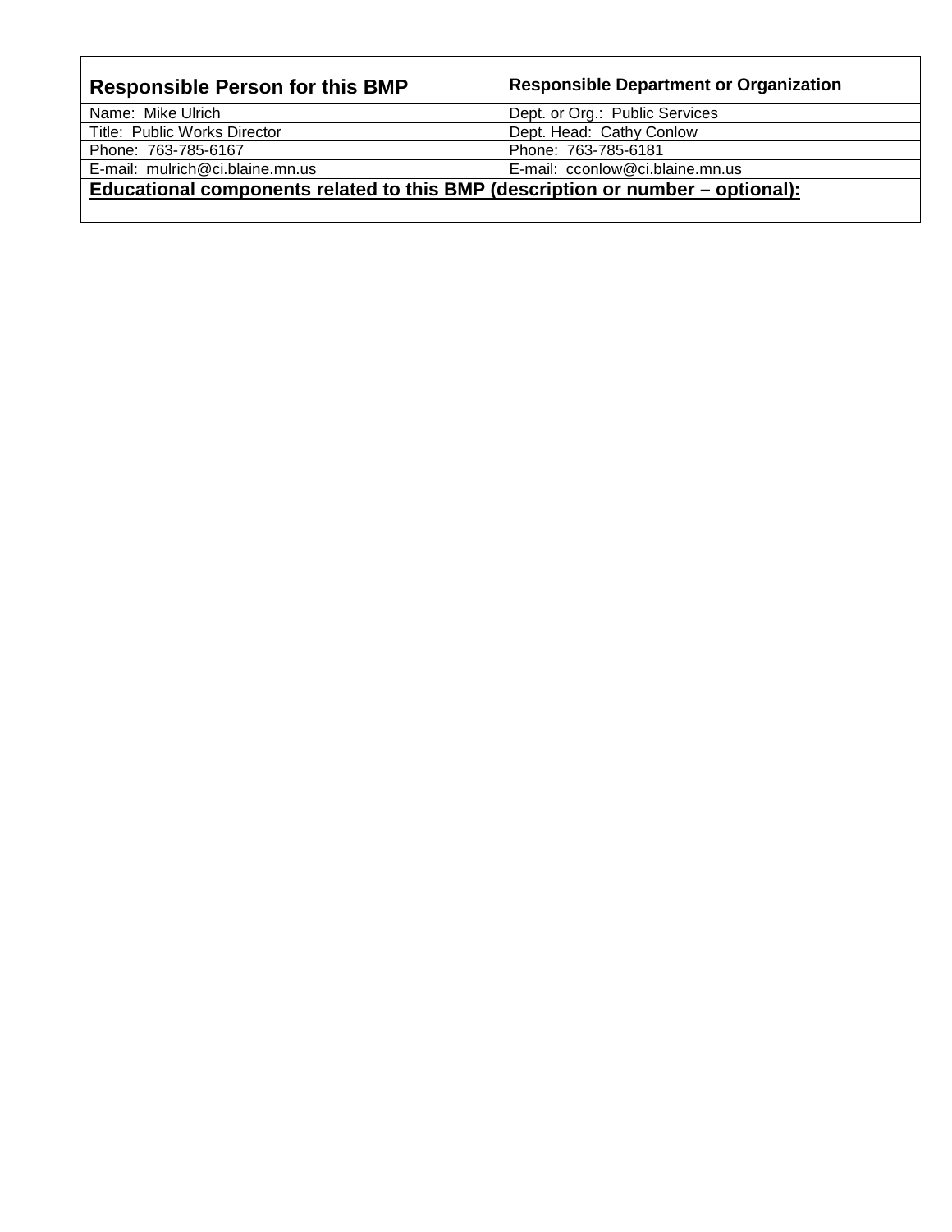| **Responsible Person for this BMP** | **Responsible Department or Organization** |
| --- | --- |
| Name: Mike Ulrich | Dept. or Org.: Public Services |
| Title: Public Works Director | Dept. Head: Cathy Conlow |
| Phone: 763-785-6167 | Phone: 763-785-6181 |
| E-mail: mulrich@ci.blaine.mn.us | E-mail: cconlow@ci.blaine.mn.us |
| **Educational components related to this BMP (description or number – optional):** | |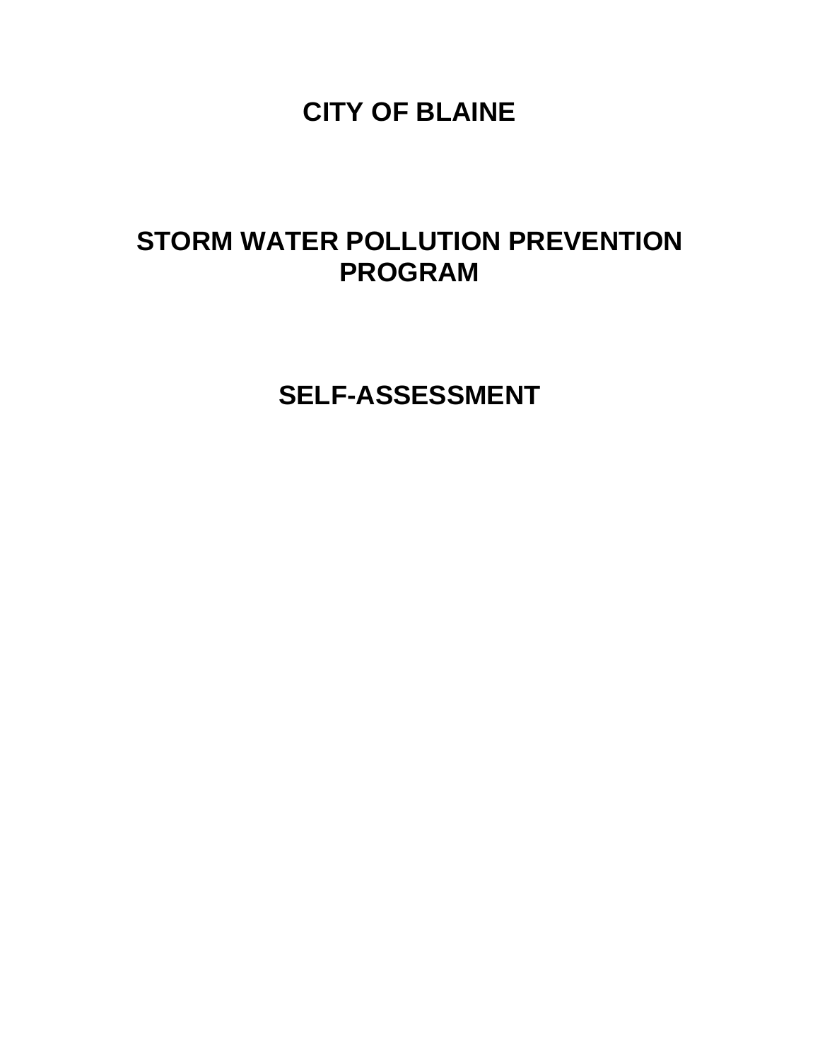# CITY OF BLAINE

# STORM WATER POLLUTION PREVENTION PROGRAM

# SELF-ASSESSMENT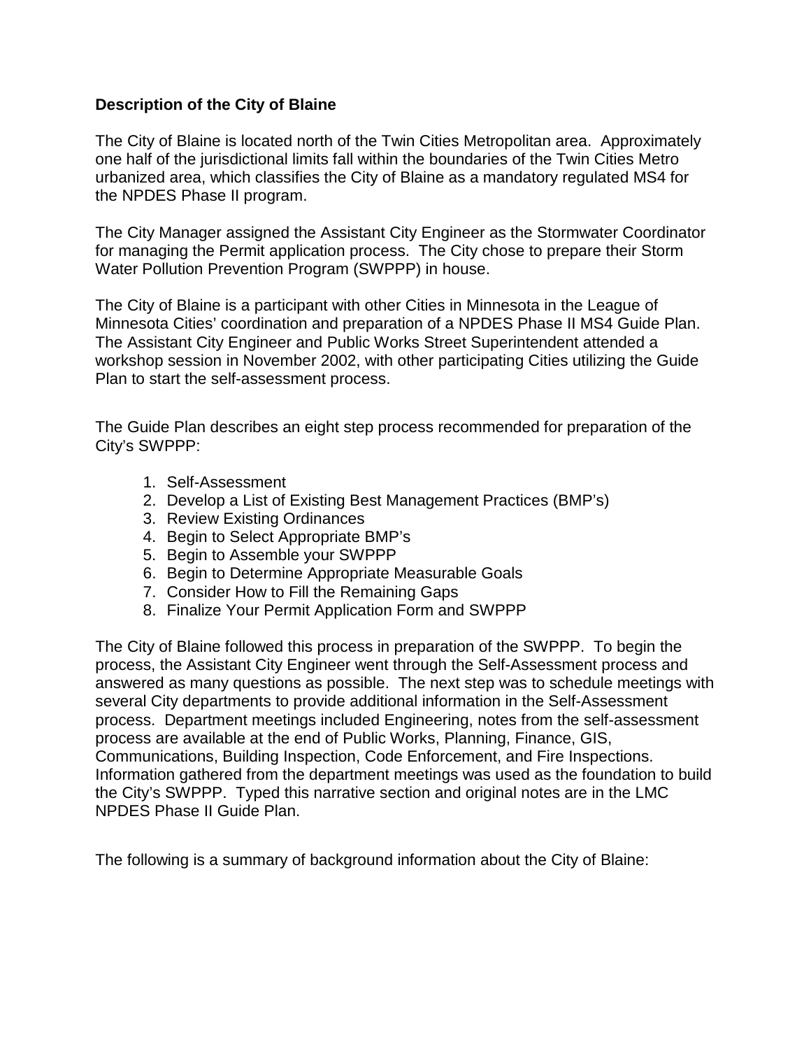**Description of the City of Blaine**

The City of Blaine is located north of the Twin Cities Metropolitan area. Approximately one half of the jurisdictional limits fall within the boundaries of the Twin Cities Metro urbanized area, which classifies the City of Blaine as a mandatory regulated MS4 for the NPDES Phase II program.

The City Manager assigned the Assistant City Engineer as the Stormwater Coordinator for managing the Permit application process. The City chose to prepare their Storm Water Pollution Prevention Program (SWPPP) in house.

The City of Blaine is a participant with other Cities in Minnesota in the League of Minnesota Cities' coordination and preparation of a NPDES Phase II MS4 Guide Plan. The Assistant City Engineer and Public Works Street Superintendent attended a workshop session in November 2002, with other participating Cities utilizing the Guide Plan to start the self-assessment process.

The Guide Plan describes an eight step process recommended for preparation of the City's SWPPP:

1. Self-Assessment
2. Develop a List of Existing Best Management Practices (BMP's)
3. Review Existing Ordinances
4. Begin to Select Appropriate BMP's
5. Begin to Assemble your SWPPP
6. Begin to Determine Appropriate Measurable Goals
7. Consider How to Fill the Remaining Gaps
8. Finalize Your Permit Application Form and SWPPP

The City of Blaine followed this process in preparation of the SWPPP. To begin the process, the Assistant City Engineer went through the Self-Assessment process and answered as many questions as possible. The next step was to schedule meetings with several City departments to provide additional information in the Self-Assessment process. Department meetings included Engineering, notes from the self-assessment process are available at the end of Public Works, Planning, Finance, GIS, Communications, Building Inspection, Code Enforcement, and Fire Inspections. Information gathered from the department meetings was used as the foundation to build the City's SWPPP. Typed this narrative section and original notes are in the LMC NPDES Phase II Guide Plan.

The following is a summary of background information about the City of Blaine: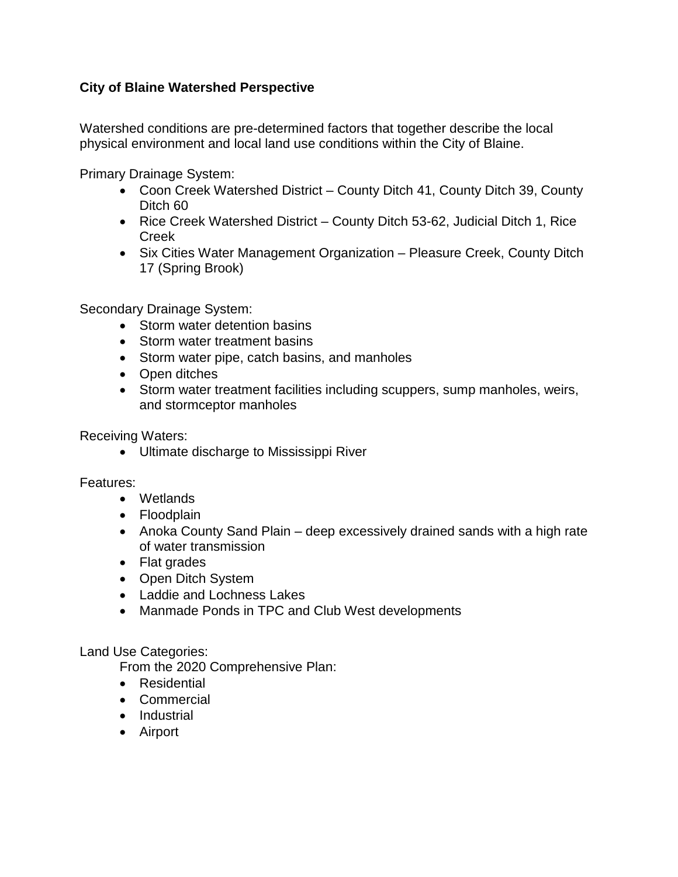**City of Blaine Watershed Perspective**

Watershed conditions are pre-determined factors that together describe the local physical environment and local land use conditions within the City of Blaine.

Primary Drainage System:

- Coon Creek Watershed District – County Ditch 41, County Ditch 39, County Ditch 60
- Rice Creek Watershed District – County Ditch 53-62, Judicial Ditch 1, Rice Creek
- Six Cities Water Management Organization – Pleasure Creek, County Ditch 17 (Spring Brook)

Secondary Drainage System:

- Storm water detention basins
- Storm water treatment basins
- Storm water pipe, catch basins, and manholes
- Open ditches
- Storm water treatment facilities including scuppers, sump manholes, weirs, and stormceptor manholes

Receiving Waters:

- Ultimate discharge to Mississippi River

Features:

- Wetlands
- Floodplain
- Anoka County Sand Plain – deep excessively drained sands with a high rate of water transmission
- Flat grades
- Open Ditch System
- Laddie and Lochness Lakes
- Manmade Ponds in TPC and Club West developments

Land Use Categories:

From the 2020 Comprehensive Plan:

- Residential
- Commercial
- Industrial
- Airport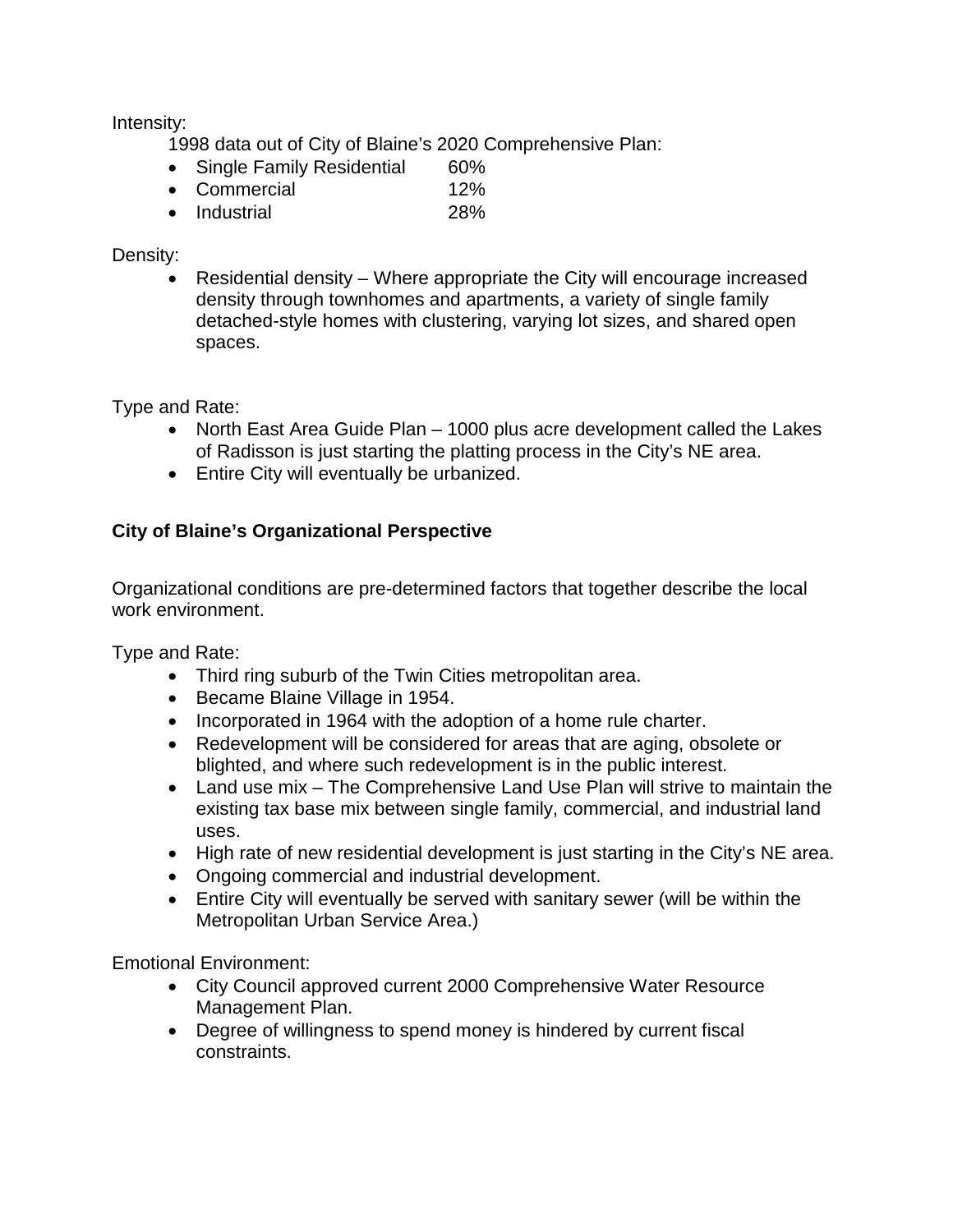Intensity:

1998 data out of City of Blaine's 2020 Comprehensive Plan:

- Single Family Residential 60%
- Commercial 12%
- Industrial 28%

Density:

- Residential density – Where appropriate the City will encourage increased density through townhomes and apartments, a variety of single family detached-style homes with clustering, varying lot sizes, and shared open spaces.

Type and Rate:

- North East Area Guide Plan – 1000 plus acre development called the Lakes of Radisson is just starting the platting process in the City's NE area.
- Entire City will eventually be urbanized.

**City of Blaine's Organizational Perspective**

Organizational conditions are pre-determined factors that together describe the local work environment.

Type and Rate:

- Third ring suburb of the Twin Cities metropolitan area.
- Became Blaine Village in 1954.
- Incorporated in 1964 with the adoption of a home rule charter.
- Redevelopment will be considered for areas that are aging, obsolete or blighted, and where such redevelopment is in the public interest.
- Land use mix – The Comprehensive Land Use Plan will strive to maintain the existing tax base mix between single family, commercial, and industrial land uses.
- High rate of new residential development is just starting in the City's NE area.
- Ongoing commercial and industrial development.
- Entire City will eventually be served with sanitary sewer (will be within the Metropolitan Urban Service Area.)

Emotional Environment:

- City Council approved current 2000 Comprehensive Water Resource Management Plan.
- Degree of willingness to spend money is hindered by current fiscal constraints.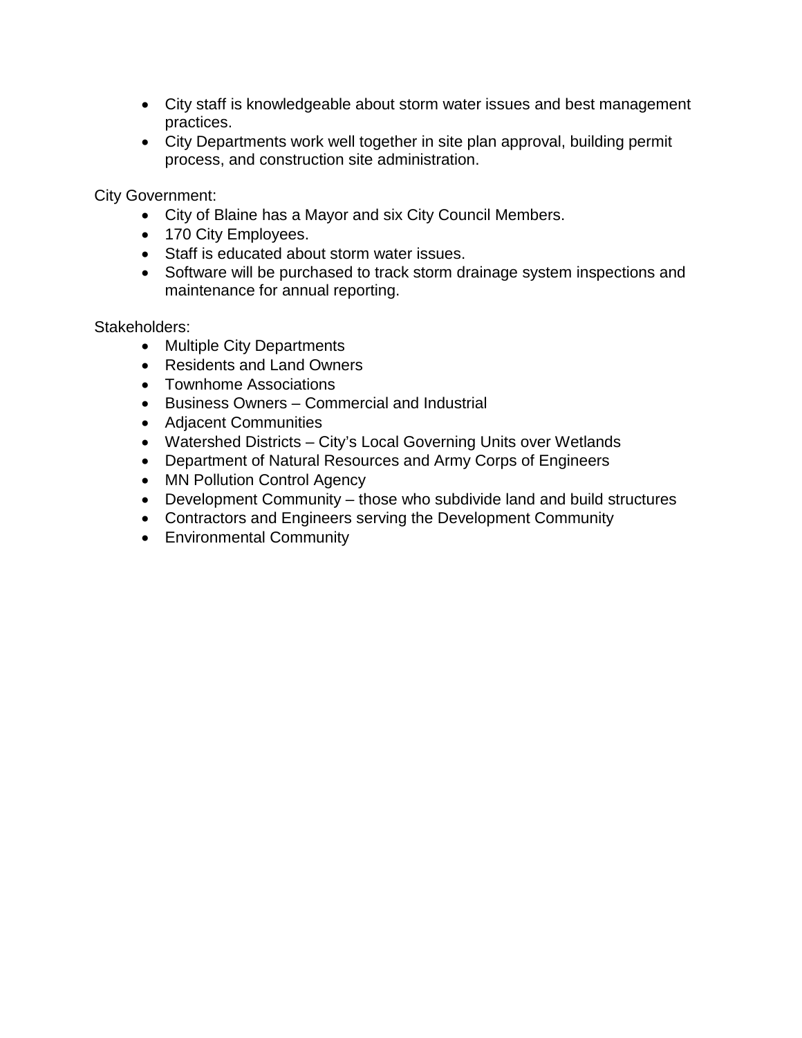- City staff is knowledgeable about storm water issues and best management practices.
- City Departments work well together in site plan approval, building permit process, and construction site administration.

City Government:

- City of Blaine has a Mayor and six City Council Members.
- 170 City Employees.
- Staff is educated about storm water issues.
- Software will be purchased to track storm drainage system inspections and maintenance for annual reporting.

Stakeholders:

- Multiple City Departments
- Residents and Land Owners
- Townhome Associations
- Business Owners – Commercial and Industrial
- Adjacent Communities
- Watershed Districts – City's Local Governing Units over Wetlands
- Department of Natural Resources and Army Corps of Engineers
- MN Pollution Control Agency
- Development Community – those who subdivide land and build structures
- Contractors and Engineers serving the Development Community
- Environmental Community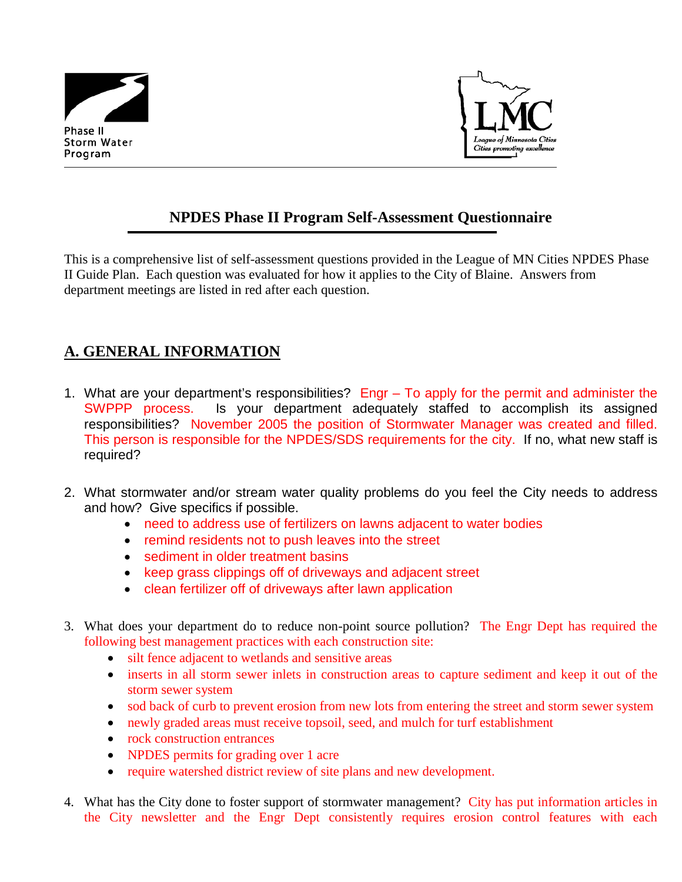Phase II Storm Water Program

League of Minnesota Cities
Cities promoting excellence

## NPDES Phase II Program Self-Assessment Questionnaire

This is a comprehensive list of self-assessment questions provided in the League of MN Cities NPDES Phase II Guide Plan. Each question was evaluated for how it applies to the City of Blaine. Answers from department meetings are listed in red after each question.

## A. GENERAL INFORMATION

1. What are your department's responsibilities? Engr – To apply for the permit and administer the SWPPP process. Is your department adequately staffed to accomplish its assigned responsibilities? November 2005 the position of Stormwater Manager was created and filled. This person is responsible for the NPDES/SDS requirements for the city. If no, what new staff is required?

2. What stormwater and/or stream water quality problems do you feel the City needs to address and how? Give specifics if possible.
   - need to address use of fertilizers on lawns adjacent to water bodies
   - remind residents not to push leaves into the street
   - sediment in older treatment basins
   - keep grass clippings off of driveways and adjacent street
   - clean fertilizer off of driveways after lawn application

3. What does your department do to reduce non-point source pollution? The Engr Dept has required the following best management practices with each construction site:
   - silt fence adjacent to wetlands and sensitive areas
   - inserts in all storm sewer inlets in construction areas to capture sediment and keep it out of the storm sewer system
   - sod back of curb to prevent erosion from new lots from entering the street and storm sewer system
   - newly graded areas must receive topsoil, seed, and mulch for turf establishment
   - rock construction entrances
   - NPDES permits for grading over 1 acre
   - require watershed district review of site plans and new development.

4. What has the City done to foster support of stormwater management? City has put information articles in the City newsletter and the Engr Dept consistently requires erosion control features with each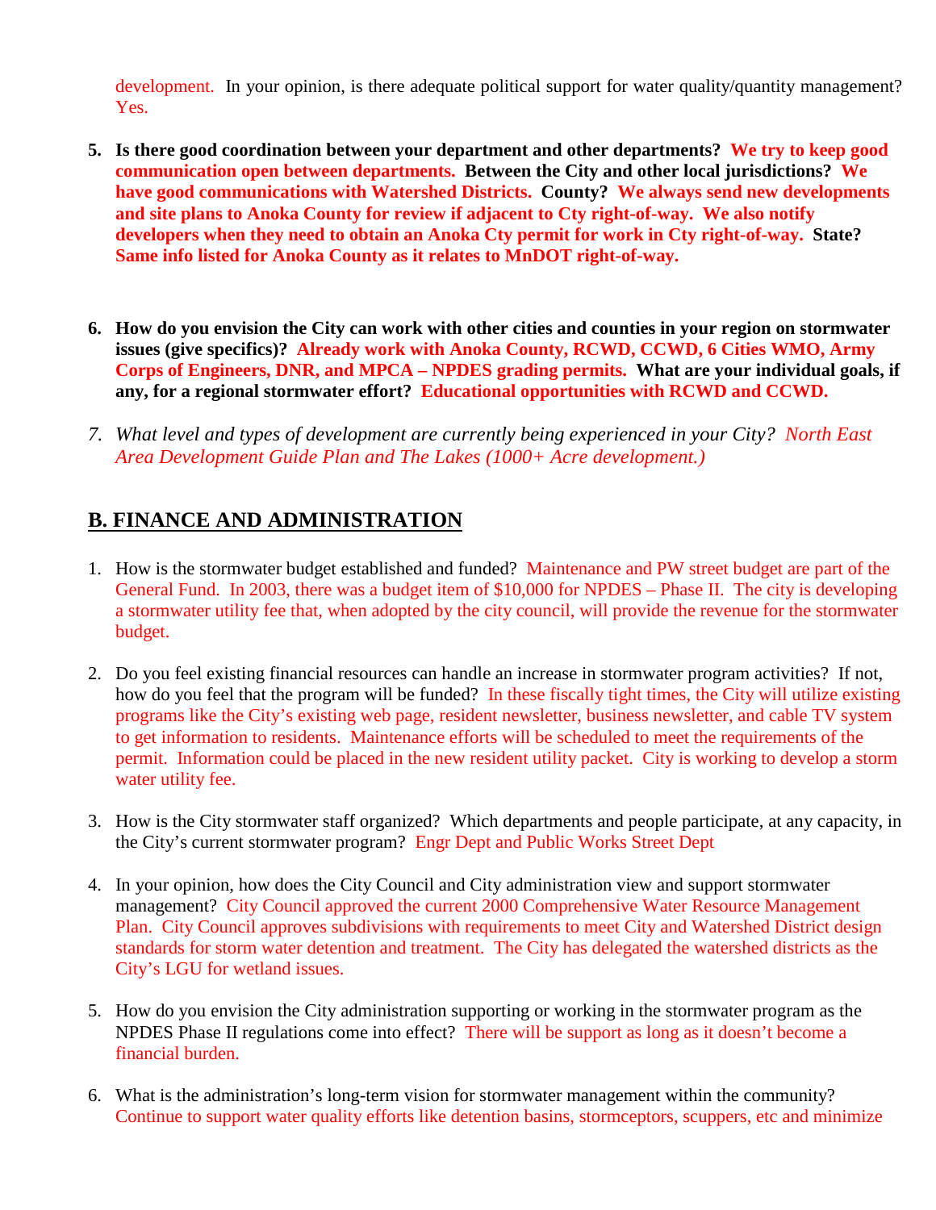development. In your opinion, is there adequate political support for water quality/quantity management? Yes.

5. **Is there good coordination between your department and other departments? We try to keep good communication open between departments. Between the City and other local jurisdictions? We have good communications with Watershed Districts. County? We always send new developments and site plans to Anoka County for review if adjacent to Cty right-of-way. We also notify developers when they need to obtain an Anoka Cty permit for work in Cty right-of-way. State? Same info listed for Anoka County as it relates to MnDOT right-of-way.**

6. **How do you envision the City can work with other cities and counties in your region on stormwater issues (give specifics)? Already work with Anoka County, RCWD, CCWD, 6 Cities WMO, Army Corps of Engineers, DNR, and MPCA – NPDES grading permits. What are your individual goals, if any, for a regional stormwater effort? Educational opportunities with RCWD and CCWD.**

7. *What level and types of development are currently being experienced in your City? North East Area Development Guide Plan and The Lakes (1000+ Acre development.)*

## B. FINANCE AND ADMINISTRATION

1. How is the stormwater budget established and funded? Maintenance and PW street budget are part of the General Fund. In 2003, there was a budget item of $10,000 for NPDES – Phase II. The city is developing a stormwater utility fee that, when adopted by the city council, will provide the revenue for the stormwater budget.

2. Do you feel existing financial resources can handle an increase in stormwater program activities? If not, how do you feel that the program will be funded? In these fiscally tight times, the City will utilize existing programs like the City's existing web page, resident newsletter, business newsletter, and cable TV system to get information to residents. Maintenance efforts will be scheduled to meet the requirements of the permit. Information could be placed in the new resident utility packet. City is working to develop a storm water utility fee.

3. How is the City stormwater staff organized? Which departments and people participate, at any capacity, in the City's current stormwater program? Engr Dept and Public Works Street Dept

4. In your opinion, how does the City Council and City administration view and support stormwater management? City Council approved the current 2000 Comprehensive Water Resource Management Plan. City Council approves subdivisions with requirements to meet City and Watershed District design standards for storm water detention and treatment. The City has delegated the watershed districts as the City's LGU for wetland issues.

5. How do you envision the City administration supporting or working in the stormwater program as the NPDES Phase II regulations come into effect? There will be support as long as it doesn't become a financial burden.

6. What is the administration's long-term vision for stormwater management within the community? Continue to support water quality efforts like detention basins, stormceptors, scuppers, etc and minimize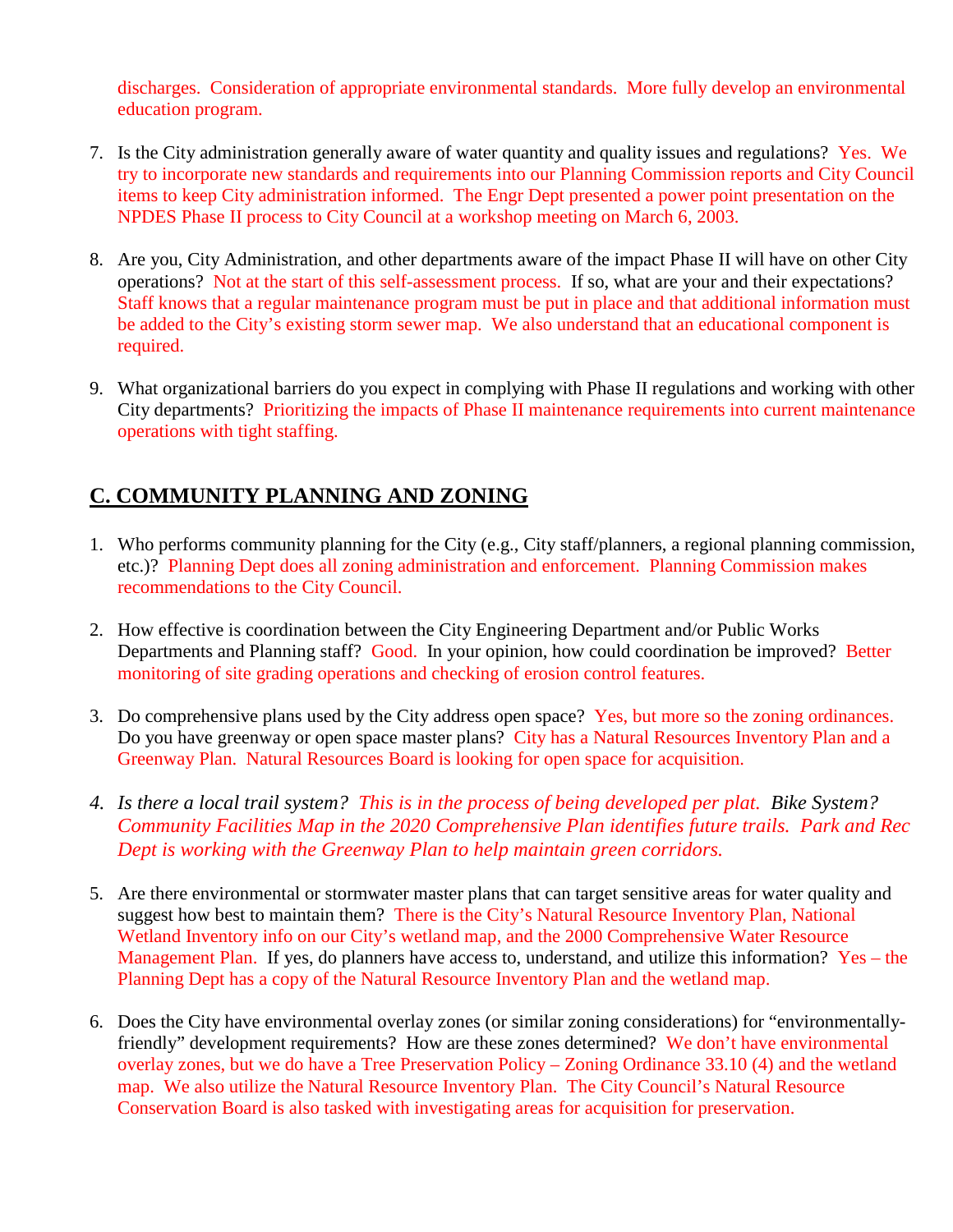discharges. Consideration of appropriate environmental standards. More fully develop an environmental education program.

7. Is the City administration generally aware of water quantity and quality issues and regulations? Yes. We try to incorporate new standards and requirements into our Planning Commission reports and City Council items to keep City administration informed. The Engr Dept presented a power point presentation on the NPDES Phase II process to City Council at a workshop meeting on March 6, 2003.

8. Are you, City Administration, and other departments aware of the impact Phase II will have on other City operations? Not at the start of this self-assessment process. If so, what are your and their expectations? Staff knows that a regular maintenance program must be put in place and that additional information must be added to the City's existing storm sewer map. We also understand that an educational component is required.

9. What organizational barriers do you expect in complying with Phase II regulations and working with other City departments? Prioritizing the impacts of Phase II maintenance requirements into current maintenance operations with tight staffing.

## C. COMMUNITY PLANNING AND ZONING

1. Who performs community planning for the City (e.g., City staff/planners, a regional planning commission, etc.)? Planning Dept does all zoning administration and enforcement. Planning Commission makes recommendations to the City Council.

2. How effective is coordination between the City Engineering Department and/or Public Works Departments and Planning staff? Good. In your opinion, how could coordination be improved? Better monitoring of site grading operations and checking of erosion control features.

3. Do comprehensive plans used by the City address open space? Yes, but more so the zoning ordinances. Do you have greenway or open space master plans? City has a Natural Resources Inventory Plan and a Greenway Plan. Natural Resources Board is looking for open space for acquisition.

4. *Is there a local trail system? This is in the process of being developed per plat. Bike System? Community Facilities Map in the 2020 Comprehensive Plan identifies future trails. Park and Rec Dept is working with the Greenway Plan to help maintain green corridors.*

5. Are there environmental or stormwater master plans that can target sensitive areas for water quality and suggest how best to maintain them? There is the City's Natural Resource Inventory Plan, National Wetland Inventory info on our City's wetland map, and the 2000 Comprehensive Water Resource Management Plan. If yes, do planners have access to, understand, and utilize this information? Yes – the Planning Dept has a copy of the Natural Resource Inventory Plan and the wetland map.

6. Does the City have environmental overlay zones (or similar zoning considerations) for "environmentally-friendly" development requirements? How are these zones determined? We don't have environmental overlay zones, but we do have a Tree Preservation Policy – Zoning Ordinance 33.10 (4) and the wetland map. We also utilize the Natural Resource Inventory Plan. The City Council's Natural Resource Conservation Board is also tasked with investigating areas for acquisition for preservation.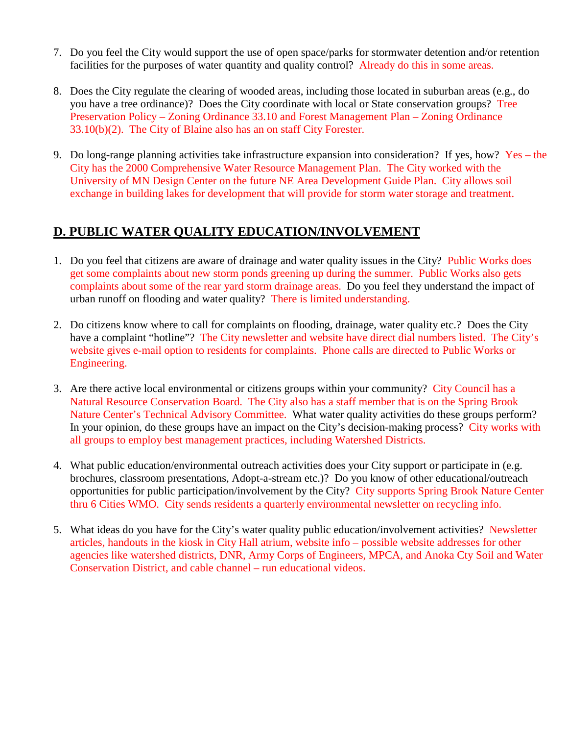7. Do you feel the City would support the use of open space/parks for stormwater detention and/or retention facilities for the purposes of water quantity and quality control? Already do this in some areas.

8. Does the City regulate the clearing of wooded areas, including those located in suburban areas (e.g., do you have a tree ordinance)? Does the City coordinate with local or State conservation groups? Tree Preservation Policy – Zoning Ordinance 33.10 and Forest Management Plan – Zoning Ordinance 33.10(b)(2). The City of Blaine also has an on staff City Forester.

9. Do long-range planning activities take infrastructure expansion into consideration? If yes, how? Yes – the City has the 2000 Comprehensive Water Resource Management Plan. The City worked with the University of MN Design Center on the future NE Area Development Guide Plan. City allows soil exchange in building lakes for development that will provide for storm water storage and treatment.

## D. PUBLIC WATER QUALITY EDUCATION/INVOLVEMENT

1. Do you feel that citizens are aware of drainage and water quality issues in the City? Public Works does get some complaints about new storm ponds greening up during the summer. Public Works also gets complaints about some of the rear yard storm drainage areas. Do you feel they understand the impact of urban runoff on flooding and water quality? There is limited understanding.

2. Do citizens know where to call for complaints on flooding, drainage, water quality etc.? Does the City have a complaint "hotline"? The City newsletter and website have direct dial numbers listed. The City's website gives e-mail option to residents for complaints. Phone calls are directed to Public Works or Engineering.

3. Are there active local environmental or citizens groups within your community? City Council has a Natural Resource Conservation Board. The City also has a staff member that is on the Spring Brook Nature Center's Technical Advisory Committee. What water quality activities do these groups perform? In your opinion, do these groups have an impact on the City's decision-making process? City works with all groups to employ best management practices, including Watershed Districts.

4. What public education/environmental outreach activities does your City support or participate in (e.g. brochures, classroom presentations, Adopt-a-stream etc.)? Do you know of other educational/outreach opportunities for public participation/involvement by the City? City supports Spring Brook Nature Center thru 6 Cities WMO. City sends residents a quarterly environmental newsletter on recycling info.

5. What ideas do you have for the City's water quality public education/involvement activities? Newsletter articles, handouts in the kiosk in City Hall atrium, website info – possible website addresses for other agencies like watershed districts, DNR, Army Corps of Engineers, MPCA, and Anoka Cty Soil and Water Conservation District, and cable channel – run educational videos.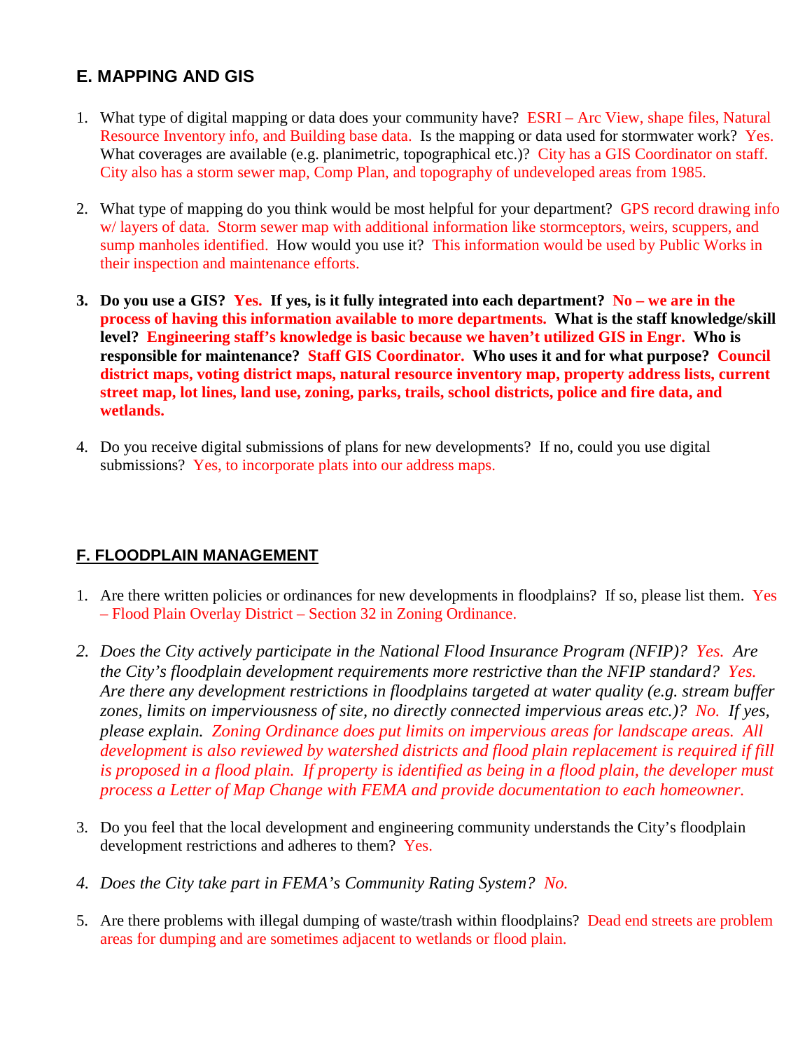## E. MAPPING AND GIS

1. What type of digital mapping or data does your community have? ESRI – Arc View, shape files, Natural Resource Inventory info, and Building base data. Is the mapping or data used for stormwater work? Yes. What coverages are available (e.g. planimetric, topographical etc.)? City has a GIS Coordinator on staff. City also has a storm sewer map, Comp Plan, and topography of undeveloped areas from 1985.

2. What type of mapping do you think would be most helpful for your department? GPS record drawing info w/ layers of data. Storm sewer map with additional information like stormceptors, weirs, scuppers, and sump manholes identified. How would you use it? This information would be used by Public Works in their inspection and maintenance efforts.

3. **Do you use a GIS? Yes. If yes, is it fully integrated into each department? No – we are in the process of having this information available to more departments. What is the staff knowledge/skill level? Engineering staff's knowledge is basic because we haven't utilized GIS in Engr. Who is responsible for maintenance? Staff GIS Coordinator. Who uses it and for what purpose? Council district maps, voting district maps, natural resource inventory map, property address lists, current street map, lot lines, land use, zoning, parks, trails, school districts, police and fire data, and wetlands.**

4. Do you receive digital submissions of plans for new developments? If no, could you use digital submissions? Yes, to incorporate plats into our address maps.

## F. FLOODPLAIN MANAGEMENT

1. Are there written policies or ordinances for new developments in floodplains? If so, please list them. Yes – Flood Plain Overlay District – Section 32 in Zoning Ordinance.

2. *Does the City actively participate in the National Flood Insurance Program (NFIP)? Yes. Are the City's floodplain development requirements more restrictive than the NFIP standard? Yes. Are there any development restrictions in floodplains targeted at water quality (e.g. stream buffer zones, limits on imperviousness of site, no directly connected impervious areas etc.)? No. If yes, please explain. Zoning Ordinance does put limits on impervious areas for landscape areas. All development is also reviewed by watershed districts and flood plain replacement is required if fill is proposed in a flood plain. If property is identified as being in a flood plain, the developer must process a Letter of Map Change with FEMA and provide documentation to each homeowner.*

3. Do you feel that the local development and engineering community understands the City's floodplain development restrictions and adheres to them? Yes.

4. *Does the City take part in FEMA's Community Rating System? No.*

5. Are there problems with illegal dumping of waste/trash within floodplains? Dead end streets are problem areas for dumping and are sometimes adjacent to wetlands or flood plain.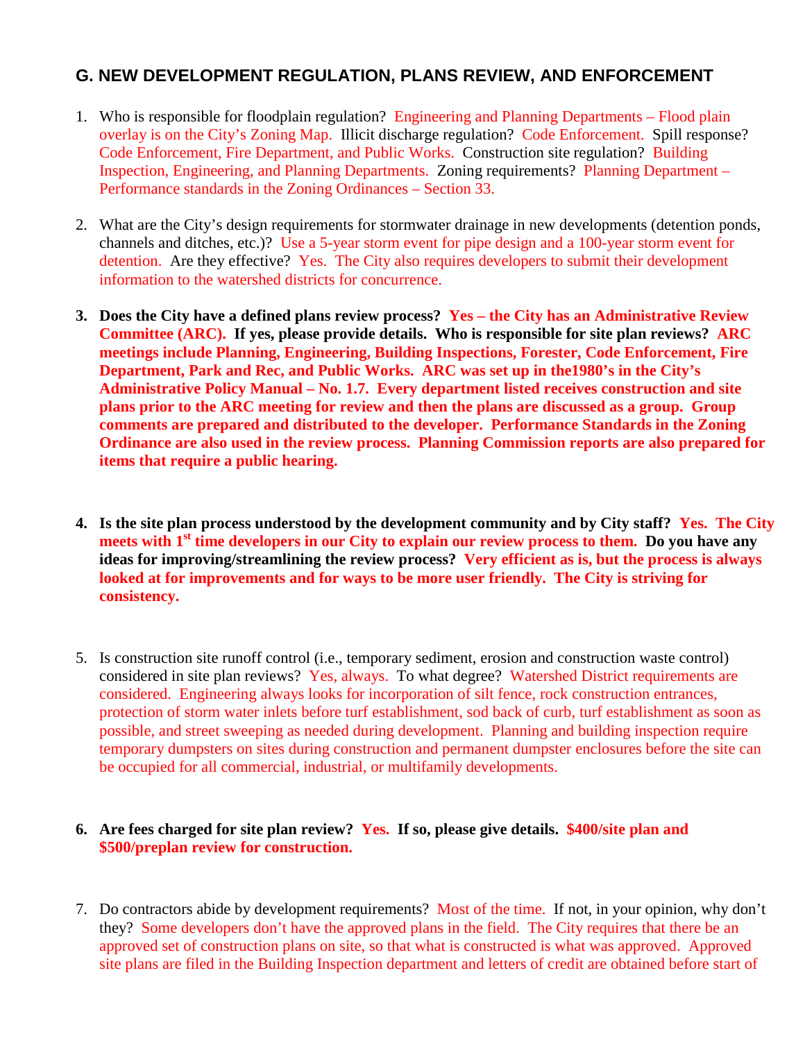## G. NEW DEVELOPMENT REGULATION, PLANS REVIEW, AND ENFORCEMENT

1. Who is responsible for floodplain regulation? Engineering and Planning Departments – Flood plain overlay is on the City's Zoning Map. Illicit discharge regulation? Code Enforcement. Spill response? Code Enforcement, Fire Department, and Public Works. Construction site regulation? Building Inspection, Engineering, and Planning Departments. Zoning requirements? Planning Department – Performance standards in the Zoning Ordinances – Section 33.

2. What are the City's design requirements for stormwater drainage in new developments (detention ponds, channels and ditches, etc.)? Use a 5-year storm event for pipe design and a 100-year storm event for detention. Are they effective? Yes. The City also requires developers to submit their development information to the watershed districts for concurrence.

3. **Does the City have a defined plans review process? Yes – the City has an Administrative Review Committee (ARC). If yes, please provide details. Who is responsible for site plan reviews? ARC meetings include Planning, Engineering, Building Inspections, Forester, Code Enforcement, Fire Department, Park and Rec, and Public Works. ARC was set up in the1980's in the City's Administrative Policy Manual – No. 1.7. Every department listed receives construction and site plans prior to the ARC meeting for review and then the plans are discussed as a group. Group comments are prepared and distributed to the developer. Performance Standards in the Zoning Ordinance are also used in the review process. Planning Commission reports are also prepared for items that require a public hearing.**

4. **Is the site plan process understood by the development community and by City staff? Yes. The City meets with 1st time developers in our City to explain our review process to them. Do you have any ideas for improving/streamlining the review process? Very efficient as is, but the process is always looked at for improvements and for ways to be more user friendly. The City is striving for consistency.**

5. Is construction site runoff control (i.e., temporary sediment, erosion and construction waste control) considered in site plan reviews? Yes, always. To what degree? Watershed District requirements are considered. Engineering always looks for incorporation of silt fence, rock construction entrances, protection of storm water inlets before turf establishment, sod back of curb, turf establishment as soon as possible, and street sweeping as needed during development. Planning and building inspection require temporary dumpsters on sites during construction and permanent dumpster enclosures before the site can be occupied for all commercial, industrial, or multifamily developments.

6. **Are fees charged for site plan review? Yes. If so, please give details. $400/site plan and $500/preplan review for construction.**

7. Do contractors abide by development requirements? Most of the time. If not, in your opinion, why don't they? Some developers don't have the approved plans in the field. The City requires that there be an approved set of construction plans on site, so that what is constructed is what was approved. Approved site plans are filed in the Building Inspection department and letters of credit are obtained before start of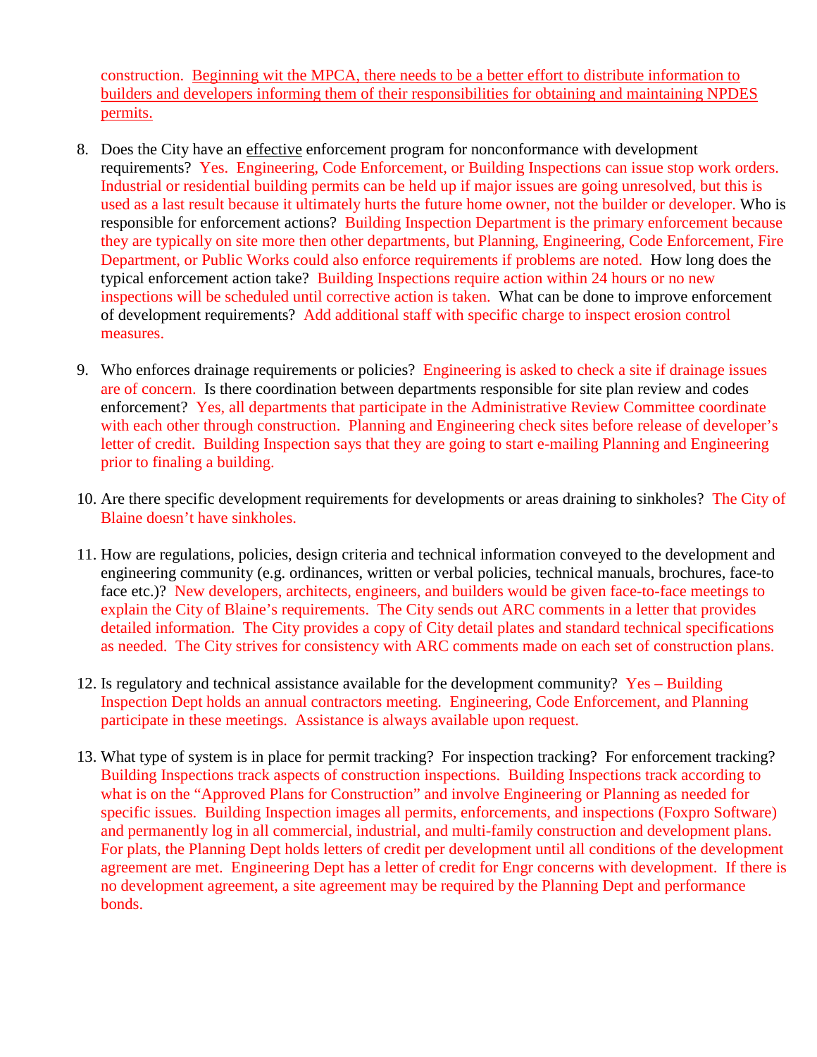construction. Beginning wit the MPCA, there needs to be a better effort to distribute information to builders and developers informing them of their responsibilities for obtaining and maintaining NPDES permits.

8. Does the City have an effective enforcement program for nonconformance with development requirements? Yes. Engineering, Code Enforcement, or Building Inspections can issue stop work orders. Industrial or residential building permits can be held up if major issues are going unresolved, but this is used as a last result because it ultimately hurts the future home owner, not the builder or developer. Who is responsible for enforcement actions? Building Inspection Department is the primary enforcement because they are typically on site more then other departments, but Planning, Engineering, Code Enforcement, Fire Department, or Public Works could also enforce requirements if problems are noted. How long does the typical enforcement action take? Building Inspections require action within 24 hours or no new inspections will be scheduled until corrective action is taken. What can be done to improve enforcement of development requirements? Add additional staff with specific charge to inspect erosion control measures.

9. Who enforces drainage requirements or policies? Engineering is asked to check a site if drainage issues are of concern. Is there coordination between departments responsible for site plan review and codes enforcement? Yes, all departments that participate in the Administrative Review Committee coordinate with each other through construction. Planning and Engineering check sites before release of developer's letter of credit. Building Inspection says that they are going to start e-mailing Planning and Engineering prior to finaling a building.

10. Are there specific development requirements for developments or areas draining to sinkholes? The City of Blaine doesn't have sinkholes.

11. How are regulations, policies, design criteria and technical information conveyed to the development and engineering community (e.g. ordinances, written or verbal policies, technical manuals, brochures, face-to face etc.)? New developers, architects, engineers, and builders would be given face-to-face meetings to explain the City of Blaine's requirements. The City sends out ARC comments in a letter that provides detailed information. The City provides a copy of City detail plates and standard technical specifications as needed. The City strives for consistency with ARC comments made on each set of construction plans.

12. Is regulatory and technical assistance available for the development community? Yes – Building Inspection Dept holds an annual contractors meeting. Engineering, Code Enforcement, and Planning participate in these meetings. Assistance is always available upon request.

13. What type of system is in place for permit tracking? For inspection tracking? For enforcement tracking? Building Inspections track aspects of construction inspections. Building Inspections track according to what is on the "Approved Plans for Construction" and involve Engineering or Planning as needed for specific issues. Building Inspection images all permits, enforcements, and inspections (Foxpro Software) and permanently log in all commercial, industrial, and multi-family construction and development plans. For plats, the Planning Dept holds letters of credit per development until all conditions of the development agreement are met. Engineering Dept has a letter of credit for Engr concerns with development. If there is no development agreement, a site agreement may be required by the Planning Dept and performance bonds.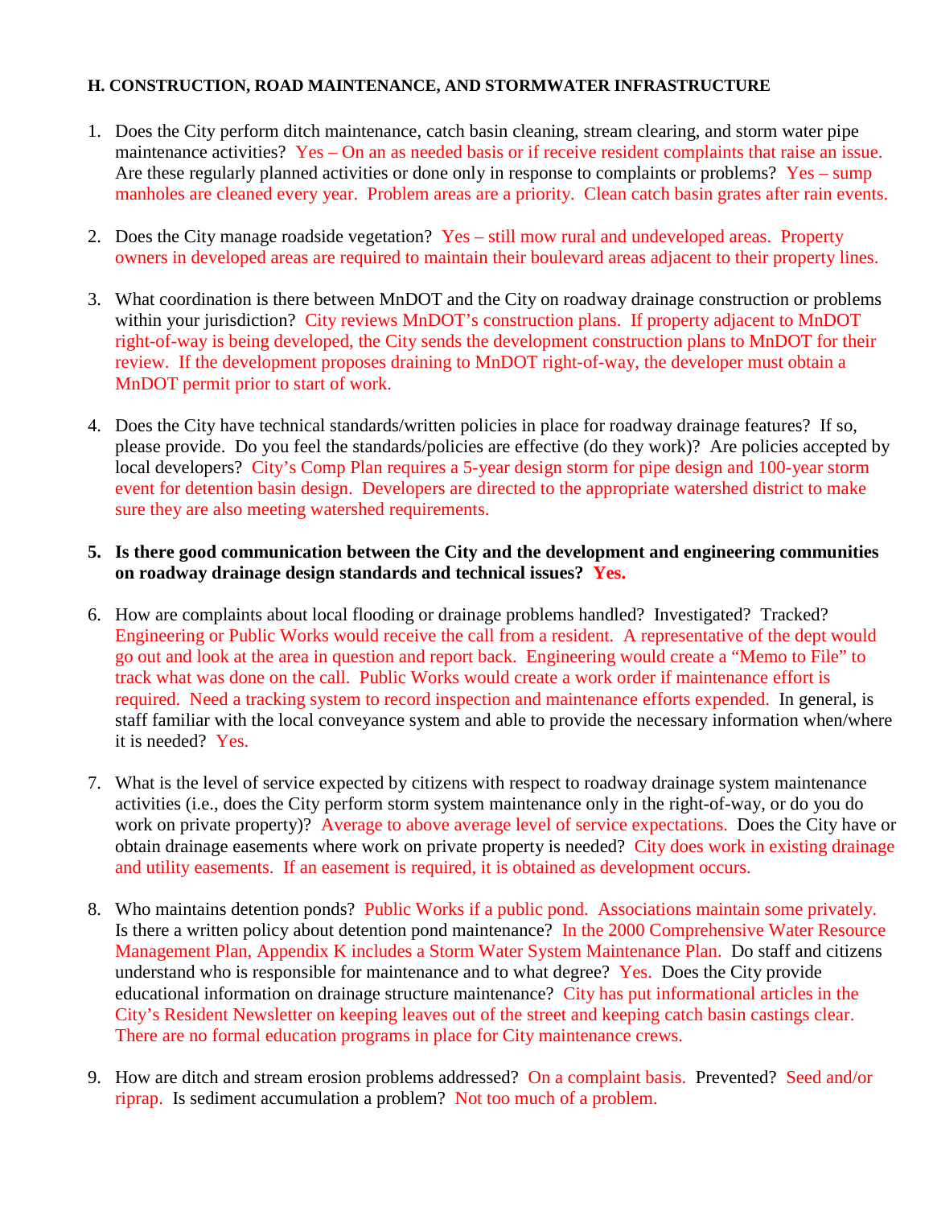**H. CONSTRUCTION, ROAD MAINTENANCE, AND STORMWATER INFRASTRUCTURE**

1. Does the City perform ditch maintenance, catch basin cleaning, stream clearing, and storm water pipe maintenance activities? Yes – On an as needed basis or if receive resident complaints that raise an issue. Are these regularly planned activities or done only in response to complaints or problems? Yes – sump manholes are cleaned every year. Problem areas are a priority. Clean catch basin grates after rain events.

2. Does the City manage roadside vegetation? Yes – still mow rural and undeveloped areas. Property owners in developed areas are required to maintain their boulevard areas adjacent to their property lines.

3. What coordination is there between MnDOT and the City on roadway drainage construction or problems within your jurisdiction? City reviews MnDOT's construction plans. If property adjacent to MnDOT right-of-way is being developed, the City sends the development construction plans to MnDOT for their review. If the development proposes draining to MnDOT right-of-way, the developer must obtain a MnDOT permit prior to start of work.

4. Does the City have technical standards/written policies in place for roadway drainage features? If so, please provide. Do you feel the standards/policies are effective (do they work)? Are policies accepted by local developers? City's Comp Plan requires a 5-year design storm for pipe design and 100-year storm event for detention basin design. Developers are directed to the appropriate watershed district to make sure they are also meeting watershed requirements.

5. **Is there good communication between the City and the development and engineering communities on roadway drainage design standards and technical issues? Yes.**

6. How are complaints about local flooding or drainage problems handled? Investigated? Tracked? Engineering or Public Works would receive the call from a resident. A representative of the dept would go out and look at the area in question and report back. Engineering would create a "Memo to File" to track what was done on the call. Public Works would create a work order if maintenance effort is required. Need a tracking system to record inspection and maintenance efforts expended. In general, is staff familiar with the local conveyance system and able to provide the necessary information when/where it is needed? Yes.

7. What is the level of service expected by citizens with respect to roadway drainage system maintenance activities (i.e., does the City perform storm system maintenance only in the right-of-way, or do you do work on private property)? Average to above average level of service expectations. Does the City have or obtain drainage easements where work on private property is needed? City does work in existing drainage and utility easements. If an easement is required, it is obtained as development occurs.

8. Who maintains detention ponds? Public Works if a public pond. Associations maintain some privately. Is there a written policy about detention pond maintenance? In the 2000 Comprehensive Water Resource Management Plan, Appendix K includes a Storm Water System Maintenance Plan. Do staff and citizens understand who is responsible for maintenance and to what degree? Yes. Does the City provide educational information on drainage structure maintenance? City has put informational articles in the City's Resident Newsletter on keeping leaves out of the street and keeping catch basin castings clear. There are no formal education programs in place for City maintenance crews.

9. How are ditch and stream erosion problems addressed? On a complaint basis. Prevented? Seed and/or riprap. Is sediment accumulation a problem? Not too much of a problem.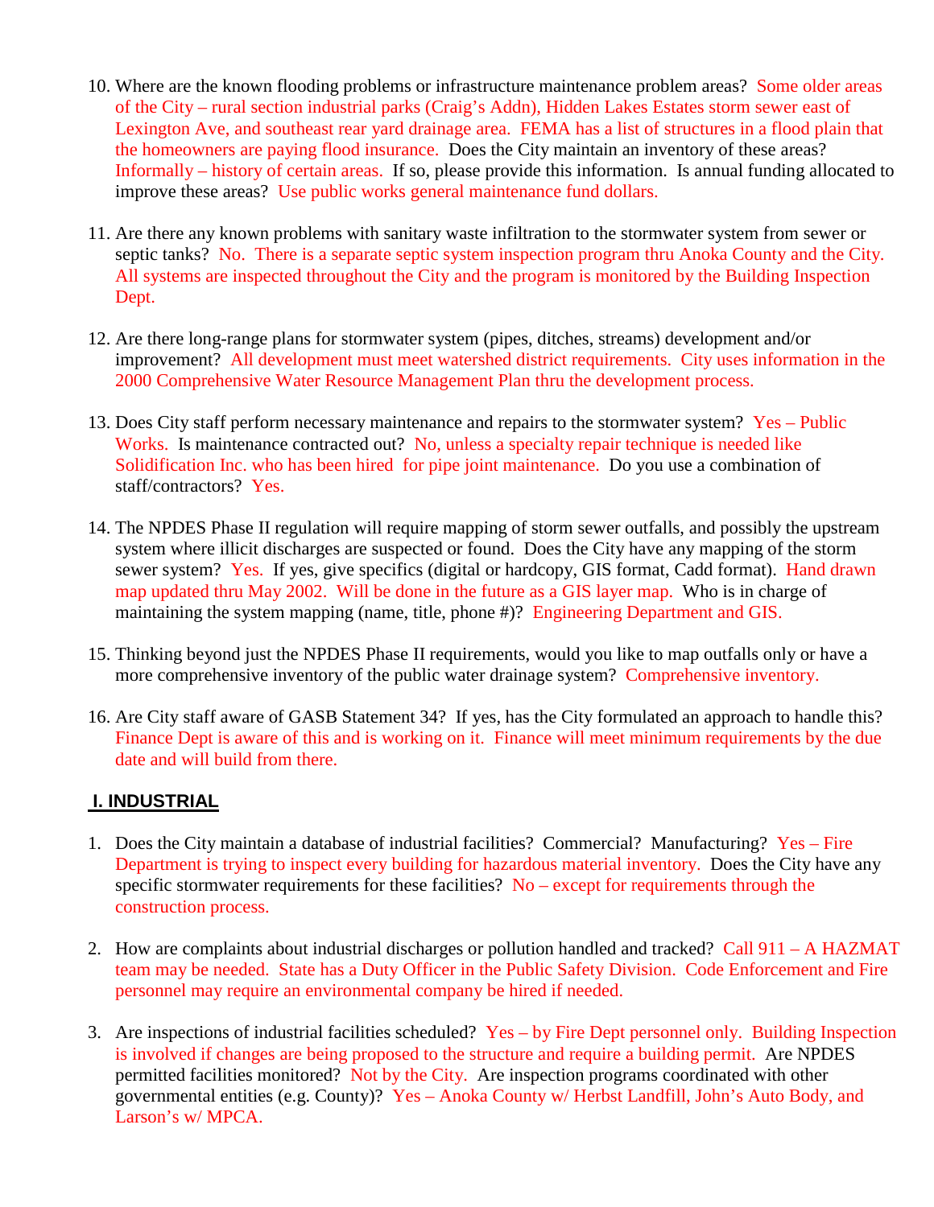10. Where are the known flooding problems or infrastructure maintenance problem areas? Some older areas of the City – rural section industrial parks (Craig's Addn), Hidden Lakes Estates storm sewer east of Lexington Ave, and southeast rear yard drainage area. FEMA has a list of structures in a flood plain that the homeowners are paying flood insurance. Does the City maintain an inventory of these areas? Informally – history of certain areas. If so, please provide this information. Is annual funding allocated to improve these areas? Use public works general maintenance fund dollars.

11. Are there any known problems with sanitary waste infiltration to the stormwater system from sewer or septic tanks? No. There is a separate septic system inspection program thru Anoka County and the City. All systems are inspected throughout the City and the program is monitored by the Building Inspection Dept.

12. Are there long-range plans for stormwater system (pipes, ditches, streams) development and/or improvement? All development must meet watershed district requirements. City uses information in the 2000 Comprehensive Water Resource Management Plan thru the development process.

13. Does City staff perform necessary maintenance and repairs to the stormwater system? Yes – Public Works. Is maintenance contracted out? No, unless a specialty repair technique is needed like Solidification Inc. who has been hired for pipe joint maintenance. Do you use a combination of staff/contractors? Yes.

14. The NPDES Phase II regulation will require mapping of storm sewer outfalls, and possibly the upstream system where illicit discharges are suspected or found. Does the City have any mapping of the storm sewer system? Yes. If yes, give specifics (digital or hardcopy, GIS format, Cadd format). Hand drawn map updated thru May 2002. Will be done in the future as a GIS layer map. Who is in charge of maintaining the system mapping (name, title, phone #)? Engineering Department and GIS.

15. Thinking beyond just the NPDES Phase II requirements, would you like to map outfalls only or have a more comprehensive inventory of the public water drainage system? Comprehensive inventory.

16. Are City staff aware of GASB Statement 34? If yes, has the City formulated an approach to handle this? Finance Dept is aware of this and is working on it. Finance will meet minimum requirements by the due date and will build from there.

## I. INDUSTRIAL

1. Does the City maintain a database of industrial facilities? Commercial? Manufacturing? Yes – Fire Department is trying to inspect every building for hazardous material inventory. Does the City have any specific stormwater requirements for these facilities? No – except for requirements through the construction process.

2. How are complaints about industrial discharges or pollution handled and tracked? Call 911 – A HAZMAT team may be needed. State has a Duty Officer in the Public Safety Division. Code Enforcement and Fire personnel may require an environmental company be hired if needed.

3. Are inspections of industrial facilities scheduled? Yes – by Fire Dept personnel only. Building Inspection is involved if changes are being proposed to the structure and require a building permit. Are NPDES permitted facilities monitored? Not by the City. Are inspection programs coordinated with other governmental entities (e.g. County)? Yes – Anoka County w/ Herbst Landfill, John's Auto Body, and Larson's w/ MPCA.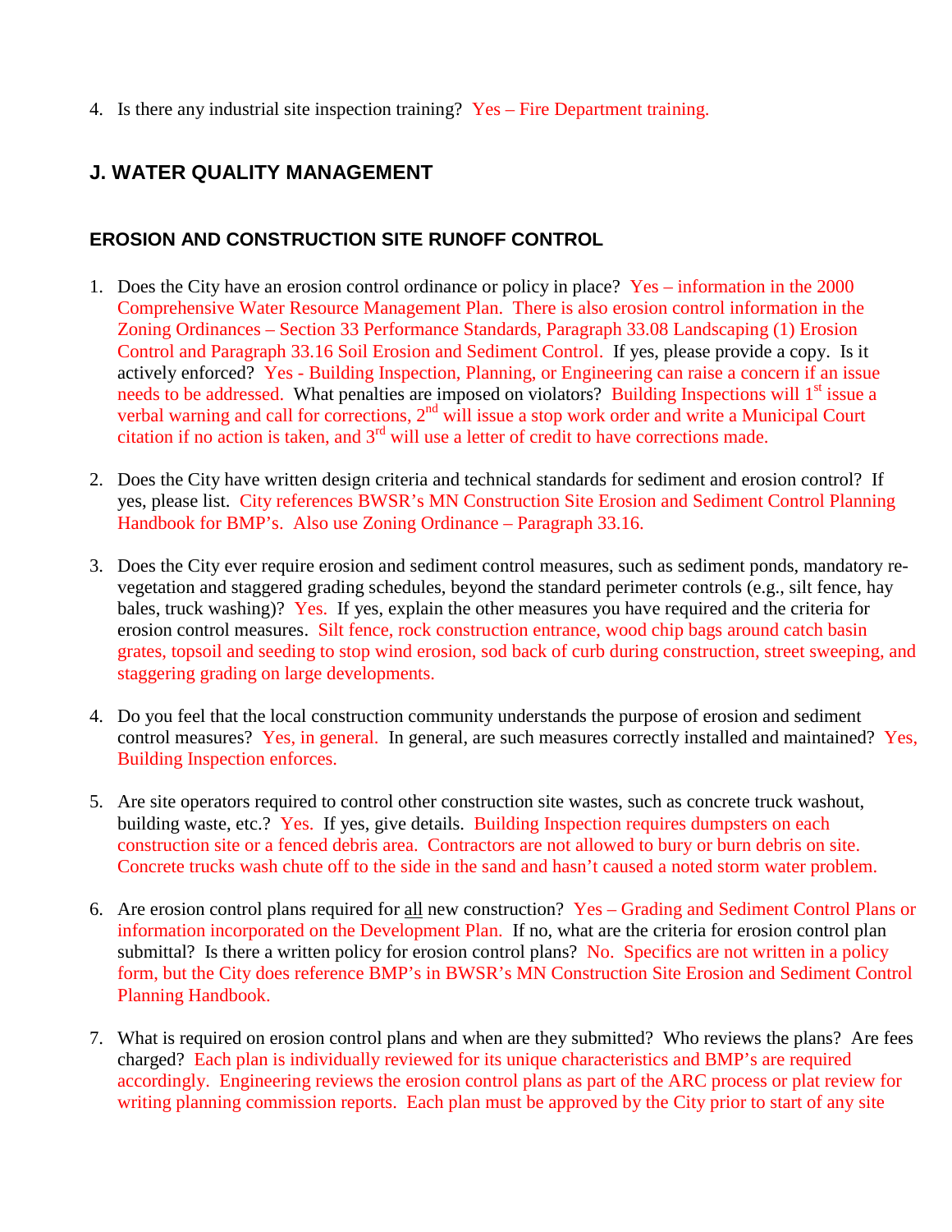4. Is there any industrial site inspection training? Yes – Fire Department training.

## J. WATER QUALITY MANAGEMENT

### EROSION AND CONSTRUCTION SITE RUNOFF CONTROL

1. Does the City have an erosion control ordinance or policy in place? Yes – information in the 2000 Comprehensive Water Resource Management Plan. There is also erosion control information in the Zoning Ordinances – Section 33 Performance Standards, Paragraph 33.08 Landscaping (1) Erosion Control and Paragraph 33.16 Soil Erosion and Sediment Control. If yes, please provide a copy. Is it actively enforced? Yes - Building Inspection, Planning, or Engineering can raise a concern if an issue needs to be addressed. What penalties are imposed on violators? Building Inspections will 1st issue a verbal warning and call for corrections, 2nd will issue a stop work order and write a Municipal Court citation if no action is taken, and 3rd will use a letter of credit to have corrections made.

2. Does the City have written design criteria and technical standards for sediment and erosion control? If yes, please list. City references BWSR's MN Construction Site Erosion and Sediment Control Planning Handbook for BMP's. Also use Zoning Ordinance – Paragraph 33.16.

3. Does the City ever require erosion and sediment control measures, such as sediment ponds, mandatory re-vegetation and staggered grading schedules, beyond the standard perimeter controls (e.g., silt fence, hay bales, truck washing)? Yes. If yes, explain the other measures you have required and the criteria for erosion control measures. Silt fence, rock construction entrance, wood chip bags around catch basin grates, topsoil and seeding to stop wind erosion, sod back of curb during construction, street sweeping, and staggering grading on large developments.

4. Do you feel that the local construction community understands the purpose of erosion and sediment control measures? Yes, in general. In general, are such measures correctly installed and maintained? Yes, Building Inspection enforces.

5. Are site operators required to control other construction site wastes, such as concrete truck washout, building waste, etc.? Yes. If yes, give details. Building Inspection requires dumpsters on each construction site or a fenced debris area. Contractors are not allowed to bury or burn debris on site. Concrete trucks wash chute off to the side in the sand and hasn't caused a noted storm water problem.

6. Are erosion control plans required for <u>all</u> new construction? Yes – Grading and Sediment Control Plans or information incorporated on the Development Plan. If no, what are the criteria for erosion control plan submittal? Is there a written policy for erosion control plans? No. Specifics are not written in a policy form, but the City does reference BMP's in BWSR's MN Construction Site Erosion and Sediment Control Planning Handbook.

7. What is required on erosion control plans and when are they submitted? Who reviews the plans? Are fees charged? Each plan is individually reviewed for its unique characteristics and BMP's are required accordingly. Engineering reviews the erosion control plans as part of the ARC process or plat review for writing planning commission reports. Each plan must be approved by the City prior to start of any site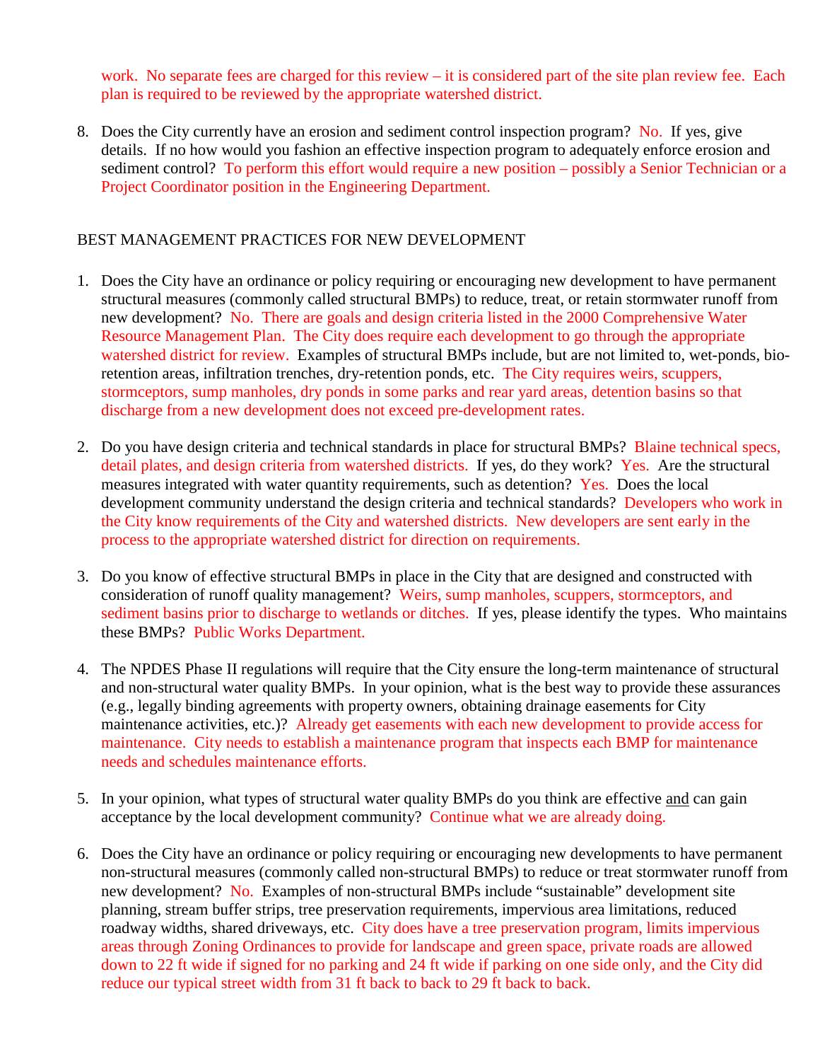work. No separate fees are charged for this review – it is considered part of the site plan review fee. Each plan is required to be reviewed by the appropriate watershed district.

8. Does the City currently have an erosion and sediment control inspection program? No. If yes, give details. If no how would you fashion an effective inspection program to adequately enforce erosion and sediment control? To perform this effort would require a new position – possibly a Senior Technician or a Project Coordinator position in the Engineering Department.

BEST MANAGEMENT PRACTICES FOR NEW DEVELOPMENT

1. Does the City have an ordinance or policy requiring or encouraging new development to have permanent structural measures (commonly called structural BMPs) to reduce, treat, or retain stormwater runoff from new development? No. There are goals and design criteria listed in the 2000 Comprehensive Water Resource Management Plan. The City does require each development to go through the appropriate watershed district for review. Examples of structural BMPs include, but are not limited to, wet-ponds, bio-retention areas, infiltration trenches, dry-retention ponds, etc. The City requires weirs, scuppers, stormceptors, sump manholes, dry ponds in some parks and rear yard areas, detention basins so that discharge from a new development does not exceed pre-development rates.

2. Do you have design criteria and technical standards in place for structural BMPs? Blaine technical specs, detail plates, and design criteria from watershed districts. If yes, do they work? Yes. Are the structural measures integrated with water quantity requirements, such as detention? Yes. Does the local development community understand the design criteria and technical standards? Developers who work in the City know requirements of the City and watershed districts. New developers are sent early in the process to the appropriate watershed district for direction on requirements.

3. Do you know of effective structural BMPs in place in the City that are designed and constructed with consideration of runoff quality management? Weirs, sump manholes, scuppers, stormceptors, and sediment basins prior to discharge to wetlands or ditches. If yes, please identify the types. Who maintains these BMPs? Public Works Department.

4. The NPDES Phase II regulations will require that the City ensure the long-term maintenance of structural and non-structural water quality BMPs. In your opinion, what is the best way to provide these assurances (e.g., legally binding agreements with property owners, obtaining drainage easements for City maintenance activities, etc.)? Already get easements with each new development to provide access for maintenance. City needs to establish a maintenance program that inspects each BMP for maintenance needs and schedules maintenance efforts.

5. In your opinion, what types of structural water quality BMPs do you think are effective <u>and</u> can gain acceptance by the local development community? Continue what we are already doing.

6. Does the City have an ordinance or policy requiring or encouraging new developments to have permanent non-structural measures (commonly called non-structural BMPs) to reduce or treat stormwater runoff from new development? No. Examples of non-structural BMPs include "sustainable" development site planning, stream buffer strips, tree preservation requirements, impervious area limitations, reduced roadway widths, shared driveways, etc. City does have a tree preservation program, limits impervious areas through Zoning Ordinances to provide for landscape and green space, private roads are allowed down to 22 ft wide if signed for no parking and 24 ft wide if parking on one side only, and the City did reduce our typical street width from 31 ft back to back to 29 ft back to back.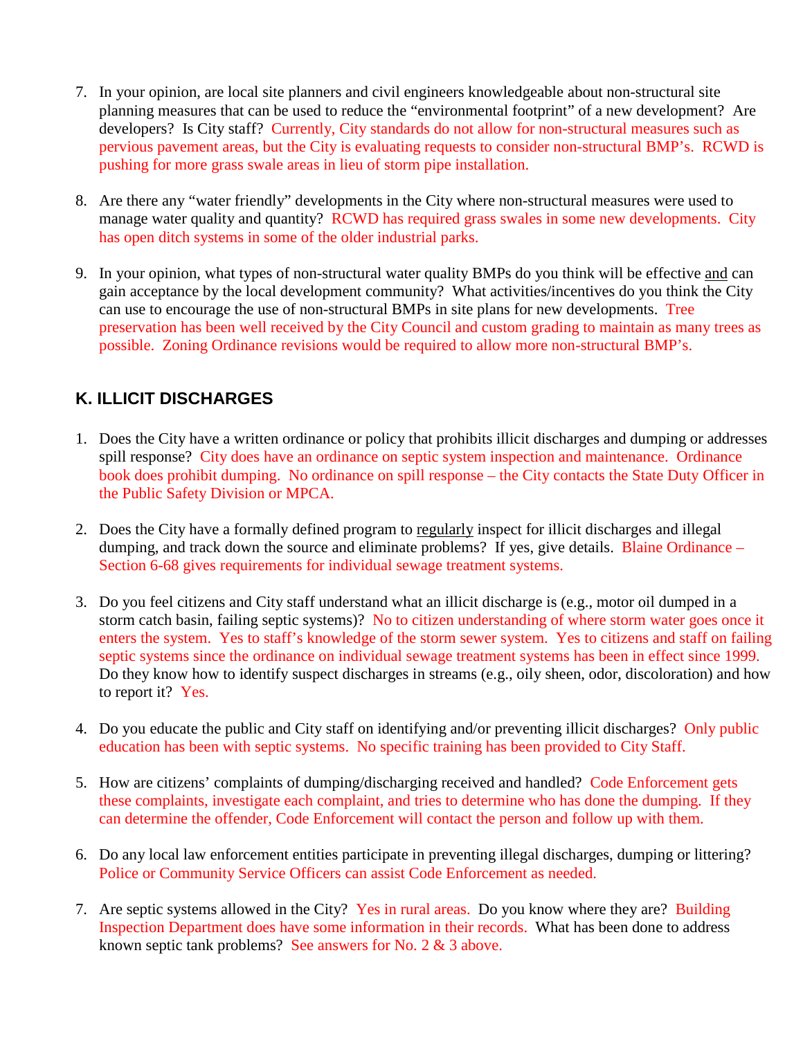7. In your opinion, are local site planners and civil engineers knowledgeable about non-structural site planning measures that can be used to reduce the "environmental footprint" of a new development? Are developers? Is City staff? Currently, City standards do not allow for non-structural measures such as pervious pavement areas, but the City is evaluating requests to consider non-structural BMP's. RCWD is pushing for more grass swale areas in lieu of storm pipe installation.

8. Are there any "water friendly" developments in the City where non-structural measures were used to manage water quality and quantity? RCWD has required grass swales in some new developments. City has open ditch systems in some of the older industrial parks.

9. In your opinion, what types of non-structural water quality BMPs do you think will be effective and can gain acceptance by the local development community? What activities/incentives do you think the City can use to encourage the use of non-structural BMPs in site plans for new developments. Tree preservation has been well received by the City Council and custom grading to maintain as many trees as possible. Zoning Ordinance revisions would be required to allow more non-structural BMP's.

## K. ILLICIT DISCHARGES

1. Does the City have a written ordinance or policy that prohibits illicit discharges and dumping or addresses spill response? City does have an ordinance on septic system inspection and maintenance. Ordinance book does prohibit dumping. No ordinance on spill response – the City contacts the State Duty Officer in the Public Safety Division or MPCA.

2. Does the City have a formally defined program to regularly inspect for illicit discharges and illegal dumping, and track down the source and eliminate problems? If yes, give details. Blaine Ordinance – Section 6-68 gives requirements for individual sewage treatment systems.

3. Do you feel citizens and City staff understand what an illicit discharge is (e.g., motor oil dumped in a storm catch basin, failing septic systems)? No to citizen understanding of where storm water goes once it enters the system. Yes to staff's knowledge of the storm sewer system. Yes to citizens and staff on failing septic systems since the ordinance on individual sewage treatment systems has been in effect since 1999. Do they know how to identify suspect discharges in streams (e.g., oily sheen, odor, discoloration) and how to report it? Yes.

4. Do you educate the public and City staff on identifying and/or preventing illicit discharges? Only public education has been with septic systems. No specific training has been provided to City Staff.

5. How are citizens' complaints of dumping/discharging received and handled? Code Enforcement gets these complaints, investigate each complaint, and tries to determine who has done the dumping. If they can determine the offender, Code Enforcement will contact the person and follow up with them.

6. Do any local law enforcement entities participate in preventing illegal discharges, dumping or littering? Police or Community Service Officers can assist Code Enforcement as needed.

7. Are septic systems allowed in the City? Yes in rural areas. Do you know where they are? Building Inspection Department does have some information in their records. What has been done to address known septic tank problems? See answers for No. 2 & 3 above.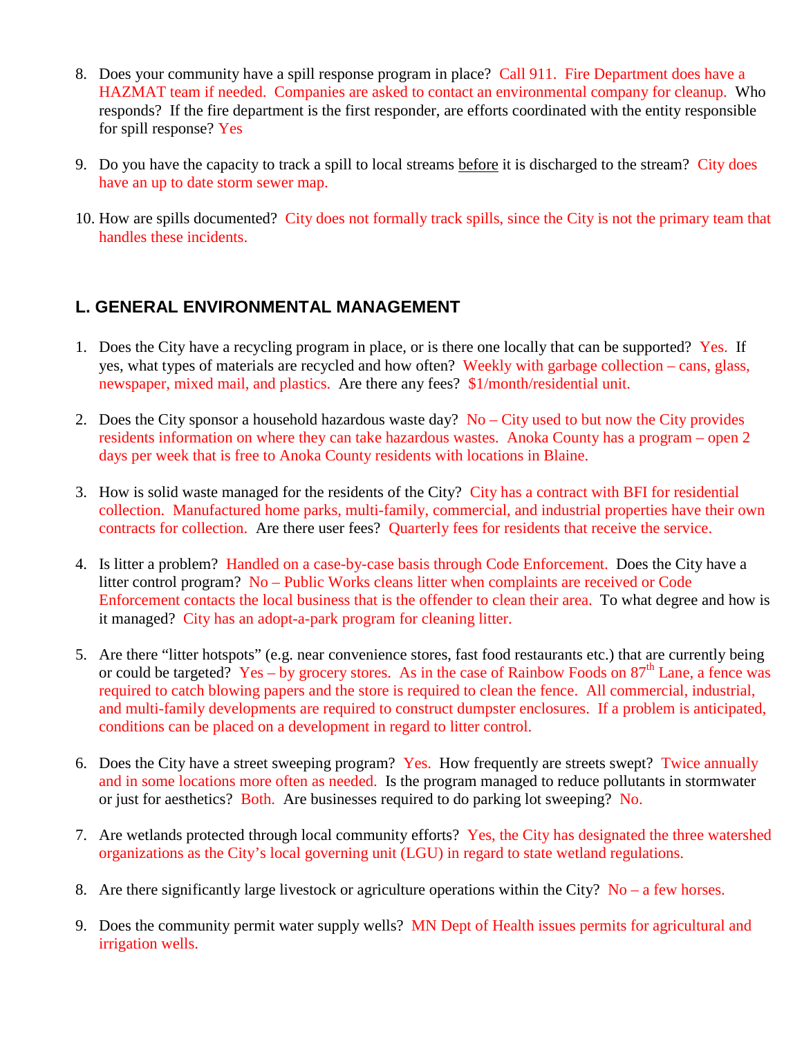8. Does your community have a spill response program in place? Call 911. Fire Department does have a HAZMAT team if needed. Companies are asked to contact an environmental company for cleanup. Who responds? If the fire department is the first responder, are efforts coordinated with the entity responsible for spill response? Yes

9. Do you have the capacity to track a spill to local streams before it is discharged to the stream? City does have an up to date storm sewer map.

10. How are spills documented? City does not formally track spills, since the City is not the primary team that handles these incidents.

## L. GENERAL ENVIRONMENTAL MANAGEMENT

1. Does the City have a recycling program in place, or is there one locally that can be supported? Yes. If yes, what types of materials are recycled and how often? Weekly with garbage collection – cans, glass, newspaper, mixed mail, and plastics. Are there any fees? $1/month/residential unit.

2. Does the City sponsor a household hazardous waste day? No – City used to but now the City provides residents information on where they can take hazardous wastes. Anoka County has a program – open 2 days per week that is free to Anoka County residents with locations in Blaine.

3. How is solid waste managed for the residents of the City? City has a contract with BFI for residential collection. Manufactured home parks, multi-family, commercial, and industrial properties have their own contracts for collection. Are there user fees? Quarterly fees for residents that receive the service.

4. Is litter a problem? Handled on a case-by-case basis through Code Enforcement. Does the City have a litter control program? No – Public Works cleans litter when complaints are received or Code Enforcement contacts the local business that is the offender to clean their area. To what degree and how is it managed? City has an adopt-a-park program for cleaning litter.

5. Are there "litter hotspots" (e.g. near convenience stores, fast food restaurants etc.) that are currently being or could be targeted? Yes – by grocery stores. As in the case of Rainbow Foods on 87th Lane, a fence was required to catch blowing papers and the store is required to clean the fence. All commercial, industrial, and multi-family developments are required to construct dumpster enclosures. If a problem is anticipated, conditions can be placed on a development in regard to litter control.

6. Does the City have a street sweeping program? Yes. How frequently are streets swept? Twice annually and in some locations more often as needed. Is the program managed to reduce pollutants in stormwater or just for aesthetics? Both. Are businesses required to do parking lot sweeping? No.

7. Are wetlands protected through local community efforts? Yes, the City has designated the three watershed organizations as the City's local governing unit (LGU) in regard to state wetland regulations.

8. Are there significantly large livestock or agriculture operations within the City? No – a few horses.

9. Does the community permit water supply wells? MN Dept of Health issues permits for agricultural and irrigation wells.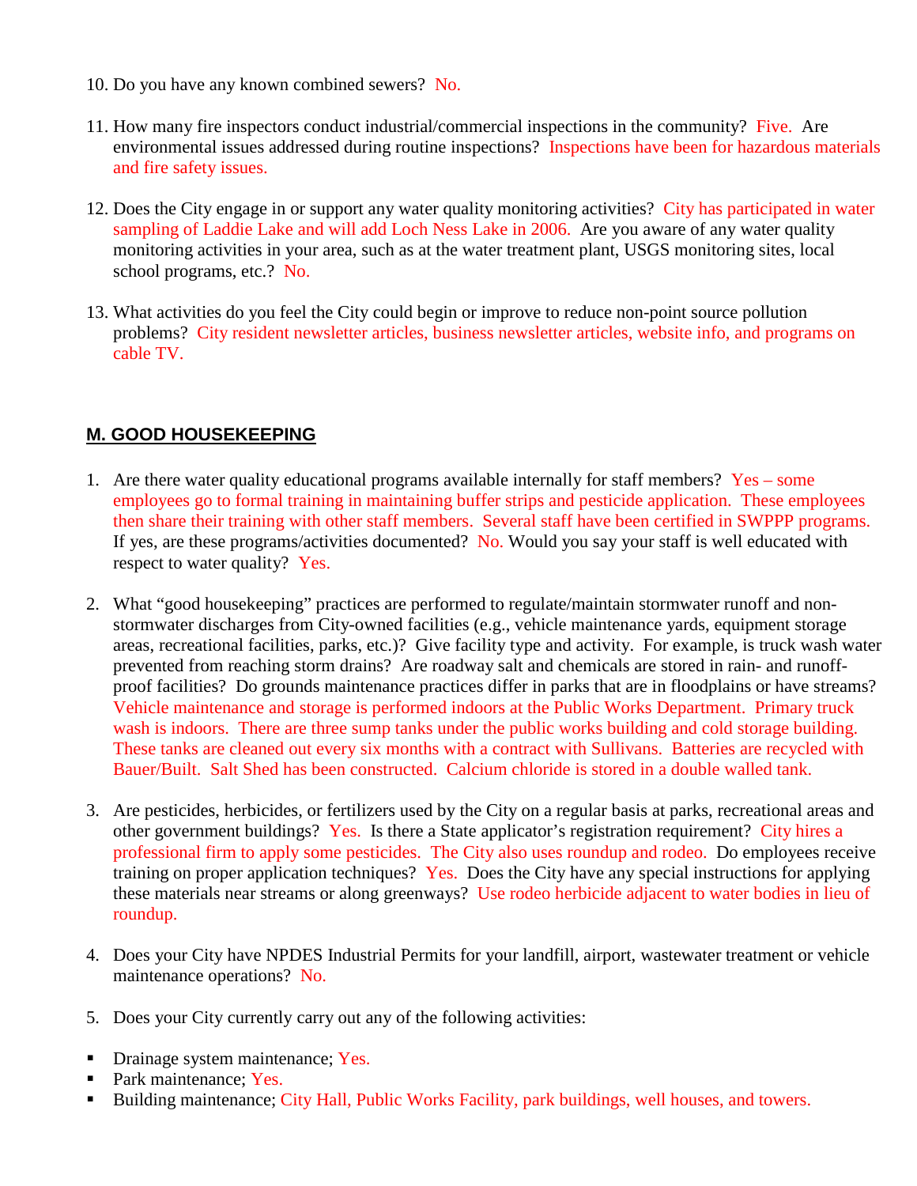10. Do you have any known combined sewers? No.

11. How many fire inspectors conduct industrial/commercial inspections in the community? Five. Are environmental issues addressed during routine inspections? Inspections have been for hazardous materials and fire safety issues.

12. Does the City engage in or support any water quality monitoring activities? City has participated in water sampling of Laddie Lake and will add Loch Ness Lake in 2006. Are you aware of any water quality monitoring activities in your area, such as at the water treatment plant, USGS monitoring sites, local school programs, etc.? No.

13. What activities do you feel the City could begin or improve to reduce non-point source pollution problems? City resident newsletter articles, business newsletter articles, website info, and programs on cable TV.

## M. GOOD HOUSEKEEPING

1. Are there water quality educational programs available internally for staff members? Yes – some employees go to formal training in maintaining buffer strips and pesticide application. These employees then share their training with other staff members. Several staff have been certified in SWPPP programs. If yes, are these programs/activities documented? No. Would you say your staff is well educated with respect to water quality? Yes.

2. What "good housekeeping" practices are performed to regulate/maintain stormwater runoff and non-stormwater discharges from City-owned facilities (e.g., vehicle maintenance yards, equipment storage areas, recreational facilities, parks, etc.)? Give facility type and activity. For example, is truck wash water prevented from reaching storm drains? Are roadway salt and chemicals are stored in rain- and runoff-proof facilities? Do grounds maintenance practices differ in parks that are in floodplains or have streams? Vehicle maintenance and storage is performed indoors at the Public Works Department. Primary truck wash is indoors. There are three sump tanks under the public works building and cold storage building. These tanks are cleaned out every six months with a contract with Sullivans. Batteries are recycled with Bauer/Built. Salt Shed has been constructed. Calcium chloride is stored in a double walled tank.

3. Are pesticides, herbicides, or fertilizers used by the City on a regular basis at parks, recreational areas and other government buildings? Yes. Is there a State applicator's registration requirement? City hires a professional firm to apply some pesticides. The City also uses roundup and rodeo. Do employees receive training on proper application techniques? Yes. Does the City have any special instructions for applying these materials near streams or along greenways? Use rodeo herbicide adjacent to water bodies in lieu of roundup.

4. Does your City have NPDES Industrial Permits for your landfill, airport, wastewater treatment or vehicle maintenance operations? No.

5. Does your City currently carry out any of the following activities:

- Drainage system maintenance; Yes.
- Park maintenance; Yes.
- Building maintenance; City Hall, Public Works Facility, park buildings, well houses, and towers.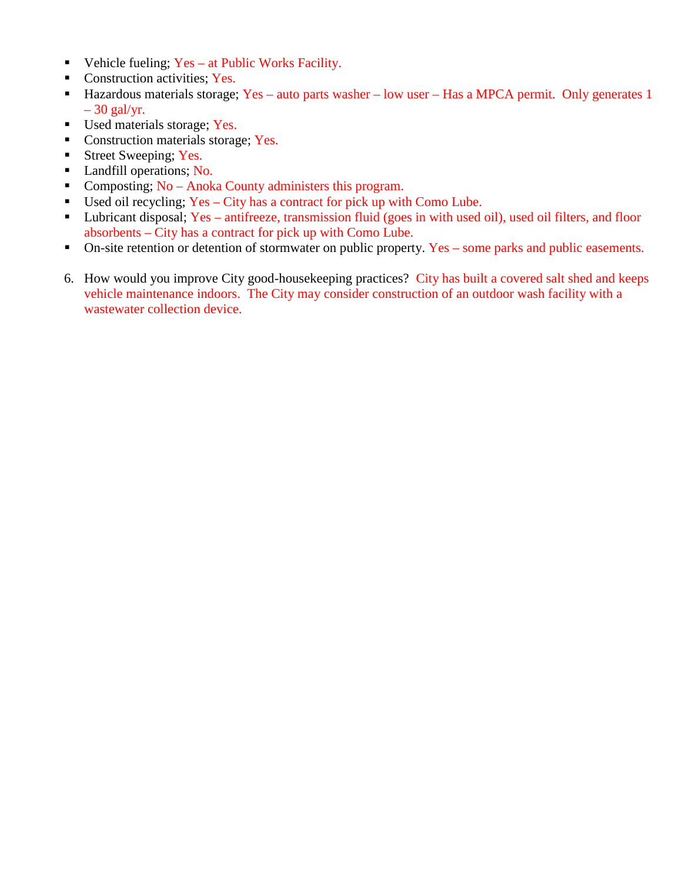- Vehicle fueling; Yes – at Public Works Facility.
- Construction activities; Yes.
- Hazardous materials storage; Yes – auto parts washer – low user – Has a MPCA permit. Only generates 1 – 30 gal/yr.
- Used materials storage; Yes.
- Construction materials storage; Yes.
- Street Sweeping; Yes.
- Landfill operations; No.
- Composting; No – Anoka County administers this program.
- Used oil recycling; Yes – City has a contract for pick up with Como Lube.
- Lubricant disposal; Yes – antifreeze, transmission fluid (goes in with used oil), used oil filters, and floor absorbents – City has a contract for pick up with Como Lube.
- On-site retention or detention of stormwater on public property. Yes – some parks and public easements.

6. How would you improve City good-housekeeping practices? City has built a covered salt shed and keeps vehicle maintenance indoors. The City may consider construction of an outdoor wash facility with a wastewater collection device.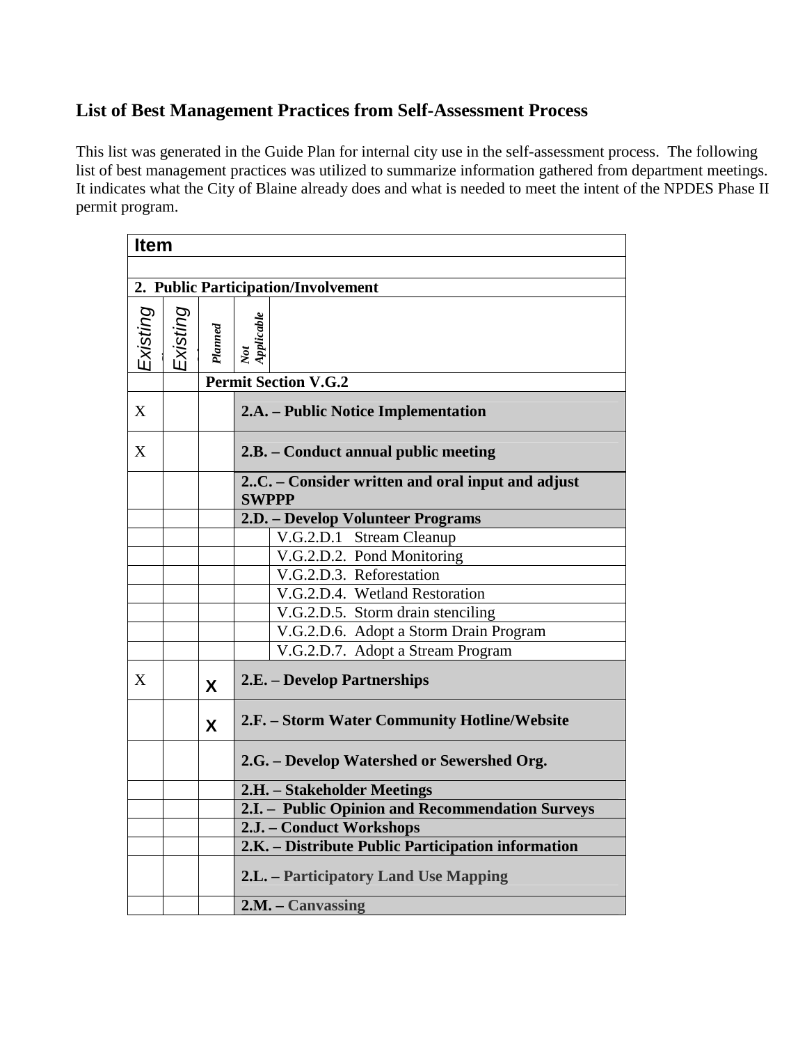## List of Best Management Practices from Self-Assessment Process

This list was generated in the Guide Plan for internal city use in the self-assessment process. The following list of best management practices was utilized to summarize information gathered from department meetings. It indicates what the City of Blaine already does and what is needed to meet the intent of the NPDES Phase II permit program.

| **Item** | | | | | |
|---|---|---|---|---|---|
| | | | | | |
| **2. Public Participation/Involvement** | | | | | |
| Existing | Existing | *Planned* | *Not Applicable* | | |
| | | **Permit Section V.G.2** | | | |
| X | | | **2.A. – Public Notice Implementation** | | |
| X | | | **2.B. – Conduct annual public meeting** | | |
| | | | **2..C. – Consider written and oral input and adjust SWPPP** | | |
| | | | **2.D. – Develop Volunteer Programs** | | |
| | | | | V.G.2.D.1 Stream Cleanup | |
| | | | | V.G.2.D.2. Pond Monitoring | |
| | | | | V.G.2.D.3. Reforestation | |
| | | | | V.G.2.D.4. Wetland Restoration | |
| | | | | V.G.2.D.5. Storm drain stenciling | |
| | | | | V.G.2.D.6. Adopt a Storm Drain Program | |
| | | | | V.G.2.D.7. Adopt a Stream Program | |
| X | | X | **2.E. – Develop Partnerships** | | |
| | | X | **2.F. – Storm Water Community Hotline/Website** | | |
| | | | **2.G. – Develop Watershed or Sewershed Org.** | | |
| | | | **2.H. – Stakeholder Meetings** | | |
| | | | **2.I. – Public Opinion and Recommendation Surveys** | | |
| | | | **2.J. – Conduct Workshops** | | |
| | | | **2.K. – Distribute Public Participation information** | | |
| | | | **2.L. – Participatory Land Use Mapping** | | |
| | | | **2.M. – Canvassing** | | |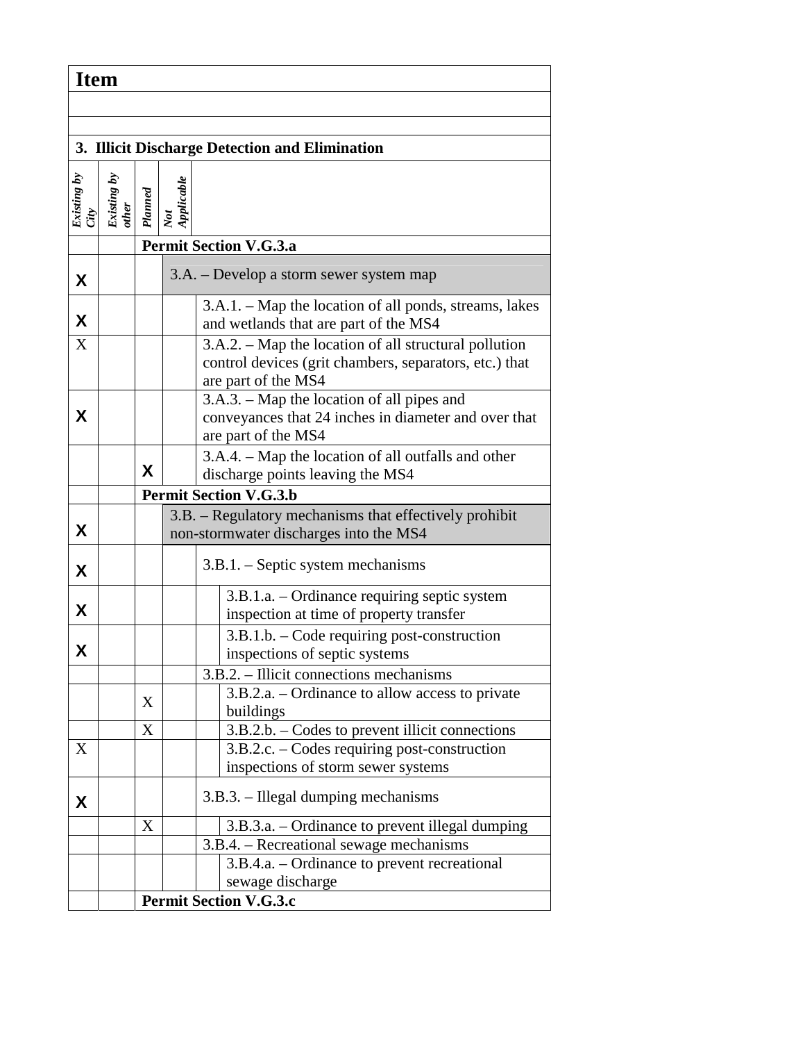| Existing by City | Existing by other | Planned | Not Applicable | Item |
| --- | --- | --- | --- | --- |
| | | | | |
| | | | | |
| | | | | **3. Illicit Discharge Detection and Elimination** |
| | | | | **Permit Section V.G.3.a** |
| X | | | | 3.A. – Develop a storm sewer system map |
| X | | | | 3.A.1. – Map the location of all ponds, streams, lakes and wetlands that are part of the MS4 |
| X | | | | 3.A.2. – Map the location of all structural pollution control devices (grit chambers, separators, etc.) that are part of the MS4 |
| X | | | | 3.A.3. – Map the location of all pipes and conveyances that 24 inches in diameter and over that are part of the MS4 |
| | | X | | 3.A.4. – Map the location of all outfalls and other discharge points leaving the MS4 |
| | | | | **Permit Section V.G.3.b** |
| X | | | | 3.B. – Regulatory mechanisms that effectively prohibit non-stormwater discharges into the MS4 |
| X | | | | 3.B.1. – Septic system mechanisms |
| X | | | | 3.B.1.a. – Ordinance requiring septic system inspection at time of property transfer |
| X | | | | 3.B.1.b. – Code requiring post-construction inspections of septic systems |
| | | | | 3.B.2. – Illicit connections mechanisms |
| | | X | | 3.B.2.a. – Ordinance to allow access to private buildings |
| | | X | | 3.B.2.b. – Codes to prevent illicit connections |
| X | | | | 3.B.2.c. – Codes requiring post-construction inspections of storm sewer systems |
| X | | | | 3.B.3. – Illegal dumping mechanisms |
| | | X | | 3.B.3.a. – Ordinance to prevent illegal dumping |
| | | | | 3.B.4. – Recreational sewage mechanisms |
| | | | | 3.B.4.a. – Ordinance to prevent recreational sewage discharge |
| | | | | **Permit Section V.G.3.c** |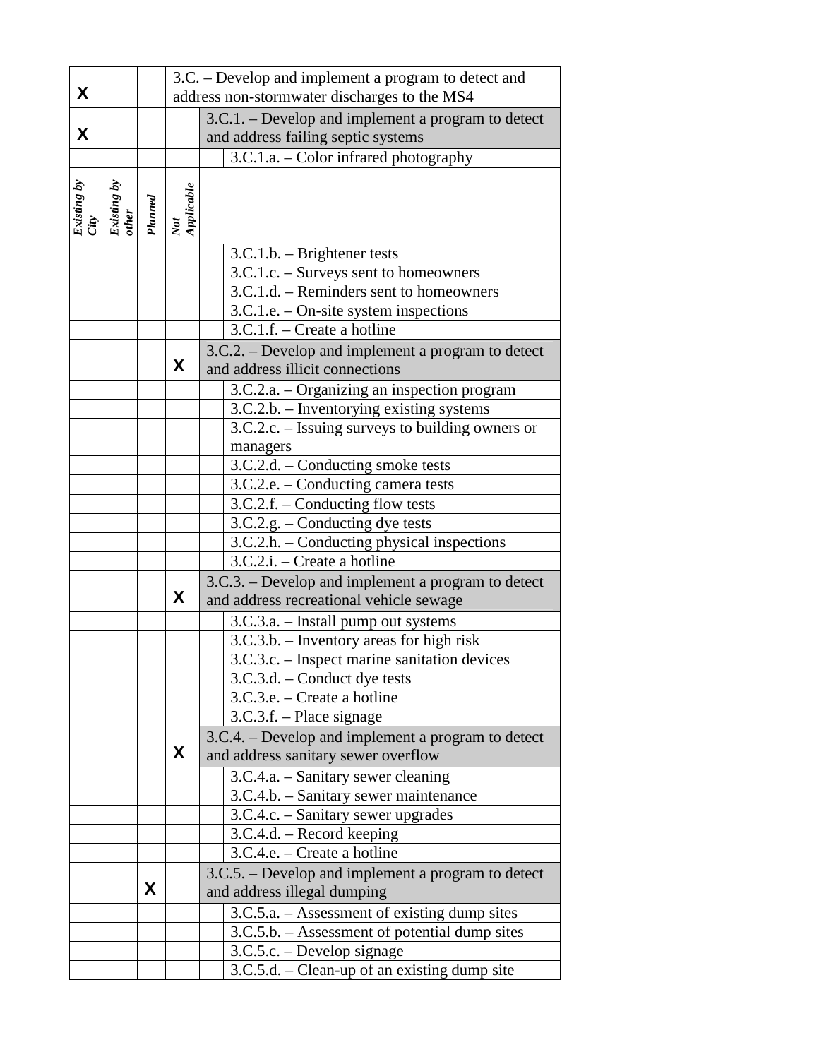| Existing by City | Existing by other | Planned | Not Applicable | | |
|---|---|---|---|---|---|
| X | | | | 3.C. – Develop and implement a program to detect and address non-stormwater discharges to the MS4 | |
| X | | | | 3.C.1. – Develop and implement a program to detect and address failing septic systems | |
| | | | | | 3.C.1.a. – Color infrared photography |
| | | | | | 3.C.1.b. – Brightener tests |
| | | | | | 3.C.1.c. – Surveys sent to homeowners |
| | | | | | 3.C.1.d. – Reminders sent to homeowners |
| | | | | | 3.C.1.e. – On-site system inspections |
| | | | | | 3.C.1.f. – Create a hotline |
| | | | X | 3.C.2. – Develop and implement a program to detect and address illicit connections | |
| | | | | | 3.C.2.a. – Organizing an inspection program |
| | | | | | 3.C.2.b. – Inventorying existing systems |
| | | | | | 3.C.2.c. – Issuing surveys to building owners or managers |
| | | | | | 3.C.2.d. – Conducting smoke tests |
| | | | | | 3.C.2.e. – Conducting camera tests |
| | | | | | 3.C.2.f. – Conducting flow tests |
| | | | | | 3.C.2.g. – Conducting dye tests |
| | | | | | 3.C.2.h. – Conducting physical inspections |
| | | | | | 3.C.2.i. – Create a hotline |
| | | | X | 3.C.3. – Develop and implement a program to detect and address recreational vehicle sewage | |
| | | | | | 3.C.3.a. – Install pump out systems |
| | | | | | 3.C.3.b. – Inventory areas for high risk |
| | | | | | 3.C.3.c. – Inspect marine sanitation devices |
| | | | | | 3.C.3.d. – Conduct dye tests |
| | | | | | 3.C.3.e. – Create a hotline |
| | | | | | 3.C.3.f. – Place signage |
| | | | X | 3.C.4. – Develop and implement a program to detect and address sanitary sewer overflow | |
| | | | | | 3.C.4.a. – Sanitary sewer cleaning |
| | | | | | 3.C.4.b. – Sanitary sewer maintenance |
| | | | | | 3.C.4.c. – Sanitary sewer upgrades |
| | | | | | 3.C.4.d. – Record keeping |
| | | | | | 3.C.4.e. – Create a hotline |
| | | X | | 3.C.5. – Develop and implement a program to detect and address illegal dumping | |
| | | | | | 3.C.5.a. – Assessment of existing dump sites |
| | | | | | 3.C.5.b. – Assessment of potential dump sites |
| | | | | | 3.C.5.c. – Develop signage |
| | | | | | 3.C.5.d. – Clean-up of an existing dump site |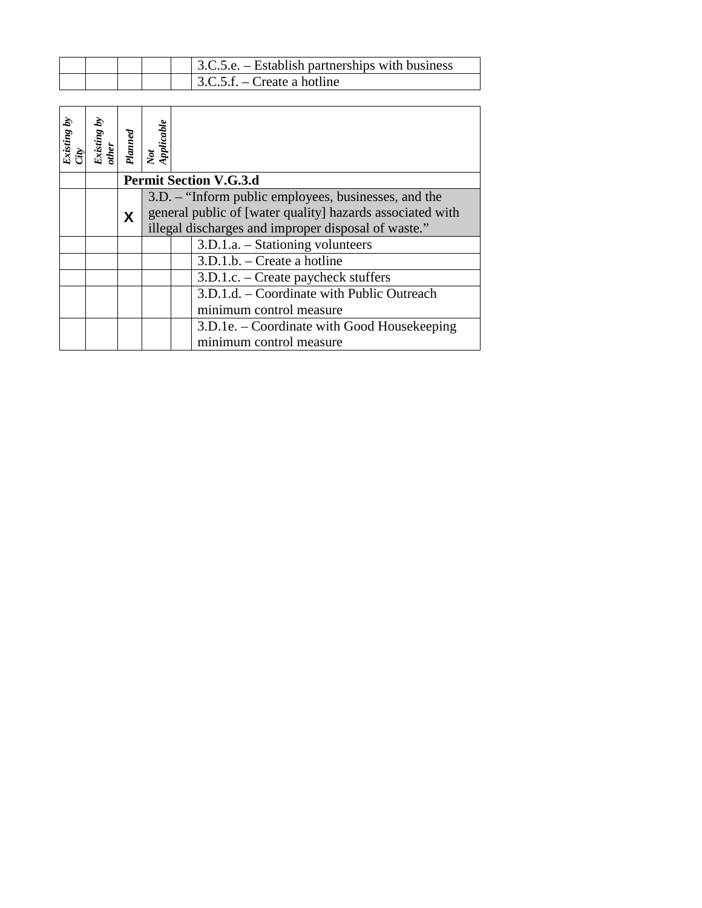| | | | | | |
|---|---|---|---|---|---|
| | | | | | 3.C.5.e. – Establish partnerships with business |
| | | | | | 3.C.5.f. – Create a hotline |

| *Existing by City* | *Existing by other* | *Planned* | *Not Applicable* | | |
|---|---|---|---|---|---|
| | | **Permit Section V.G.3.d** | | | |
| | | X | 3.D. – "Inform public employees, businesses, and the general public of [water quality] hazards associated with illegal discharges and improper disposal of waste." | | |
| | | | | | 3.D.1.a. – Stationing volunteers |
| | | | | | 3.D.1.b. – Create a hotline |
| | | | | | 3.D.1.c. – Create paycheck stuffers |
| | | | | | 3.D.1.d. – Coordinate with Public Outreach minimum control measure |
| | | | | | 3.D.1e. – Coordinate with Good Housekeeping minimum control measure |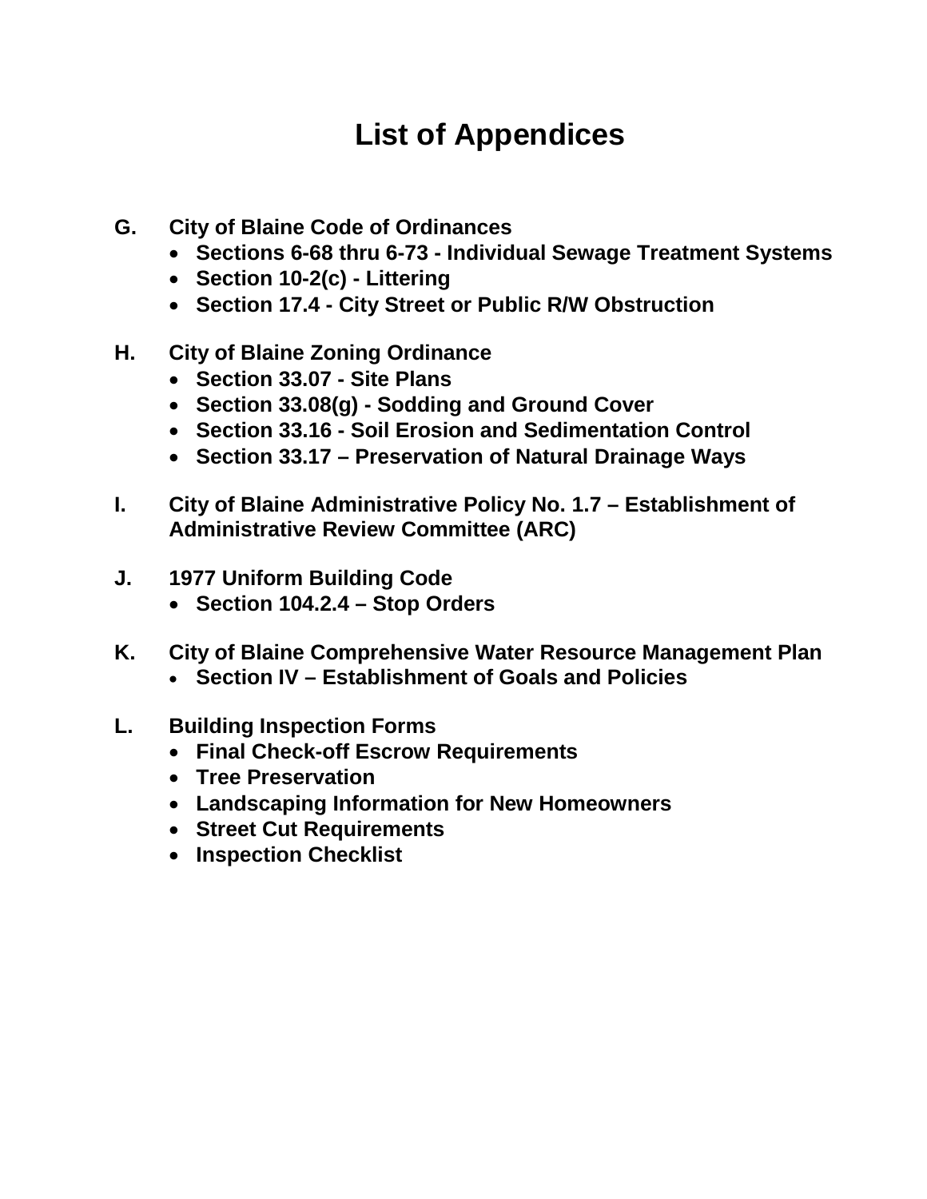# List of Appendices

**G. City of Blaine Code of Ordinances**
- **Sections 6-68 thru 6-73 - Individual Sewage Treatment Systems**
- **Section 10-2(c) - Littering**
- **Section 17.4 - City Street or Public R/W Obstruction**

**H. City of Blaine Zoning Ordinance**
- **Section 33.07 - Site Plans**
- **Section 33.08(g) - Sodding and Ground Cover**
- **Section 33.16 - Soil Erosion and Sedimentation Control**
- **Section 33.17 – Preservation of Natural Drainage Ways**

**I. City of Blaine Administrative Policy No. 1.7 – Establishment of Administrative Review Committee (ARC)**

**J. 1977 Uniform Building Code**
- **Section 104.2.4 – Stop Orders**

**K. City of Blaine Comprehensive Water Resource Management Plan**
- **Section IV – Establishment of Goals and Policies**

**L. Building Inspection Forms**
- **Final Check-off Escrow Requirements**
- **Tree Preservation**
- **Landscaping Information for New Homeowners**
- **Street Cut Requirements**
- **Inspection Checklist**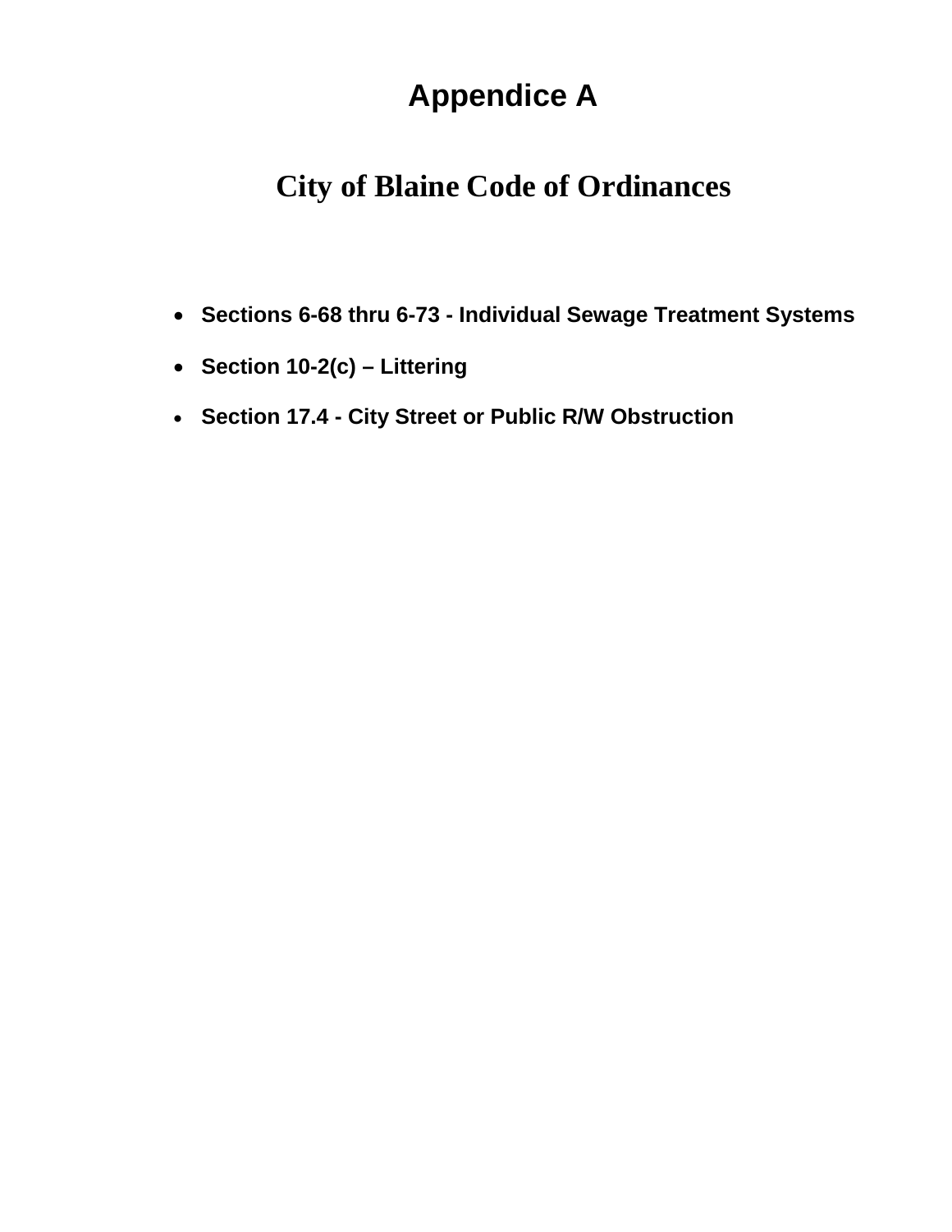# Appendice A

## City of Blaine Code of Ordinances

- **Sections 6-68 thru 6-73 - Individual Sewage Treatment Systems**
- **Section 10-2(c) – Littering**
- **Section 17.4 - City Street or Public R/W Obstruction**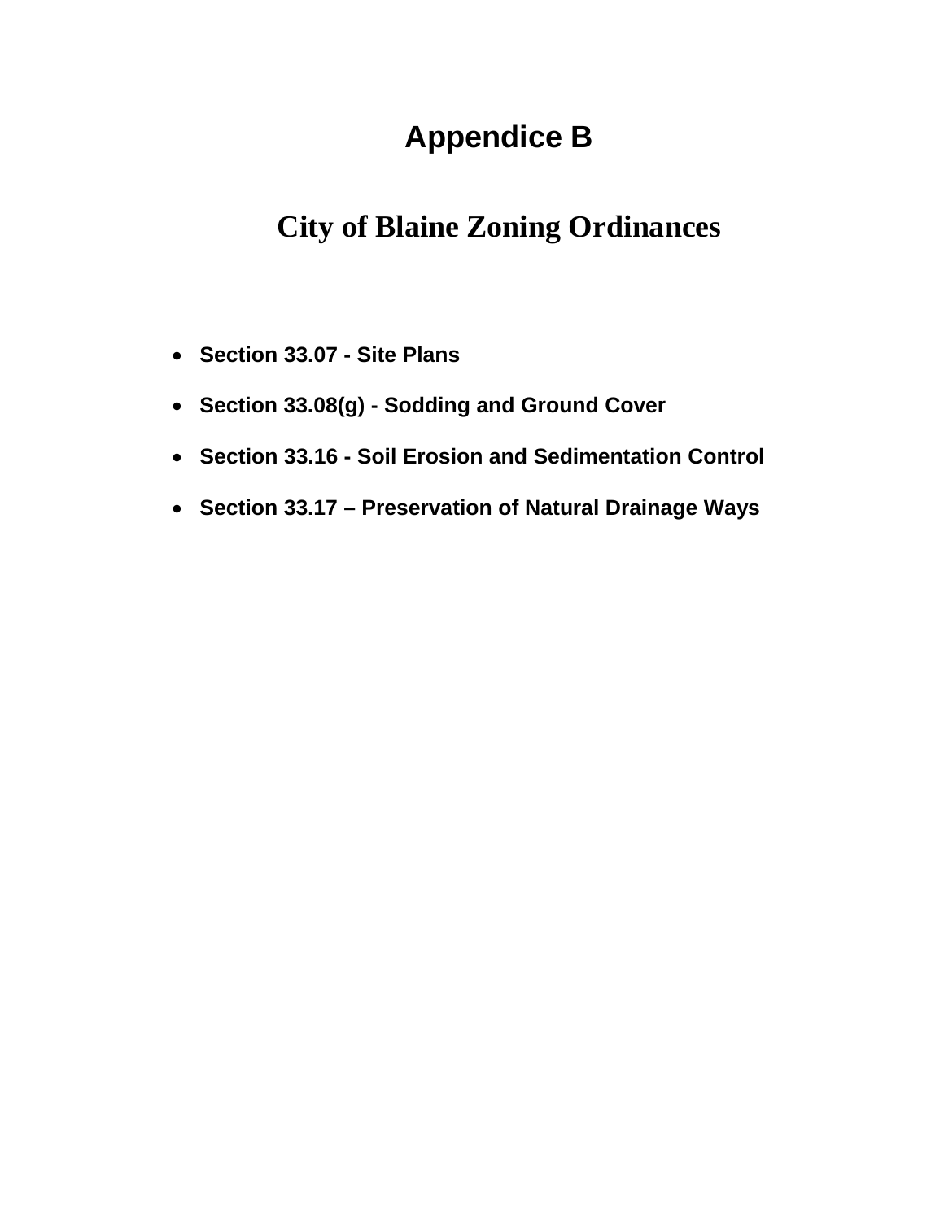# Appendice B

## City of Blaine Zoning Ordinances

- **Section 33.07 - Site Plans**
- **Section 33.08(g) - Sodding and Ground Cover**
- **Section 33.16 - Soil Erosion and Sedimentation Control**
- **Section 33.17 – Preservation of Natural Drainage Ways**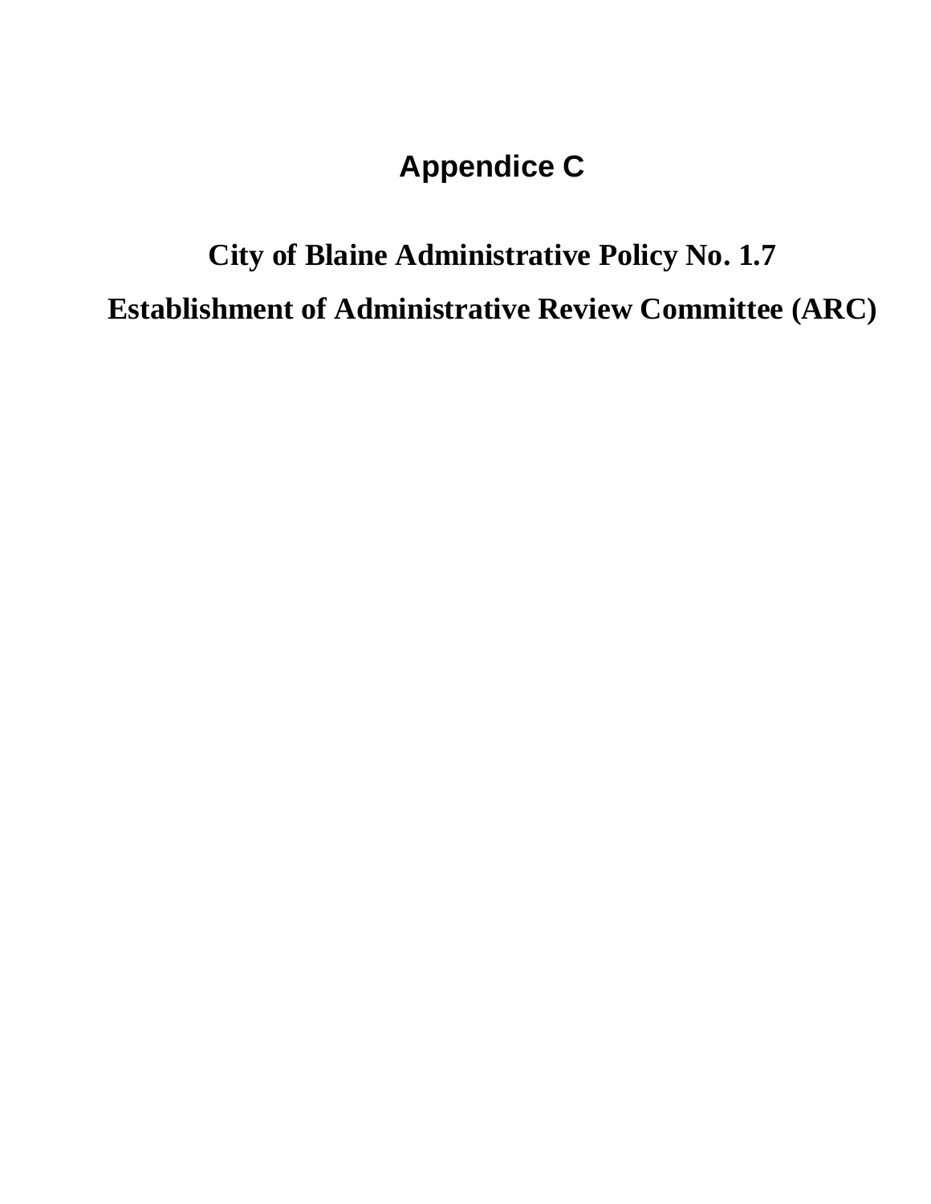# Appendice C

## City of Blaine Administrative Policy No. 1.7

## Establishment of Administrative Review Committee (ARC)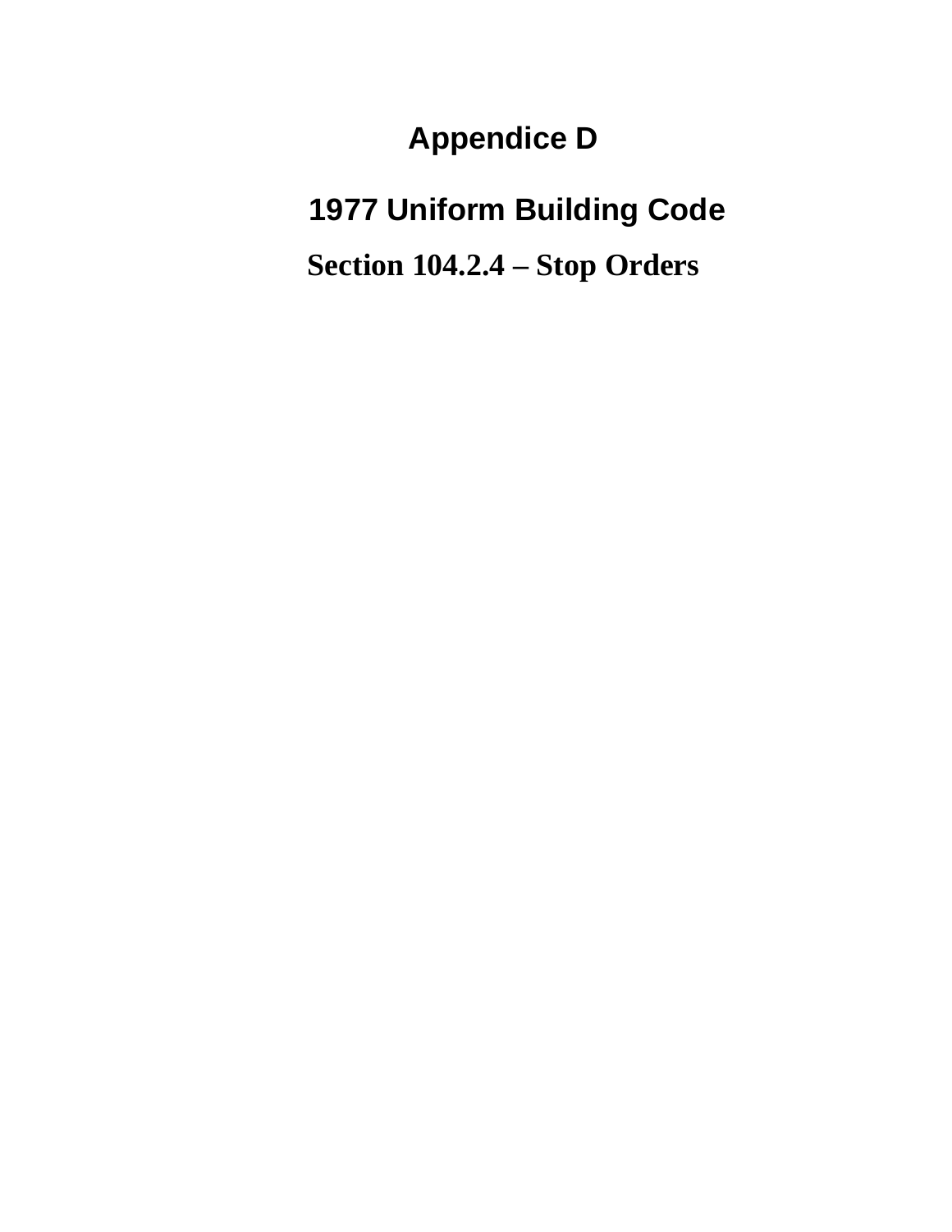# Appendice D

## 1977 Uniform Building Code

### Section 104.2.4 – Stop Orders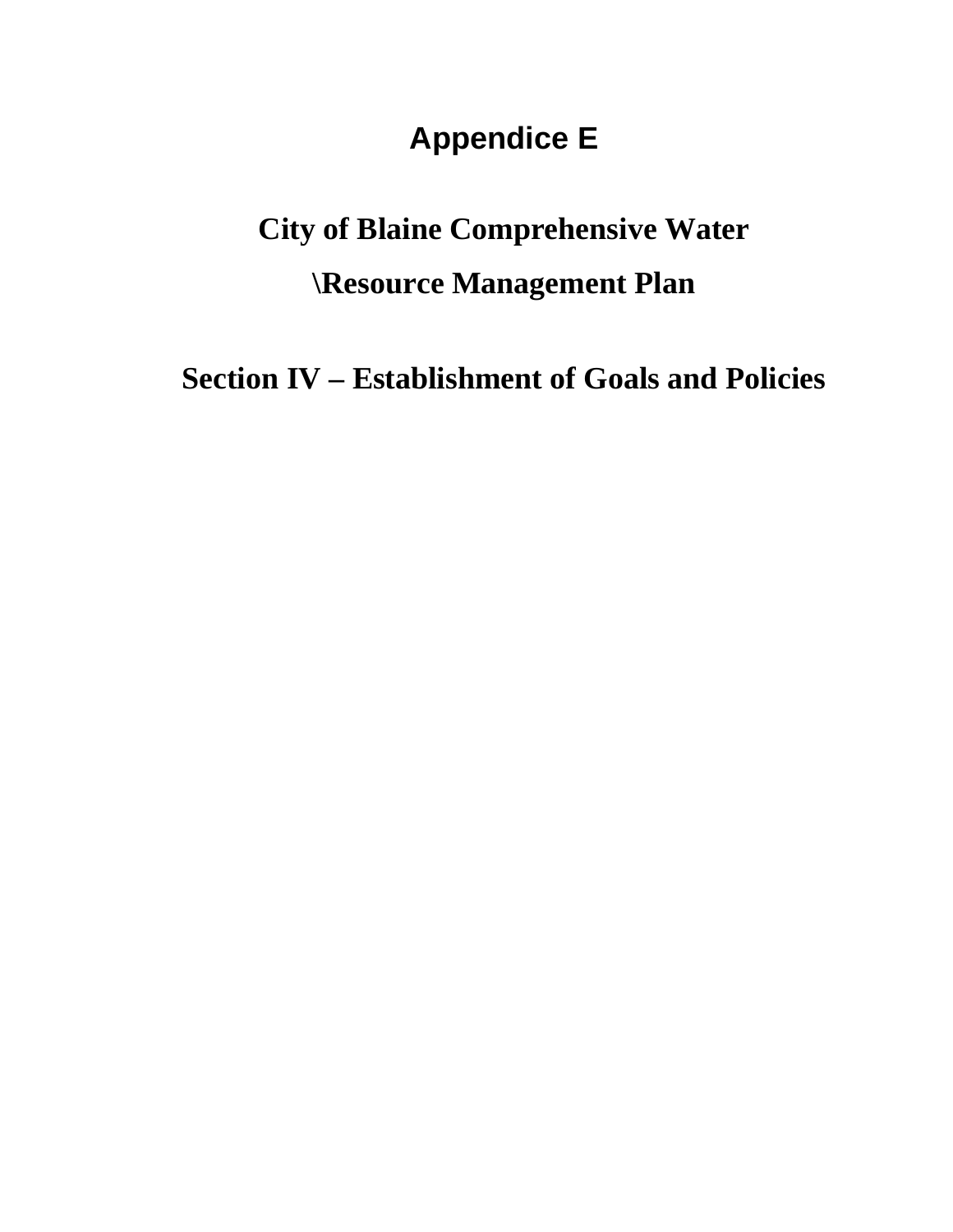# Appendice E

## City of Blaine Comprehensive Water \Resource Management Plan

## Section IV – Establishment of Goals and Policies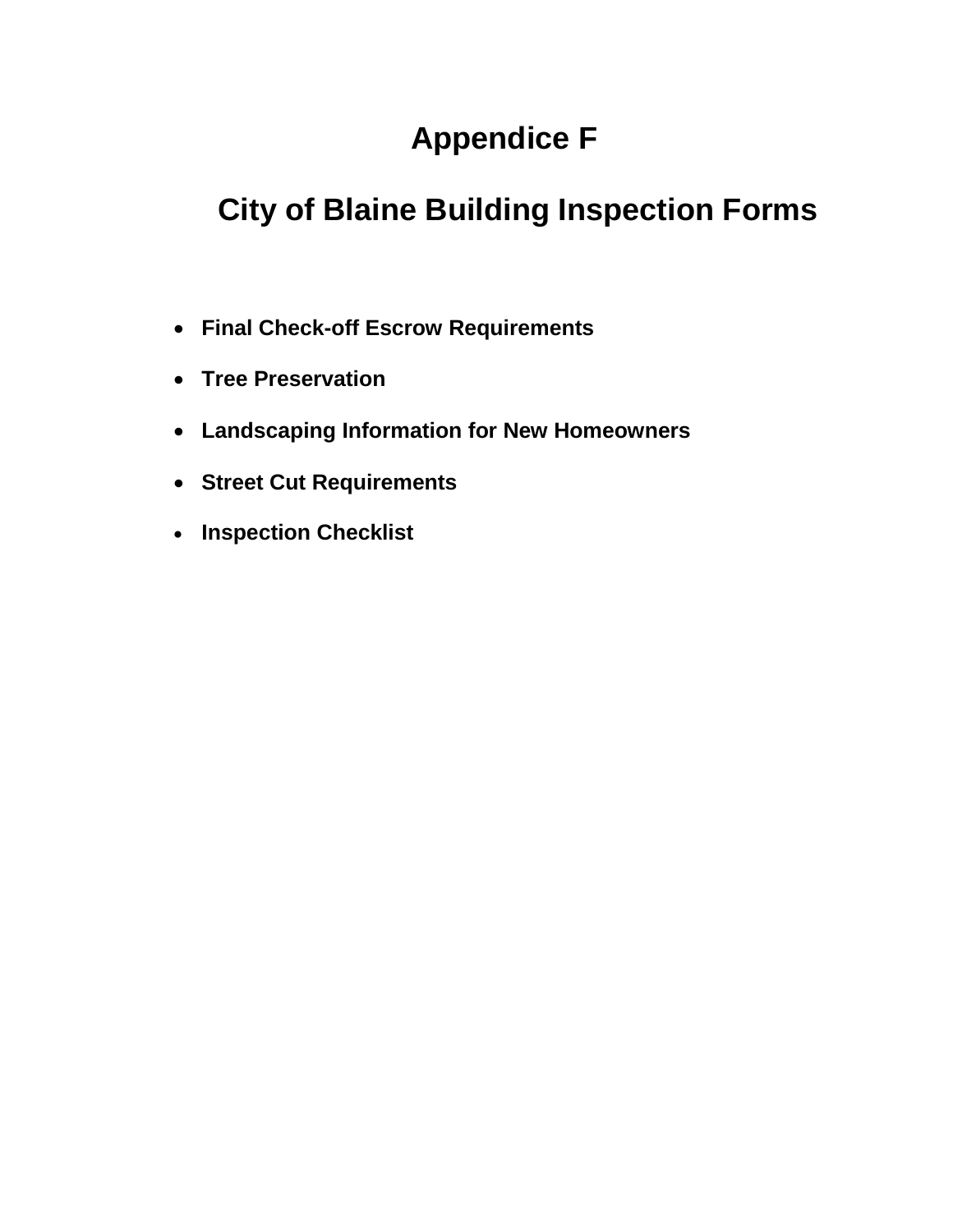# Appendice F

# City of Blaine Building Inspection Forms

- **Final Check-off Escrow Requirements**
- **Tree Preservation**
- **Landscaping Information for New Homeowners**
- **Street Cut Requirements**
- **Inspection Checklist**